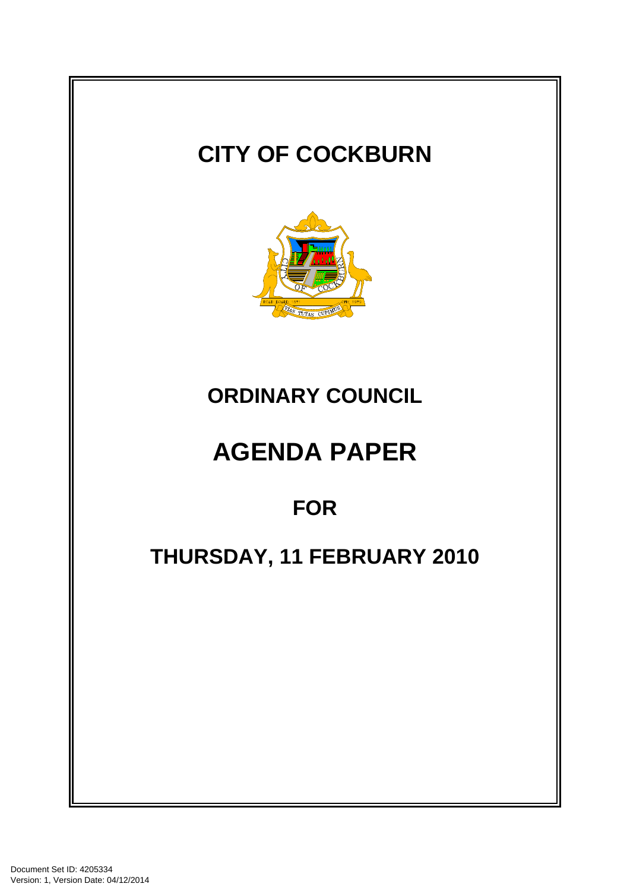# CITY OF COCKBURN

## ORDINARY COUNCIL

# AGENDA PAPER

## FOR

## THURSDAY, 11 FEBRUARY 2010

Document Set ID: 4205334
Version: 1, Version Date: 04/12/2014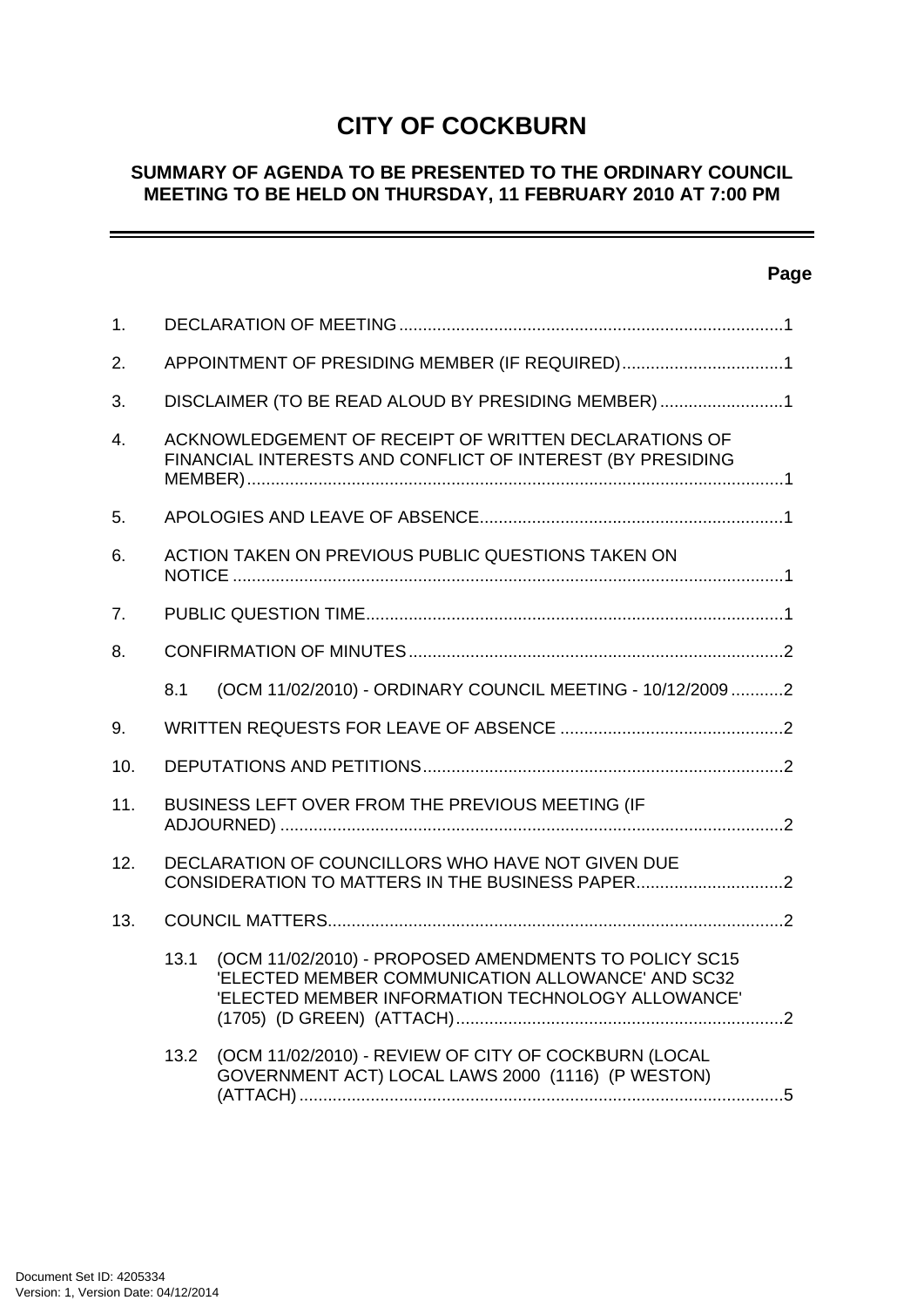# CITY OF COCKBURN

## SUMMARY OF AGENDA TO BE PRESENTED TO THE ORDINARY COUNCIL MEETING TO BE HELD ON THURSDAY, 11 FEBRUARY 2010 AT 7:00 PM

**Page**

1. DECLARATION OF MEETING ..... 1
2. APPOINTMENT OF PRESIDING MEMBER (IF REQUIRED) ..... 1
3. DISCLAIMER (TO BE READ ALOUD BY PRESIDING MEMBER) ..... 1
4. ACKNOWLEDGEMENT OF RECEIPT OF WRITTEN DECLARATIONS OF FINANCIAL INTERESTS AND CONFLICT OF INTEREST (BY PRESIDING MEMBER) ..... 1
5. APOLOGIES AND LEAVE OF ABSENCE ..... 1
6. ACTION TAKEN ON PREVIOUS PUBLIC QUESTIONS TAKEN ON NOTICE ..... 1
7. PUBLIC QUESTION TIME ..... 1
8. CONFIRMATION OF MINUTES ..... 2
   - 8.1 (OCM 11/02/2010) - ORDINARY COUNCIL MEETING - 10/12/2009 ..... 2
9. WRITTEN REQUESTS FOR LEAVE OF ABSENCE ..... 2
10. DEPUTATIONS AND PETITIONS ..... 2
11. BUSINESS LEFT OVER FROM THE PREVIOUS MEETING (IF ADJOURNED) ..... 2
12. DECLARATION OF COUNCILLORS WHO HAVE NOT GIVEN DUE CONSIDERATION TO MATTERS IN THE BUSINESS PAPER ..... 2
13. COUNCIL MATTERS ..... 2
   - 13.1 (OCM 11/02/2010) - PROPOSED AMENDMENTS TO POLICY SC15 'ELECTED MEMBER COMMUNICATION ALLOWANCE' AND SC32 'ELECTED MEMBER INFORMATION TECHNOLOGY ALLOWANCE' (1705) (D GREEN) (ATTACH) ..... 2
   - 13.2 (OCM 11/02/2010) - REVIEW OF CITY OF COCKBURN (LOCAL GOVERNMENT ACT) LOCAL LAWS 2000 (1116) (P WESTON) (ATTACH) ..... 5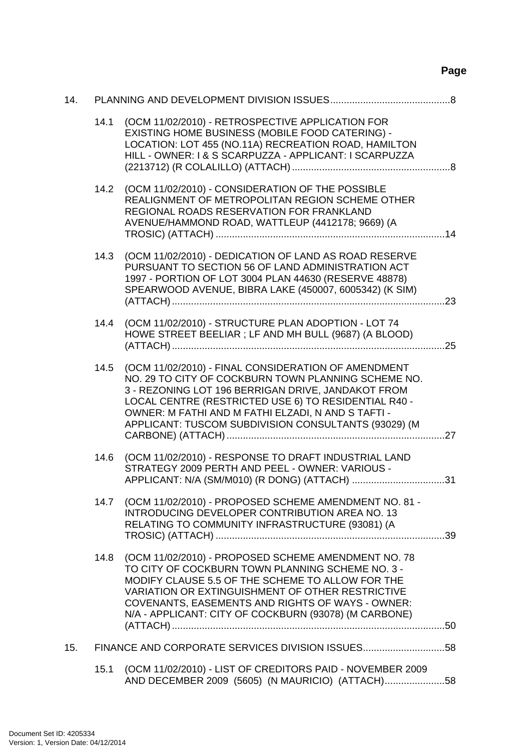**Page**

| | | | |
|---|---|---|---|
| 14. | PLANNING AND DEVELOPMENT DIVISION ISSUES | | 8 |
| | 14.1 | (OCM 11/02/2010) - RETROSPECTIVE APPLICATION FOR EXISTING HOME BUSINESS (MOBILE FOOD CATERING) - LOCATION: LOT 455 (NO.11A) RECREATION ROAD, HAMILTON HILL - OWNER: I & S SCARPUZZA - APPLICANT: I SCARPUZZA (2213712) (R COLALILLO) (ATTACH) | 8 |
| | 14.2 | (OCM 11/02/2010) - CONSIDERATION OF THE POSSIBLE REALIGNMENT OF METROPOLITAN REGION SCHEME OTHER REGIONAL ROADS RESERVATION FOR FRANKLAND AVENUE/HAMMOND ROAD, WATTLEUP (4412178; 9669) (A TROSIC) (ATTACH) | 14 |
| | 14.3 | (OCM 11/02/2010) - DEDICATION OF LAND AS ROAD RESERVE PURSUANT TO SECTION 56 OF LAND ADMINISTRATION ACT 1997 - PORTION OF LOT 3004 PLAN 44630 (RESERVE 48878) SPEARWOOD AVENUE, BIBRA LAKE (450007, 6005342) (K SIM) (ATTACH) | 23 |
| | 14.4 | (OCM 11/02/2010) - STRUCTURE PLAN ADOPTION - LOT 74 HOWE STREET BEELIAR ; LF AND MH BULL (9687) (A BLOOD) (ATTACH) | 25 |
| | 14.5 | (OCM 11/02/2010) - FINAL CONSIDERATION OF AMENDMENT NO. 29 TO CITY OF COCKBURN TOWN PLANNING SCHEME NO. 3 - REZONING LOT 196 BERRIGAN DRIVE, JANDAKOT FROM LOCAL CENTRE (RESTRICTED USE 6) TO RESIDENTIAL R40 - OWNER: M FATHI AND M FATHI ELZADI, N AND S TAFTI - APPLICANT: TUSCOM SUBDIVISION CONSULTANTS (93029) (M CARBONE) (ATTACH) | 27 |
| | 14.6 | (OCM 11/02/2010) - RESPONSE TO DRAFT INDUSTRIAL LAND STRATEGY 2009 PERTH AND PEEL - OWNER: VARIOUS - APPLICANT: N/A (SM/M010) (R DONG) (ATTACH) | 31 |
| | 14.7 | (OCM 11/02/2010) - PROPOSED SCHEME AMENDMENT NO. 81 - INTRODUCING DEVELOPER CONTRIBUTION AREA NO. 13 RELATING TO COMMUNITY INFRASTRUCTURE (93081) (A TROSIC) (ATTACH) | 39 |
| | 14.8 | (OCM 11/02/2010) - PROPOSED SCHEME AMENDMENT NO. 78 TO CITY OF COCKBURN TOWN PLANNING SCHEME NO. 3 - MODIFY CLAUSE 5.5 OF THE SCHEME TO ALLOW FOR THE VARIATION OR EXTINGUISHMENT OF OTHER RESTRICTIVE COVENANTS, EASEMENTS AND RIGHTS OF WAYS - OWNER: N/A - APPLICANT: CITY OF COCKBURN (93078) (M CARBONE) (ATTACH) | 50 |
| 15. | FINANCE AND CORPORATE SERVICES DIVISION ISSUES | | 58 |
| | 15.1 | (OCM 11/02/2010) - LIST OF CREDITORS PAID - NOVEMBER 2009 AND DECEMBER 2009 (5605) (N MAURICIO) (ATTACH) | 58 |

Document Set ID: 4205334
Version: 1, Version Date: 04/12/2014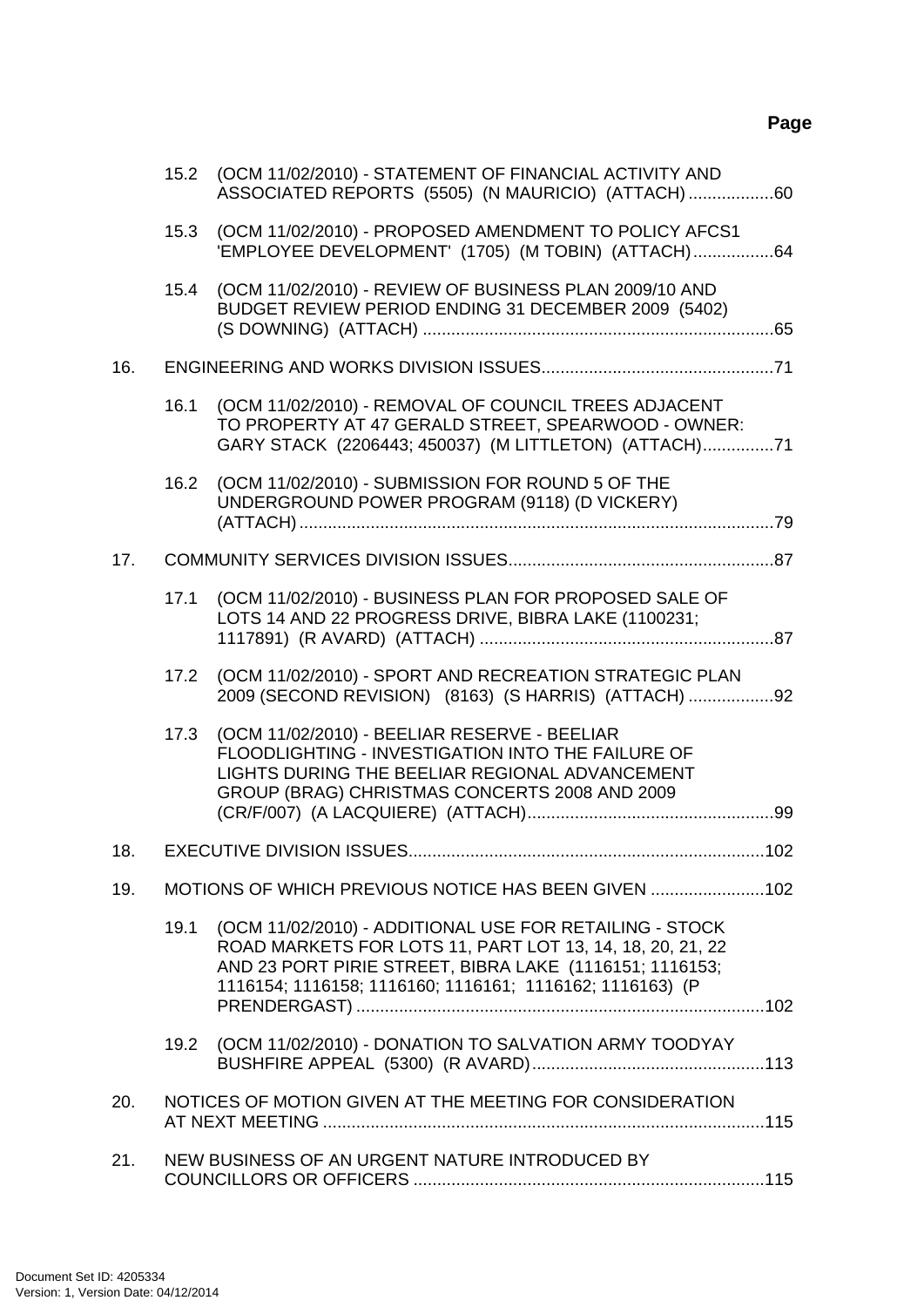**Page**

15.2 (OCM 11/02/2010) - STATEMENT OF FINANCIAL ACTIVITY AND ASSOCIATED REPORTS (5505) (N MAURICIO) (ATTACH) ..................60

15.3 (OCM 11/02/2010) - PROPOSED AMENDMENT TO POLICY AFCS1 'EMPLOYEE DEVELOPMENT' (1705) (M TOBIN) (ATTACH) .................64

15.4 (OCM 11/02/2010) - REVIEW OF BUSINESS PLAN 2009/10 AND BUDGET REVIEW PERIOD ENDING 31 DECEMBER 2009 (5402) (S DOWNING) (ATTACH) ..........................................................................65

16. ENGINEERING AND WORKS DIVISION ISSUES.................................................71

16.1 (OCM 11/02/2010) - REMOVAL OF COUNCIL TREES ADJACENT TO PROPERTY AT 47 GERALD STREET, SPEARWOOD - OWNER: GARY STACK (2206443; 450037) (M LITTLETON) (ATTACH)...............71

16.2 (OCM 11/02/2010) - SUBMISSION FOR ROUND 5 OF THE UNDERGROUND POWER PROGRAM (9118) (D VICKERY) (ATTACH) ...................................................................................................79

17. COMMUNITY SERVICES DIVISION ISSUES........................................................87

17.1 (OCM 11/02/2010) - BUSINESS PLAN FOR PROPOSED SALE OF LOTS 14 AND 22 PROGRESS DRIVE, BIBRA LAKE (1100231; 1117891) (R AVARD) (ATTACH) ..............................................................87

17.2 (OCM 11/02/2010) - SPORT AND RECREATION STRATEGIC PLAN 2009 (SECOND REVISION) (8163) (S HARRIS) (ATTACH) ..................92

17.3 (OCM 11/02/2010) - BEELIAR RESERVE - BEELIAR FLOODLIGHTING - INVESTIGATION INTO THE FAILURE OF LIGHTS DURING THE BEELIAR REGIONAL ADVANCEMENT GROUP (BRAG) CHRISTMAS CONCERTS 2008 AND 2009 (CR/F/007) (A LACQUIERE) (ATTACH)....................................................99

18. EXECUTIVE DIVISION ISSUES...........................................................................102

19. MOTIONS OF WHICH PREVIOUS NOTICE HAS BEEN GIVEN ........................102

19.1 (OCM 11/02/2010) - ADDITIONAL USE FOR RETAILING - STOCK ROAD MARKETS FOR LOTS 11, PART LOT 13, 14, 18, 20, 21, 22 AND 23 PORT PIRIE STREET, BIBRA LAKE (1116151; 1116153; 1116154; 1116158; 1116160; 1116161; 1116162; 1116163) (P PRENDERGAST) ......................................................................................102

19.2 (OCM 11/02/2010) - DONATION TO SALVATION ARMY TOODYAY BUSHFIRE APPEAL (5300) (R AVARD).................................................113

20. NOTICES OF MOTION GIVEN AT THE MEETING FOR CONSIDERATION AT NEXT MEETING .............................................................................................115

21. NEW BUSINESS OF AN URGENT NATURE INTRODUCED BY COUNCILLORS OR OFFICERS ..........................................................................115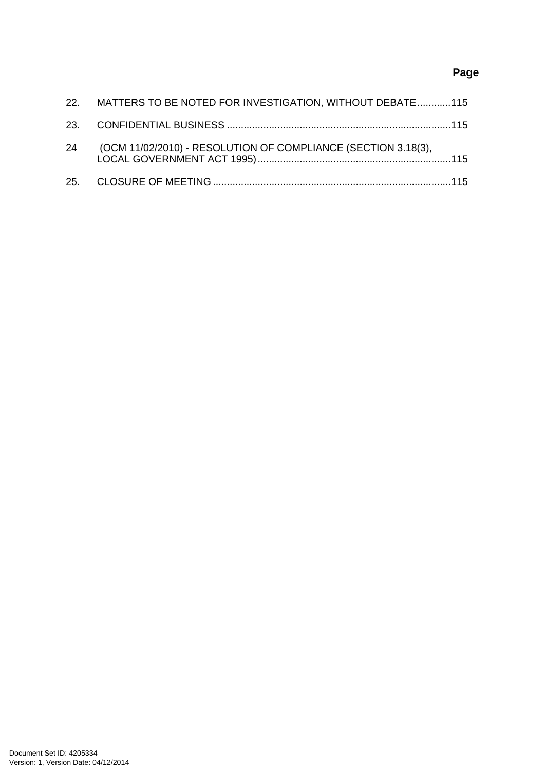**Page**

22. MATTERS TO BE NOTED FOR INVESTIGATION, WITHOUT DEBATE............115

23. CONFIDENTIAL BUSINESS ................................................................................115

24 (OCM 11/02/2010) - RESOLUTION OF COMPLIANCE (SECTION 3.18(3), LOCAL GOVERNMENT ACT 1995).....................................................................115

25. CLOSURE OF MEETING.....................................................................................115

Document Set ID: 4205334
Version: 1, Version Date: 04/12/2014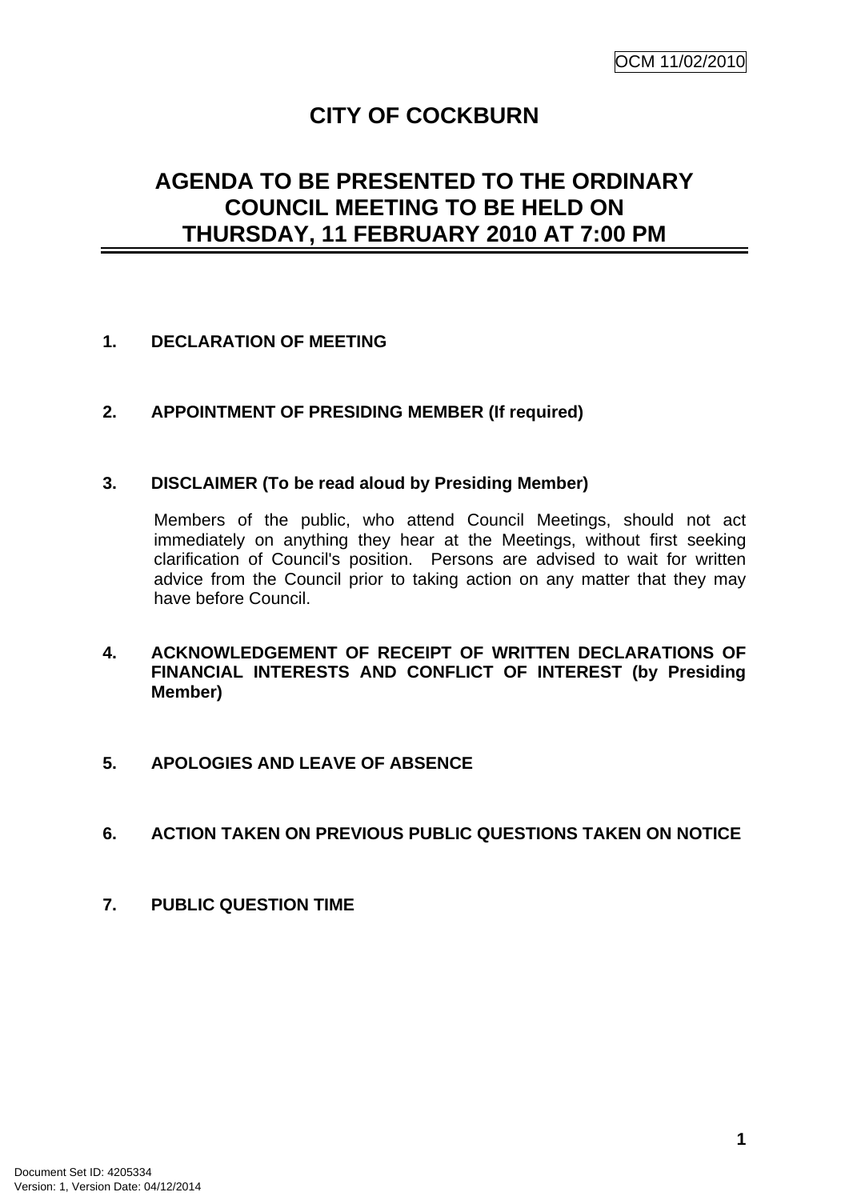# CITY OF COCKBURN

## AGENDA TO BE PRESENTED TO THE ORDINARY COUNCIL MEETING TO BE HELD ON THURSDAY, 11 FEBRUARY 2010 AT 7:00 PM

**1. DECLARATION OF MEETING**

**2. APPOINTMENT OF PRESIDING MEMBER (If required)**

**3. DISCLAIMER (To be read aloud by Presiding Member)**

Members of the public, who attend Council Meetings, should not act immediately on anything they hear at the Meetings, without first seeking clarification of Council's position. Persons are advised to wait for written advice from the Council prior to taking action on any matter that they may have before Council.

**4. ACKNOWLEDGEMENT OF RECEIPT OF WRITTEN DECLARATIONS OF FINANCIAL INTERESTS AND CONFLICT OF INTEREST (by Presiding Member)**

**5. APOLOGIES AND LEAVE OF ABSENCE**

**6. ACTION TAKEN ON PREVIOUS PUBLIC QUESTIONS TAKEN ON NOTICE**

**7. PUBLIC QUESTION TIME**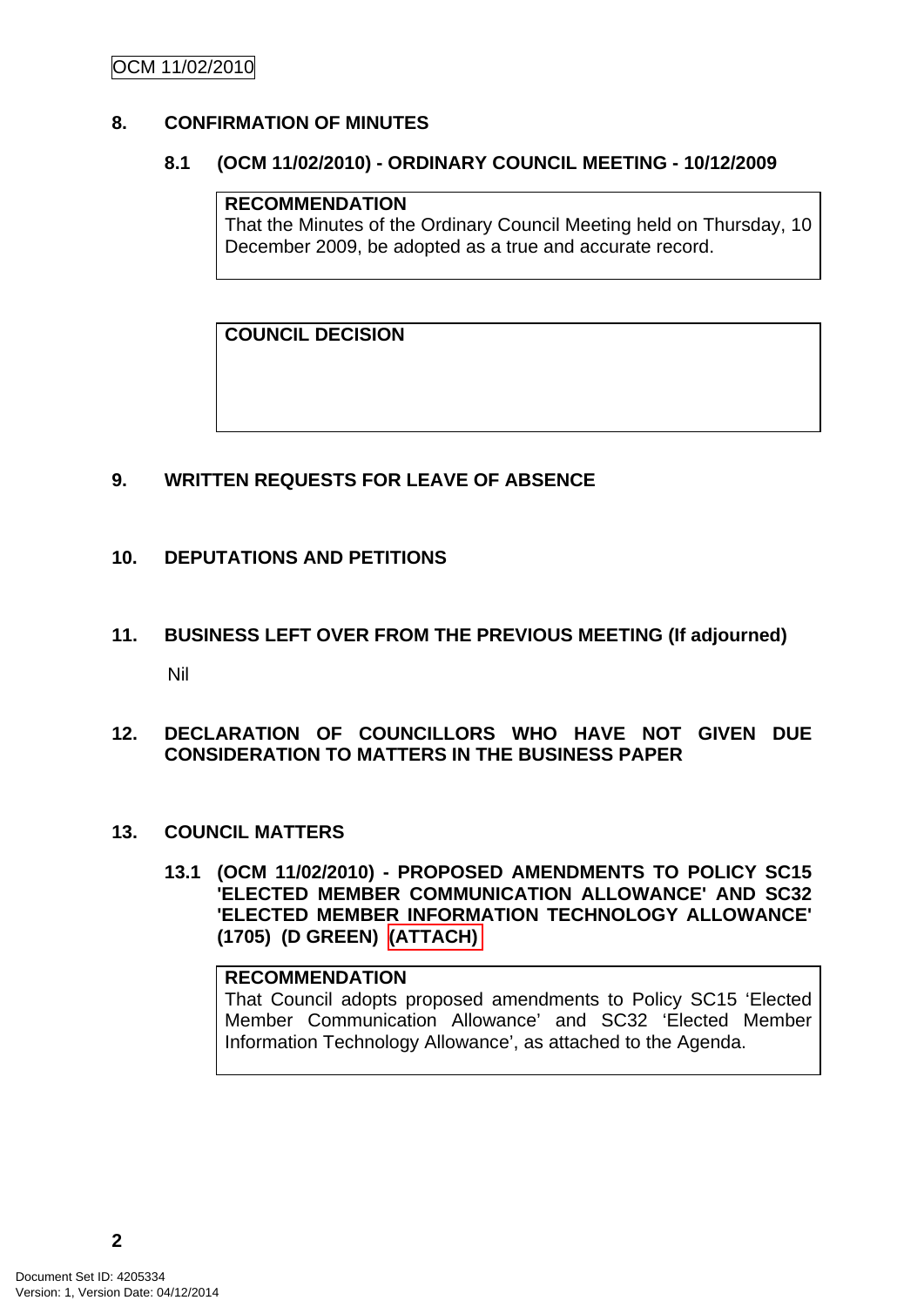## 8. CONFIRMATION OF MINUTES

### 8.1 (OCM 11/02/2010) - ORDINARY COUNCIL MEETING - 10/12/2009

| **RECOMMENDATION** |
| --- |
| That the Minutes of the Ordinary Council Meeting held on Thursday, 10 December 2009, be adopted as a true and accurate record. |

| **COUNCIL DECISION** |
| --- |
| |

## 9. WRITTEN REQUESTS FOR LEAVE OF ABSENCE

## 10. DEPUTATIONS AND PETITIONS

## 11. BUSINESS LEFT OVER FROM THE PREVIOUS MEETING (If adjourned)

Nil

## 12. DECLARATION OF COUNCILLORS WHO HAVE NOT GIVEN DUE CONSIDERATION TO MATTERS IN THE BUSINESS PAPER

## 13. COUNCIL MATTERS

### 13.1 (OCM 11/02/2010) - PROPOSED AMENDMENTS TO POLICY SC15 'ELECTED MEMBER COMMUNICATION ALLOWANCE' AND SC32 'ELECTED MEMBER INFORMATION TECHNOLOGY ALLOWANCE' (1705) (D GREEN) (ATTACH)

| **RECOMMENDATION** |
| --- |
| That Council adopts proposed amendments to Policy SC15 'Elected Member Communication Allowance' and SC32 'Elected Member Information Technology Allowance', as attached to the Agenda. |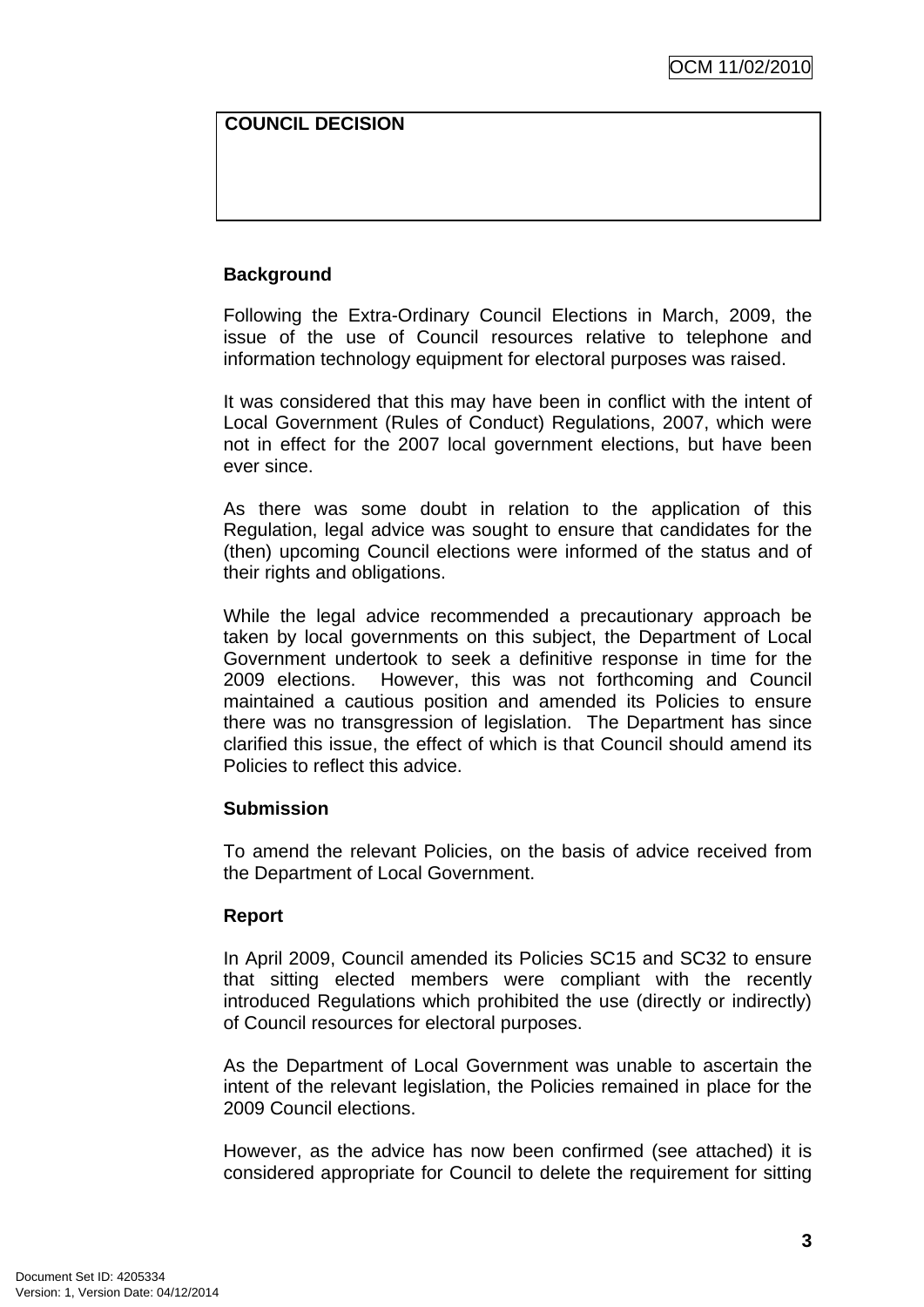**COUNCIL DECISION**

**Background**

Following the Extra-Ordinary Council Elections in March, 2009, the issue of the use of Council resources relative to telephone and information technology equipment for electoral purposes was raised.

It was considered that this may have been in conflict with the intent of Local Government (Rules of Conduct) Regulations, 2007, which were not in effect for the 2007 local government elections, but have been ever since.

As there was some doubt in relation to the application of this Regulation, legal advice was sought to ensure that candidates for the (then) upcoming Council elections were informed of the status and of their rights and obligations.

While the legal advice recommended a precautionary approach be taken by local governments on this subject, the Department of Local Government undertook to seek a definitive response in time for the 2009 elections. However, this was not forthcoming and Council maintained a cautious position and amended its Policies to ensure there was no transgression of legislation. The Department has since clarified this issue, the effect of which is that Council should amend its Policies to reflect this advice.

**Submission**

To amend the relevant Policies, on the basis of advice received from the Department of Local Government.

**Report**

In April 2009, Council amended its Policies SC15 and SC32 to ensure that sitting elected members were compliant with the recently introduced Regulations which prohibited the use (directly or indirectly) of Council resources for electoral purposes.

As the Department of Local Government was unable to ascertain the intent of the relevant legislation, the Policies remained in place for the 2009 Council elections.

However, as the advice has now been confirmed (see attached) it is considered appropriate for Council to delete the requirement for sitting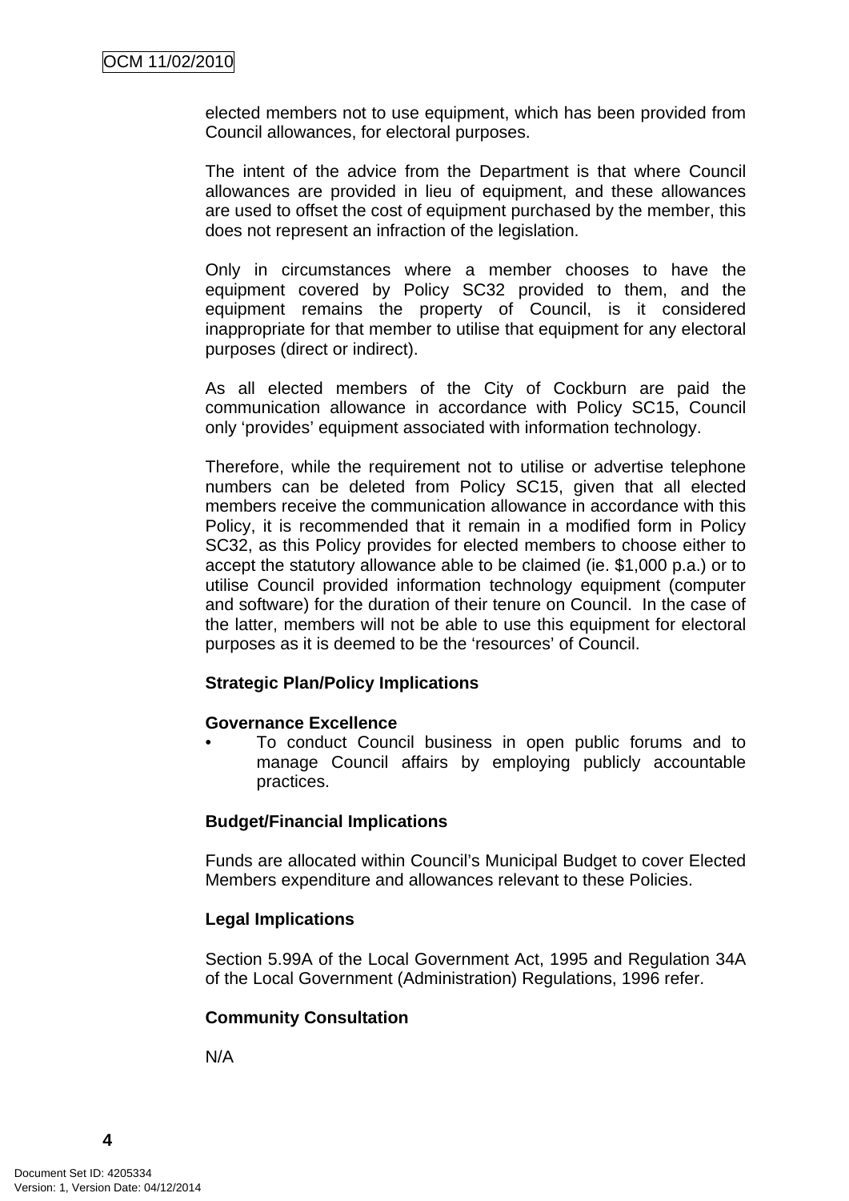elected members not to use equipment, which has been provided from Council allowances, for electoral purposes.

The intent of the advice from the Department is that where Council allowances are provided in lieu of equipment, and these allowances are used to offset the cost of equipment purchased by the member, this does not represent an infraction of the legislation.

Only in circumstances where a member chooses to have the equipment covered by Policy SC32 provided to them, and the equipment remains the property of Council, is it considered inappropriate for that member to utilise that equipment for any electoral purposes (direct or indirect).

As all elected members of the City of Cockburn are paid the communication allowance in accordance with Policy SC15, Council only 'provides' equipment associated with information technology.

Therefore, while the requirement not to utilise or advertise telephone numbers can be deleted from Policy SC15, given that all elected members receive the communication allowance in accordance with this Policy, it is recommended that it remain in a modified form in Policy SC32, as this Policy provides for elected members to choose either to accept the statutory allowance able to be claimed (ie. $1,000 p.a.) or to utilise Council provided information technology equipment (computer and software) for the duration of their tenure on Council. In the case of the latter, members will not be able to use this equipment for electoral purposes as it is deemed to be the 'resources' of Council.

**Strategic Plan/Policy Implications**

**Governance Excellence**

- To conduct Council business in open public forums and to manage Council affairs by employing publicly accountable practices.

**Budget/Financial Implications**

Funds are allocated within Council's Municipal Budget to cover Elected Members expenditure and allowances relevant to these Policies.

**Legal Implications**

Section 5.99A of the Local Government Act, 1995 and Regulation 34A of the Local Government (Administration) Regulations, 1996 refer.

**Community Consultation**

N/A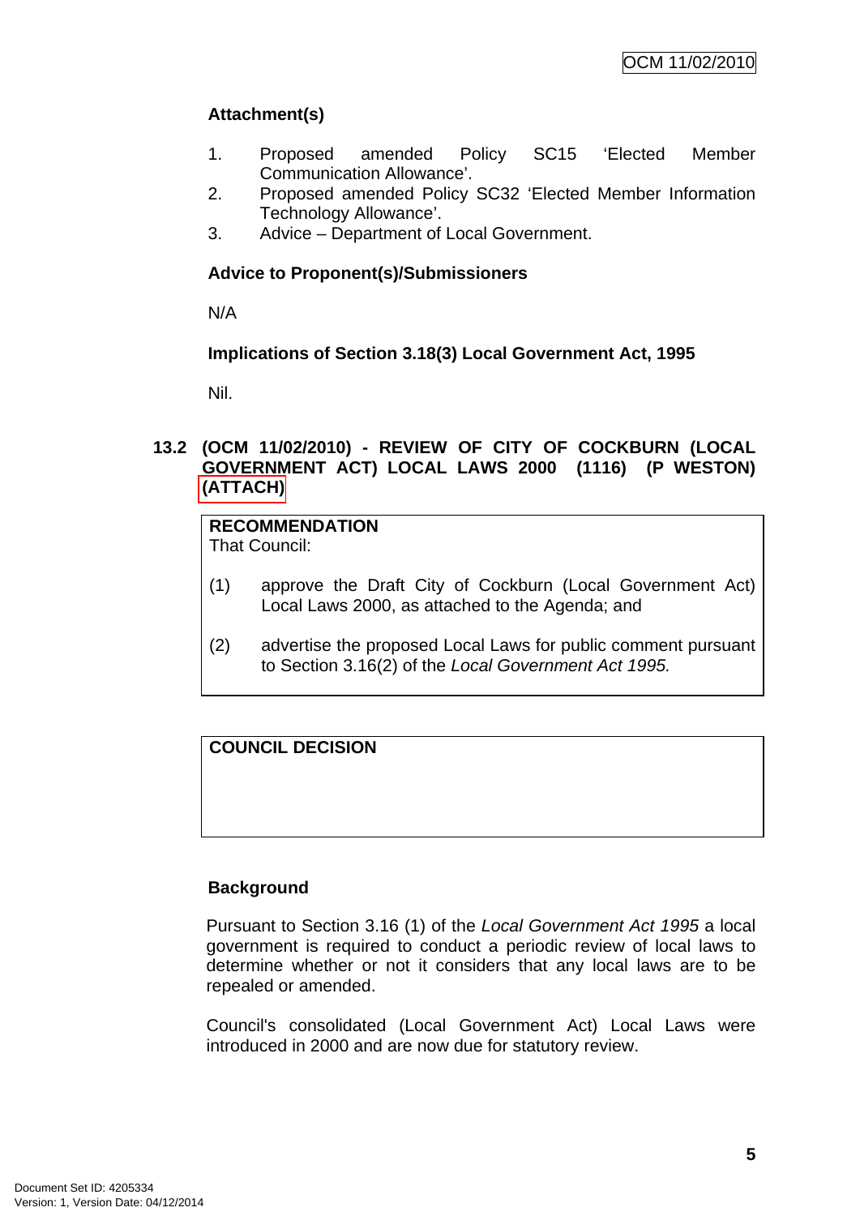**Attachment(s)**

1. Proposed amended Policy SC15 'Elected Member Communication Allowance'.
2. Proposed amended Policy SC32 'Elected Member Information Technology Allowance'.
3. Advice – Department of Local Government.

**Advice to Proponent(s)/Submissioners**

N/A

**Implications of Section 3.18(3) Local Government Act, 1995**

Nil.

## 13.2 (OCM 11/02/2010) - REVIEW OF CITY OF COCKBURN (LOCAL GOVERNMENT ACT) LOCAL LAWS 2000 (1116) (P WESTON) (ATTACH)

**RECOMMENDATION**
That Council:

(1) approve the Draft City of Cockburn (Local Government Act) Local Laws 2000, as attached to the Agenda; and

(2) advertise the proposed Local Laws for public comment pursuant to Section 3.16(2) of the *Local Government Act 1995.*

**COUNCIL DECISION**

**Background**

Pursuant to Section 3.16 (1) of the *Local Government Act 1995* a local government is required to conduct a periodic review of local laws to determine whether or not it considers that any local laws are to be repealed or amended.

Council's consolidated (Local Government Act) Local Laws were introduced in 2000 and are now due for statutory review.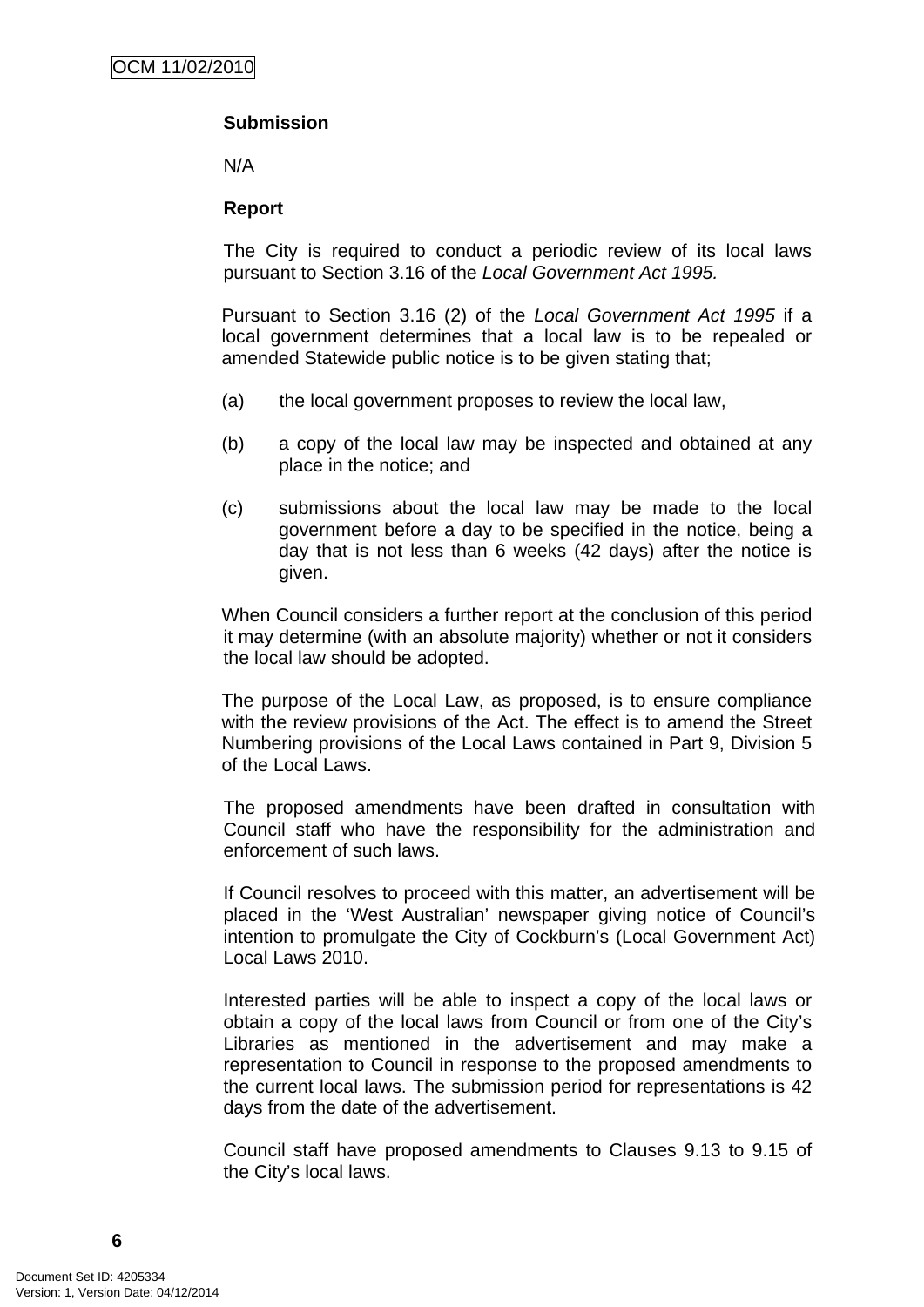**Submission**

N/A

**Report**

The City is required to conduct a periodic review of its local laws pursuant to Section 3.16 of the *Local Government Act 1995.*

Pursuant to Section 3.16 (2) of the *Local Government Act 1995* if a local government determines that a local law is to be repealed or amended Statewide public notice is to be given stating that;

(a) the local government proposes to review the local law,

(b) a copy of the local law may be inspected and obtained at any place in the notice; and

(c) submissions about the local law may be made to the local government before a day to be specified in the notice, being a day that is not less than 6 weeks (42 days) after the notice is given.

When Council considers a further report at the conclusion of this period it may determine (with an absolute majority) whether or not it considers the local law should be adopted.

The purpose of the Local Law, as proposed, is to ensure compliance with the review provisions of the Act. The effect is to amend the Street Numbering provisions of the Local Laws contained in Part 9, Division 5 of the Local Laws.

The proposed amendments have been drafted in consultation with Council staff who have the responsibility for the administration and enforcement of such laws.

If Council resolves to proceed with this matter, an advertisement will be placed in the 'West Australian' newspaper giving notice of Council's intention to promulgate the City of Cockburn's (Local Government Act) Local Laws 2010.

Interested parties will be able to inspect a copy of the local laws or obtain a copy of the local laws from Council or from one of the City's Libraries as mentioned in the advertisement and may make a representation to Council in response to the proposed amendments to the current local laws. The submission period for representations is 42 days from the date of the advertisement.

Council staff have proposed amendments to Clauses 9.13 to 9.15 of the City's local laws.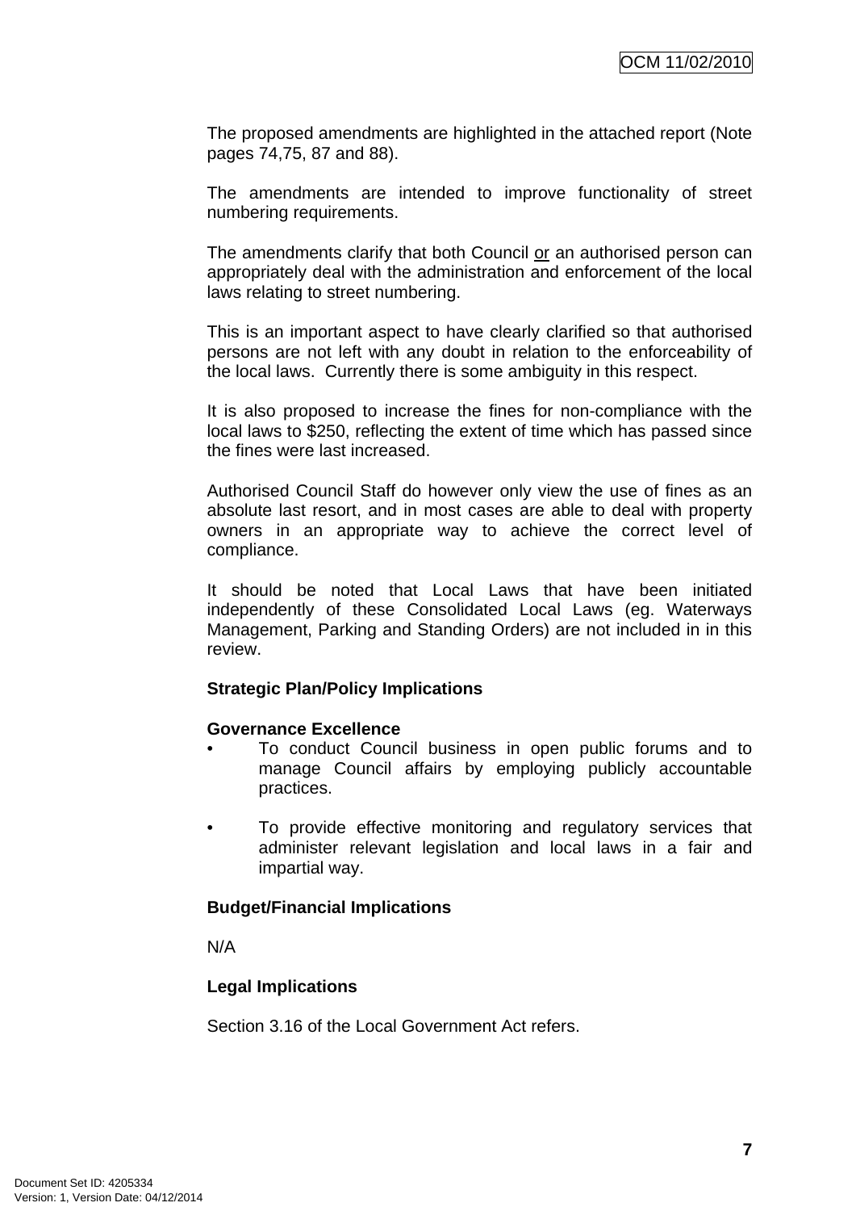The proposed amendments are highlighted in the attached report (Note pages 74,75, 87 and 88).

The amendments are intended to improve functionality of street numbering requirements.

The amendments clarify that both Council <u>or</u> an authorised person can appropriately deal with the administration and enforcement of the local laws relating to street numbering.

This is an important aspect to have clearly clarified so that authorised persons are not left with any doubt in relation to the enforceability of the local laws. Currently there is some ambiguity in this respect.

It is also proposed to increase the fines for non-compliance with the local laws to $250, reflecting the extent of time which has passed since the fines were last increased.

Authorised Council Staff do however only view the use of fines as an absolute last resort, and in most cases are able to deal with property owners in an appropriate way to achieve the correct level of compliance.

It should be noted that Local Laws that have been initiated independently of these Consolidated Local Laws (eg. Waterways Management, Parking and Standing Orders) are not included in in this review.

**Strategic Plan/Policy Implications**

**Governance Excellence**

- To conduct Council business in open public forums and to manage Council affairs by employing publicly accountable practices.
- To provide effective monitoring and regulatory services that administer relevant legislation and local laws in a fair and impartial way.

**Budget/Financial Implications**

N/A

**Legal Implications**

Section 3.16 of the Local Government Act refers.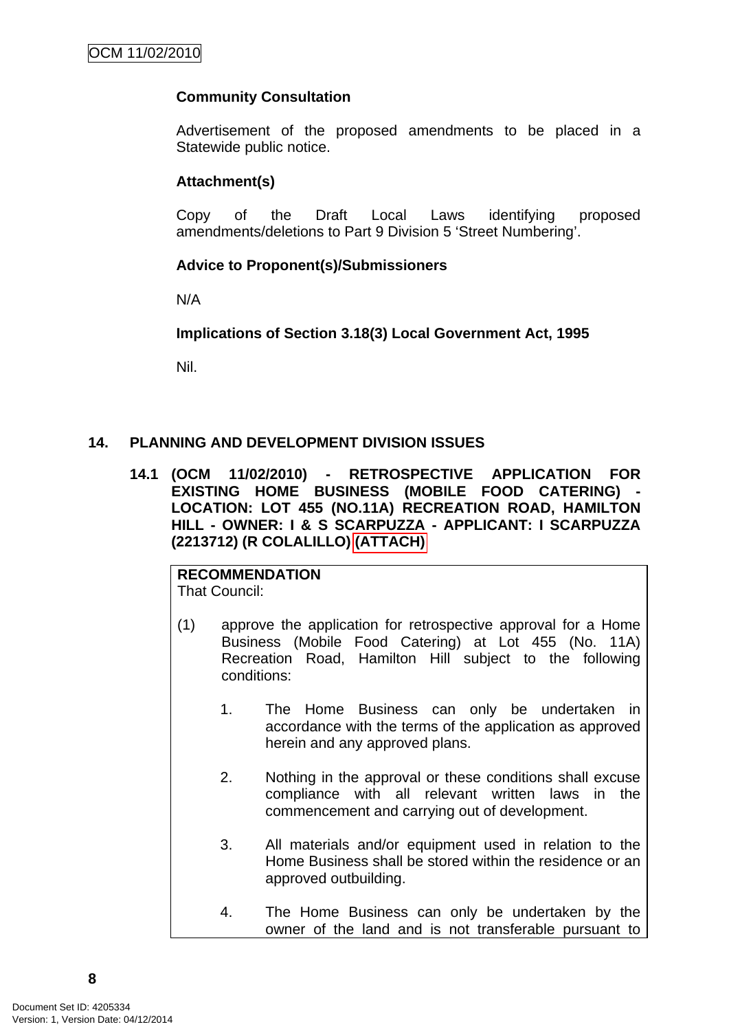**Community Consultation**

Advertisement of the proposed amendments to be placed in a Statewide public notice.

**Attachment(s)**

Copy of the Draft Local Laws identifying proposed amendments/deletions to Part 9 Division 5 'Street Numbering'.

**Advice to Proponent(s)/Submissioners**

N/A

**Implications of Section 3.18(3) Local Government Act, 1995**

Nil.

## 14. PLANNING AND DEVELOPMENT DIVISION ISSUES

### 14.1 (OCM 11/02/2010) - RETROSPECTIVE APPLICATION FOR EXISTING HOME BUSINESS (MOBILE FOOD CATERING) - LOCATION: LOT 455 (NO.11A) RECREATION ROAD, HAMILTON HILL - OWNER: I & S SCARPUZZA - APPLICANT: I SCARPUZZA (2213712) (R COLALILLO) (ATTACH)

**RECOMMENDATION**
That Council:

(1) approve the application for retrospective approval for a Home Business (Mobile Food Catering) at Lot 455 (No. 11A) Recreation Road, Hamilton Hill subject to the following conditions:

1. The Home Business can only be undertaken in accordance with the terms of the application as approved herein and any approved plans.

2. Nothing in the approval or these conditions shall excuse compliance with all relevant written laws in the commencement and carrying out of development.

3. All materials and/or equipment used in relation to the Home Business shall be stored within the residence or an approved outbuilding.

4. The Home Business can only be undertaken by the owner of the land and is not transferable pursuant to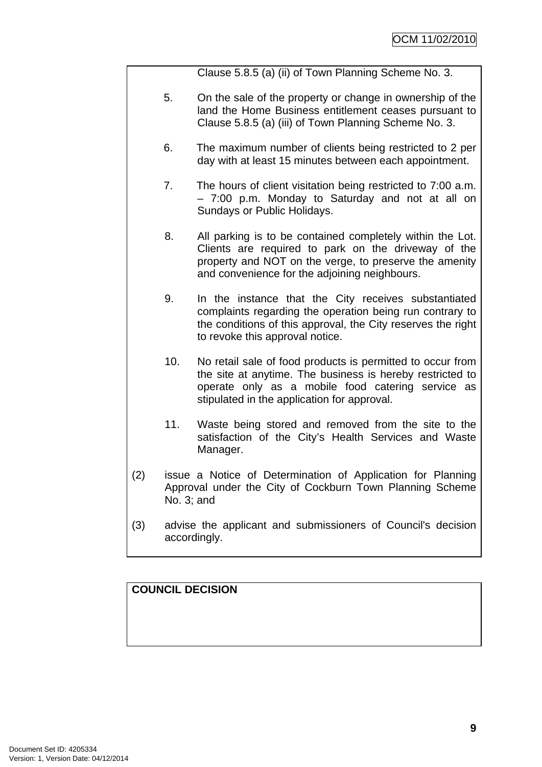Clause 5.8.5 (a) (ii) of Town Planning Scheme No. 3.

5. On the sale of the property or change in ownership of the land the Home Business entitlement ceases pursuant to Clause 5.8.5 (a) (iii) of Town Planning Scheme No. 3.

6. The maximum number of clients being restricted to 2 per day with at least 15 minutes between each appointment.

7. The hours of client visitation being restricted to 7:00 a.m. – 7:00 p.m. Monday to Saturday and not at all on Sundays or Public Holidays.

8. All parking is to be contained completely within the Lot. Clients are required to park on the driveway of the property and NOT on the verge, to preserve the amenity and convenience for the adjoining neighbours.

9. In the instance that the City receives substantiated complaints regarding the operation being run contrary to the conditions of this approval, the City reserves the right to revoke this approval notice.

10. No retail sale of food products is permitted to occur from the site at anytime. The business is hereby restricted to operate only as a mobile food catering service as stipulated in the application for approval.

11. Waste being stored and removed from the site to the satisfaction of the City's Health Services and Waste Manager.

(2) issue a Notice of Determination of Application for Planning Approval under the City of Cockburn Town Planning Scheme No. 3; and

(3) advise the applicant and submissioners of Council's decision accordingly.

**COUNCIL DECISION**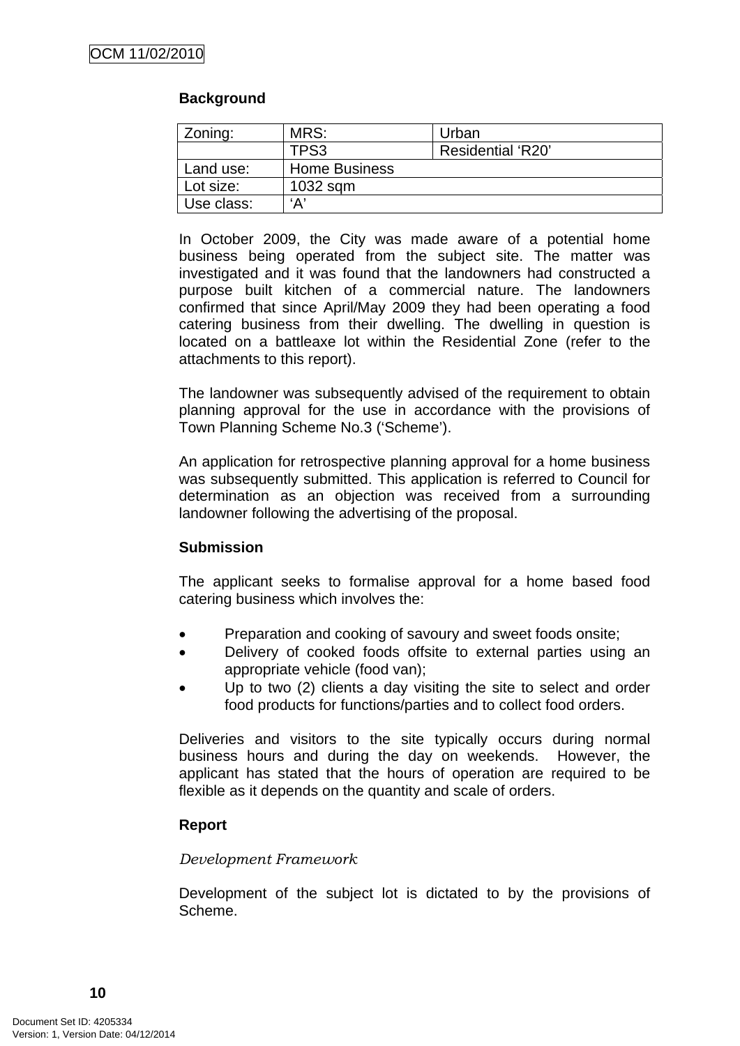**Background**

| Zoning: | MRS: | Urban |
|---|---|---|
| | TPS3 | Residential 'R20' |
| Land use: | Home Business | |
| Lot size: | 1032 sqm | |
| Use class: | 'A' | |

In October 2009, the City was made aware of a potential home business being operated from the subject site. The matter was investigated and it was found that the landowners had constructed a purpose built kitchen of a commercial nature. The landowners confirmed that since April/May 2009 they had been operating a food catering business from their dwelling. The dwelling in question is located on a battleaxe lot within the Residential Zone (refer to the attachments to this report).

The landowner was subsequently advised of the requirement to obtain planning approval for the use in accordance with the provisions of Town Planning Scheme No.3 ('Scheme').

An application for retrospective planning approval for a home business was subsequently submitted. This application is referred to Council for determination as an objection was received from a surrounding landowner following the advertising of the proposal.

**Submission**

The applicant seeks to formalise approval for a home based food catering business which involves the:

- Preparation and cooking of savoury and sweet foods onsite;
- Delivery of cooked foods offsite to external parties using an appropriate vehicle (food van);
- Up to two (2) clients a day visiting the site to select and order food products for functions/parties and to collect food orders.

Deliveries and visitors to the site typically occurs during normal business hours and during the day on weekends. However, the applicant has stated that the hours of operation are required to be flexible as it depends on the quantity and scale of orders.

**Report**

*Development Framework*

Development of the subject lot is dictated to by the provisions of Scheme.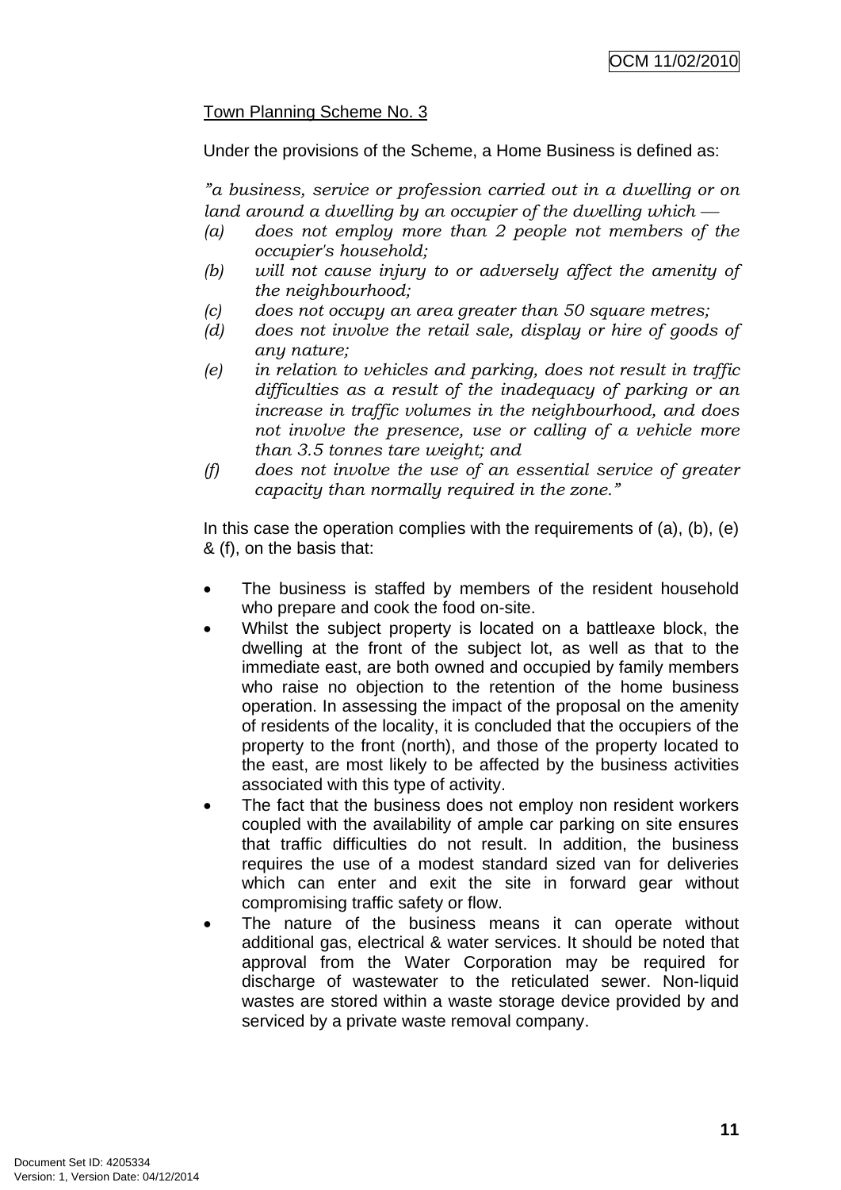Town Planning Scheme No. 3

Under the provisions of the Scheme, a Home Business is defined as:

*"a business, service or profession carried out in a dwelling or on land around a dwelling by an occupier of the dwelling which —*

*(a) does not employ more than 2 people not members of the occupier's household;*

*(b) will not cause injury to or adversely affect the amenity of the neighbourhood;*

*(c) does not occupy an area greater than 50 square metres;*

*(d) does not involve the retail sale, display or hire of goods of any nature;*

*(e) in relation to vehicles and parking, does not result in traffic difficulties as a result of the inadequacy of parking or an increase in traffic volumes in the neighbourhood, and does not involve the presence, use or calling of a vehicle more than 3.5 tonnes tare weight; and*

*(f) does not involve the use of an essential service of greater capacity than normally required in the zone."*

In this case the operation complies with the requirements of (a), (b), (e) & (f), on the basis that:

- The business is staffed by members of the resident household who prepare and cook the food on-site.
- Whilst the subject property is located on a battleaxe block, the dwelling at the front of the subject lot, as well as that to the immediate east, are both owned and occupied by family members who raise no objection to the retention of the home business operation. In assessing the impact of the proposal on the amenity of residents of the locality, it is concluded that the occupiers of the property to the front (north), and those of the property located to the east, are most likely to be affected by the business activities associated with this type of activity.
- The fact that the business does not employ non resident workers coupled with the availability of ample car parking on site ensures that traffic difficulties do not result. In addition, the business requires the use of a modest standard sized van for deliveries which can enter and exit the site in forward gear without compromising traffic safety or flow.
- The nature of the business means it can operate without additional gas, electrical & water services. It should be noted that approval from the Water Corporation may be required for discharge of wastewater to the reticulated sewer. Non-liquid wastes are stored within a waste storage device provided by and serviced by a private waste removal company.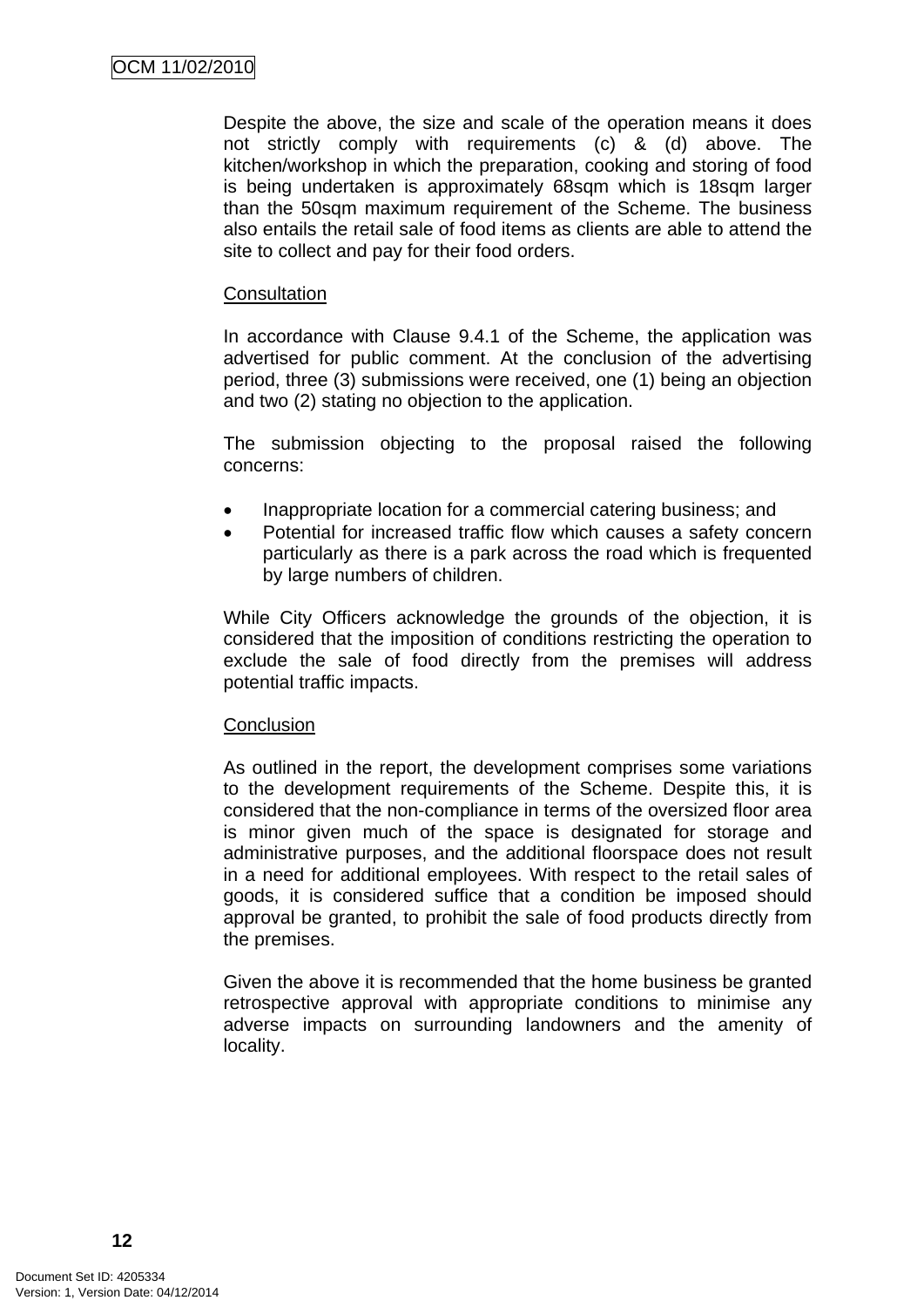Despite the above, the size and scale of the operation means it does not strictly comply with requirements (c) & (d) above. The kitchen/workshop in which the preparation, cooking and storing of food is being undertaken is approximately 68sqm which is 18sqm larger than the 50sqm maximum requirement of the Scheme. The business also entails the retail sale of food items as clients are able to attend the site to collect and pay for their food orders.

Consultation

In accordance with Clause 9.4.1 of the Scheme, the application was advertised for public comment. At the conclusion of the advertising period, three (3) submissions were received, one (1) being an objection and two (2) stating no objection to the application.

The submission objecting to the proposal raised the following concerns:

- Inappropriate location for a commercial catering business; and
- Potential for increased traffic flow which causes a safety concern particularly as there is a park across the road which is frequented by large numbers of children.

While City Officers acknowledge the grounds of the objection, it is considered that the imposition of conditions restricting the operation to exclude the sale of food directly from the premises will address potential traffic impacts.

Conclusion

As outlined in the report, the development comprises some variations to the development requirements of the Scheme. Despite this, it is considered that the non-compliance in terms of the oversized floor area is minor given much of the space is designated for storage and administrative purposes, and the additional floorspace does not result in a need for additional employees. With respect to the retail sales of goods, it is considered suffice that a condition be imposed should approval be granted, to prohibit the sale of food products directly from the premises.

Given the above it is recommended that the home business be granted retrospective approval with appropriate conditions to minimise any adverse impacts on surrounding landowners and the amenity of locality.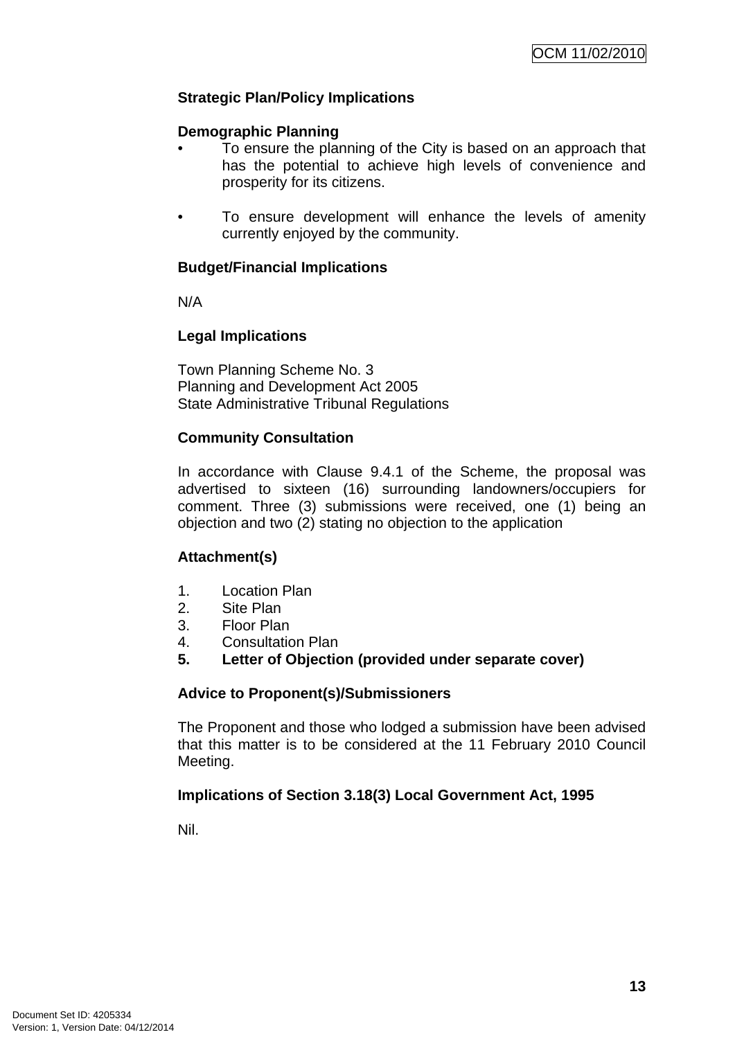**Strategic Plan/Policy Implications**

**Demographic Planning**

- To ensure the planning of the City is based on an approach that has the potential to achieve high levels of convenience and prosperity for its citizens.

- To ensure development will enhance the levels of amenity currently enjoyed by the community.

**Budget/Financial Implications**

N/A

**Legal Implications**

Town Planning Scheme No. 3
Planning and Development Act 2005
State Administrative Tribunal Regulations

**Community Consultation**

In accordance with Clause 9.4.1 of the Scheme, the proposal was advertised to sixteen (16) surrounding landowners/occupiers for comment. Three (3) submissions were received, one (1) being an objection and two (2) stating no objection to the application

**Attachment(s)**

1. Location Plan
2. Site Plan
3. Floor Plan
4. Consultation Plan
5. **Letter of Objection (provided under separate cover)**

**Advice to Proponent(s)/Submissioners**

The Proponent and those who lodged a submission have been advised that this matter is to be considered at the 11 February 2010 Council Meeting.

**Implications of Section 3.18(3) Local Government Act, 1995**

Nil.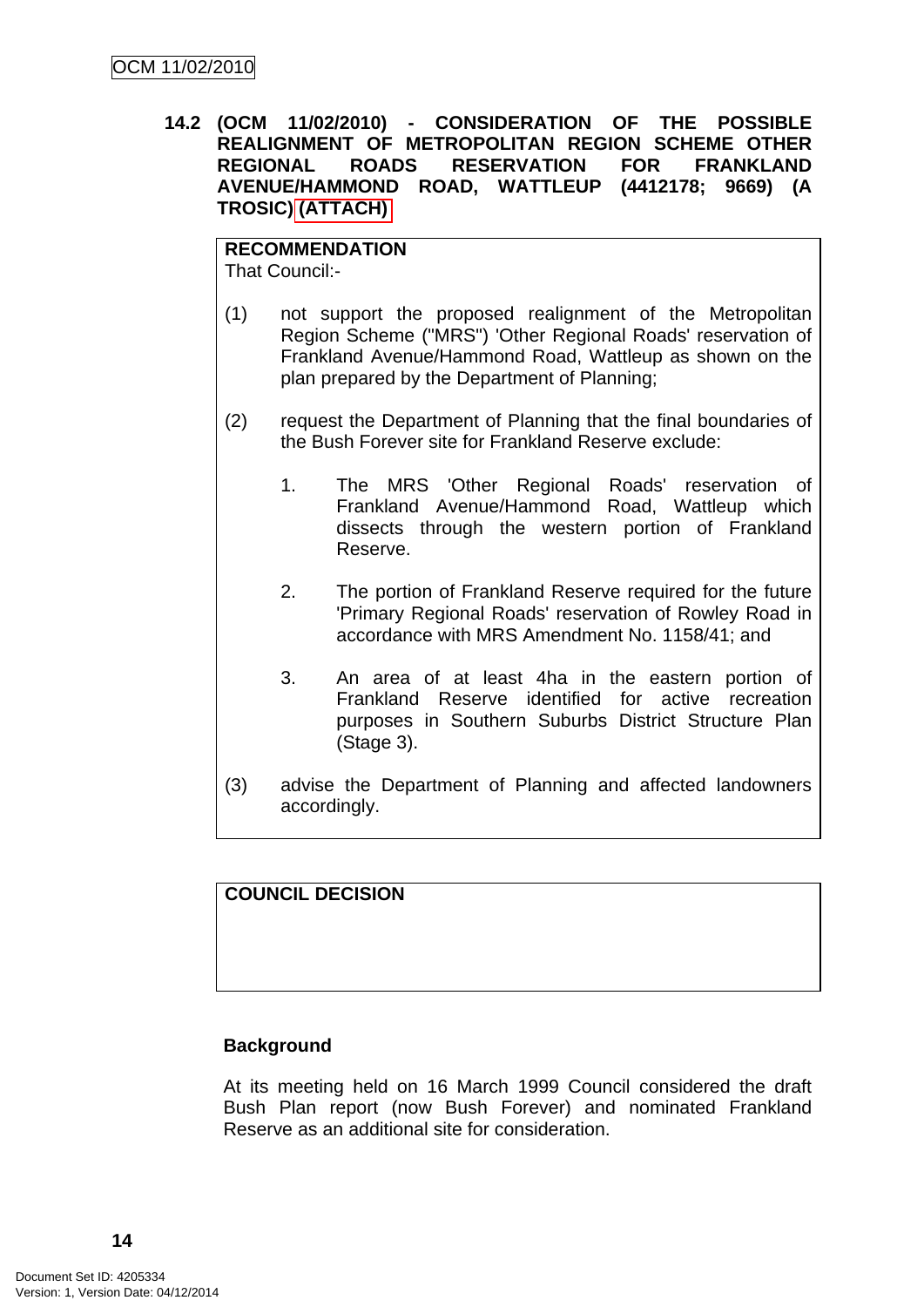### 14.2 (OCM 11/02/2010) - CONSIDERATION OF THE POSSIBLE REALIGNMENT OF METROPOLITAN REGION SCHEME OTHER REGIONAL ROADS RESERVATION FOR FRANKLAND AVENUE/HAMMOND ROAD, WATTLEUP (4412178; 9669) (A TROSIC) (ATTACH)

**RECOMMENDATION**
That Council:-

(1) not support the proposed realignment of the Metropolitan Region Scheme ("MRS") 'Other Regional Roads' reservation of Frankland Avenue/Hammond Road, Wattleup as shown on the plan prepared by the Department of Planning;

(2) request the Department of Planning that the final boundaries of the Bush Forever site for Frankland Reserve exclude:

1. The MRS 'Other Regional Roads' reservation of Frankland Avenue/Hammond Road, Wattleup which dissects through the western portion of Frankland Reserve.

2. The portion of Frankland Reserve required for the future 'Primary Regional Roads' reservation of Rowley Road in accordance with MRS Amendment No. 1158/41; and

3. An area of at least 4ha in the eastern portion of Frankland Reserve identified for active recreation purposes in Southern Suburbs District Structure Plan (Stage 3).

(3) advise the Department of Planning and affected landowners accordingly.

**COUNCIL DECISION**

**Background**

At its meeting held on 16 March 1999 Council considered the draft Bush Plan report (now Bush Forever) and nominated Frankland Reserve as an additional site for consideration.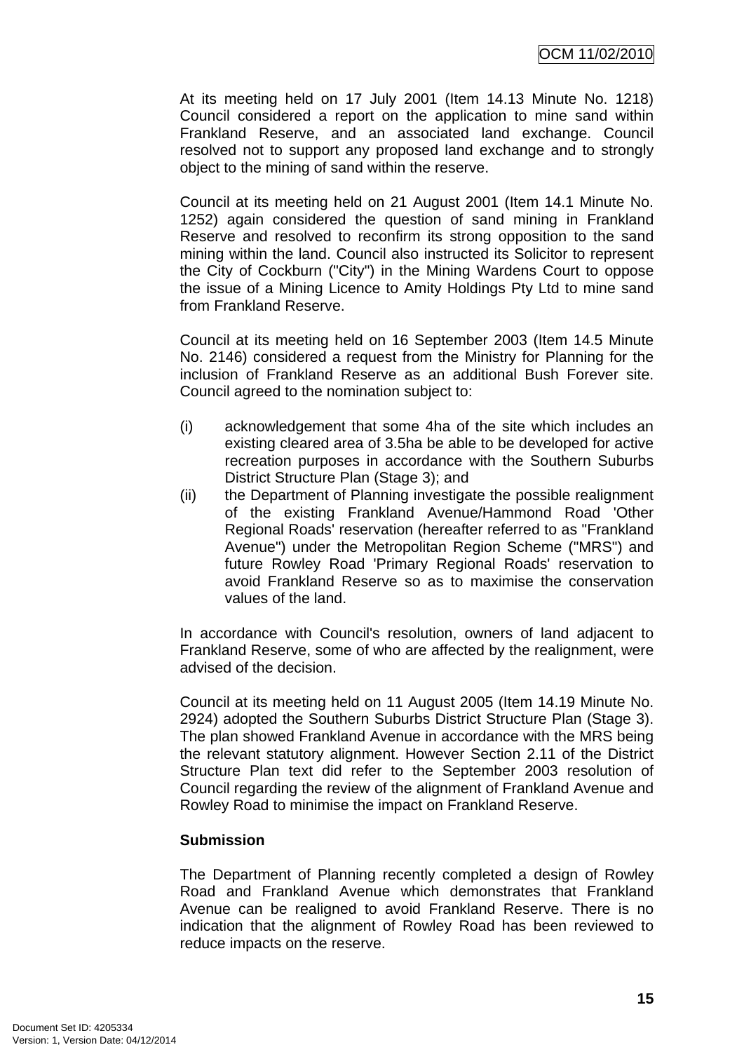At its meeting held on 17 July 2001 (Item 14.13 Minute No. 1218) Council considered a report on the application to mine sand within Frankland Reserve, and an associated land exchange. Council resolved not to support any proposed land exchange and to strongly object to the mining of sand within the reserve.

Council at its meeting held on 21 August 2001 (Item 14.1 Minute No. 1252) again considered the question of sand mining in Frankland Reserve and resolved to reconfirm its strong opposition to the sand mining within the land. Council also instructed its Solicitor to represent the City of Cockburn ("City") in the Mining Wardens Court to oppose the issue of a Mining Licence to Amity Holdings Pty Ltd to mine sand from Frankland Reserve.

Council at its meeting held on 16 September 2003 (Item 14.5 Minute No. 2146) considered a request from the Ministry for Planning for the inclusion of Frankland Reserve as an additional Bush Forever site. Council agreed to the nomination subject to:

(i) acknowledgement that some 4ha of the site which includes an existing cleared area of 3.5ha be able to be developed for active recreation purposes in accordance with the Southern Suburbs District Structure Plan (Stage 3); and

(ii) the Department of Planning investigate the possible realignment of the existing Frankland Avenue/Hammond Road 'Other Regional Roads' reservation (hereafter referred to as "Frankland Avenue") under the Metropolitan Region Scheme ("MRS") and future Rowley Road 'Primary Regional Roads' reservation to avoid Frankland Reserve so as to maximise the conservation values of the land.

In accordance with Council's resolution, owners of land adjacent to Frankland Reserve, some of who are affected by the realignment, were advised of the decision.

Council at its meeting held on 11 August 2005 (Item 14.19 Minute No. 2924) adopted the Southern Suburbs District Structure Plan (Stage 3). The plan showed Frankland Avenue in accordance with the MRS being the relevant statutory alignment. However Section 2.11 of the District Structure Plan text did refer to the September 2003 resolution of Council regarding the review of the alignment of Frankland Avenue and Rowley Road to minimise the impact on Frankland Reserve.

**Submission**

The Department of Planning recently completed a design of Rowley Road and Frankland Avenue which demonstrates that Frankland Avenue can be realigned to avoid Frankland Reserve. There is no indication that the alignment of Rowley Road has been reviewed to reduce impacts on the reserve.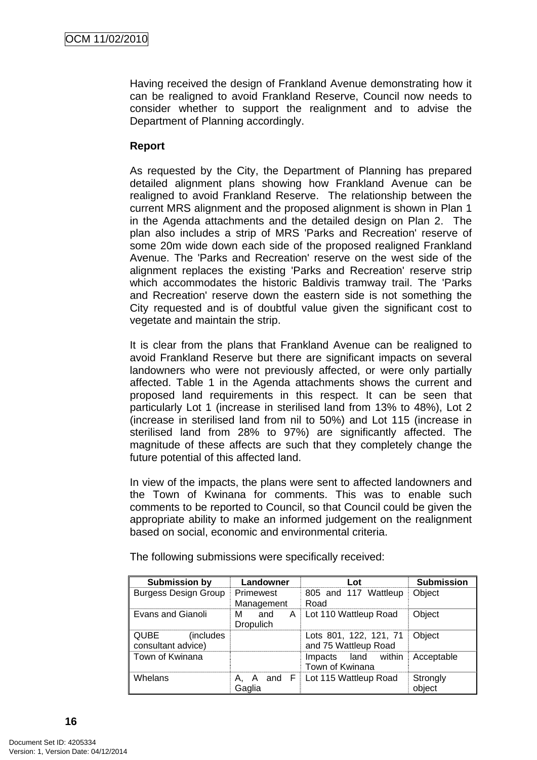Having received the design of Frankland Avenue demonstrating how it can be realigned to avoid Frankland Reserve, Council now needs to consider whether to support the realignment and to advise the Department of Planning accordingly.

**Report**

As requested by the City, the Department of Planning has prepared detailed alignment plans showing how Frankland Avenue can be realigned to avoid Frankland Reserve. The relationship between the current MRS alignment and the proposed alignment is shown in Plan 1 in the Agenda attachments and the detailed design on Plan 2. The plan also includes a strip of MRS 'Parks and Recreation' reserve of some 20m wide down each side of the proposed realigned Frankland Avenue. The 'Parks and Recreation' reserve on the west side of the alignment replaces the existing 'Parks and Recreation' reserve strip which accommodates the historic Baldivis tramway trail. The 'Parks and Recreation' reserve down the eastern side is not something the City requested and is of doubtful value given the significant cost to vegetate and maintain the strip.

It is clear from the plans that Frankland Avenue can be realigned to avoid Frankland Reserve but there are significant impacts on several landowners who were not previously affected, or were only partially affected. Table 1 in the Agenda attachments shows the current and proposed land requirements in this respect. It can be seen that particularly Lot 1 (increase in sterilised land from 13% to 48%), Lot 2 (increase in sterilised land from nil to 50%) and Lot 115 (increase in sterilised land from 28% to 97%) are significantly affected. The magnitude of these affects are such that they completely change the future potential of this affected land.

In view of the impacts, the plans were sent to affected landowners and the Town of Kwinana for comments. This was to enable such comments to be reported to Council, so that Council could be given the appropriate ability to make an informed judgement on the realignment based on social, economic and environmental criteria.

The following submissions were specifically received:

| Submission by | Landowner | Lot | Submission |
|---|---|---|---|
| Burgess Design Group | Primewest Management | 805 and 117 Wattleup Road | Object |
| Evans and Gianoli | M and A Dropulich | Lot 110 Wattleup Road | Object |
| QUBE (includes consultant advice) | | Lots 801, 122, 121, 71 and 75 Wattleup Road | Object |
| Town of Kwinana | | Impacts land within Town of Kwinana | Acceptable |
| Whelans | A, A and F Gaglia | Lot 115 Wattleup Road | Strongly object |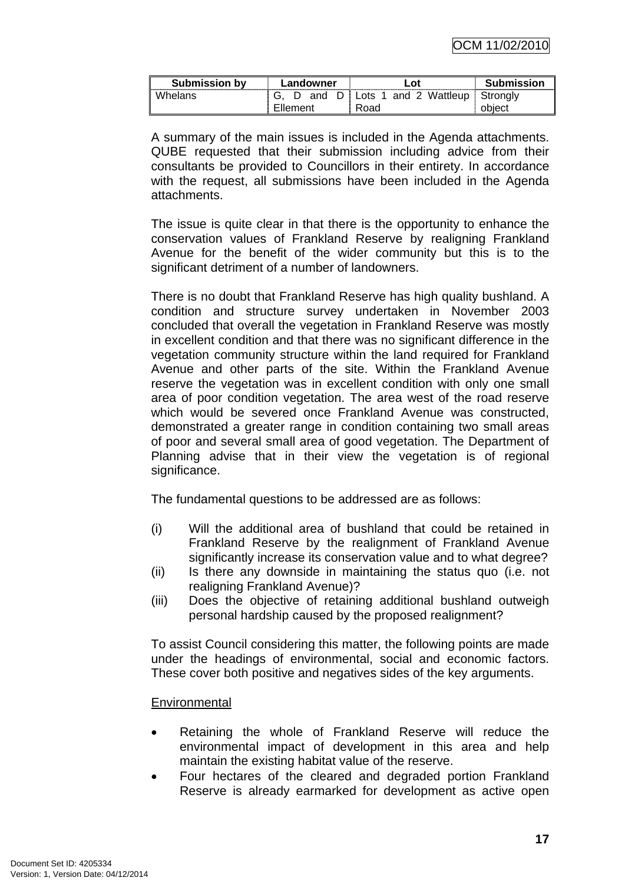| Submission by | Landowner | Lot | Submission |
|---|---|---|---|
| Whelans | G, D and D Ellement | Lots 1 and 2 Wattleup Road | Strongly object |

A summary of the main issues is included in the Agenda attachments. QUBE requested that their submission including advice from their consultants be provided to Councillors in their entirety. In accordance with the request, all submissions have been included in the Agenda attachments.

The issue is quite clear in that there is the opportunity to enhance the conservation values of Frankland Reserve by realigning Frankland Avenue for the benefit of the wider community but this is to the significant detriment of a number of landowners.

There is no doubt that Frankland Reserve has high quality bushland. A condition and structure survey undertaken in November 2003 concluded that overall the vegetation in Frankland Reserve was mostly in excellent condition and that there was no significant difference in the vegetation community structure within the land required for Frankland Avenue and other parts of the site. Within the Frankland Avenue reserve the vegetation was in excellent condition with only one small area of poor condition vegetation. The area west of the road reserve which would be severed once Frankland Avenue was constructed, demonstrated a greater range in condition containing two small areas of poor and several small area of good vegetation. The Department of Planning advise that in their view the vegetation is of regional significance.

The fundamental questions to be addressed are as follows:

(i) Will the additional area of bushland that could be retained in Frankland Reserve by the realignment of Frankland Avenue significantly increase its conservation value and to what degree?
(ii) Is there any downside in maintaining the status quo (i.e. not realigning Frankland Avenue)?
(iii) Does the objective of retaining additional bushland outweigh personal hardship caused by the proposed realignment?

To assist Council considering this matter, the following points are made under the headings of environmental, social and economic factors. These cover both positive and negatives sides of the key arguments.

Environmental

- Retaining the whole of Frankland Reserve will reduce the environmental impact of development in this area and help maintain the existing habitat value of the reserve.
- Four hectares of the cleared and degraded portion Frankland Reserve is already earmarked for development as active open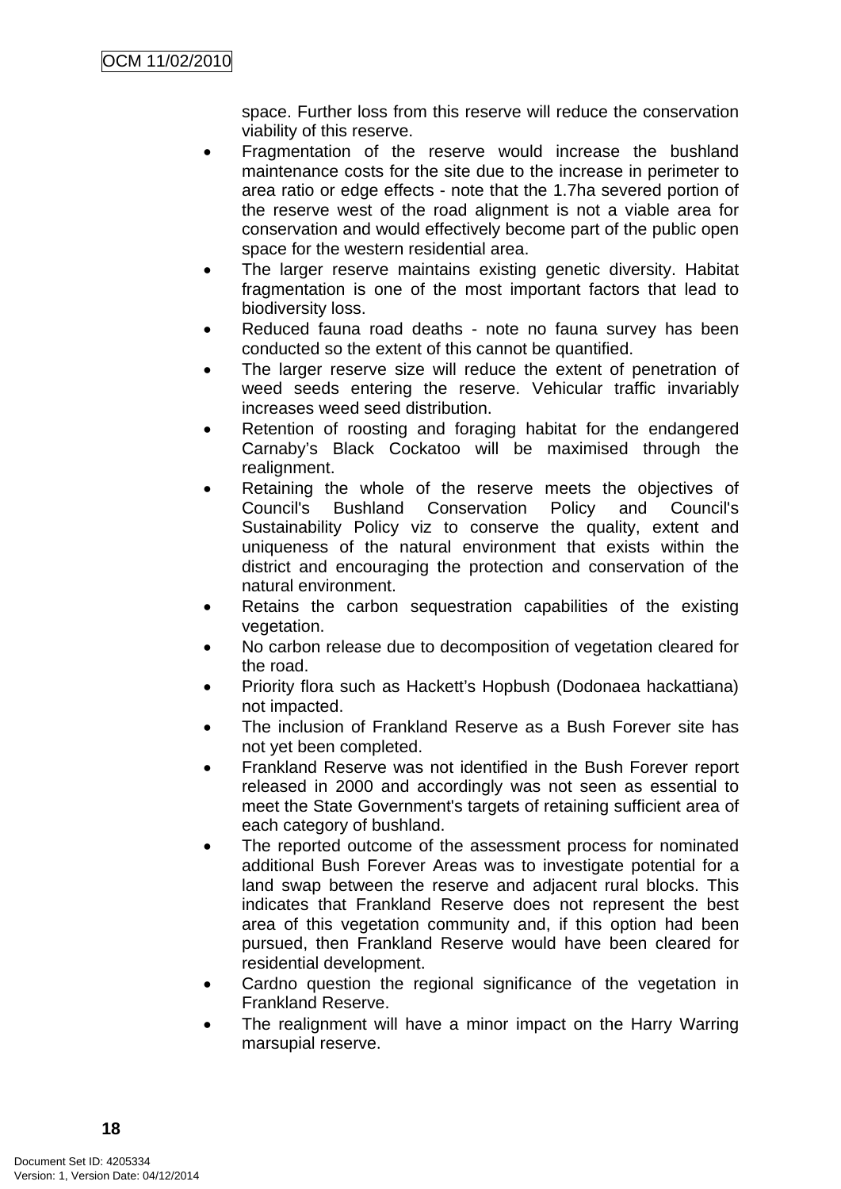space. Further loss from this reserve will reduce the conservation viability of this reserve.

- Fragmentation of the reserve would increase the bushland maintenance costs for the site due to the increase in perimeter to area ratio or edge effects - note that the 1.7ha severed portion of the reserve west of the road alignment is not a viable area for conservation and would effectively become part of the public open space for the western residential area.
- The larger reserve maintains existing genetic diversity. Habitat fragmentation is one of the most important factors that lead to biodiversity loss.
- Reduced fauna road deaths - note no fauna survey has been conducted so the extent of this cannot be quantified.
- The larger reserve size will reduce the extent of penetration of weed seeds entering the reserve. Vehicular traffic invariably increases weed seed distribution.
- Retention of roosting and foraging habitat for the endangered Carnaby's Black Cockatoo will be maximised through the realignment.
- Retaining the whole of the reserve meets the objectives of Council's Bushland Conservation Policy and Council's Sustainability Policy viz to conserve the quality, extent and uniqueness of the natural environment that exists within the district and encouraging the protection and conservation of the natural environment.
- Retains the carbon sequestration capabilities of the existing vegetation.
- No carbon release due to decomposition of vegetation cleared for the road.
- Priority flora such as Hackett's Hopbush (Dodonaea hackattiana) not impacted.
- The inclusion of Frankland Reserve as a Bush Forever site has not yet been completed.
- Frankland Reserve was not identified in the Bush Forever report released in 2000 and accordingly was not seen as essential to meet the State Government's targets of retaining sufficient area of each category of bushland.
- The reported outcome of the assessment process for nominated additional Bush Forever Areas was to investigate potential for a land swap between the reserve and adjacent rural blocks. This indicates that Frankland Reserve does not represent the best area of this vegetation community and, if this option had been pursued, then Frankland Reserve would have been cleared for residential development.
- Cardno question the regional significance of the vegetation in Frankland Reserve.
- The realignment will have a minor impact on the Harry Warring marsupial reserve.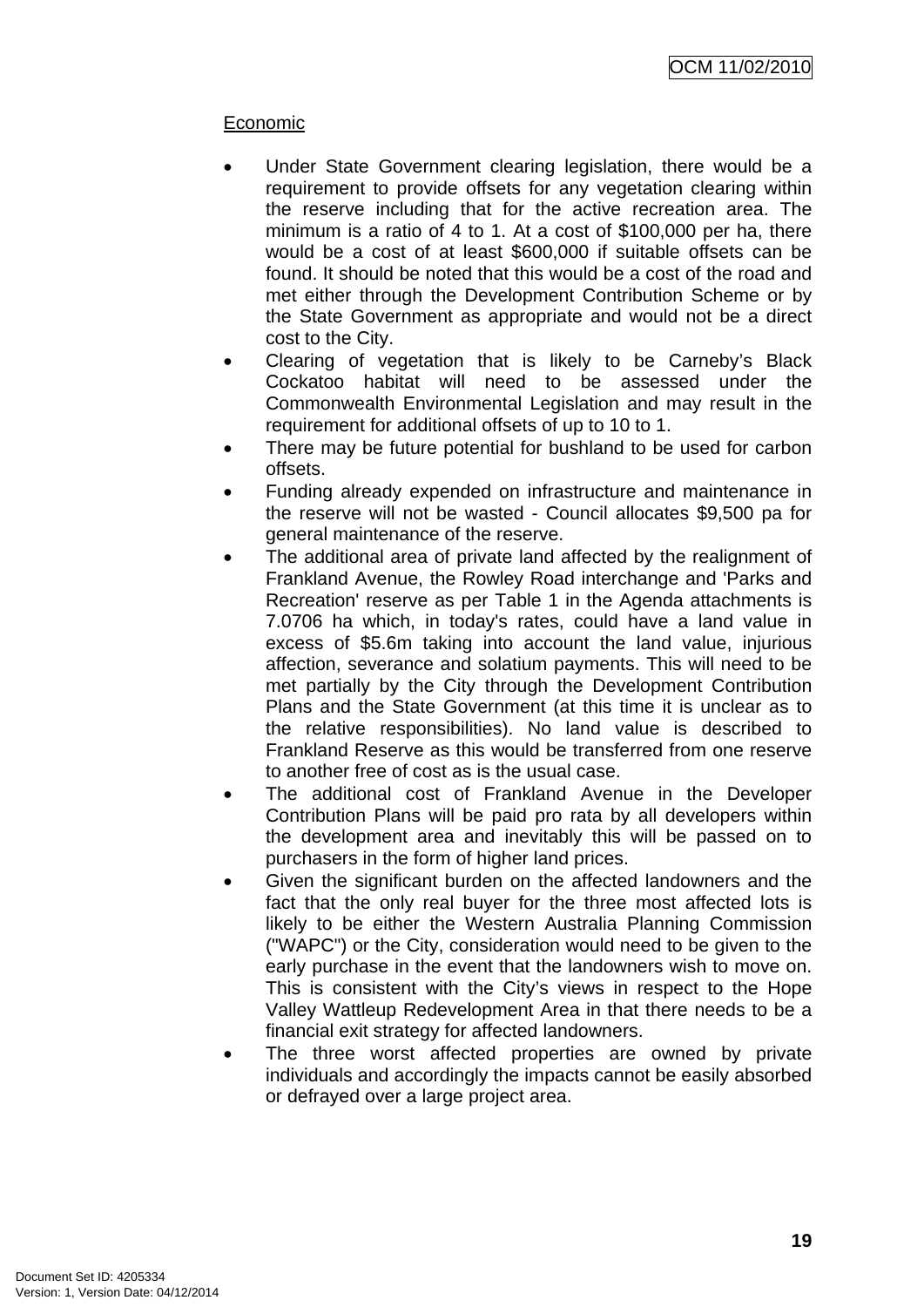Economic

- Under State Government clearing legislation, there would be a requirement to provide offsets for any vegetation clearing within the reserve including that for the active recreation area. The minimum is a ratio of 4 to 1. At a cost of $100,000 per ha, there would be a cost of at least $600,000 if suitable offsets can be found. It should be noted that this would be a cost of the road and met either through the Development Contribution Scheme or by the State Government as appropriate and would not be a direct cost to the City.
- Clearing of vegetation that is likely to be Carneby's Black Cockatoo habitat will need to be assessed under the Commonwealth Environmental Legislation and may result in the requirement for additional offsets of up to 10 to 1.
- There may be future potential for bushland to be used for carbon offsets.
- Funding already expended on infrastructure and maintenance in the reserve will not be wasted - Council allocates $9,500 pa for general maintenance of the reserve.
- The additional area of private land affected by the realignment of Frankland Avenue, the Rowley Road interchange and 'Parks and Recreation' reserve as per Table 1 in the Agenda attachments is 7.0706 ha which, in today's rates, could have a land value in excess of $5.6m taking into account the land value, injurious affection, severance and solatium payments. This will need to be met partially by the City through the Development Contribution Plans and the State Government (at this time it is unclear as to the relative responsibilities). No land value is described to Frankland Reserve as this would be transferred from one reserve to another free of cost as is the usual case.
- The additional cost of Frankland Avenue in the Developer Contribution Plans will be paid pro rata by all developers within the development area and inevitably this will be passed on to purchasers in the form of higher land prices.
- Given the significant burden on the affected landowners and the fact that the only real buyer for the three most affected lots is likely to be either the Western Australia Planning Commission ("WAPC") or the City, consideration would need to be given to the early purchase in the event that the landowners wish to move on. This is consistent with the City's views in respect to the Hope Valley Wattleup Redevelopment Area in that there needs to be a financial exit strategy for affected landowners.
- The three worst affected properties are owned by private individuals and accordingly the impacts cannot be easily absorbed or defrayed over a large project area.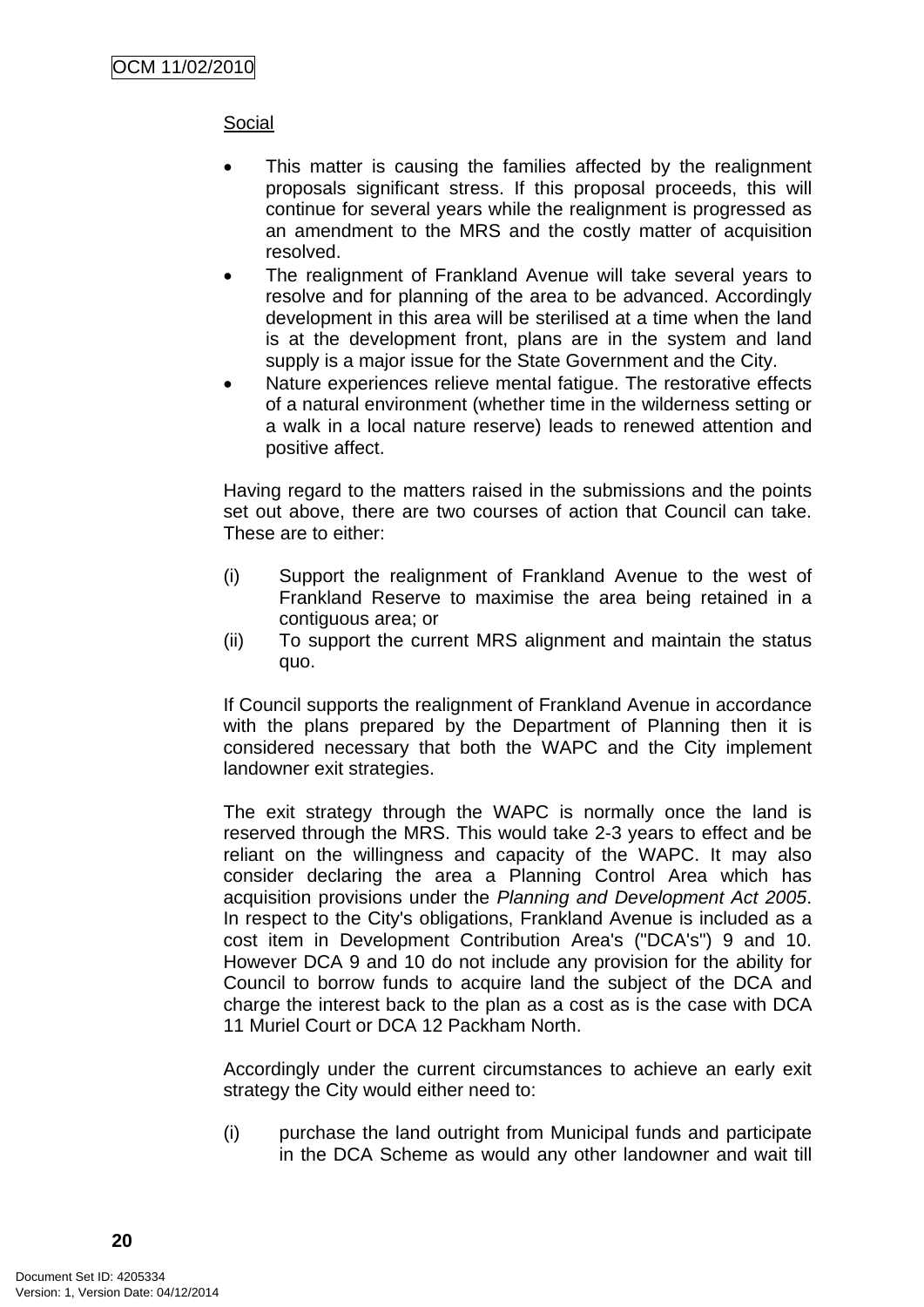Social

- This matter is causing the families affected by the realignment proposals significant stress. If this proposal proceeds, this will continue for several years while the realignment is progressed as an amendment to the MRS and the costly matter of acquisition resolved.
- The realignment of Frankland Avenue will take several years to resolve and for planning of the area to be advanced. Accordingly development in this area will be sterilised at a time when the land is at the development front, plans are in the system and land supply is a major issue for the State Government and the City.
- Nature experiences relieve mental fatigue. The restorative effects of a natural environment (whether time in the wilderness setting or a walk in a local nature reserve) leads to renewed attention and positive affect.

Having regard to the matters raised in the submissions and the points set out above, there are two courses of action that Council can take. These are to either:

(i) Support the realignment of Frankland Avenue to the west of Frankland Reserve to maximise the area being retained in a contiguous area; or
(ii) To support the current MRS alignment and maintain the status quo.

If Council supports the realignment of Frankland Avenue in accordance with the plans prepared by the Department of Planning then it is considered necessary that both the WAPC and the City implement landowner exit strategies.

The exit strategy through the WAPC is normally once the land is reserved through the MRS. This would take 2-3 years to effect and be reliant on the willingness and capacity of the WAPC. It may also consider declaring the area a Planning Control Area which has acquisition provisions under the *Planning and Development Act 2005*. In respect to the City's obligations, Frankland Avenue is included as a cost item in Development Contribution Area's ("DCA's") 9 and 10. However DCA 9 and 10 do not include any provision for the ability for Council to borrow funds to acquire land the subject of the DCA and charge the interest back to the plan as a cost as is the case with DCA 11 Muriel Court or DCA 12 Packham North.

Accordingly under the current circumstances to achieve an early exit strategy the City would either need to:

(i) purchase the land outright from Municipal funds and participate in the DCA Scheme as would any other landowner and wait till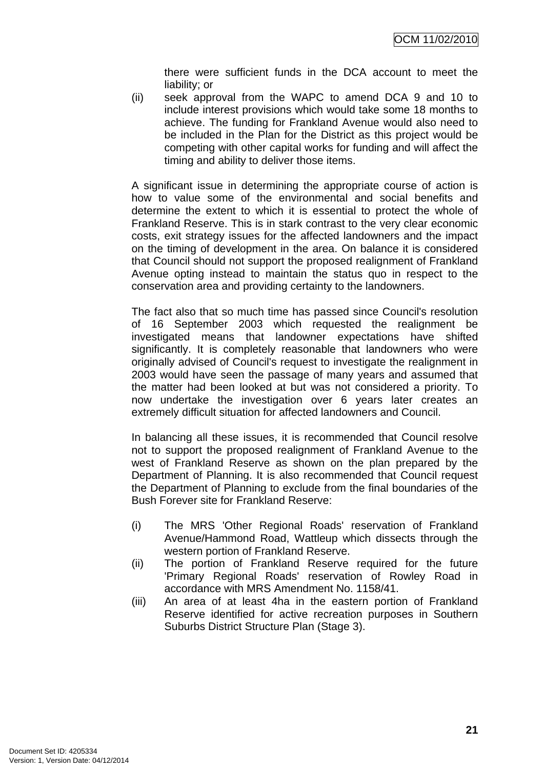there were sufficient funds in the DCA account to meet the liability; or

(ii) seek approval from the WAPC to amend DCA 9 and 10 to include interest provisions which would take some 18 months to achieve. The funding for Frankland Avenue would also need to be included in the Plan for the District as this project would be competing with other capital works for funding and will affect the timing and ability to deliver those items.

A significant issue in determining the appropriate course of action is how to value some of the environmental and social benefits and determine the extent to which it is essential to protect the whole of Frankland Reserve. This is in stark contrast to the very clear economic costs, exit strategy issues for the affected landowners and the impact on the timing of development in the area. On balance it is considered that Council should not support the proposed realignment of Frankland Avenue opting instead to maintain the status quo in respect to the conservation area and providing certainty to the landowners.

The fact also that so much time has passed since Council's resolution of 16 September 2003 which requested the realignment be investigated means that landowner expectations have shifted significantly. It is completely reasonable that landowners who were originally advised of Council's request to investigate the realignment in 2003 would have seen the passage of many years and assumed that the matter had been looked at but was not considered a priority. To now undertake the investigation over 6 years later creates an extremely difficult situation for affected landowners and Council.

In balancing all these issues, it is recommended that Council resolve not to support the proposed realignment of Frankland Avenue to the west of Frankland Reserve as shown on the plan prepared by the Department of Planning. It is also recommended that Council request the Department of Planning to exclude from the final boundaries of the Bush Forever site for Frankland Reserve:

(i) The MRS 'Other Regional Roads' reservation of Frankland Avenue/Hammond Road, Wattleup which dissects through the western portion of Frankland Reserve.

(ii) The portion of Frankland Reserve required for the future 'Primary Regional Roads' reservation of Rowley Road in accordance with MRS Amendment No. 1158/41.

(iii) An area of at least 4ha in the eastern portion of Frankland Reserve identified for active recreation purposes in Southern Suburbs District Structure Plan (Stage 3).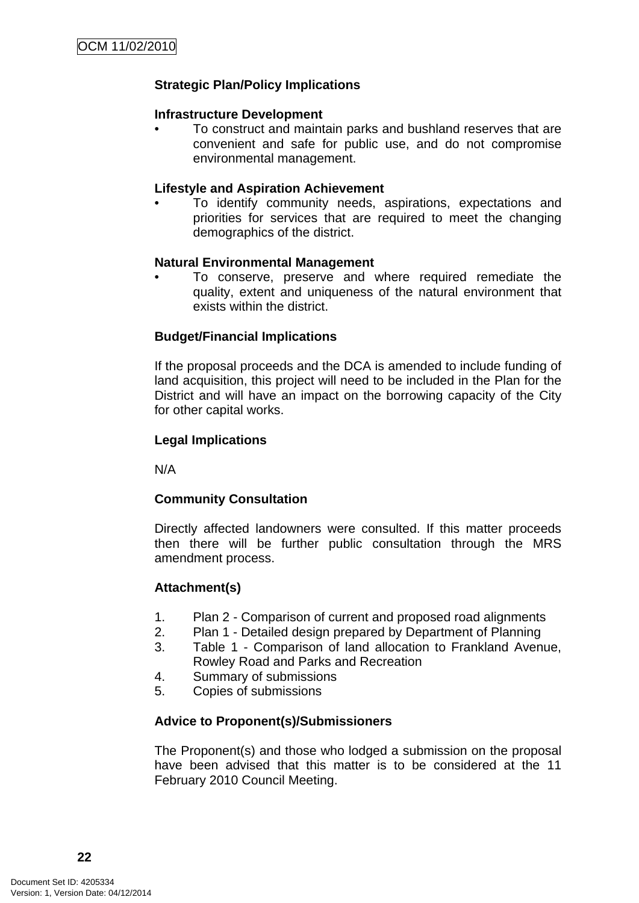**Strategic Plan/Policy Implications**

**Infrastructure Development**

- To construct and maintain parks and bushland reserves that are convenient and safe for public use, and do not compromise environmental management.

**Lifestyle and Aspiration Achievement**

- To identify community needs, aspirations, expectations and priorities for services that are required to meet the changing demographics of the district.

**Natural Environmental Management**

- To conserve, preserve and where required remediate the quality, extent and uniqueness of the natural environment that exists within the district.

**Budget/Financial Implications**

If the proposal proceeds and the DCA is amended to include funding of land acquisition, this project will need to be included in the Plan for the District and will have an impact on the borrowing capacity of the City for other capital works.

**Legal Implications**

N/A

**Community Consultation**

Directly affected landowners were consulted. If this matter proceeds then there will be further public consultation through the MRS amendment process.

**Attachment(s)**

1. Plan 2 - Comparison of current and proposed road alignments
2. Plan 1 - Detailed design prepared by Department of Planning
3. Table 1 - Comparison of land allocation to Frankland Avenue, Rowley Road and Parks and Recreation
4. Summary of submissions
5. Copies of submissions

**Advice to Proponent(s)/Submissioners**

The Proponent(s) and those who lodged a submission on the proposal have been advised that this matter is to be considered at the 11 February 2010 Council Meeting.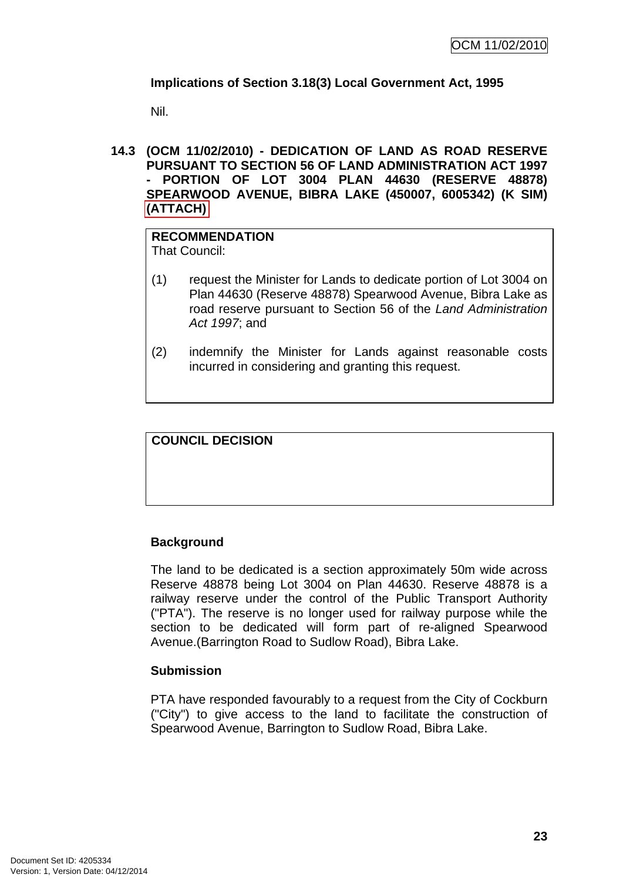**Implications of Section 3.18(3) Local Government Act, 1995**

Nil.

## 14.3 (OCM 11/02/2010) - DEDICATION OF LAND AS ROAD RESERVE PURSUANT TO SECTION 56 OF LAND ADMINISTRATION ACT 1997 - PORTION OF LOT 3004 PLAN 44630 (RESERVE 48878) SPEARWOOD AVENUE, BIBRA LAKE (450007, 6005342) (K SIM) (ATTACH)

**RECOMMENDATION**
That Council:

(1) request the Minister for Lands to dedicate portion of Lot 3004 on Plan 44630 (Reserve 48878) Spearwood Avenue, Bibra Lake as road reserve pursuant to Section 56 of the *Land Administration Act 1997*; and

(2) indemnify the Minister for Lands against reasonable costs incurred in considering and granting this request.

**COUNCIL DECISION**

**Background**

The land to be dedicated is a section approximately 50m wide across Reserve 48878 being Lot 3004 on Plan 44630. Reserve 48878 is a railway reserve under the control of the Public Transport Authority ("PTA"). The reserve is no longer used for railway purpose while the section to be dedicated will form part of re-aligned Spearwood Avenue.(Barrington Road to Sudlow Road), Bibra Lake.

**Submission**

PTA have responded favourably to a request from the City of Cockburn ("City") to give access to the land to facilitate the construction of Spearwood Avenue, Barrington to Sudlow Road, Bibra Lake.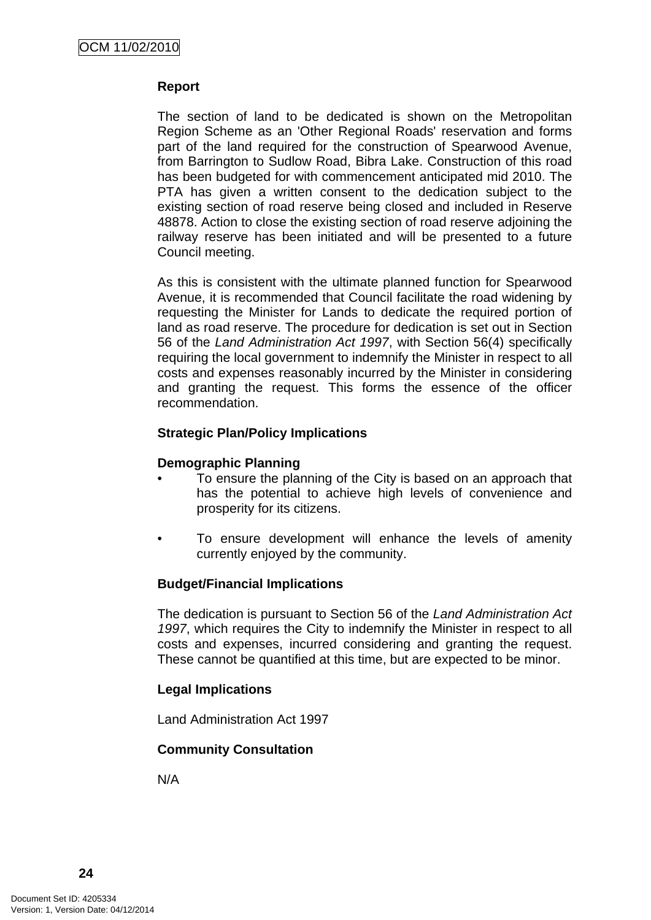**Report**

The section of land to be dedicated is shown on the Metropolitan Region Scheme as an 'Other Regional Roads' reservation and forms part of the land required for the construction of Spearwood Avenue, from Barrington to Sudlow Road, Bibra Lake. Construction of this road has been budgeted for with commencement anticipated mid 2010. The PTA has given a written consent to the dedication subject to the existing section of road reserve being closed and included in Reserve 48878. Action to close the existing section of road reserve adjoining the railway reserve has been initiated and will be presented to a future Council meeting.

As this is consistent with the ultimate planned function for Spearwood Avenue, it is recommended that Council facilitate the road widening by requesting the Minister for Lands to dedicate the required portion of land as road reserve. The procedure for dedication is set out in Section 56 of the *Land Administration Act 1997*, with Section 56(4) specifically requiring the local government to indemnify the Minister in respect to all costs and expenses reasonably incurred by the Minister in considering and granting the request. This forms the essence of the officer recommendation.

**Strategic Plan/Policy Implications**

**Demographic Planning**

- To ensure the planning of the City is based on an approach that has the potential to achieve high levels of convenience and prosperity for its citizens.

- To ensure development will enhance the levels of amenity currently enjoyed by the community.

**Budget/Financial Implications**

The dedication is pursuant to Section 56 of the *Land Administration Act 1997*, which requires the City to indemnify the Minister in respect to all costs and expenses, incurred considering and granting the request. These cannot be quantified at this time, but are expected to be minor.

**Legal Implications**

Land Administration Act 1997

**Community Consultation**

N/A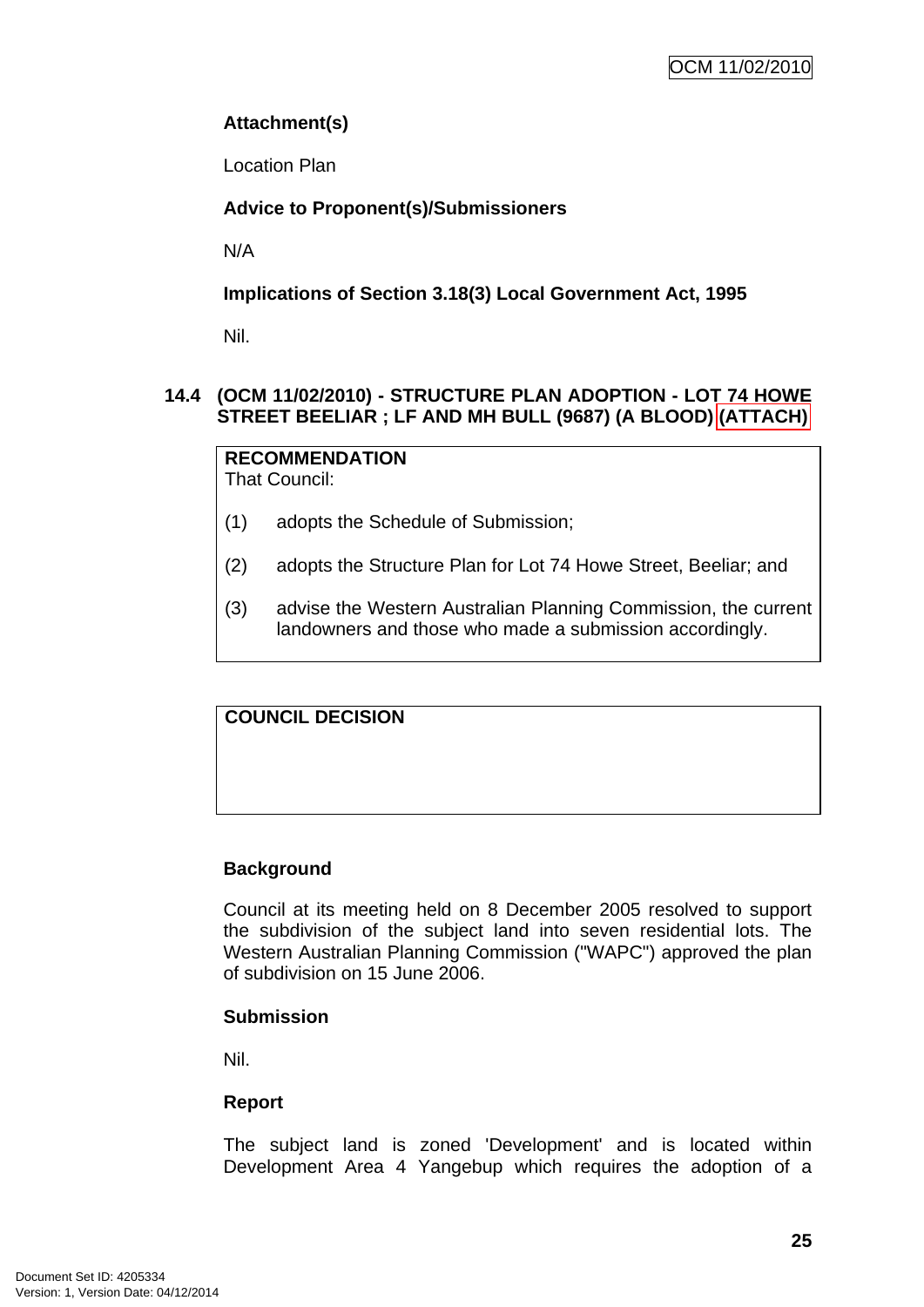**Attachment(s)**

Location Plan

**Advice to Proponent(s)/Submissioners**

N/A

**Implications of Section 3.18(3) Local Government Act, 1995**

Nil.

### 14.4 (OCM 11/02/2010) - STRUCTURE PLAN ADOPTION - LOT 74 HOWE STREET BEELIAR ; LF AND MH BULL (9687) (A BLOOD) (ATTACH)

**RECOMMENDATION**
That Council:

(1) adopts the Schedule of Submission;

(2) adopts the Structure Plan for Lot 74 Howe Street, Beeliar; and

(3) advise the Western Australian Planning Commission, the current landowners and those who made a submission accordingly.

**COUNCIL DECISION**

**Background**

Council at its meeting held on 8 December 2005 resolved to support the subdivision of the subject land into seven residential lots. The Western Australian Planning Commission ("WAPC") approved the plan of subdivision on 15 June 2006.

**Submission**

Nil.

**Report**

The subject land is zoned 'Development' and is located within Development Area 4 Yangebup which requires the adoption of a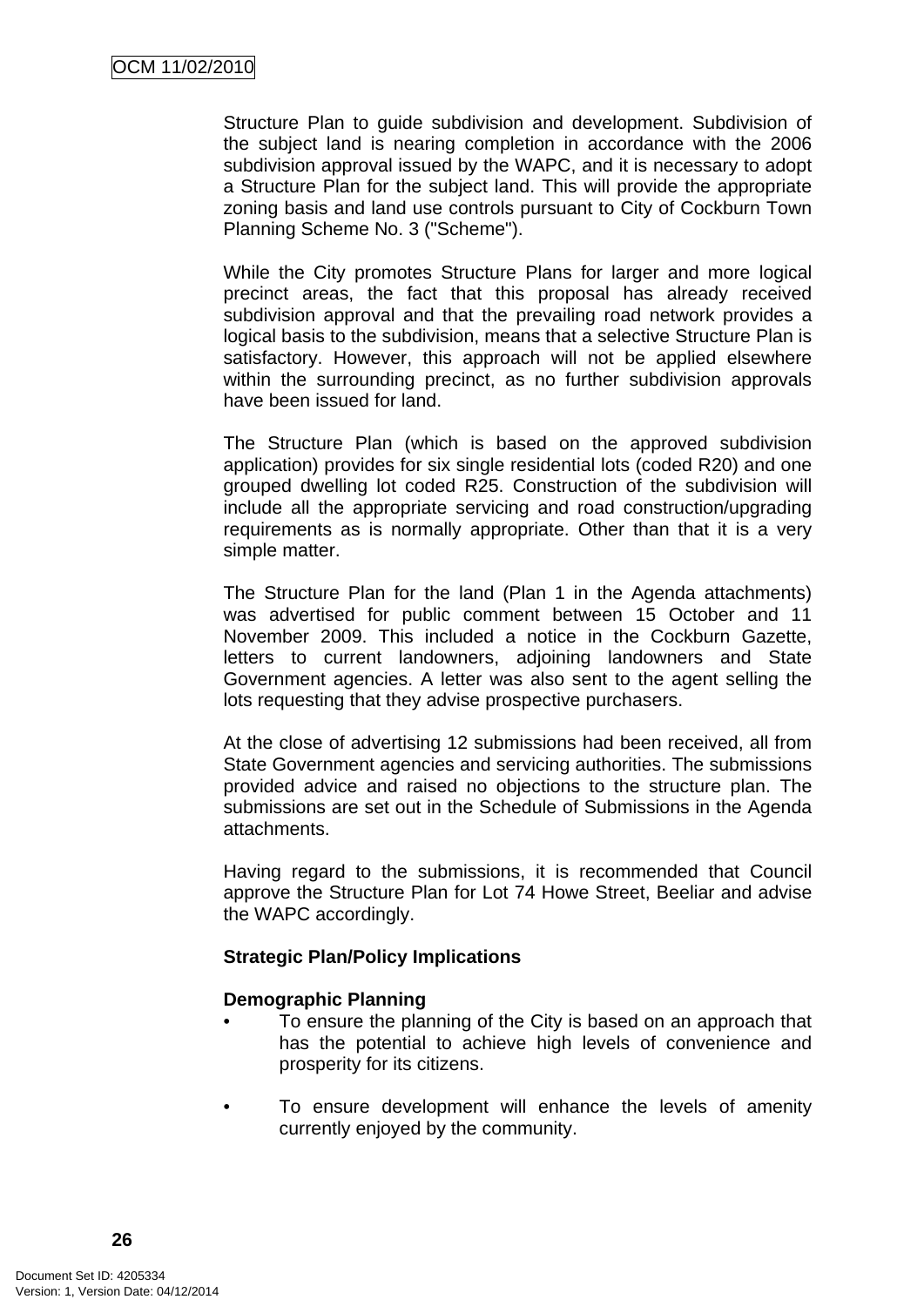Structure Plan to guide subdivision and development. Subdivision of the subject land is nearing completion in accordance with the 2006 subdivision approval issued by the WAPC, and it is necessary to adopt a Structure Plan for the subject land. This will provide the appropriate zoning basis and land use controls pursuant to City of Cockburn Town Planning Scheme No. 3 ("Scheme").

While the City promotes Structure Plans for larger and more logical precinct areas, the fact that this proposal has already received subdivision approval and that the prevailing road network provides a logical basis to the subdivision, means that a selective Structure Plan is satisfactory. However, this approach will not be applied elsewhere within the surrounding precinct, as no further subdivision approvals have been issued for land.

The Structure Plan (which is based on the approved subdivision application) provides for six single residential lots (coded R20) and one grouped dwelling lot coded R25. Construction of the subdivision will include all the appropriate servicing and road construction/upgrading requirements as is normally appropriate. Other than that it is a very simple matter.

The Structure Plan for the land (Plan 1 in the Agenda attachments) was advertised for public comment between 15 October and 11 November 2009. This included a notice in the Cockburn Gazette, letters to current landowners, adjoining landowners and State Government agencies. A letter was also sent to the agent selling the lots requesting that they advise prospective purchasers.

At the close of advertising 12 submissions had been received, all from State Government agencies and servicing authorities. The submissions provided advice and raised no objections to the structure plan. The submissions are set out in the Schedule of Submissions in the Agenda attachments.

Having regard to the submissions, it is recommended that Council approve the Structure Plan for Lot 74 Howe Street, Beeliar and advise the WAPC accordingly.

**Strategic Plan/Policy Implications**

**Demographic Planning**

- To ensure the planning of the City is based on an approach that has the potential to achieve high levels of convenience and prosperity for its citizens.

- To ensure development will enhance the levels of amenity currently enjoyed by the community.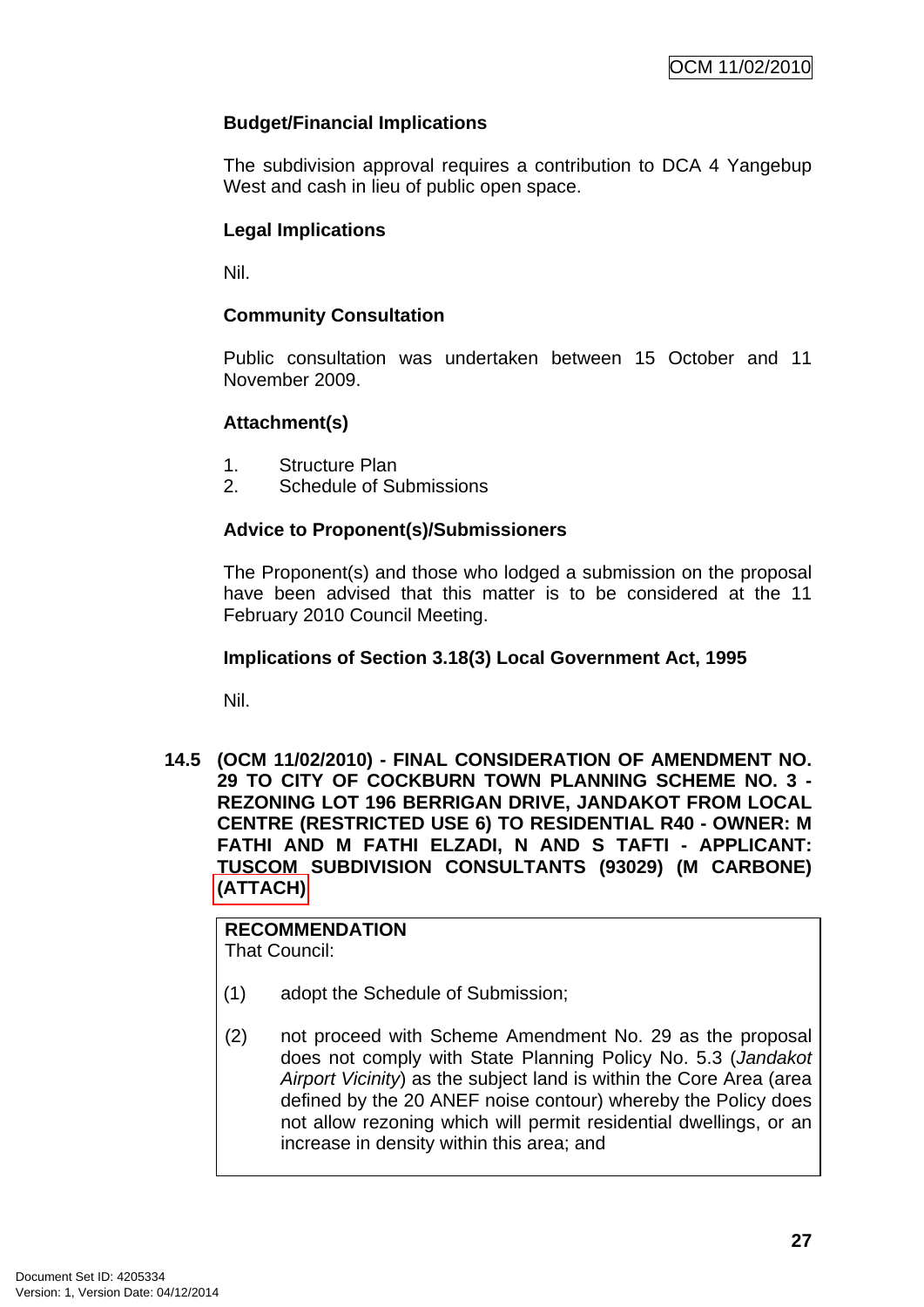### Budget/Financial Implications

The subdivision approval requires a contribution to DCA 4 Yangebup West and cash in lieu of public open space.

### Legal Implications

Nil.

### Community Consultation

Public consultation was undertaken between 15 October and 11 November 2009.

### Attachment(s)

1. Structure Plan
2. Schedule of Submissions

### Advice to Proponent(s)/Submissioners

The Proponent(s) and those who lodged a submission on the proposal have been advised that this matter is to be considered at the 11 February 2010 Council Meeting.

### Implications of Section 3.18(3) Local Government Act, 1995

Nil.

## 14.5 (OCM 11/02/2010) - FINAL CONSIDERATION OF AMENDMENT NO. 29 TO CITY OF COCKBURN TOWN PLANNING SCHEME NO. 3 - REZONING LOT 196 BERRIGAN DRIVE, JANDAKOT FROM LOCAL CENTRE (RESTRICTED USE 6) TO RESIDENTIAL R40 - OWNER: M FATHI AND M FATHI ELZADI, N AND S TAFTI - APPLICANT: TUSCOM SUBDIVISION CONSULTANTS (93029) (M CARBONE) (ATTACH)

**RECOMMENDATION**
That Council:

(1) adopt the Schedule of Submission;

(2) not proceed with Scheme Amendment No. 29 as the proposal does not comply with State Planning Policy No. 5.3 (*Jandakot Airport Vicinity*) as the subject land is within the Core Area (area defined by the 20 ANEF noise contour) whereby the Policy does not allow rezoning which will permit residential dwellings, or an increase in density within this area; and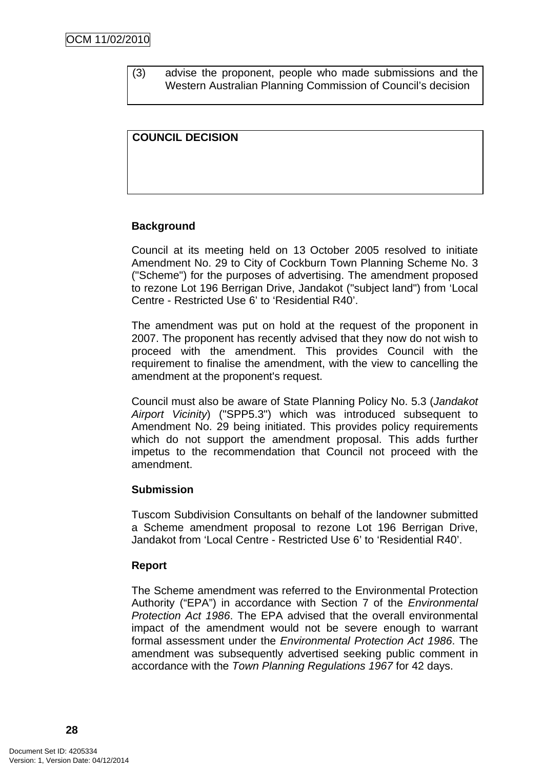(3) advise the proponent, people who made submissions and the Western Australian Planning Commission of Council's decision

**COUNCIL DECISION**

**Background**

Council at its meeting held on 13 October 2005 resolved to initiate Amendment No. 29 to City of Cockburn Town Planning Scheme No. 3 ("Scheme") for the purposes of advertising. The amendment proposed to rezone Lot 196 Berrigan Drive, Jandakot ("subject land") from 'Local Centre - Restricted Use 6' to 'Residential R40'.

The amendment was put on hold at the request of the proponent in 2007. The proponent has recently advised that they now do not wish to proceed with the amendment. This provides Council with the requirement to finalise the amendment, with the view to cancelling the amendment at the proponent's request.

Council must also be aware of State Planning Policy No. 5.3 (*Jandakot Airport Vicinity*) ("SPP5.3") which was introduced subsequent to Amendment No. 29 being initiated. This provides policy requirements which do not support the amendment proposal. This adds further impetus to the recommendation that Council not proceed with the amendment.

**Submission**

Tuscom Subdivision Consultants on behalf of the landowner submitted a Scheme amendment proposal to rezone Lot 196 Berrigan Drive, Jandakot from 'Local Centre - Restricted Use 6' to 'Residential R40'.

**Report**

The Scheme amendment was referred to the Environmental Protection Authority ("EPA") in accordance with Section 7 of the *Environmental Protection Act 1986*. The EPA advised that the overall environmental impact of the amendment would not be severe enough to warrant formal assessment under the *Environmental Protection Act 1986*. The amendment was subsequently advertised seeking public comment in accordance with the *Town Planning Regulations 1967* for 42 days.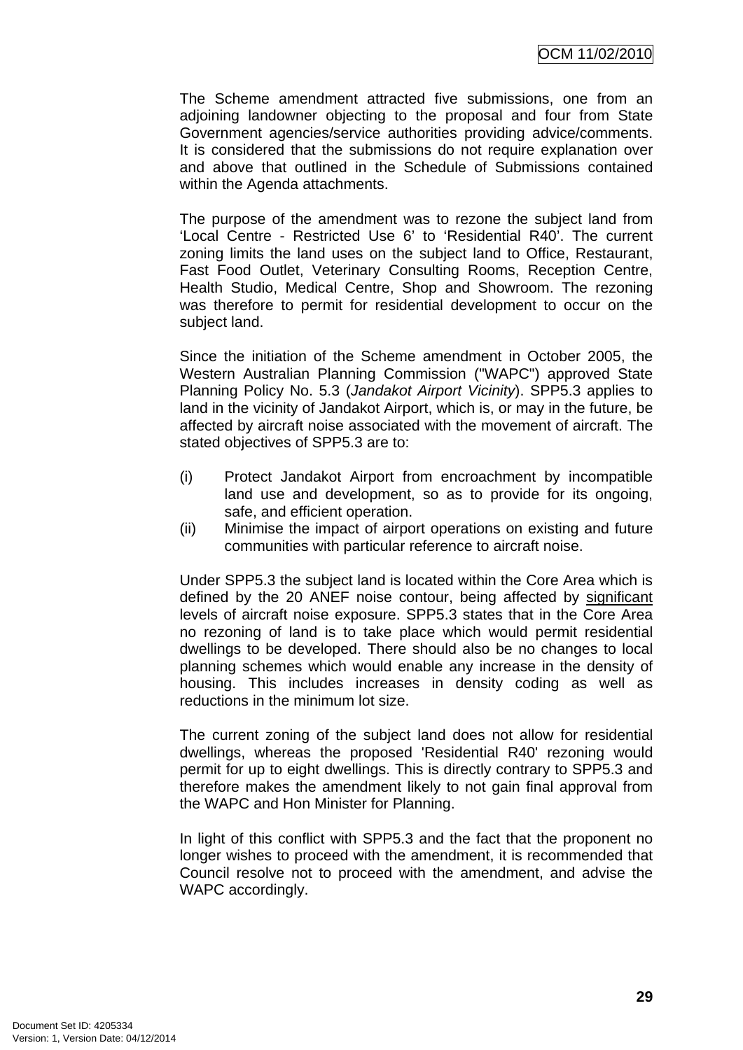The Scheme amendment attracted five submissions, one from an adjoining landowner objecting to the proposal and four from State Government agencies/service authorities providing advice/comments. It is considered that the submissions do not require explanation over and above that outlined in the Schedule of Submissions contained within the Agenda attachments.

The purpose of the amendment was to rezone the subject land from 'Local Centre - Restricted Use 6' to 'Residential R40'. The current zoning limits the land uses on the subject land to Office, Restaurant, Fast Food Outlet, Veterinary Consulting Rooms, Reception Centre, Health Studio, Medical Centre, Shop and Showroom. The rezoning was therefore to permit for residential development to occur on the subject land.

Since the initiation of the Scheme amendment in October 2005, the Western Australian Planning Commission ("WAPC") approved State Planning Policy No. 5.3 (*Jandakot Airport Vicinity*). SPP5.3 applies to land in the vicinity of Jandakot Airport, which is, or may in the future, be affected by aircraft noise associated with the movement of aircraft. The stated objectives of SPP5.3 are to:

(i) Protect Jandakot Airport from encroachment by incompatible land use and development, so as to provide for its ongoing, safe, and efficient operation.

(ii) Minimise the impact of airport operations on existing and future communities with particular reference to aircraft noise.

Under SPP5.3 the subject land is located within the Core Area which is defined by the 20 ANEF noise contour, being affected by <u>significant</u> levels of aircraft noise exposure. SPP5.3 states that in the Core Area no rezoning of land is to take place which would permit residential dwellings to be developed. There should also be no changes to local planning schemes which would enable any increase in the density of housing. This includes increases in density coding as well as reductions in the minimum lot size.

The current zoning of the subject land does not allow for residential dwellings, whereas the proposed 'Residential R40' rezoning would permit for up to eight dwellings. This is directly contrary to SPP5.3 and therefore makes the amendment likely to not gain final approval from the WAPC and Hon Minister for Planning.

In light of this conflict with SPP5.3 and the fact that the proponent no longer wishes to proceed with the amendment, it is recommended that Council resolve not to proceed with the amendment, and advise the WAPC accordingly.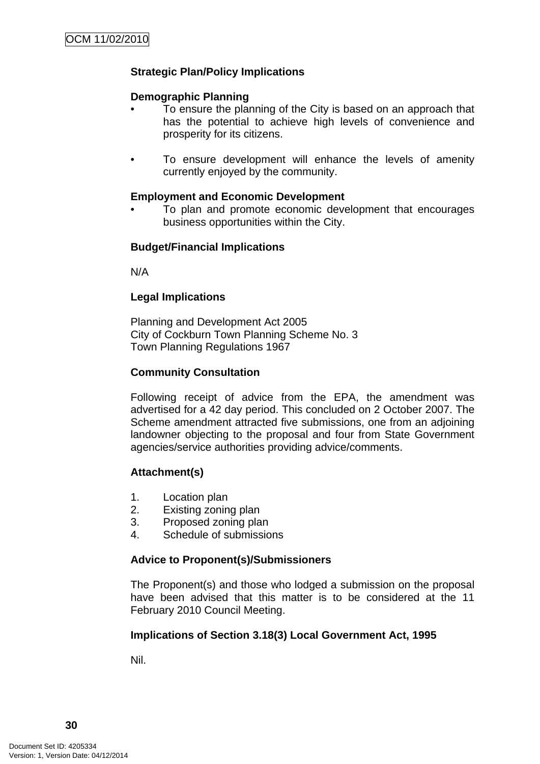**Strategic Plan/Policy Implications**

**Demographic Planning**

- To ensure the planning of the City is based on an approach that has the potential to achieve high levels of convenience and prosperity for its citizens.

- To ensure development will enhance the levels of amenity currently enjoyed by the community.

**Employment and Economic Development**

- To plan and promote economic development that encourages business opportunities within the City.

**Budget/Financial Implications**

N/A

**Legal Implications**

Planning and Development Act 2005
City of Cockburn Town Planning Scheme No. 3
Town Planning Regulations 1967

**Community Consultation**

Following receipt of advice from the EPA, the amendment was advertised for a 42 day period. This concluded on 2 October 2007. The Scheme amendment attracted five submissions, one from an adjoining landowner objecting to the proposal and four from State Government agencies/service authorities providing advice/comments.

**Attachment(s)**

1. Location plan
2. Existing zoning plan
3. Proposed zoning plan
4. Schedule of submissions

**Advice to Proponent(s)/Submissioners**

The Proponent(s) and those who lodged a submission on the proposal have been advised that this matter is to be considered at the 11 February 2010 Council Meeting.

**Implications of Section 3.18(3) Local Government Act, 1995**

Nil.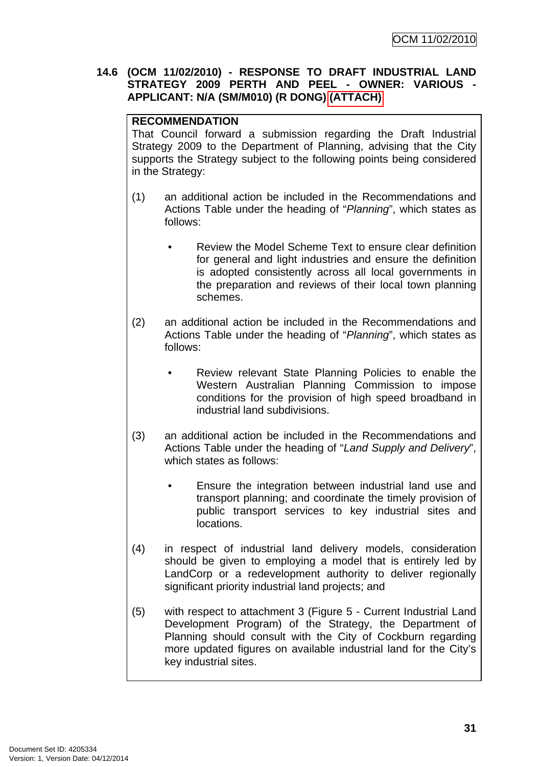**14.6 (OCM 11/02/2010) - RESPONSE TO DRAFT INDUSTRIAL LAND STRATEGY 2009 PERTH AND PEEL - OWNER: VARIOUS - APPLICANT: N/A (SM/M010) (R DONG) (ATTACH)**

**RECOMMENDATION**

That Council forward a submission regarding the Draft Industrial Strategy 2009 to the Department of Planning, advising that the City supports the Strategy subject to the following points being considered in the Strategy:

(1) an additional action be included in the Recommendations and Actions Table under the heading of "*Planning*", which states as follows:

- Review the Model Scheme Text to ensure clear definition for general and light industries and ensure the definition is adopted consistently across all local governments in the preparation and reviews of their local town planning schemes.

(2) an additional action be included in the Recommendations and Actions Table under the heading of "*Planning*", which states as follows:

- Review relevant State Planning Policies to enable the Western Australian Planning Commission to impose conditions for the provision of high speed broadband in industrial land subdivisions.

(3) an additional action be included in the Recommendations and Actions Table under the heading of "*Land Supply and Delivery*", which states as follows:

- Ensure the integration between industrial land use and transport planning; and coordinate the timely provision of public transport services to key industrial sites and locations.

(4) in respect of industrial land delivery models, consideration should be given to employing a model that is entirely led by LandCorp or a redevelopment authority to deliver regionally significant priority industrial land projects; and

(5) with respect to attachment 3 (Figure 5 - Current Industrial Land Development Program) of the Strategy, the Department of Planning should consult with the City of Cockburn regarding more updated figures on available industrial land for the City's key industrial sites.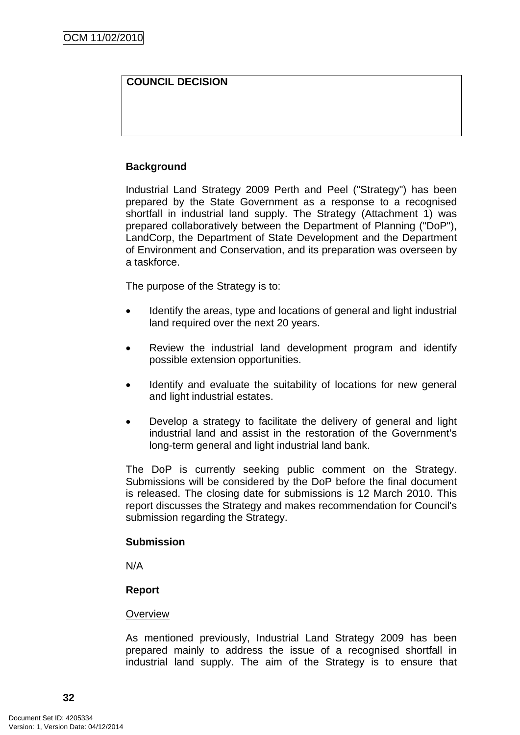| COUNCIL DECISION |
| --- |
| |

**Background**

Industrial Land Strategy 2009 Perth and Peel ("Strategy") has been prepared by the State Government as a response to a recognised shortfall in industrial land supply. The Strategy (Attachment 1) was prepared collaboratively between the Department of Planning ("DoP"), LandCorp, the Department of State Development and the Department of Environment and Conservation, and its preparation was overseen by a taskforce.

The purpose of the Strategy is to:

- Identify the areas, type and locations of general and light industrial land required over the next 20 years.
- Review the industrial land development program and identify possible extension opportunities.
- Identify and evaluate the suitability of locations for new general and light industrial estates.
- Develop a strategy to facilitate the delivery of general and light industrial land and assist in the restoration of the Government's long-term general and light industrial land bank.

The DoP is currently seeking public comment on the Strategy. Submissions will be considered by the DoP before the final document is released. The closing date for submissions is 12 March 2010. This report discusses the Strategy and makes recommendation for Council's submission regarding the Strategy.

**Submission**

N/A

**Report**

Overview

As mentioned previously, Industrial Land Strategy 2009 has been prepared mainly to address the issue of a recognised shortfall in industrial land supply. The aim of the Strategy is to ensure that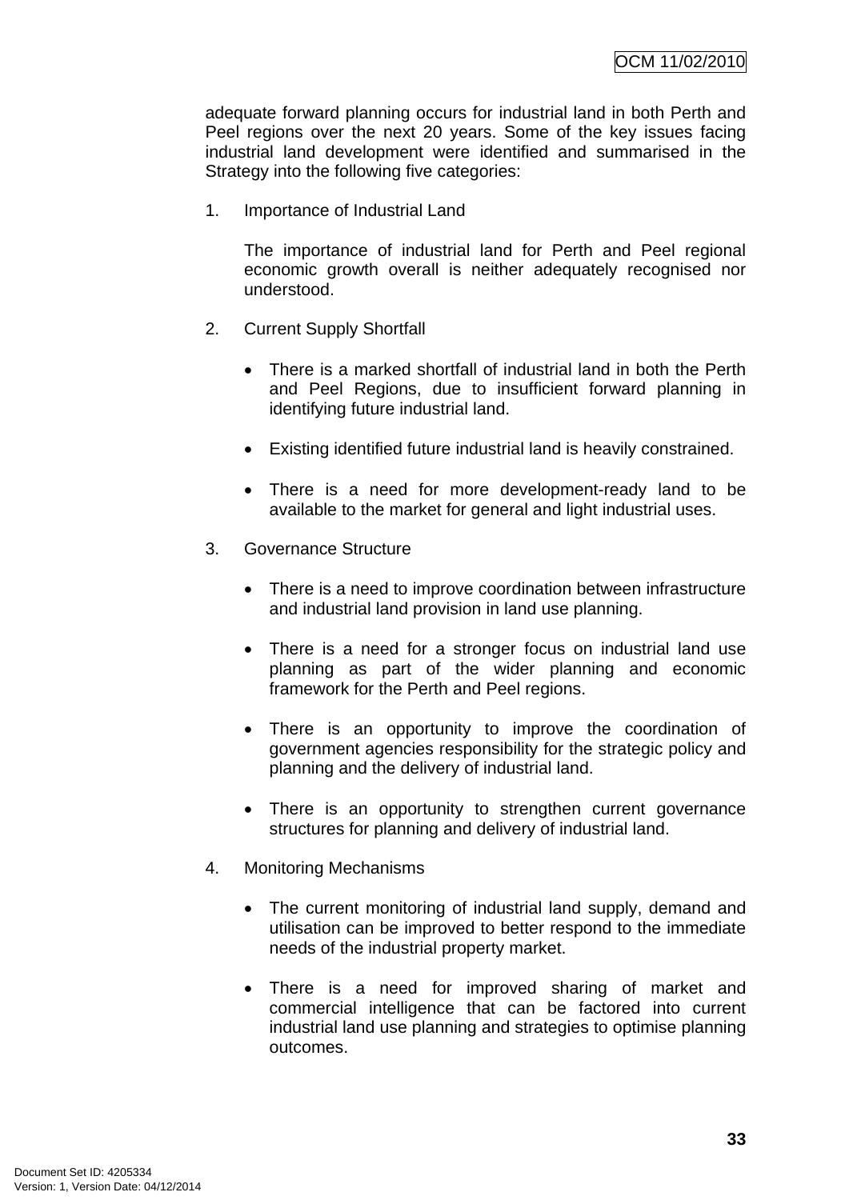adequate forward planning occurs for industrial land in both Perth and Peel regions over the next 20 years. Some of the key issues facing industrial land development were identified and summarised in the Strategy into the following five categories:

1. Importance of Industrial Land

   The importance of industrial land for Perth and Peel regional economic growth overall is neither adequately recognised nor understood.

2. Current Supply Shortfall

   - There is a marked shortfall of industrial land in both the Perth and Peel Regions, due to insufficient forward planning in identifying future industrial land.
   - Existing identified future industrial land is heavily constrained.
   - There is a need for more development-ready land to be available to the market for general and light industrial uses.

3. Governance Structure

   - There is a need to improve coordination between infrastructure and industrial land provision in land use planning.
   - There is a need for a stronger focus on industrial land use planning as part of the wider planning and economic framework for the Perth and Peel regions.
   - There is an opportunity to improve the coordination of government agencies responsibility for the strategic policy and planning and the delivery of industrial land.
   - There is an opportunity to strengthen current governance structures for planning and delivery of industrial land.

4. Monitoring Mechanisms

   - The current monitoring of industrial land supply, demand and utilisation can be improved to better respond to the immediate needs of the industrial property market.
   - There is a need for improved sharing of market and commercial intelligence that can be factored into current industrial land use planning and strategies to optimise planning outcomes.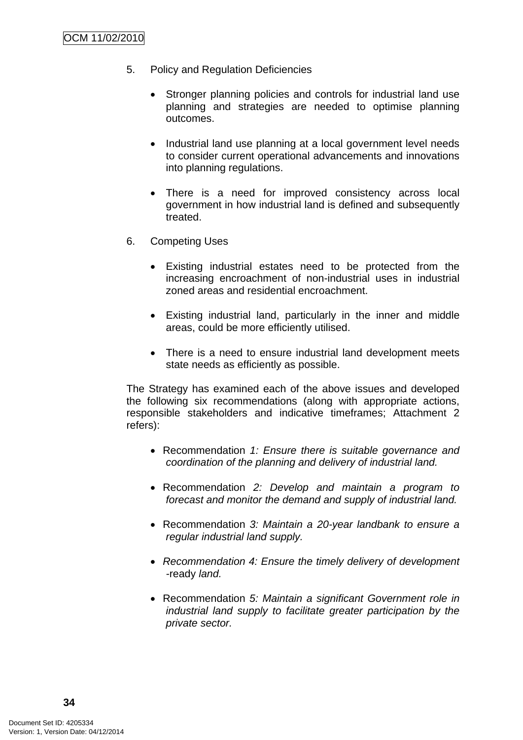5. Policy and Regulation Deficiencies

   - Stronger planning policies and controls for industrial land use planning and strategies are needed to optimise planning outcomes.

   - Industrial land use planning at a local government level needs to consider current operational advancements and innovations into planning regulations.

   - There is a need for improved consistency across local government in how industrial land is defined and subsequently treated.

6. Competing Uses

   - Existing industrial estates need to be protected from the increasing encroachment of non-industrial uses in industrial zoned areas and residential encroachment.

   - Existing industrial land, particularly in the inner and middle areas, could be more efficiently utilised.

   - There is a need to ensure industrial land development meets state needs as efficiently as possible.

The Strategy has examined each of the above issues and developed the following six recommendations (along with appropriate actions, responsible stakeholders and indicative timeframes; Attachment 2 refers):

- Recommendation *1: Ensure there is suitable governance and coordination of the planning and delivery of industrial land.*

- Recommendation *2: Develop and maintain a program to forecast and monitor the demand and supply of industrial land.*

- Recommendation *3: Maintain a 20-year landbank to ensure a regular industrial land supply.*

- *Recommendation 4: Ensure the timely delivery of development* -ready *land.*

- Recommendation *5: Maintain a significant Government role in industrial land supply to facilitate greater participation by the private sector.*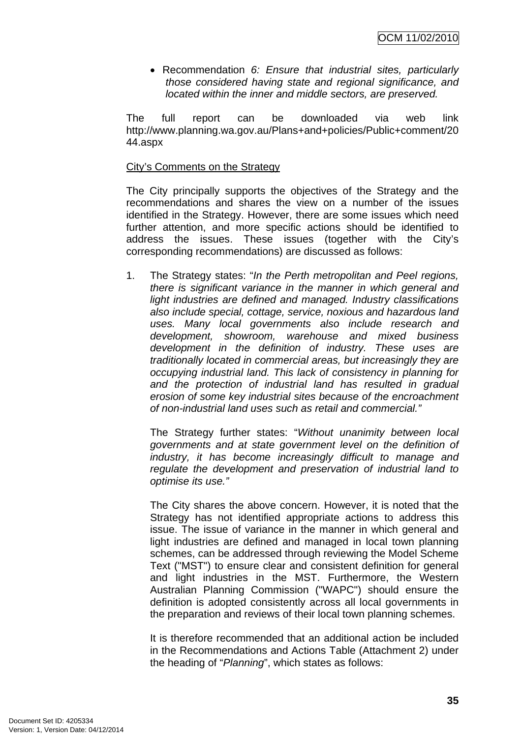- Recommendation *6: Ensure that industrial sites, particularly those considered having state and regional significance, and located within the inner and middle sectors, are preserved.*

The full report can be downloaded via web link http://www.planning.wa.gov.au/Plans+and+policies/Public+comment/2044.aspx

City's Comments on the Strategy

The City principally supports the objectives of the Strategy and the recommendations and shares the view on a number of the issues identified in the Strategy. However, there are some issues which need further attention, and more specific actions should be identified to address the issues. These issues (together with the City's corresponding recommendations) are discussed as follows:

1. The Strategy states: "*In the Perth metropolitan and Peel regions, there is significant variance in the manner in which general and light industries are defined and managed. Industry classifications also include special, cottage, service, noxious and hazardous land uses. Many local governments also include research and development, showroom, warehouse and mixed business development in the definition of industry. These uses are traditionally located in commercial areas, but increasingly they are occupying industrial land. This lack of consistency in planning for and the protection of industrial land has resulted in gradual erosion of some key industrial sites because of the encroachment of non-industrial land uses such as retail and commercial.*"

   The Strategy further states: "*Without unanimity between local governments and at state government level on the definition of industry, it has become increasingly difficult to manage and regulate the development and preservation of industrial land to optimise its use.*"

   The City shares the above concern. However, it is noted that the Strategy has not identified appropriate actions to address this issue. The issue of variance in the manner in which general and light industries are defined and managed in local town planning schemes, can be addressed through reviewing the Model Scheme Text ("MST") to ensure clear and consistent definition for general and light industries in the MST. Furthermore, the Western Australian Planning Commission ("WAPC") should ensure the definition is adopted consistently across all local governments in the preparation and reviews of their local town planning schemes.

   It is therefore recommended that an additional action be included in the Recommendations and Actions Table (Attachment 2) under the heading of "*Planning*", which states as follows: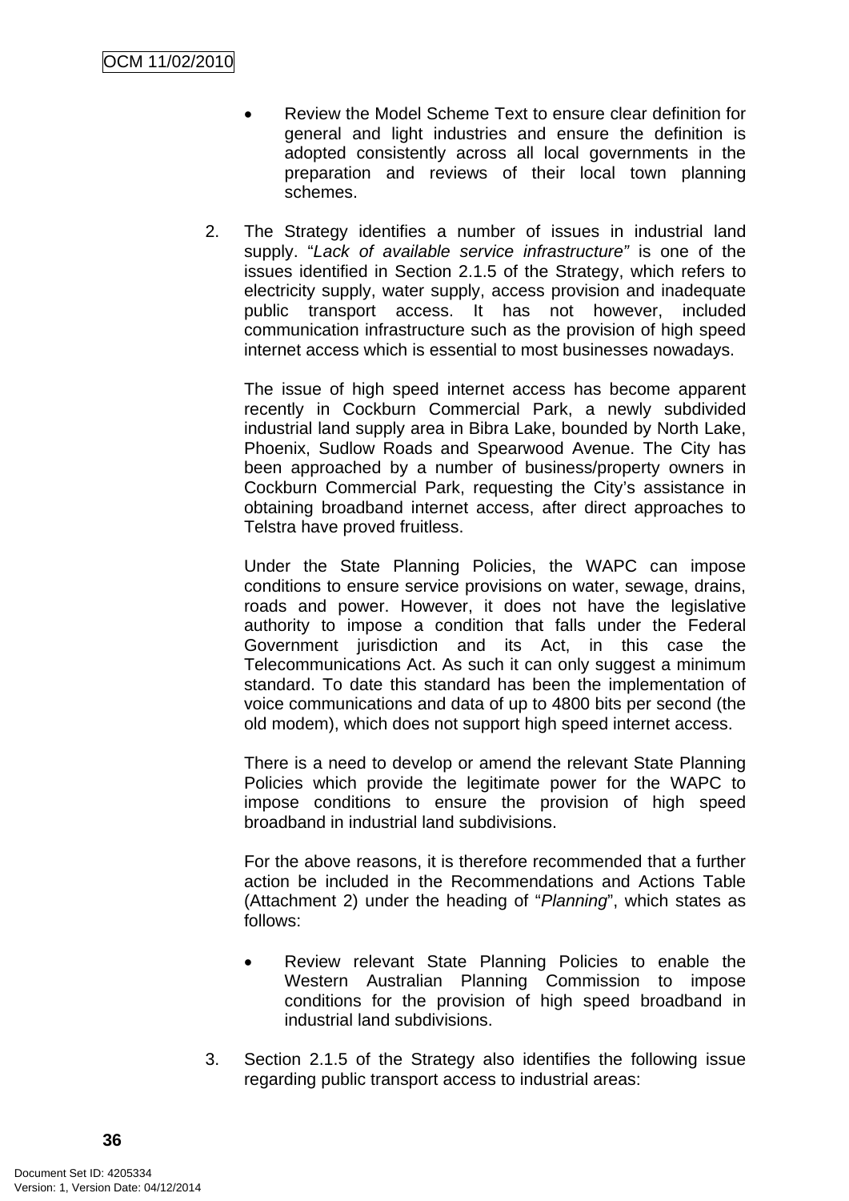- Review the Model Scheme Text to ensure clear definition for general and light industries and ensure the definition is adopted consistently across all local governments in the preparation and reviews of their local town planning schemes.

2. The Strategy identifies a number of issues in industrial land supply. "*Lack of available service infrastructure"* is one of the issues identified in Section 2.1.5 of the Strategy, which refers to electricity supply, water supply, access provision and inadequate public transport access. It has not however, included communication infrastructure such as the provision of high speed internet access which is essential to most businesses nowadays.

   The issue of high speed internet access has become apparent recently in Cockburn Commercial Park, a newly subdivided industrial land supply area in Bibra Lake, bounded by North Lake, Phoenix, Sudlow Roads and Spearwood Avenue. The City has been approached by a number of business/property owners in Cockburn Commercial Park, requesting the City's assistance in obtaining broadband internet access, after direct approaches to Telstra have proved fruitless.

   Under the State Planning Policies, the WAPC can impose conditions to ensure service provisions on water, sewage, drains, roads and power. However, it does not have the legislative authority to impose a condition that falls under the Federal Government jurisdiction and its Act, in this case the Telecommunications Act. As such it can only suggest a minimum standard. To date this standard has been the implementation of voice communications and data of up to 4800 bits per second (the old modem), which does not support high speed internet access.

   There is a need to develop or amend the relevant State Planning Policies which provide the legitimate power for the WAPC to impose conditions to ensure the provision of high speed broadband in industrial land subdivisions.

   For the above reasons, it is therefore recommended that a further action be included in the Recommendations and Actions Table (Attachment 2) under the heading of "*Planning*", which states as follows:

   - Review relevant State Planning Policies to enable the Western Australian Planning Commission to impose conditions for the provision of high speed broadband in industrial land subdivisions.

3. Section 2.1.5 of the Strategy also identifies the following issue regarding public transport access to industrial areas: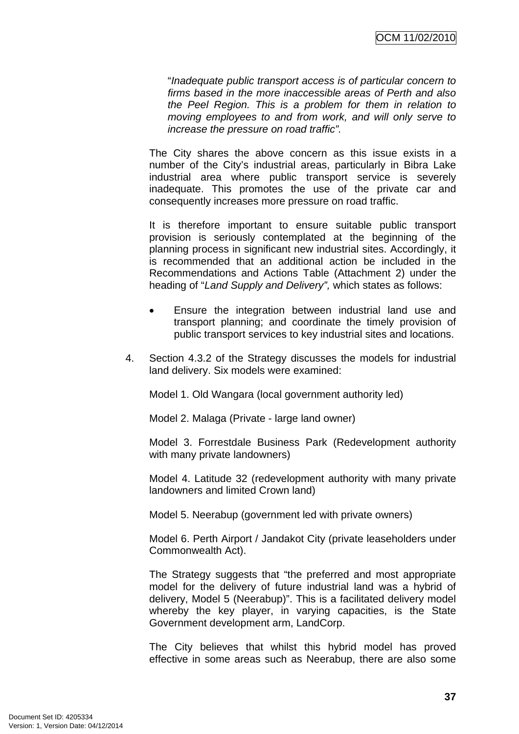"*Inadequate public transport access is of particular concern to firms based in the more inaccessible areas of Perth and also the Peel Region. This is a problem for them in relation to moving employees to and from work, and will only serve to increase the pressure on road traffic".*

The City shares the above concern as this issue exists in a number of the City's industrial areas, particularly in Bibra Lake industrial area where public transport service is severely inadequate. This promotes the use of the private car and consequently increases more pressure on road traffic.

It is therefore important to ensure suitable public transport provision is seriously contemplated at the beginning of the planning process in significant new industrial sites. Accordingly, it is recommended that an additional action be included in the Recommendations and Actions Table (Attachment 2) under the heading of "*Land Supply and Delivery",* which states as follows:

- Ensure the integration between industrial land use and transport planning; and coordinate the timely provision of public transport services to key industrial sites and locations.

4. Section 4.3.2 of the Strategy discusses the models for industrial land delivery. Six models were examined:

   Model 1. Old Wangara (local government authority led)

   Model 2. Malaga (Private - large land owner)

   Model 3. Forrestdale Business Park (Redevelopment authority with many private landowners)

   Model 4. Latitude 32 (redevelopment authority with many private landowners and limited Crown land)

   Model 5. Neerabup (government led with private owners)

   Model 6. Perth Airport / Jandakot City (private leaseholders under Commonwealth Act).

   The Strategy suggests that "the preferred and most appropriate model for the delivery of future industrial land was a hybrid of delivery, Model 5 (Neerabup)". This is a facilitated delivery model whereby the key player, in varying capacities, is the State Government development arm, LandCorp.

   The City believes that whilst this hybrid model has proved effective in some areas such as Neerabup, there are also some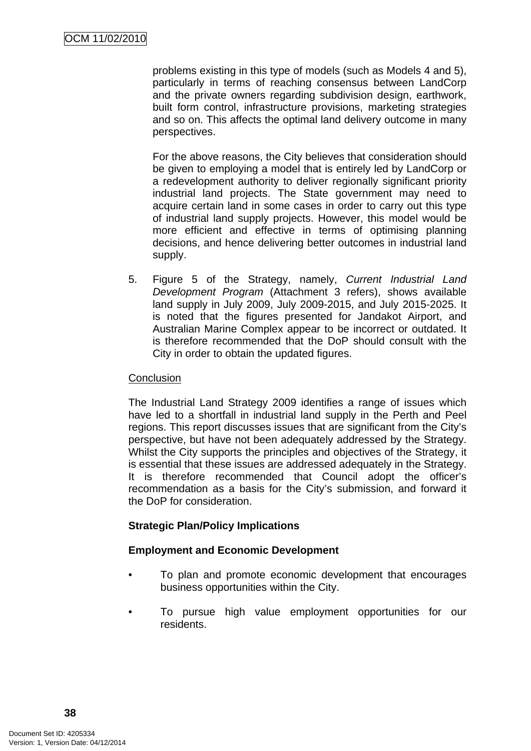problems existing in this type of models (such as Models 4 and 5), particularly in terms of reaching consensus between LandCorp and the private owners regarding subdivision design, earthwork, built form control, infrastructure provisions, marketing strategies and so on. This affects the optimal land delivery outcome in many perspectives.

For the above reasons, the City believes that consideration should be given to employing a model that is entirely led by LandCorp or a redevelopment authority to deliver regionally significant priority industrial land projects. The State government may need to acquire certain land in some cases in order to carry out this type of industrial land supply projects. However, this model would be more efficient and effective in terms of optimising planning decisions, and hence delivering better outcomes in industrial land supply.

5. Figure 5 of the Strategy, namely, *Current Industrial Land Development Program* (Attachment 3 refers), shows available land supply in July 2009, July 2009-2015, and July 2015-2025. It is noted that the figures presented for Jandakot Airport, and Australian Marine Complex appear to be incorrect or outdated. It is therefore recommended that the DoP should consult with the City in order to obtain the updated figures.

<u>Conclusion</u>

The Industrial Land Strategy 2009 identifies a range of issues which have led to a shortfall in industrial land supply in the Perth and Peel regions. This report discusses issues that are significant from the City's perspective, but have not been adequately addressed by the Strategy. Whilst the City supports the principles and objectives of the Strategy, it is essential that these issues are addressed adequately in the Strategy. It is therefore recommended that Council adopt the officer's recommendation as a basis for the City's submission, and forward it the DoP for consideration.

**Strategic Plan/Policy Implications**

**Employment and Economic Development**

- To plan and promote economic development that encourages business opportunities within the City.
- To pursue high value employment opportunities for our residents.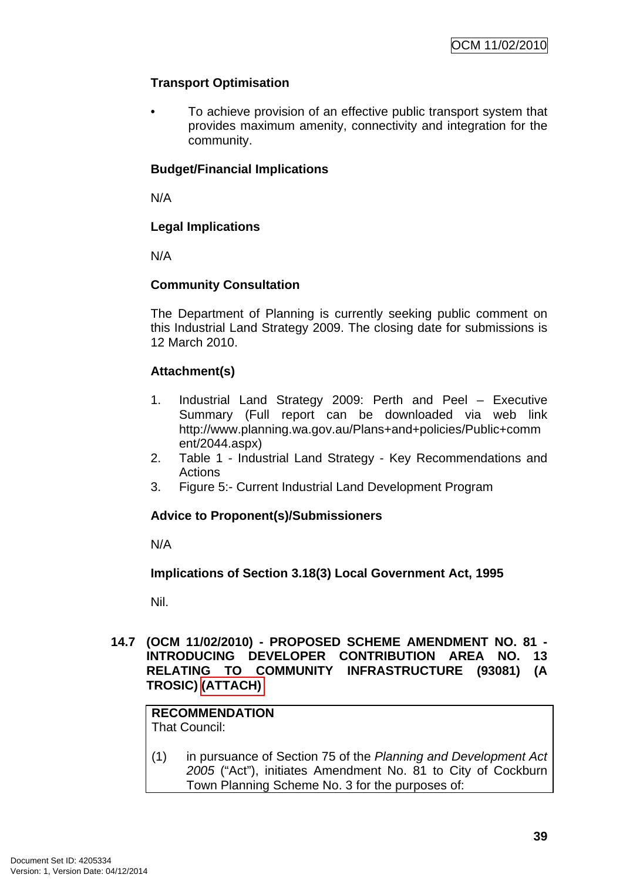**Transport Optimisation**

- To achieve provision of an effective public transport system that provides maximum amenity, connectivity and integration for the community.

**Budget/Financial Implications**

N/A

**Legal Implications**

N/A

**Community Consultation**

The Department of Planning is currently seeking public comment on this Industrial Land Strategy 2009. The closing date for submissions is 12 March 2010.

**Attachment(s)**

1. Industrial Land Strategy 2009: Perth and Peel – Executive Summary (Full report can be downloaded via web link http://www.planning.wa.gov.au/Plans+and+policies/Public+comment/2044.aspx)
2. Table 1 - Industrial Land Strategy - Key Recommendations and Actions
3. Figure 5:- Current Industrial Land Development Program

**Advice to Proponent(s)/Submissioners**

N/A

**Implications of Section 3.18(3) Local Government Act, 1995**

Nil.

## 14.7 (OCM 11/02/2010) - PROPOSED SCHEME AMENDMENT NO. 81 - INTRODUCING DEVELOPER CONTRIBUTION AREA NO. 13 RELATING TO COMMUNITY INFRASTRUCTURE (93081) (A TROSIC) (ATTACH)

**RECOMMENDATION**
That Council:

(1) in pursuance of Section 75 of the *Planning and Development Act 2005* ("Act"), initiates Amendment No. 81 to City of Cockburn Town Planning Scheme No. 3 for the purposes of: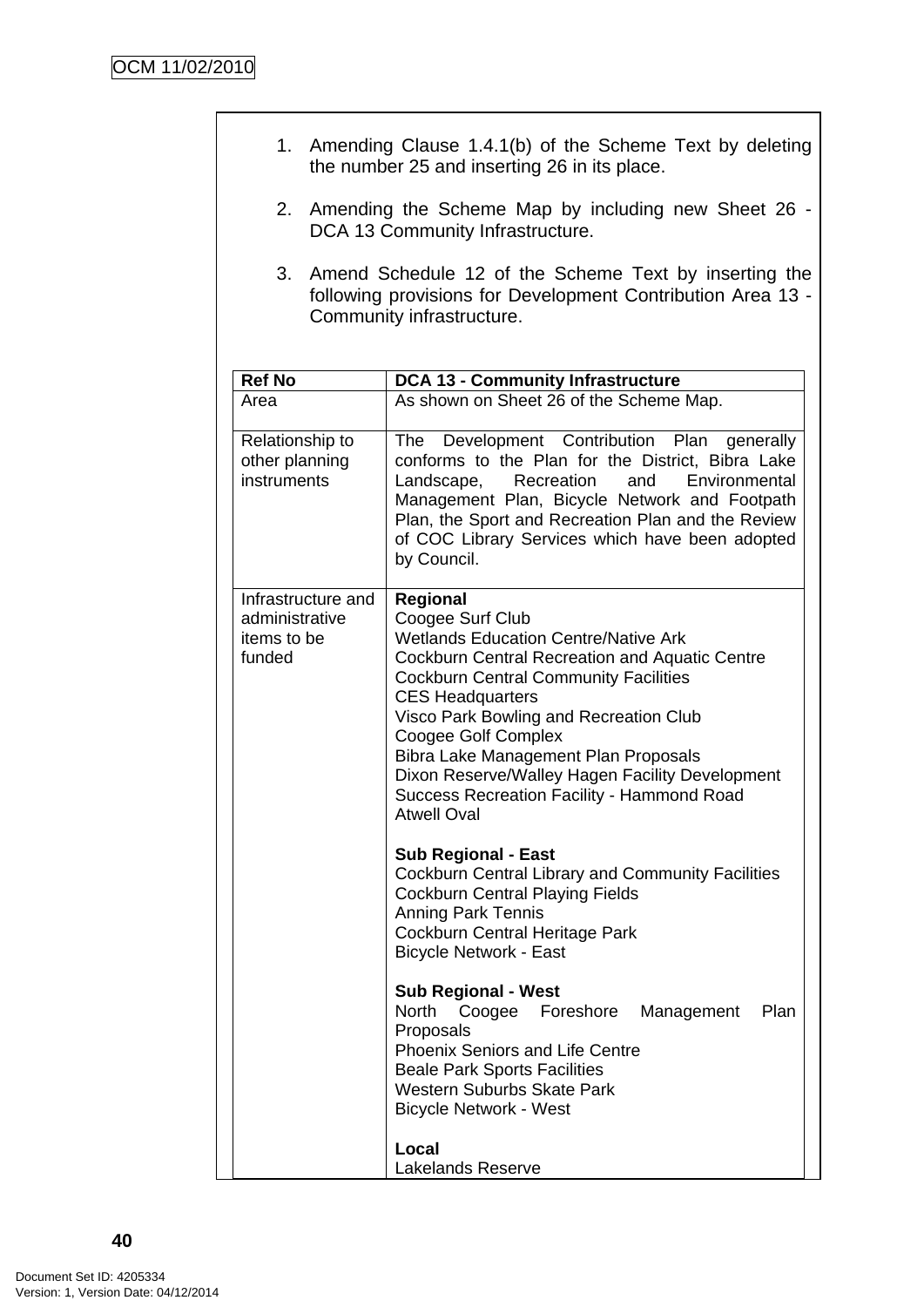1. Amending Clause 1.4.1(b) of the Scheme Text by deleting the number 25 and inserting 26 in its place.

2. Amending the Scheme Map by including new Sheet 26 - DCA 13 Community Infrastructure.

3. Amend Schedule 12 of the Scheme Text by inserting the following provisions for Development Contribution Area 13 - Community infrastructure.

| **Ref No** | **DCA 13 - Community Infrastructure** |
|---|---|
| Area | As shown on Sheet 26 of the Scheme Map. |
| Relationship to other planning instruments | The Development Contribution Plan generally conforms to the Plan for the District, Bibra Lake Landscape, Recreation and Environmental Management Plan, Bicycle Network and Footpath Plan, the Sport and Recreation Plan and the Review of COC Library Services which have been adopted by Council. |
| Infrastructure and administrative items to be funded | **Regional**<br>Coogee Surf Club<br>Wetlands Education Centre/Native Ark<br>Cockburn Central Recreation and Aquatic Centre<br>Cockburn Central Community Facilities<br>CES Headquarters<br>Visco Park Bowling and Recreation Club<br>Coogee Golf Complex<br>Bibra Lake Management Plan Proposals<br>Dixon Reserve/Walley Hagen Facility Development<br>Success Recreation Facility - Hammond Road<br>Atwell Oval<br><br>**Sub Regional - East**<br>Cockburn Central Library and Community Facilities<br>Cockburn Central Playing Fields<br>Anning Park Tennis<br>Cockburn Central Heritage Park<br>Bicycle Network - East<br><br>**Sub Regional - West**<br>North Coogee Foreshore Management Plan Proposals<br>Phoenix Seniors and Life Centre<br>Beale Park Sports Facilities<br>Western Suburbs Skate Park<br>Bicycle Network - West<br><br>**Local**<br>Lakelands Reserve |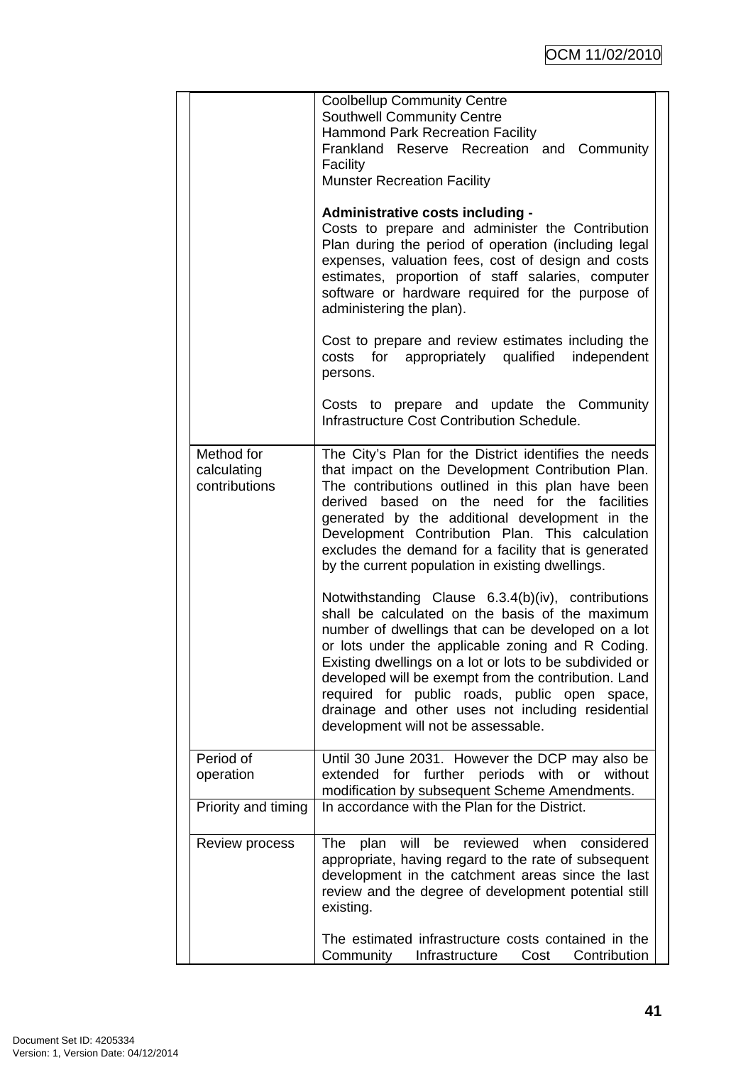| | |
|---|---|
| | Coolbellup Community Centre<br>Southwell Community Centre<br>Hammond Park Recreation Facility<br>Frankland Reserve Recreation and Community Facility<br>Munster Recreation Facility<br><br>**Administrative costs including -**<br>Costs to prepare and administer the Contribution Plan during the period of operation (including legal expenses, valuation fees, cost of design and costs estimates, proportion of staff salaries, computer software or hardware required for the purpose of administering the plan).<br><br>Cost to prepare and review estimates including the costs for appropriately qualified independent persons.<br><br>Costs to prepare and update the Community Infrastructure Cost Contribution Schedule. |
| Method for calculating contributions | The City's Plan for the District identifies the needs that impact on the Development Contribution Plan. The contributions outlined in this plan have been derived based on the need for the facilities generated by the additional development in the Development Contribution Plan. This calculation excludes the demand for a facility that is generated by the current population in existing dwellings.<br><br>Notwithstanding Clause 6.3.4(b)(iv), contributions shall be calculated on the basis of the maximum number of dwellings that can be developed on a lot or lots under the applicable zoning and R Coding. Existing dwellings on a lot or lots to be subdivided or developed will be exempt from the contribution. Land required for public roads, public open space, drainage and other uses not including residential development will not be assessable. |
| Period of operation | Until 30 June 2031. However the DCP may also be extended for further periods with or without modification by subsequent Scheme Amendments. |
| Priority and timing | In accordance with the Plan for the District. |
| Review process | The plan will be reviewed when considered appropriate, having regard to the rate of subsequent development in the catchment areas since the last review and the degree of development potential still existing.<br><br>The estimated infrastructure costs contained in the Community Infrastructure Cost Contribution |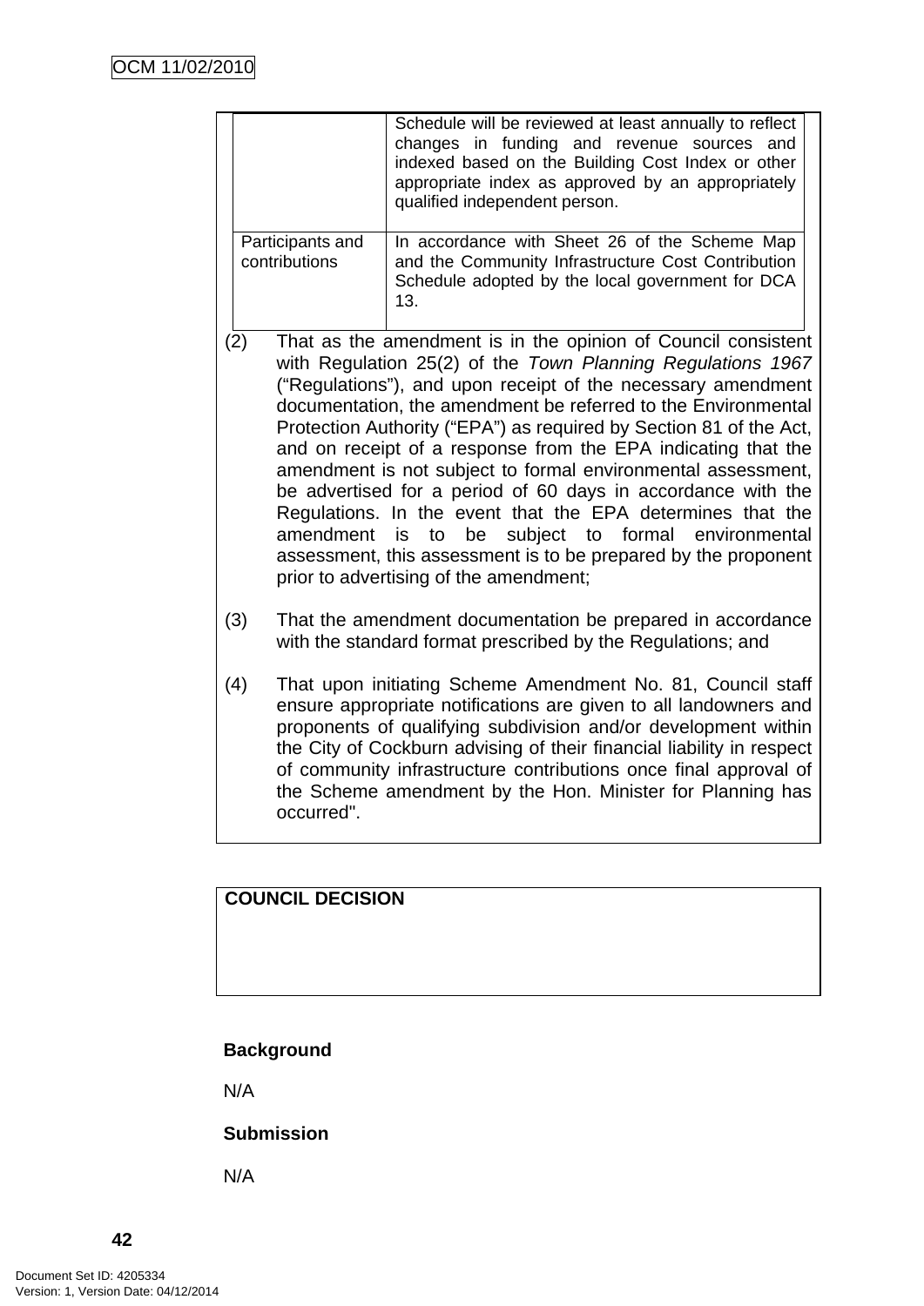| | |
|---|---|
| | Schedule will be reviewed at least annually to reflect changes in funding and revenue sources and indexed based on the Building Cost Index or other appropriate index as approved by an appropriately qualified independent person. |
| Participants and contributions | In accordance with Sheet 26 of the Scheme Map and the Community Infrastructure Cost Contribution Schedule adopted by the local government for DCA 13. |

(2) That as the amendment is in the opinion of Council consistent with Regulation 25(2) of the *Town Planning Regulations 1967* ("Regulations"), and upon receipt of the necessary amendment documentation, the amendment be referred to the Environmental Protection Authority ("EPA") as required by Section 81 of the Act, and on receipt of a response from the EPA indicating that the amendment is not subject to formal environmental assessment, be advertised for a period of 60 days in accordance with the Regulations. In the event that the EPA determines that the amendment is to be subject to formal environmental assessment, this assessment is to be prepared by the proponent prior to advertising of the amendment;

(3) That the amendment documentation be prepared in accordance with the standard format prescribed by the Regulations; and

(4) That upon initiating Scheme Amendment No. 81, Council staff ensure appropriate notifications are given to all landowners and proponents of qualifying subdivision and/or development within the City of Cockburn advising of their financial liability in respect of community infrastructure contributions once final approval of the Scheme amendment by the Hon. Minister for Planning has occurred".

**COUNCIL DECISION**

**Background**

N/A

**Submission**

N/A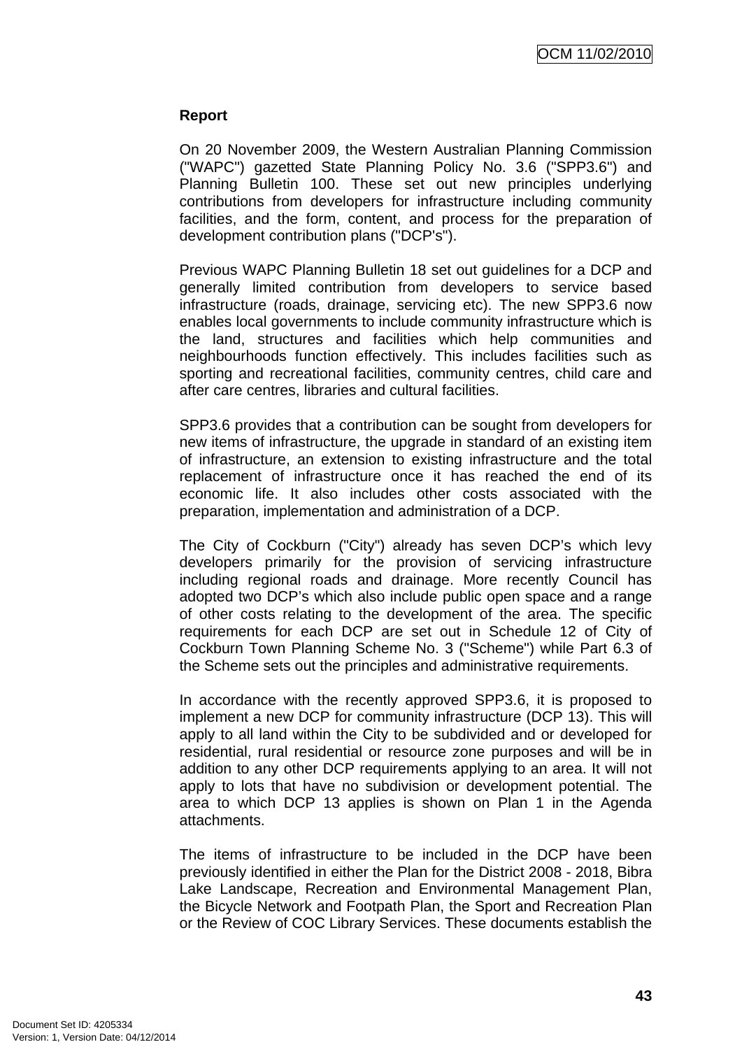**Report**

On 20 November 2009, the Western Australian Planning Commission ("WAPC") gazetted State Planning Policy No. 3.6 ("SPP3.6") and Planning Bulletin 100. These set out new principles underlying contributions from developers for infrastructure including community facilities, and the form, content, and process for the preparation of development contribution plans ("DCP's").

Previous WAPC Planning Bulletin 18 set out guidelines for a DCP and generally limited contribution from developers to service based infrastructure (roads, drainage, servicing etc). The new SPP3.6 now enables local governments to include community infrastructure which is the land, structures and facilities which help communities and neighbourhoods function effectively. This includes facilities such as sporting and recreational facilities, community centres, child care and after care centres, libraries and cultural facilities.

SPP3.6 provides that a contribution can be sought from developers for new items of infrastructure, the upgrade in standard of an existing item of infrastructure, an extension to existing infrastructure and the total replacement of infrastructure once it has reached the end of its economic life. It also includes other costs associated with the preparation, implementation and administration of a DCP.

The City of Cockburn ("City") already has seven DCP's which levy developers primarily for the provision of servicing infrastructure including regional roads and drainage. More recently Council has adopted two DCP's which also include public open space and a range of other costs relating to the development of the area. The specific requirements for each DCP are set out in Schedule 12 of City of Cockburn Town Planning Scheme No. 3 ("Scheme") while Part 6.3 of the Scheme sets out the principles and administrative requirements.

In accordance with the recently approved SPP3.6, it is proposed to implement a new DCP for community infrastructure (DCP 13). This will apply to all land within the City to be subdivided and or developed for residential, rural residential or resource zone purposes and will be in addition to any other DCP requirements applying to an area. It will not apply to lots that have no subdivision or development potential. The area to which DCP 13 applies is shown on Plan 1 in the Agenda attachments.

The items of infrastructure to be included in the DCP have been previously identified in either the Plan for the District 2008 - 2018, Bibra Lake Landscape, Recreation and Environmental Management Plan, the Bicycle Network and Footpath Plan, the Sport and Recreation Plan or the Review of COC Library Services. These documents establish the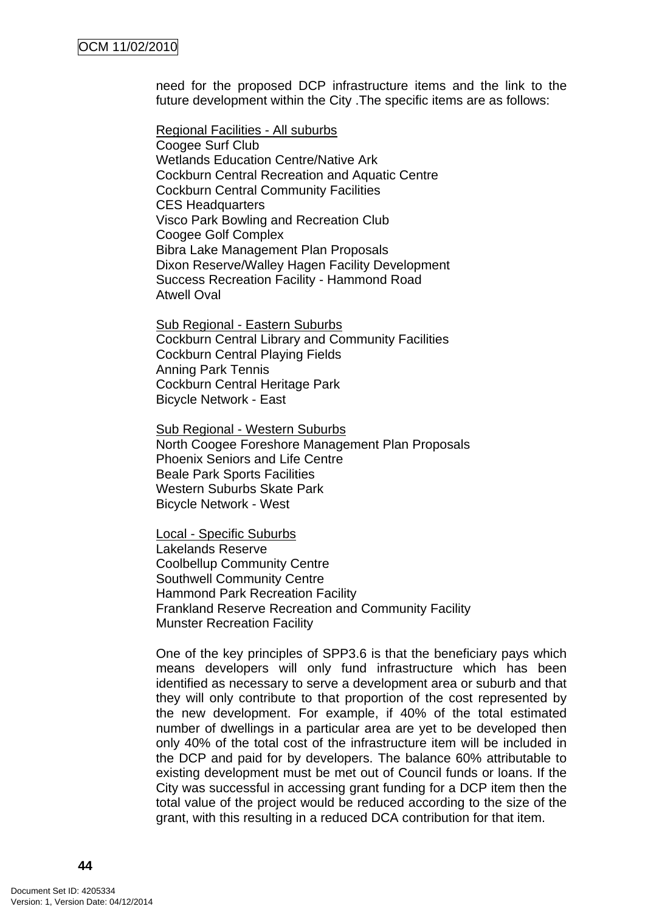need for the proposed DCP infrastructure items and the link to the future development within the City .The specific items are as follows:

<u>Regional Facilities - All suburbs</u>
Coogee Surf Club
Wetlands Education Centre/Native Ark
Cockburn Central Recreation and Aquatic Centre
Cockburn Central Community Facilities
CES Headquarters
Visco Park Bowling and Recreation Club
Coogee Golf Complex
Bibra Lake Management Plan Proposals
Dixon Reserve/Walley Hagen Facility Development
Success Recreation Facility - Hammond Road
Atwell Oval

<u>Sub Regional - Eastern Suburbs</u>
Cockburn Central Library and Community Facilities
Cockburn Central Playing Fields
Anning Park Tennis
Cockburn Central Heritage Park
Bicycle Network - East

<u>Sub Regional - Western Suburbs</u>
North Coogee Foreshore Management Plan Proposals
Phoenix Seniors and Life Centre
Beale Park Sports Facilities
Western Suburbs Skate Park
Bicycle Network - West

<u>Local - Specific Suburbs</u>
Lakelands Reserve
Coolbellup Community Centre
Southwell Community Centre
Hammond Park Recreation Facility
Frankland Reserve Recreation and Community Facility
Munster Recreation Facility

One of the key principles of SPP3.6 is that the beneficiary pays which means developers will only fund infrastructure which has been identified as necessary to serve a development area or suburb and that they will only contribute to that proportion of the cost represented by the new development. For example, if 40% of the total estimated number of dwellings in a particular area are yet to be developed then only 40% of the total cost of the infrastructure item will be included in the DCP and paid for by developers. The balance 60% attributable to existing development must be met out of Council funds or loans. If the City was successful in accessing grant funding for a DCP item then the total value of the project would be reduced according to the size of the grant, with this resulting in a reduced DCA contribution for that item.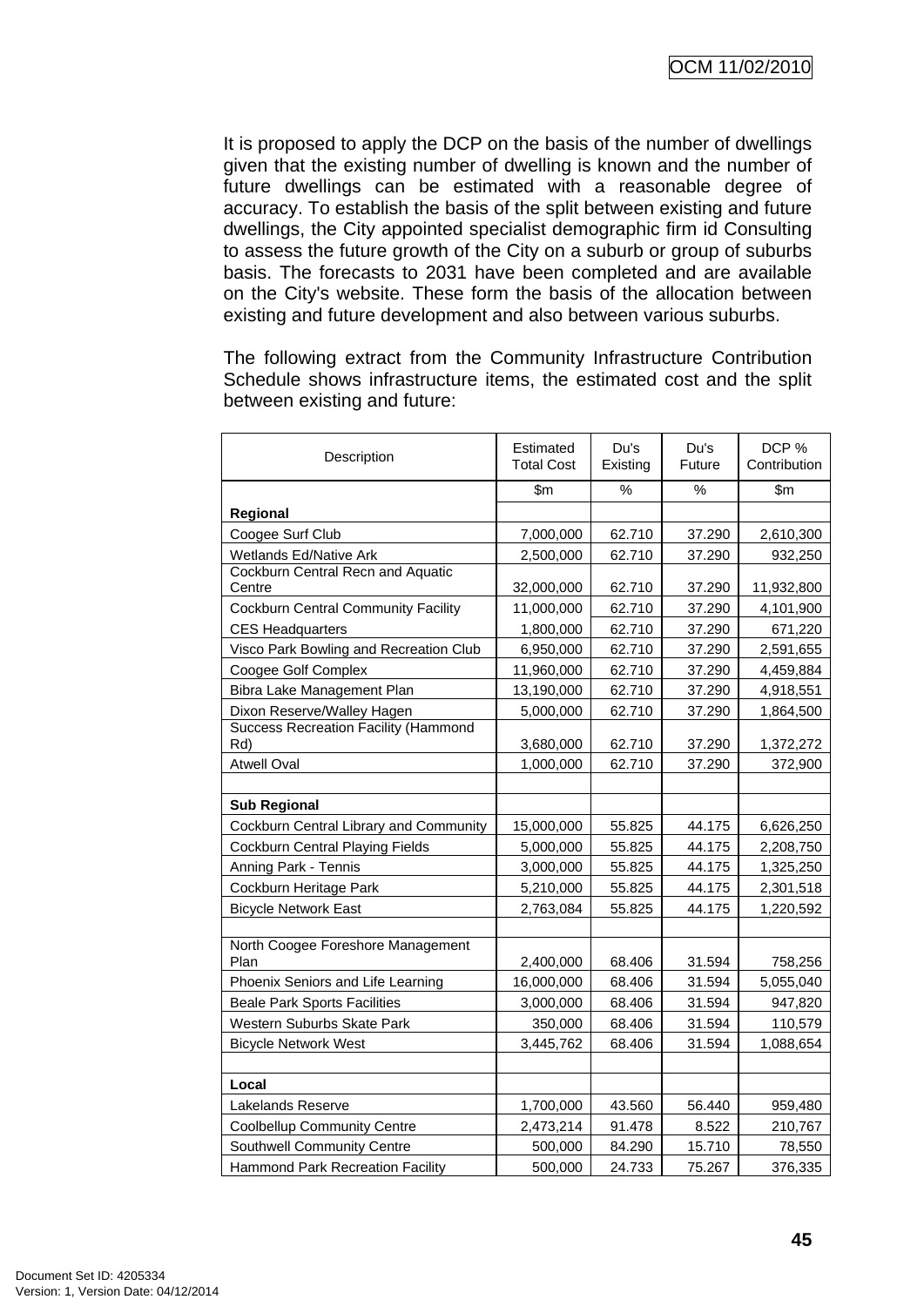It is proposed to apply the DCP on the basis of the number of dwellings given that the existing number of dwelling is known and the number of future dwellings can be estimated with a reasonable degree of accuracy. To establish the basis of the split between existing and future dwellings, the City appointed specialist demographic firm id Consulting to assess the future growth of the City on a suburb or group of suburbs basis. The forecasts to 2031 have been completed and are available on the City's website. These form the basis of the allocation between existing and future development and also between various suburbs.

The following extract from the Community Infrastructure Contribution Schedule shows infrastructure items, the estimated cost and the split between existing and future:

| Description | Estimated Total Cost | Du's Existing | Du's Future | DCP % Contribution |
|---|---|---|---|---|
| | $m | % | % | $m |
| **Regional** | | | | |
| Coogee Surf Club | 7,000,000 | 62.710 | 37.290 | 2,610,300 |
| Wetlands Ed/Native Ark | 2,500,000 | 62.710 | 37.290 | 932,250 |
| Cockburn Central Recn and Aquatic Centre | 32,000,000 | 62.710 | 37.290 | 11,932,800 |
| Cockburn Central Community Facility | 11,000,000 | 62.710 | 37.290 | 4,101,900 |
| CES Headquarters | 1,800,000 | 62.710 | 37.290 | 671,220 |
| Visco Park Bowling and Recreation Club | 6,950,000 | 62.710 | 37.290 | 2,591,655 |
| Coogee Golf Complex | 11,960,000 | 62.710 | 37.290 | 4,459,884 |
| Bibra Lake Management Plan | 13,190,000 | 62.710 | 37.290 | 4,918,551 |
| Dixon Reserve/Walley Hagen | 5,000,000 | 62.710 | 37.290 | 1,864,500 |
| Success Recreation Facility (Hammond Rd) | 3,680,000 | 62.710 | 37.290 | 1,372,272 |
| Atwell Oval | 1,000,000 | 62.710 | 37.290 | 372,900 |
| | | | | |
| **Sub Regional** | | | | |
| Cockburn Central Library and Community | 15,000,000 | 55.825 | 44.175 | 6,626,250 |
| Cockburn Central Playing Fields | 5,000,000 | 55.825 | 44.175 | 2,208,750 |
| Anning Park - Tennis | 3,000,000 | 55.825 | 44.175 | 1,325,250 |
| Cockburn Heritage Park | 5,210,000 | 55.825 | 44.175 | 2,301,518 |
| Bicycle Network East | 2,763,084 | 55.825 | 44.175 | 1,220,592 |
| | | | | |
| North Coogee Foreshore Management Plan | 2,400,000 | 68.406 | 31.594 | 758,256 |
| Phoenix Seniors and Life Learning | 16,000,000 | 68.406 | 31.594 | 5,055,040 |
| Beale Park Sports Facilities | 3,000,000 | 68.406 | 31.594 | 947,820 |
| Western Suburbs Skate Park | 350,000 | 68.406 | 31.594 | 110,579 |
| Bicycle Network West | 3,445,762 | 68.406 | 31.594 | 1,088,654 |
| | | | | |
| **Local** | | | | |
| Lakelands Reserve | 1,700,000 | 43.560 | 56.440 | 959,480 |
| Coolbellup Community Centre | 2,473,214 | 91.478 | 8.522 | 210,767 |
| Southwell Community Centre | 500,000 | 84.290 | 15.710 | 78,550 |
| Hammond Park Recreation Facility | 500,000 | 24.733 | 75.267 | 376,335 |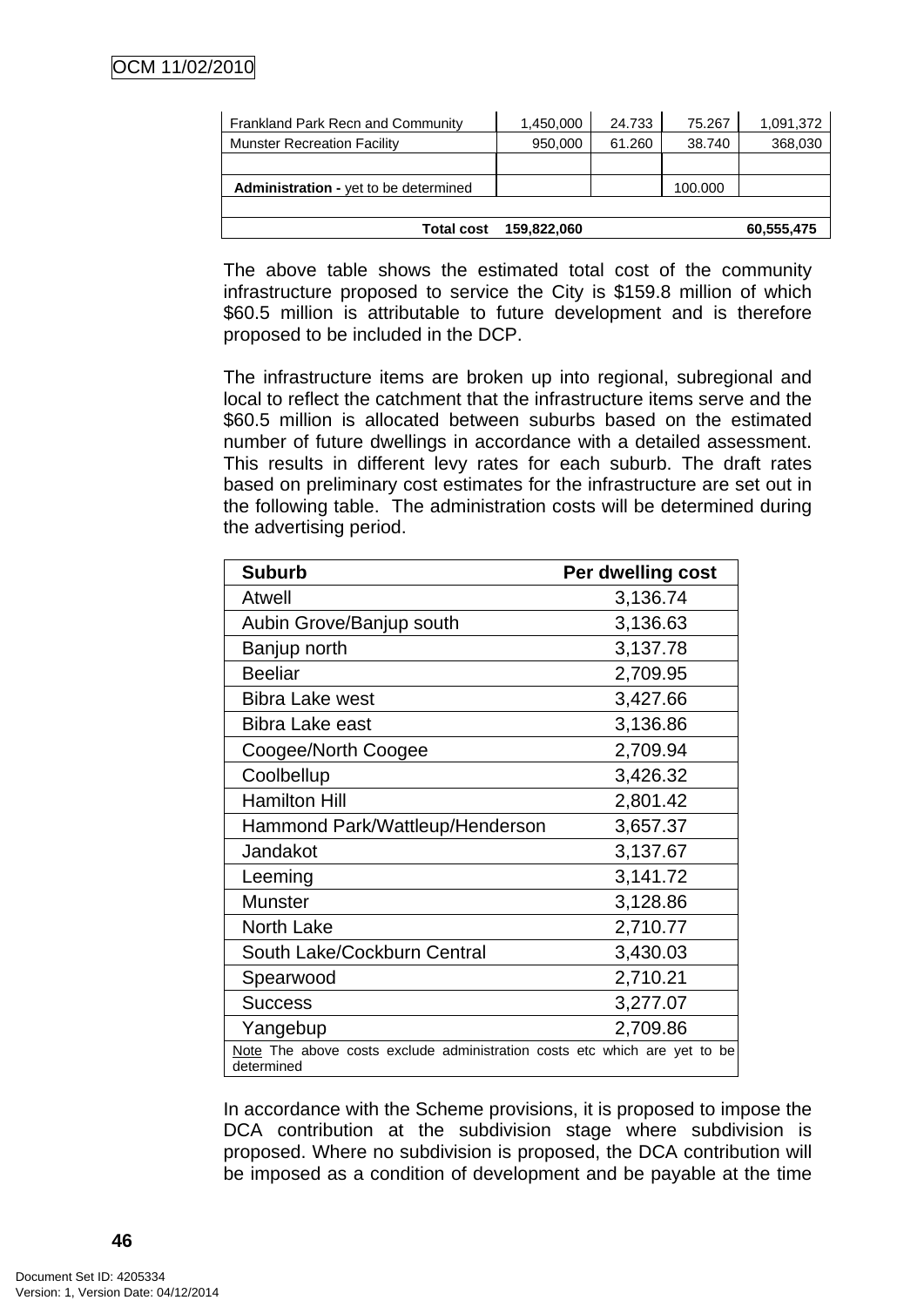| | | | | |
|---|---|---|---|---|
| Frankland Park Recn and Community | 1,450,000 | 24.733 | 75.267 | 1,091,372 |
| Munster Recreation Facility | 950,000 | 61.260 | 38.740 | 368,030 |
| | | | | |
| **Administration -** yet to be determined | | | 100.000 | |
| | | | | |
| **Total cost** | **159,822,060** | | | **60,555,475** |

The above table shows the estimated total cost of the community infrastructure proposed to service the City is $159.8 million of which $60.5 million is attributable to future development and is therefore proposed to be included in the DCP.

The infrastructure items are broken up into regional, subregional and local to reflect the catchment that the infrastructure items serve and the $60.5 million is allocated between suburbs based on the estimated number of future dwellings in accordance with a detailed assessment. This results in different levy rates for each suburb. The draft rates based on preliminary cost estimates for the infrastructure are set out in the following table. The administration costs will be determined during the advertising period.

| Suburb | Per dwelling cost |
|---|---|
| Atwell | 3,136.74 |
| Aubin Grove/Banjup south | 3,136.63 |
| Banjup north | 3,137.78 |
| Beeliar | 2,709.95 |
| Bibra Lake west | 3,427.66 |
| Bibra Lake east | 3,136.86 |
| Coogee/North Coogee | 2,709.94 |
| Coolbellup | 3,426.32 |
| Hamilton Hill | 2,801.42 |
| Hammond Park/Wattleup/Henderson | 3,657.37 |
| Jandakot | 3,137.67 |
| Leeming | 3,141.72 |
| Munster | 3,128.86 |
| North Lake | 2,710.77 |
| South Lake/Cockburn Central | 3,430.03 |
| Spearwood | 2,710.21 |
| Success | 3,277.07 |
| Yangebup | 2,709.86 |
| Note The above costs exclude administration costs etc which are yet to be determined | |

In accordance with the Scheme provisions, it is proposed to impose the DCA contribution at the subdivision stage where subdivision is proposed. Where no subdivision is proposed, the DCA contribution will be imposed as a condition of development and be payable at the time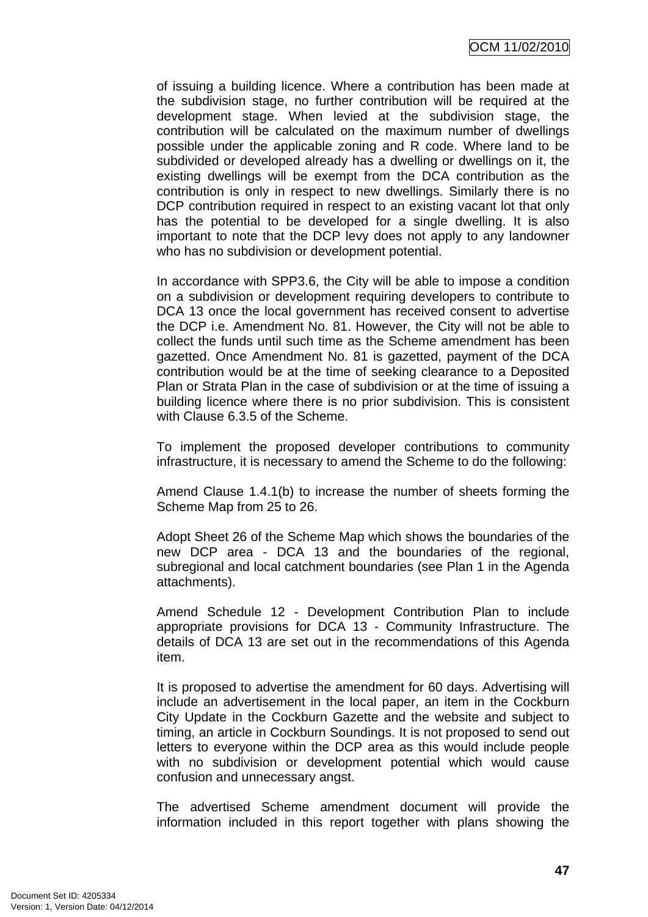of issuing a building licence. Where a contribution has been made at the subdivision stage, no further contribution will be required at the development stage. When levied at the subdivision stage, the contribution will be calculated on the maximum number of dwellings possible under the applicable zoning and R code. Where land to be subdivided or developed already has a dwelling or dwellings on it, the existing dwellings will be exempt from the DCA contribution as the contribution is only in respect to new dwellings. Similarly there is no DCP contribution required in respect to an existing vacant lot that only has the potential to be developed for a single dwelling. It is also important to note that the DCP levy does not apply to any landowner who has no subdivision or development potential.

In accordance with SPP3.6, the City will be able to impose a condition on a subdivision or development requiring developers to contribute to DCA 13 once the local government has received consent to advertise the DCP i.e. Amendment No. 81. However, the City will not be able to collect the funds until such time as the Scheme amendment has been gazetted. Once Amendment No. 81 is gazetted, payment of the DCA contribution would be at the time of seeking clearance to a Deposited Plan or Strata Plan in the case of subdivision or at the time of issuing a building licence where there is no prior subdivision. This is consistent with Clause 6.3.5 of the Scheme.

To implement the proposed developer contributions to community infrastructure, it is necessary to amend the Scheme to do the following:

Amend Clause 1.4.1(b) to increase the number of sheets forming the Scheme Map from 25 to 26.

Adopt Sheet 26 of the Scheme Map which shows the boundaries of the new DCP area - DCA 13 and the boundaries of the regional, subregional and local catchment boundaries (see Plan 1 in the Agenda attachments).

Amend Schedule 12 - Development Contribution Plan to include appropriate provisions for DCA 13 - Community Infrastructure. The details of DCA 13 are set out in the recommendations of this Agenda item.

It is proposed to advertise the amendment for 60 days. Advertising will include an advertisement in the local paper, an item in the Cockburn City Update in the Cockburn Gazette and the website and subject to timing, an article in Cockburn Soundings. It is not proposed to send out letters to everyone within the DCP area as this would include people with no subdivision or development potential which would cause confusion and unnecessary angst.

The advertised Scheme amendment document will provide the information included in this report together with plans showing the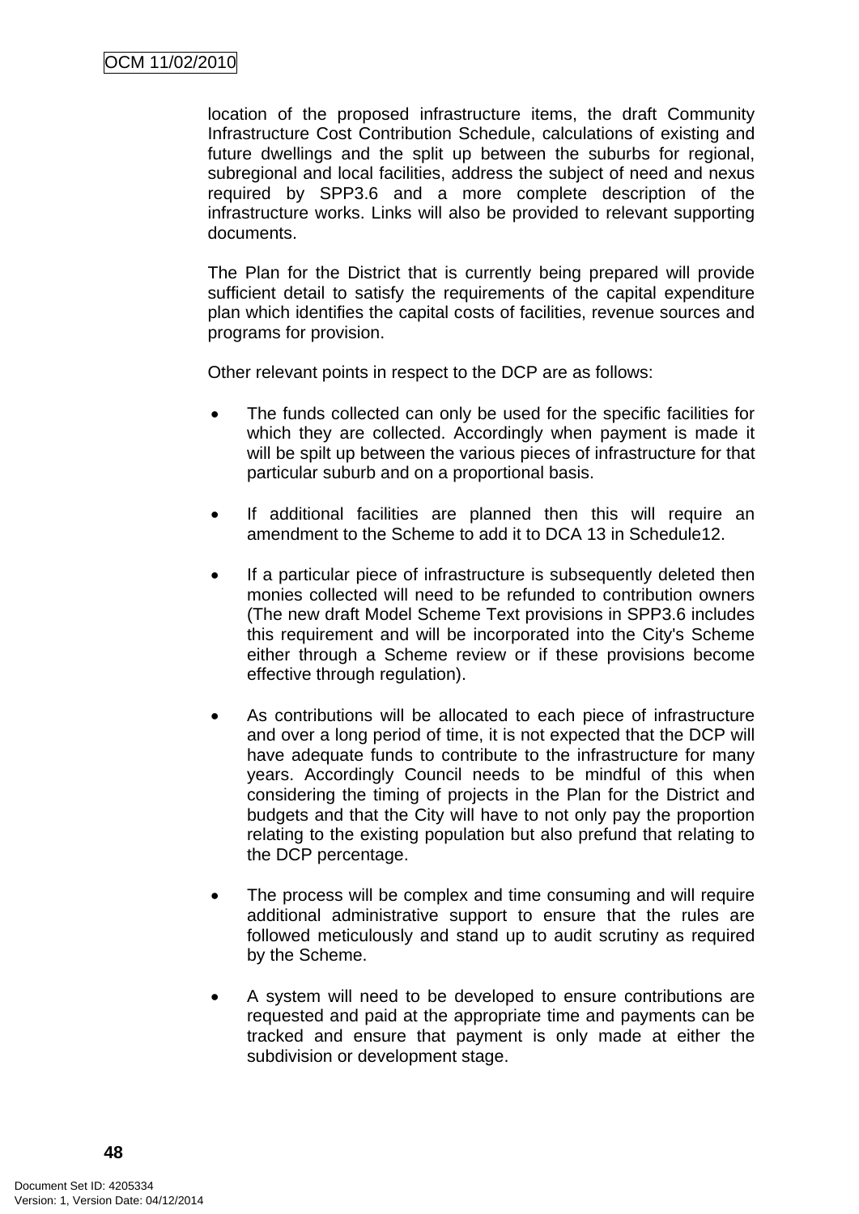location of the proposed infrastructure items, the draft Community Infrastructure Cost Contribution Schedule, calculations of existing and future dwellings and the split up between the suburbs for regional, subregional and local facilities, address the subject of need and nexus required by SPP3.6 and a more complete description of the infrastructure works. Links will also be provided to relevant supporting documents.

The Plan for the District that is currently being prepared will provide sufficient detail to satisfy the requirements of the capital expenditure plan which identifies the capital costs of facilities, revenue sources and programs for provision.

Other relevant points in respect to the DCP are as follows:

- The funds collected can only be used for the specific facilities for which they are collected. Accordingly when payment is made it will be spilt up between the various pieces of infrastructure for that particular suburb and on a proportional basis.

- If additional facilities are planned then this will require an amendment to the Scheme to add it to DCA 13 in Schedule12.

- If a particular piece of infrastructure is subsequently deleted then monies collected will need to be refunded to contribution owners (The new draft Model Scheme Text provisions in SPP3.6 includes this requirement and will be incorporated into the City's Scheme either through a Scheme review or if these provisions become effective through regulation).

- As contributions will be allocated to each piece of infrastructure and over a long period of time, it is not expected that the DCP will have adequate funds to contribute to the infrastructure for many years. Accordingly Council needs to be mindful of this when considering the timing of projects in the Plan for the District and budgets and that the City will have to not only pay the proportion relating to the existing population but also prefund that relating to the DCP percentage.

- The process will be complex and time consuming and will require additional administrative support to ensure that the rules are followed meticulously and stand up to audit scrutiny as required by the Scheme.

- A system will need to be developed to ensure contributions are requested and paid at the appropriate time and payments can be tracked and ensure that payment is only made at either the subdivision or development stage.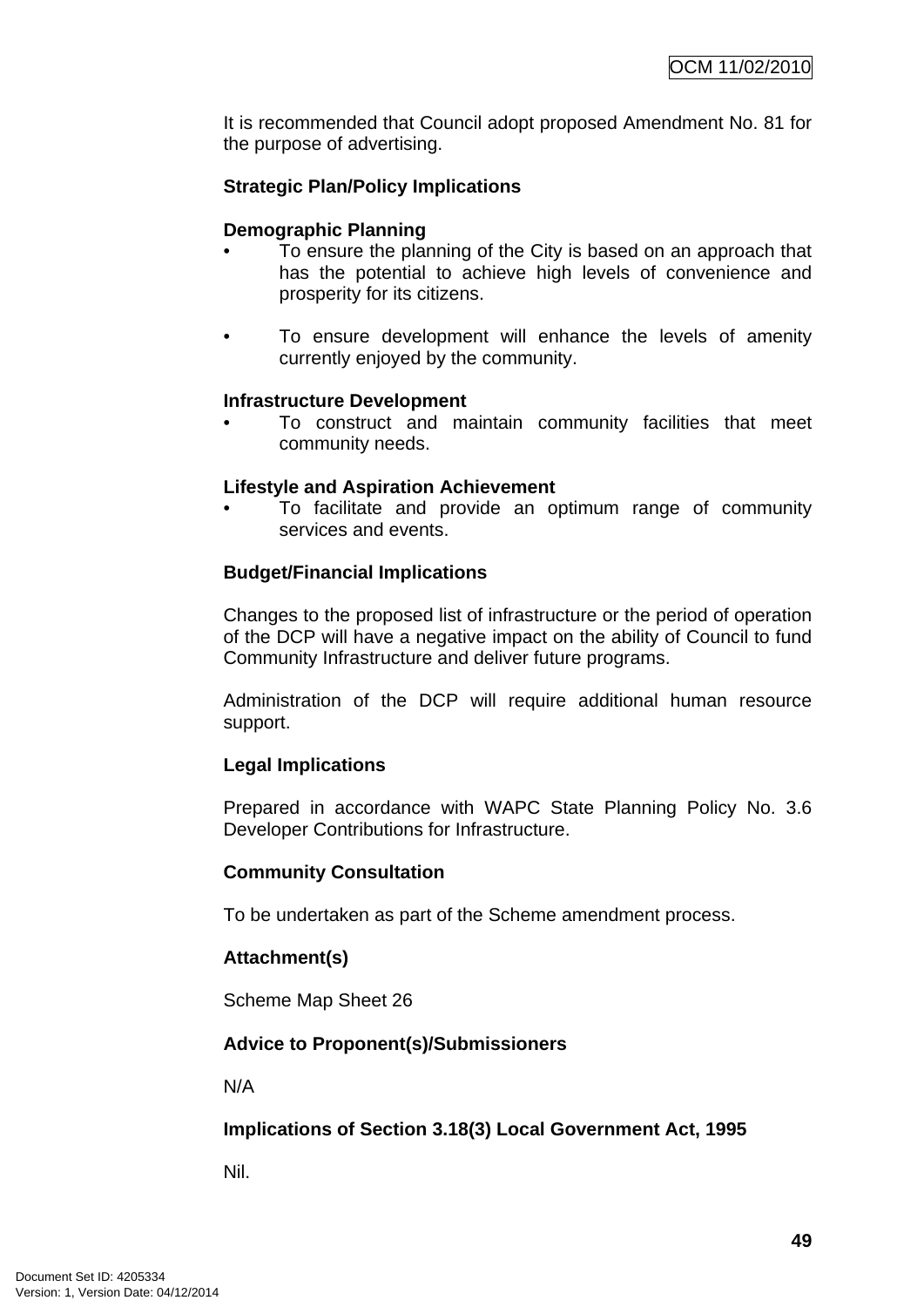It is recommended that Council adopt proposed Amendment No. 81 for the purpose of advertising.

**Strategic Plan/Policy Implications**

**Demographic Planning**

- To ensure the planning of the City is based on an approach that has the potential to achieve high levels of convenience and prosperity for its citizens.

- To ensure development will enhance the levels of amenity currently enjoyed by the community.

**Infrastructure Development**

- To construct and maintain community facilities that meet community needs.

**Lifestyle and Aspiration Achievement**

- To facilitate and provide an optimum range of community services and events.

**Budget/Financial Implications**

Changes to the proposed list of infrastructure or the period of operation of the DCP will have a negative impact on the ability of Council to fund Community Infrastructure and deliver future programs.

Administration of the DCP will require additional human resource support.

**Legal Implications**

Prepared in accordance with WAPC State Planning Policy No. 3.6 Developer Contributions for Infrastructure.

**Community Consultation**

To be undertaken as part of the Scheme amendment process.

**Attachment(s)**

Scheme Map Sheet 26

**Advice to Proponent(s)/Submissioners**

N/A

**Implications of Section 3.18(3) Local Government Act, 1995**

Nil.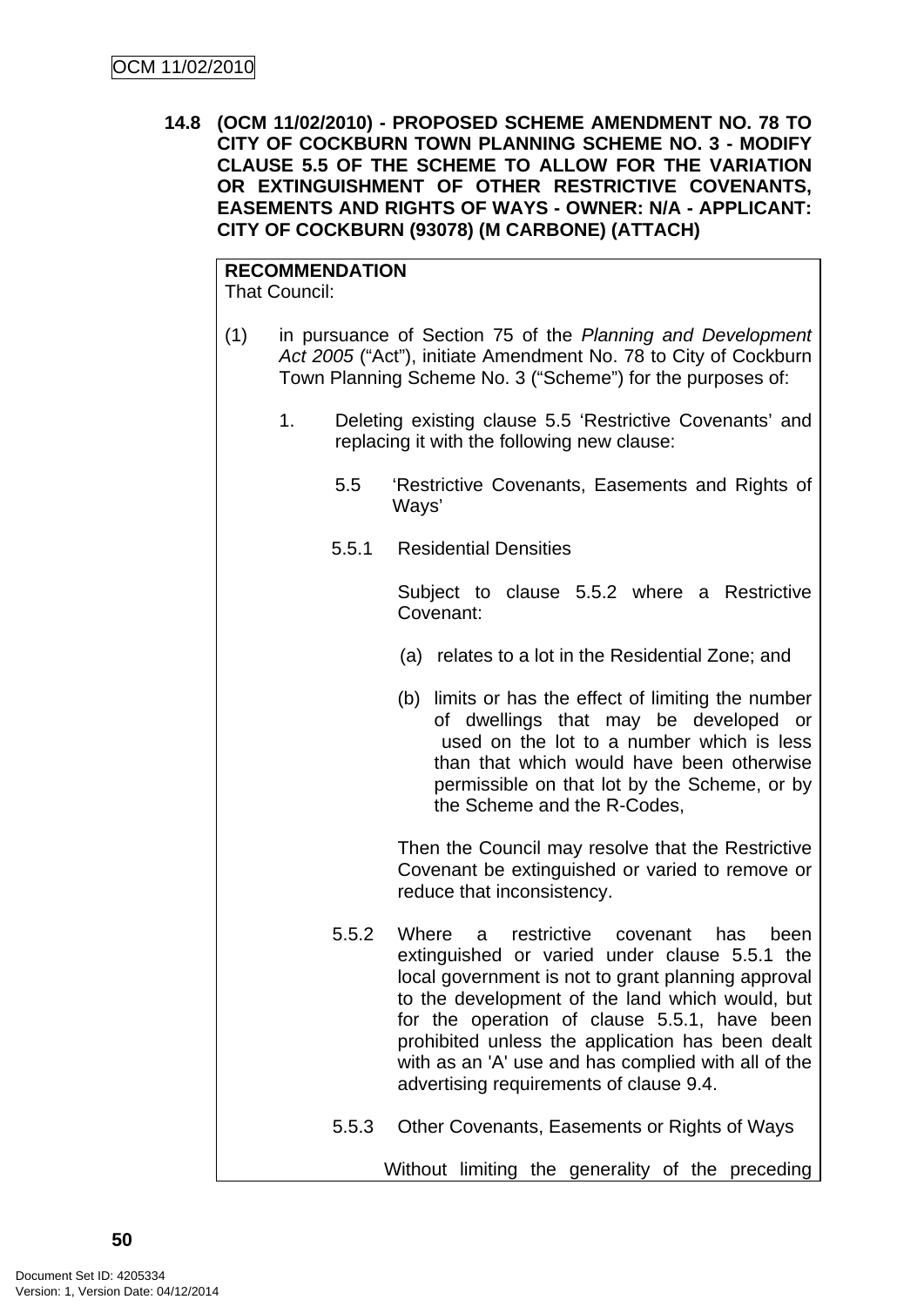**14.8 (OCM 11/02/2010) - PROPOSED SCHEME AMENDMENT NO. 78 TO CITY OF COCKBURN TOWN PLANNING SCHEME NO. 3 - MODIFY CLAUSE 5.5 OF THE SCHEME TO ALLOW FOR THE VARIATION OR EXTINGUISHMENT OF OTHER RESTRICTIVE COVENANTS, EASEMENTS AND RIGHTS OF WAYS - OWNER: N/A - APPLICANT: CITY OF COCKBURN (93078) (M CARBONE) (ATTACH)**

**RECOMMENDATION**
That Council:

(1) in pursuance of Section 75 of the *Planning and Development Act 2005* ("Act"), initiate Amendment No. 78 to City of Cockburn Town Planning Scheme No. 3 ("Scheme") for the purposes of:

1. Deleting existing clause 5.5 'Restrictive Covenants' and replacing it with the following new clause:

5.5 'Restrictive Covenants, Easements and Rights of Ways'

5.5.1 Residential Densities

Subject to clause 5.5.2 where a Restrictive Covenant:

(a) relates to a lot in the Residential Zone; and

(b) limits or has the effect of limiting the number of dwellings that may be developed or used on the lot to a number which is less than that which would have been otherwise permissible on that lot by the Scheme, or by the Scheme and the R-Codes,

Then the Council may resolve that the Restrictive Covenant be extinguished or varied to remove or reduce that inconsistency.

5.5.2 Where a restrictive covenant has been extinguished or varied under clause 5.5.1 the local government is not to grant planning approval to the development of the land which would, but for the operation of clause 5.5.1, have been prohibited unless the application has been dealt with as an 'A' use and has complied with all of the advertising requirements of clause 9.4.

5.5.3 Other Covenants, Easements or Rights of Ways

Without limiting the generality of the preceding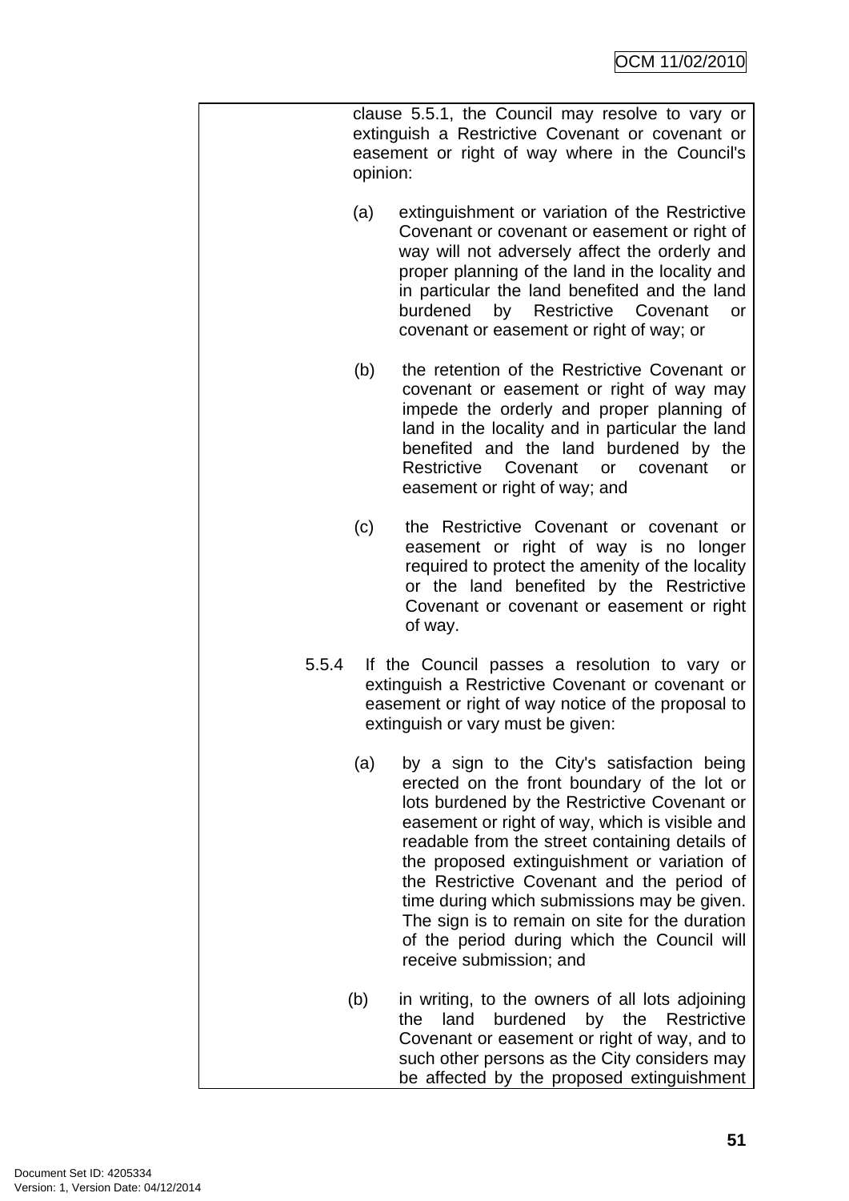clause 5.5.1, the Council may resolve to vary or extinguish a Restrictive Covenant or covenant or easement or right of way where in the Council's opinion:

(a) extinguishment or variation of the Restrictive Covenant or covenant or easement or right of way will not adversely affect the orderly and proper planning of the land in the locality and in particular the land benefited and the land burdened by Restrictive Covenant or covenant or easement or right of way; or

(b) the retention of the Restrictive Covenant or covenant or easement or right of way may impede the orderly and proper planning of land in the locality and in particular the land benefited and the land burdened by the Restrictive Covenant or covenant or easement or right of way; and

(c) the Restrictive Covenant or covenant or easement or right of way is no longer required to protect the amenity of the locality or the land benefited by the Restrictive Covenant or covenant or easement or right of way.

5.5.4 If the Council passes a resolution to vary or extinguish a Restrictive Covenant or covenant or easement or right of way notice of the proposal to extinguish or vary must be given:

(a) by a sign to the City's satisfaction being erected on the front boundary of the lot or lots burdened by the Restrictive Covenant or easement or right of way, which is visible and readable from the street containing details of the proposed extinguishment or variation of the Restrictive Covenant and the period of time during which submissions may be given. The sign is to remain on site for the duration of the period during which the Council will receive submission; and

(b) in writing, to the owners of all lots adjoining the land burdened by the Restrictive Covenant or easement or right of way, and to such other persons as the City considers may be affected by the proposed extinguishment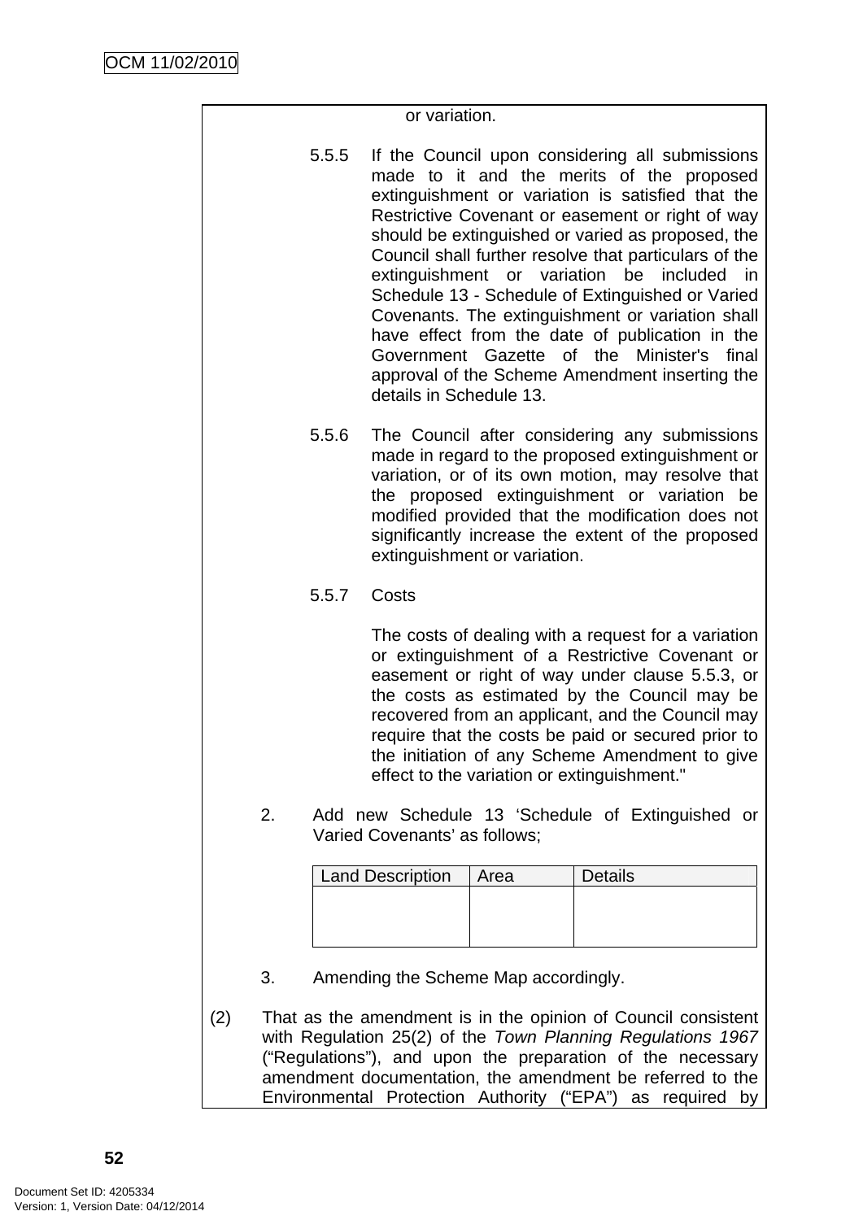or variation.

5.5.5 If the Council upon considering all submissions made to it and the merits of the proposed extinguishment or variation is satisfied that the Restrictive Covenant or easement or right of way should be extinguished or varied as proposed, the Council shall further resolve that particulars of the extinguishment or variation be included in Schedule 13 - Schedule of Extinguished or Varied Covenants. The extinguishment or variation shall have effect from the date of publication in the Government Gazette of the Minister's final approval of the Scheme Amendment inserting the details in Schedule 13.

5.5.6 The Council after considering any submissions made in regard to the proposed extinguishment or variation, or of its own motion, may resolve that the proposed extinguishment or variation be modified provided that the modification does not significantly increase the extent of the proposed extinguishment or variation.

5.5.7 Costs

The costs of dealing with a request for a variation or extinguishment of a Restrictive Covenant or easement or right of way under clause 5.5.3, or the costs as estimated by the Council may be recovered from an applicant, and the Council may require that the costs be paid or secured prior to the initiation of any Scheme Amendment to give effect to the variation or extinguishment."

2. Add new Schedule 13 'Schedule of Extinguished or Varied Covenants' as follows;

| Land Description | Area | Details |
| --- | --- | --- |
| | | |

3. Amending the Scheme Map accordingly.

(2) That as the amendment is in the opinion of Council consistent with Regulation 25(2) of the *Town Planning Regulations 1967* ("Regulations"), and upon the preparation of the necessary amendment documentation, the amendment be referred to the Environmental Protection Authority ("EPA") as required by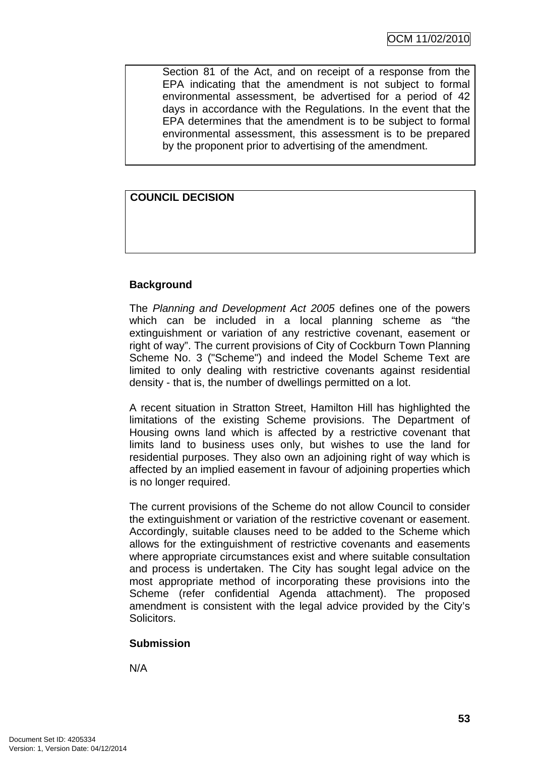Section 81 of the Act, and on receipt of a response from the EPA indicating that the amendment is not subject to formal environmental assessment, be advertised for a period of 42 days in accordance with the Regulations. In the event that the EPA determines that the amendment is to be subject to formal environmental assessment, this assessment is to be prepared by the proponent prior to advertising of the amendment.

**COUNCIL DECISION**

**Background**

The *Planning and Development Act 2005* defines one of the powers which can be included in a local planning scheme as "the extinguishment or variation of any restrictive covenant, easement or right of way". The current provisions of City of Cockburn Town Planning Scheme No. 3 ("Scheme") and indeed the Model Scheme Text are limited to only dealing with restrictive covenants against residential density - that is, the number of dwellings permitted on a lot.

A recent situation in Stratton Street, Hamilton Hill has highlighted the limitations of the existing Scheme provisions. The Department of Housing owns land which is affected by a restrictive covenant that limits land to business uses only, but wishes to use the land for residential purposes. They also own an adjoining right of way which is affected by an implied easement in favour of adjoining properties which is no longer required.

The current provisions of the Scheme do not allow Council to consider the extinguishment or variation of the restrictive covenant or easement. Accordingly, suitable clauses need to be added to the Scheme which allows for the extinguishment of restrictive covenants and easements where appropriate circumstances exist and where suitable consultation and process is undertaken. The City has sought legal advice on the most appropriate method of incorporating these provisions into the Scheme (refer confidential Agenda attachment). The proposed amendment is consistent with the legal advice provided by the City's Solicitors.

**Submission**

N/A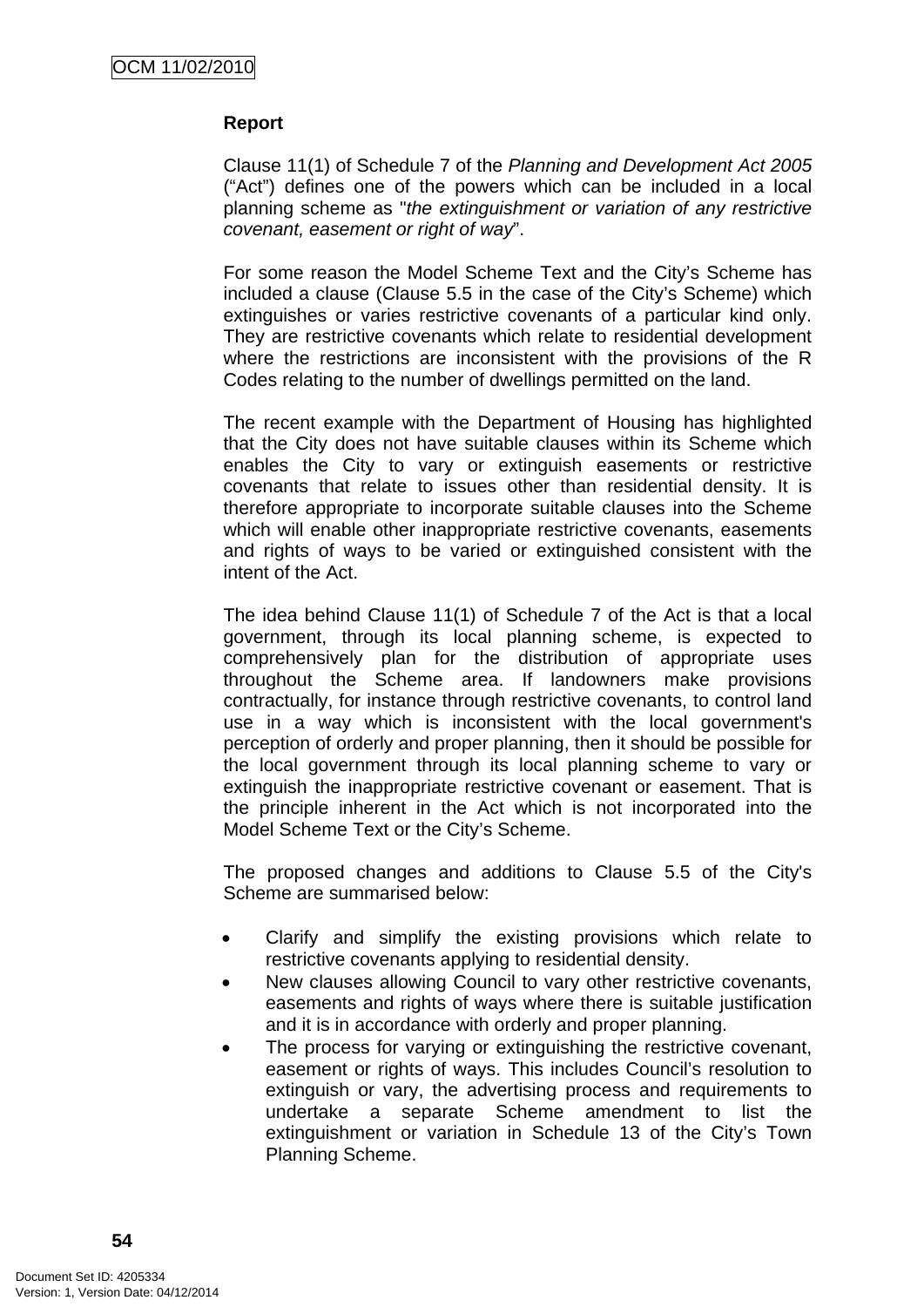**Report**

Clause 11(1) of Schedule 7 of the *Planning and Development Act 2005* ("Act") defines one of the powers which can be included in a local planning scheme as "*the extinguishment or variation of any restrictive covenant, easement or right of way*".

For some reason the Model Scheme Text and the City's Scheme has included a clause (Clause 5.5 in the case of the City's Scheme) which extinguishes or varies restrictive covenants of a particular kind only. They are restrictive covenants which relate to residential development where the restrictions are inconsistent with the provisions of the R Codes relating to the number of dwellings permitted on the land.

The recent example with the Department of Housing has highlighted that the City does not have suitable clauses within its Scheme which enables the City to vary or extinguish easements or restrictive covenants that relate to issues other than residential density. It is therefore appropriate to incorporate suitable clauses into the Scheme which will enable other inappropriate restrictive covenants, easements and rights of ways to be varied or extinguished consistent with the intent of the Act.

The idea behind Clause 11(1) of Schedule 7 of the Act is that a local government, through its local planning scheme, is expected to comprehensively plan for the distribution of appropriate uses throughout the Scheme area. If landowners make provisions contractually, for instance through restrictive covenants, to control land use in a way which is inconsistent with the local government's perception of orderly and proper planning, then it should be possible for the local government through its local planning scheme to vary or extinguish the inappropriate restrictive covenant or easement. That is the principle inherent in the Act which is not incorporated into the Model Scheme Text or the City's Scheme.

The proposed changes and additions to Clause 5.5 of the City's Scheme are summarised below:

- Clarify and simplify the existing provisions which relate to restrictive covenants applying to residential density.
- New clauses allowing Council to vary other restrictive covenants, easements and rights of ways where there is suitable justification and it is in accordance with orderly and proper planning.
- The process for varying or extinguishing the restrictive covenant, easement or rights of ways. This includes Council's resolution to extinguish or vary, the advertising process and requirements to undertake a separate Scheme amendment to list the extinguishment or variation in Schedule 13 of the City's Town Planning Scheme.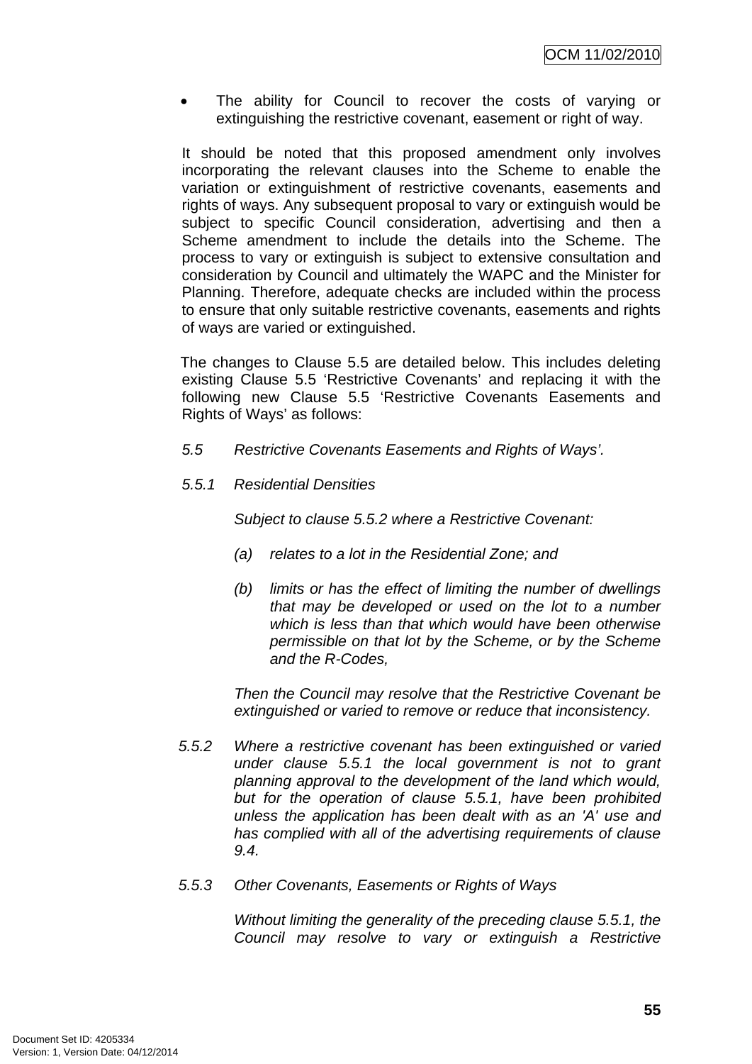- The ability for Council to recover the costs of varying or extinguishing the restrictive covenant, easement or right of way.

It should be noted that this proposed amendment only involves incorporating the relevant clauses into the Scheme to enable the variation or extinguishment of restrictive covenants, easements and rights of ways. Any subsequent proposal to vary or extinguish would be subject to specific Council consideration, advertising and then a Scheme amendment to include the details into the Scheme. The process to vary or extinguish is subject to extensive consultation and consideration by Council and ultimately the WAPC and the Minister for Planning. Therefore, adequate checks are included within the process to ensure that only suitable restrictive covenants, easements and rights of ways are varied or extinguished.

The changes to Clause 5.5 are detailed below. This includes deleting existing Clause 5.5 'Restrictive Covenants' and replacing it with the following new Clause 5.5 'Restrictive Covenants Easements and Rights of Ways' as follows:

*5.5 Restrictive Covenants Easements and Rights of Ways'.*

*5.5.1 Residential Densities*

*Subject to clause 5.5.2 where a Restrictive Covenant:*

*(a) relates to a lot in the Residential Zone; and*

*(b) limits or has the effect of limiting the number of dwellings that may be developed or used on the lot to a number which is less than that which would have been otherwise permissible on that lot by the Scheme, or by the Scheme and the R-Codes,*

*Then the Council may resolve that the Restrictive Covenant be extinguished or varied to remove or reduce that inconsistency.*

*5.5.2 Where a restrictive covenant has been extinguished or varied under clause 5.5.1 the local government is not to grant planning approval to the development of the land which would, but for the operation of clause 5.5.1, have been prohibited unless the application has been dealt with as an 'A' use and has complied with all of the advertising requirements of clause 9.4.*

*5.5.3 Other Covenants, Easements or Rights of Ways*

*Without limiting the generality of the preceding clause 5.5.1, the Council may resolve to vary or extinguish a Restrictive*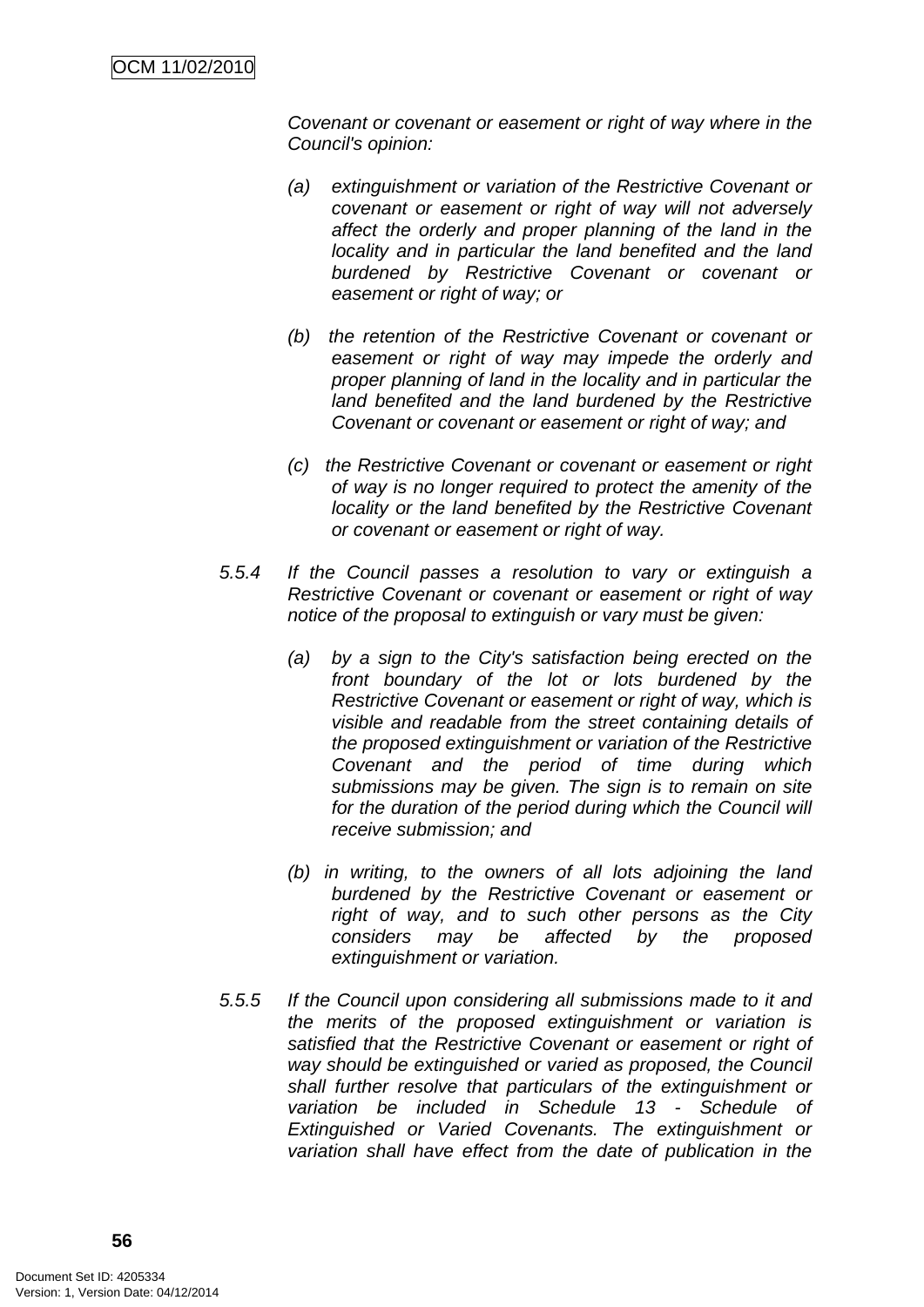*Covenant or covenant or easement or right of way where in the Council's opinion:*

*(a) extinguishment or variation of the Restrictive Covenant or covenant or easement or right of way will not adversely affect the orderly and proper planning of the land in the locality and in particular the land benefited and the land burdened by Restrictive Covenant or covenant or easement or right of way; or*

*(b) the retention of the Restrictive Covenant or covenant or easement or right of way may impede the orderly and proper planning of land in the locality and in particular the land benefited and the land burdened by the Restrictive Covenant or covenant or easement or right of way; and*

*(c) the Restrictive Covenant or covenant or easement or right of way is no longer required to protect the amenity of the locality or the land benefited by the Restrictive Covenant or covenant or easement or right of way.*

*5.5.4 If the Council passes a resolution to vary or extinguish a Restrictive Covenant or covenant or easement or right of way notice of the proposal to extinguish or vary must be given:*

*(a) by a sign to the City's satisfaction being erected on the front boundary of the lot or lots burdened by the Restrictive Covenant or easement or right of way, which is visible and readable from the street containing details of the proposed extinguishment or variation of the Restrictive Covenant and the period of time during which submissions may be given. The sign is to remain on site for the duration of the period during which the Council will receive submission; and*

*(b) in writing, to the owners of all lots adjoining the land burdened by the Restrictive Covenant or easement or right of way, and to such other persons as the City considers may be affected by the proposed extinguishment or variation.*

*5.5.5 If the Council upon considering all submissions made to it and the merits of the proposed extinguishment or variation is satisfied that the Restrictive Covenant or easement or right of way should be extinguished or varied as proposed, the Council shall further resolve that particulars of the extinguishment or variation be included in Schedule 13 - Schedule of Extinguished or Varied Covenants. The extinguishment or variation shall have effect from the date of publication in the*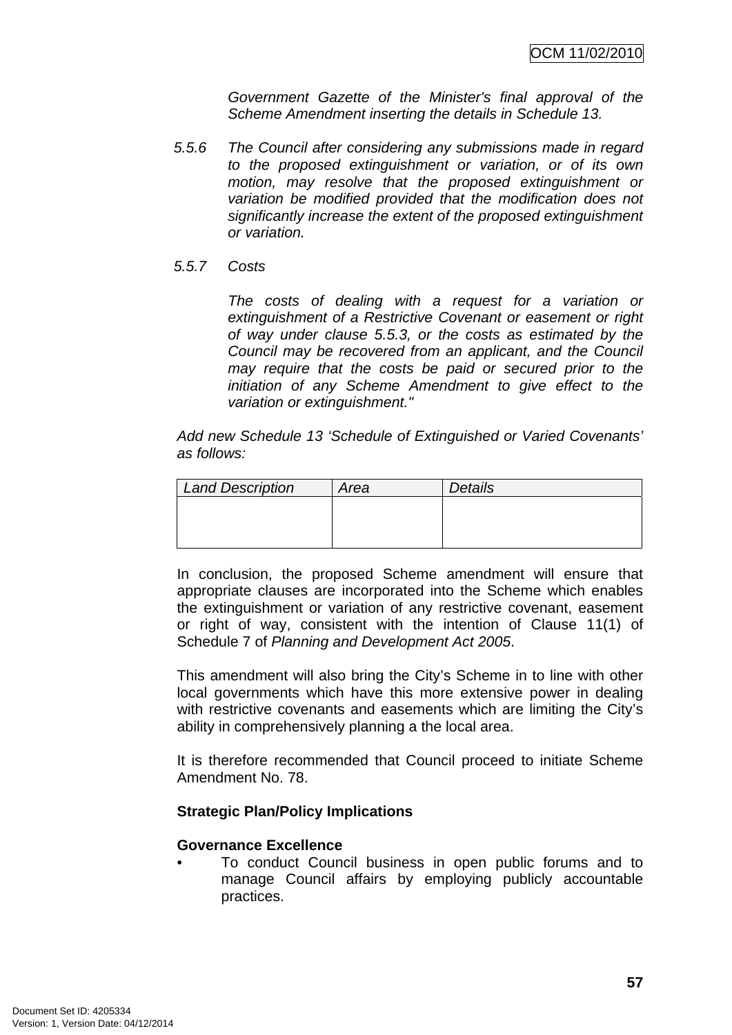*Government Gazette of the Minister's final approval of the Scheme Amendment inserting the details in Schedule 13.*

*5.5.6 The Council after considering any submissions made in regard to the proposed extinguishment or variation, or of its own motion, may resolve that the proposed extinguishment or variation be modified provided that the modification does not significantly increase the extent of the proposed extinguishment or variation.*

*5.5.7 Costs*

*The costs of dealing with a request for a variation or extinguishment of a Restrictive Covenant or easement or right of way under clause 5.5.3, or the costs as estimated by the Council may be recovered from an applicant, and the Council may require that the costs be paid or secured prior to the initiation of any Scheme Amendment to give effect to the variation or extinguishment."*

*Add new Schedule 13 'Schedule of Extinguished or Varied Covenants' as follows:*

| *Land Description* | *Area* | *Details* |
|---|---|---|
| | | |

In conclusion, the proposed Scheme amendment will ensure that appropriate clauses are incorporated into the Scheme which enables the extinguishment or variation of any restrictive covenant, easement or right of way, consistent with the intention of Clause 11(1) of Schedule 7 of *Planning and Development Act 2005*.

This amendment will also bring the City's Scheme in to line with other local governments which have this more extensive power in dealing with restrictive covenants and easements which are limiting the City's ability in comprehensively planning a the local area.

It is therefore recommended that Council proceed to initiate Scheme Amendment No. 78.

**Strategic Plan/Policy Implications**

**Governance Excellence**

- To conduct Council business in open public forums and to manage Council affairs by employing publicly accountable practices.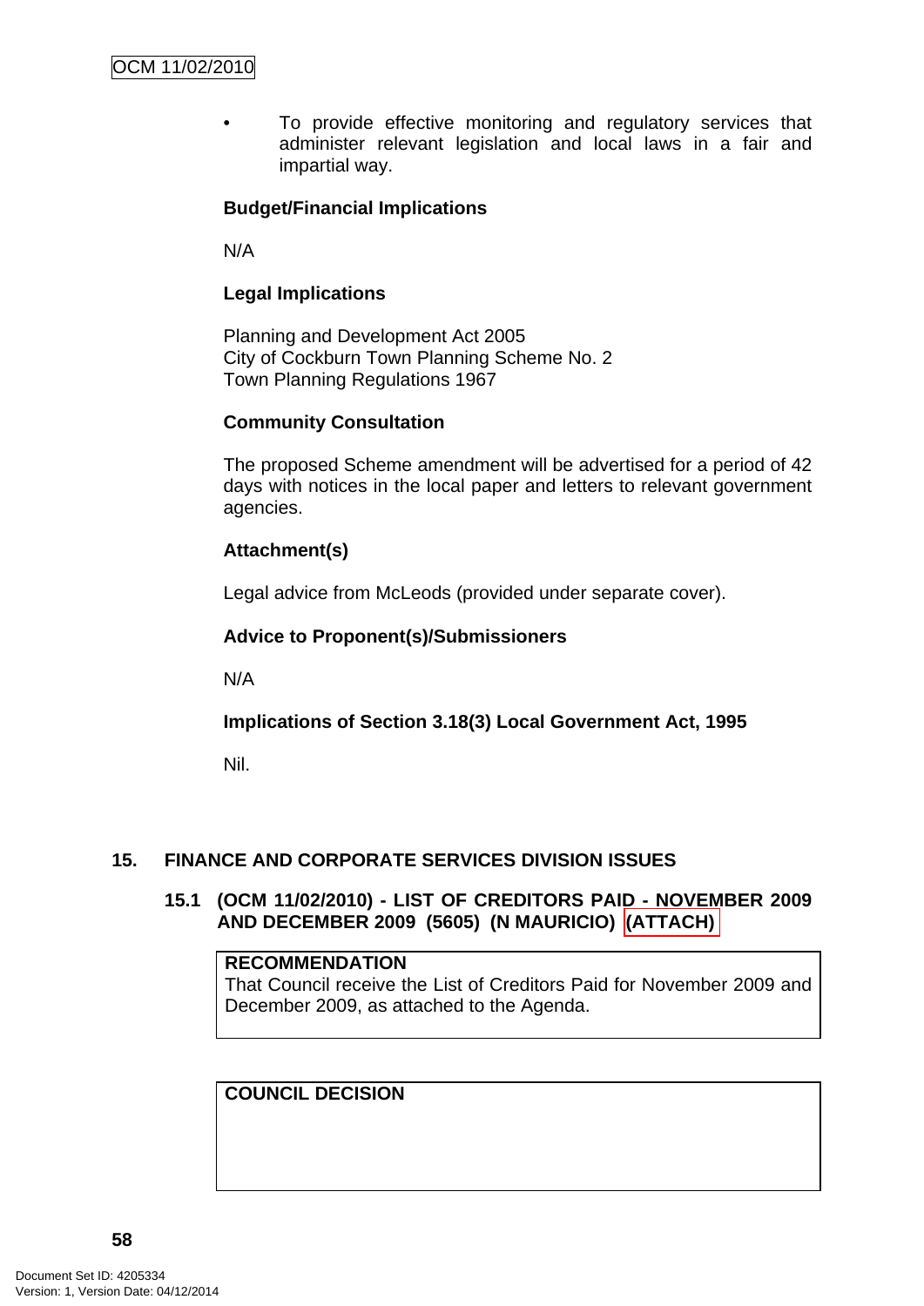- To provide effective monitoring and regulatory services that administer relevant legislation and local laws in a fair and impartial way.

**Budget/Financial Implications**

N/A

**Legal Implications**

Planning and Development Act 2005
City of Cockburn Town Planning Scheme No. 2
Town Planning Regulations 1967

**Community Consultation**

The proposed Scheme amendment will be advertised for a period of 42 days with notices in the local paper and letters to relevant government agencies.

**Attachment(s)**

Legal advice from McLeods (provided under separate cover).

**Advice to Proponent(s)/Submissioners**

N/A

**Implications of Section 3.18(3) Local Government Act, 1995**

Nil.

## 15. FINANCE AND CORPORATE SERVICES DIVISION ISSUES

### 15.1 (OCM 11/02/2010) - LIST OF CREDITORS PAID - NOVEMBER 2009 AND DECEMBER 2009 (5605) (N MAURICIO) (ATTACH)

**RECOMMENDATION**
That Council receive the List of Creditors Paid for November 2009 and December 2009, as attached to the Agenda.

**COUNCIL DECISION**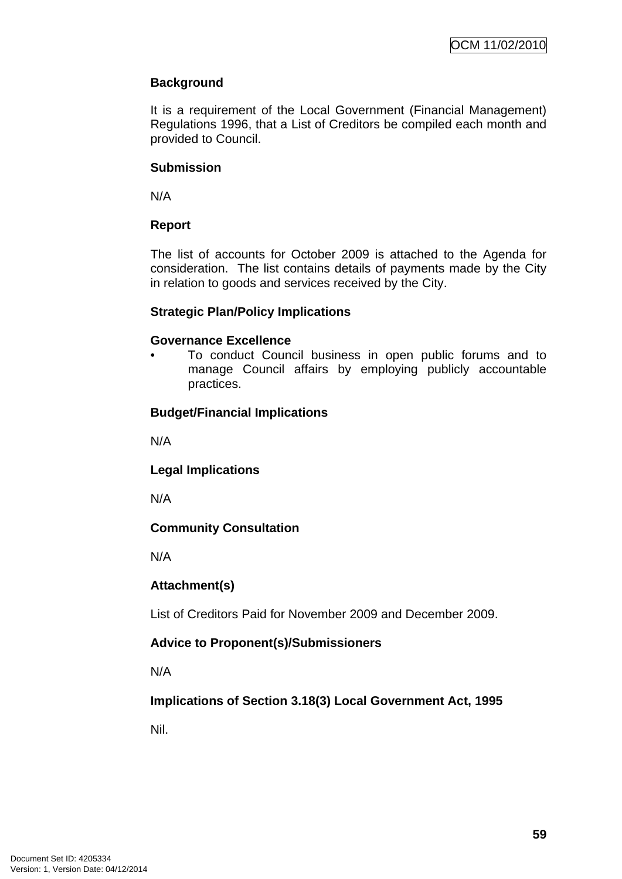**Background**

It is a requirement of the Local Government (Financial Management) Regulations 1996, that a List of Creditors be compiled each month and provided to Council.

**Submission**

N/A

**Report**

The list of accounts for October 2009 is attached to the Agenda for consideration. The list contains details of payments made by the City in relation to goods and services received by the City.

**Strategic Plan/Policy Implications**

**Governance Excellence**

- To conduct Council business in open public forums and to manage Council affairs by employing publicly accountable practices.

**Budget/Financial Implications**

N/A

**Legal Implications**

N/A

**Community Consultation**

N/A

**Attachment(s)**

List of Creditors Paid for November 2009 and December 2009.

**Advice to Proponent(s)/Submissioners**

N/A

**Implications of Section 3.18(3) Local Government Act, 1995**

Nil.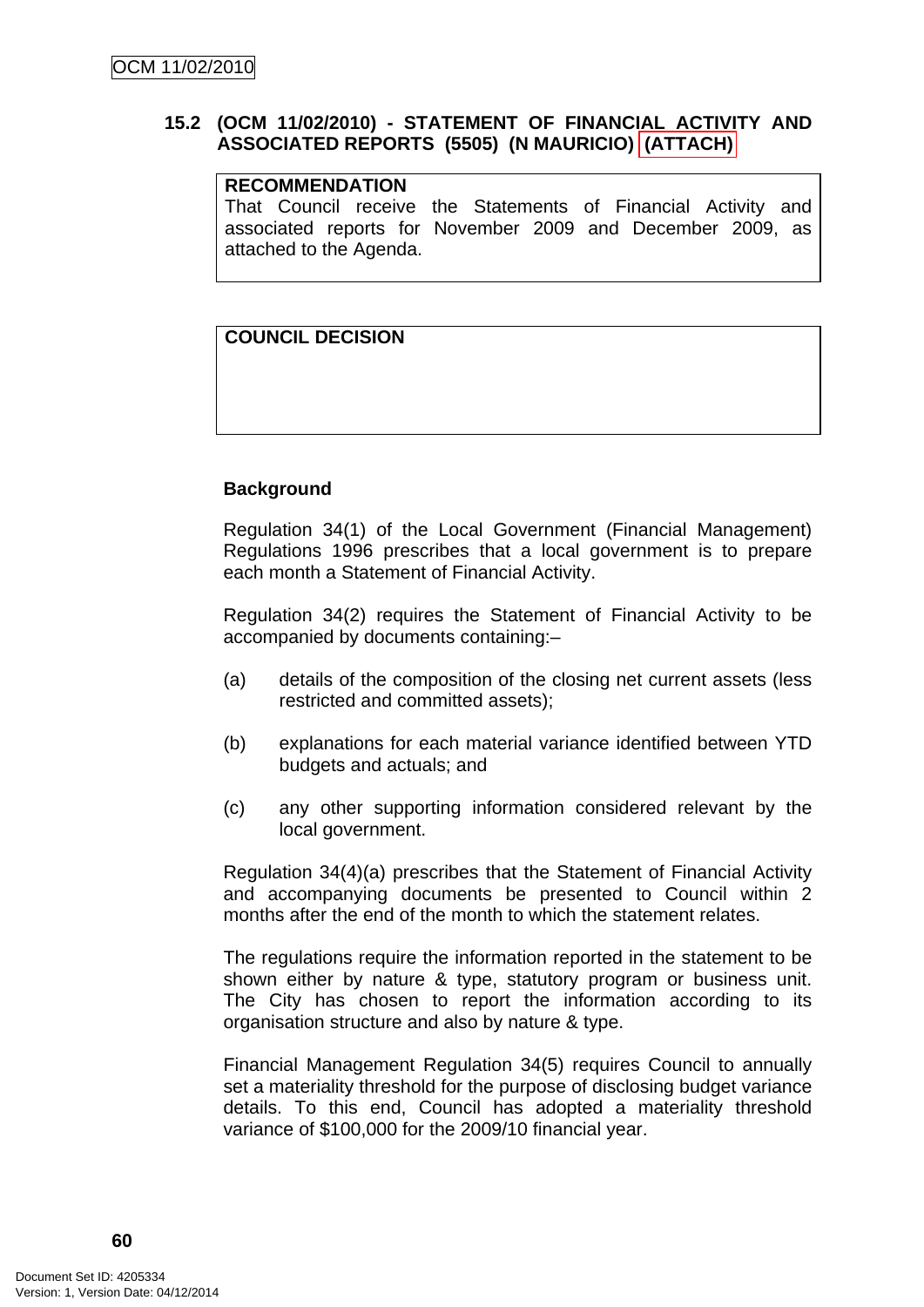## 15.2 (OCM 11/02/2010) - STATEMENT OF FINANCIAL ACTIVITY AND ASSOCIATED REPORTS (5505) (N MAURICIO) (ATTACH)

| RECOMMENDATION |
|---|
| That Council receive the Statements of Financial Activity and associated reports for November 2009 and December 2009, as attached to the Agenda. |

| COUNCIL DECISION |
|---|
| |

**Background**

Regulation 34(1) of the Local Government (Financial Management) Regulations 1996 prescribes that a local government is to prepare each month a Statement of Financial Activity.

Regulation 34(2) requires the Statement of Financial Activity to be accompanied by documents containing:–

(a) details of the composition of the closing net current assets (less restricted and committed assets);

(b) explanations for each material variance identified between YTD budgets and actuals; and

(c) any other supporting information considered relevant by the local government.

Regulation 34(4)(a) prescribes that the Statement of Financial Activity and accompanying documents be presented to Council within 2 months after the end of the month to which the statement relates.

The regulations require the information reported in the statement to be shown either by nature & type, statutory program or business unit. The City has chosen to report the information according to its organisation structure and also by nature & type.

Financial Management Regulation 34(5) requires Council to annually set a materiality threshold for the purpose of disclosing budget variance details. To this end, Council has adopted a materiality threshold variance of $100,000 for the 2009/10 financial year.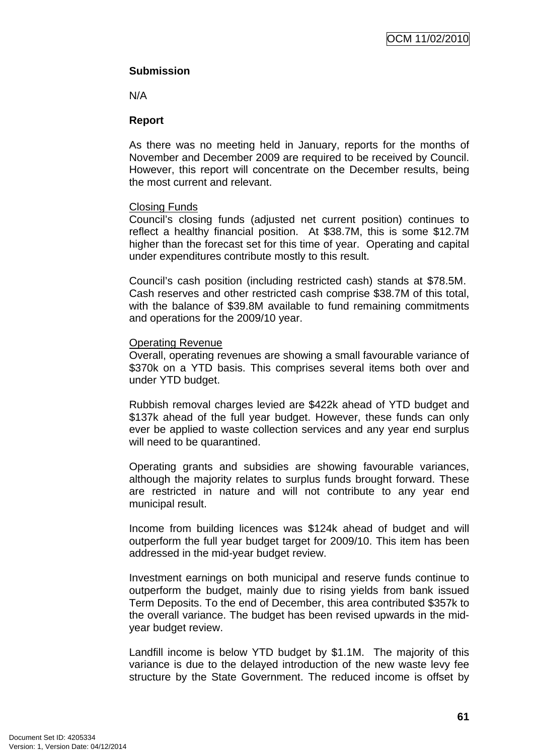**Submission**

N/A

**Report**

As there was no meeting held in January, reports for the months of November and December 2009 are required to be received by Council. However, this report will concentrate on the December results, being the most current and relevant.

Closing Funds

Council's closing funds (adjusted net current position) continues to reflect a healthy financial position. At $38.7M, this is some $12.7M higher than the forecast set for this time of year. Operating and capital under expenditures contribute mostly to this result.

Council's cash position (including restricted cash) stands at $78.5M. Cash reserves and other restricted cash comprise $38.7M of this total, with the balance of $39.8M available to fund remaining commitments and operations for the 2009/10 year.

Operating Revenue

Overall, operating revenues are showing a small favourable variance of $370k on a YTD basis. This comprises several items both over and under YTD budget.

Rubbish removal charges levied are $422k ahead of YTD budget and $137k ahead of the full year budget. However, these funds can only ever be applied to waste collection services and any year end surplus will need to be quarantined.

Operating grants and subsidies are showing favourable variances, although the majority relates to surplus funds brought forward. These are restricted in nature and will not contribute to any year end municipal result.

Income from building licences was $124k ahead of budget and will outperform the full year budget target for 2009/10. This item has been addressed in the mid-year budget review.

Investment earnings on both municipal and reserve funds continue to outperform the budget, mainly due to rising yields from bank issued Term Deposits. To the end of December, this area contributed $357k to the overall variance. The budget has been revised upwards in the mid-year budget review.

Landfill income is below YTD budget by $1.1M. The majority of this variance is due to the delayed introduction of the new waste levy fee structure by the State Government. The reduced income is offset by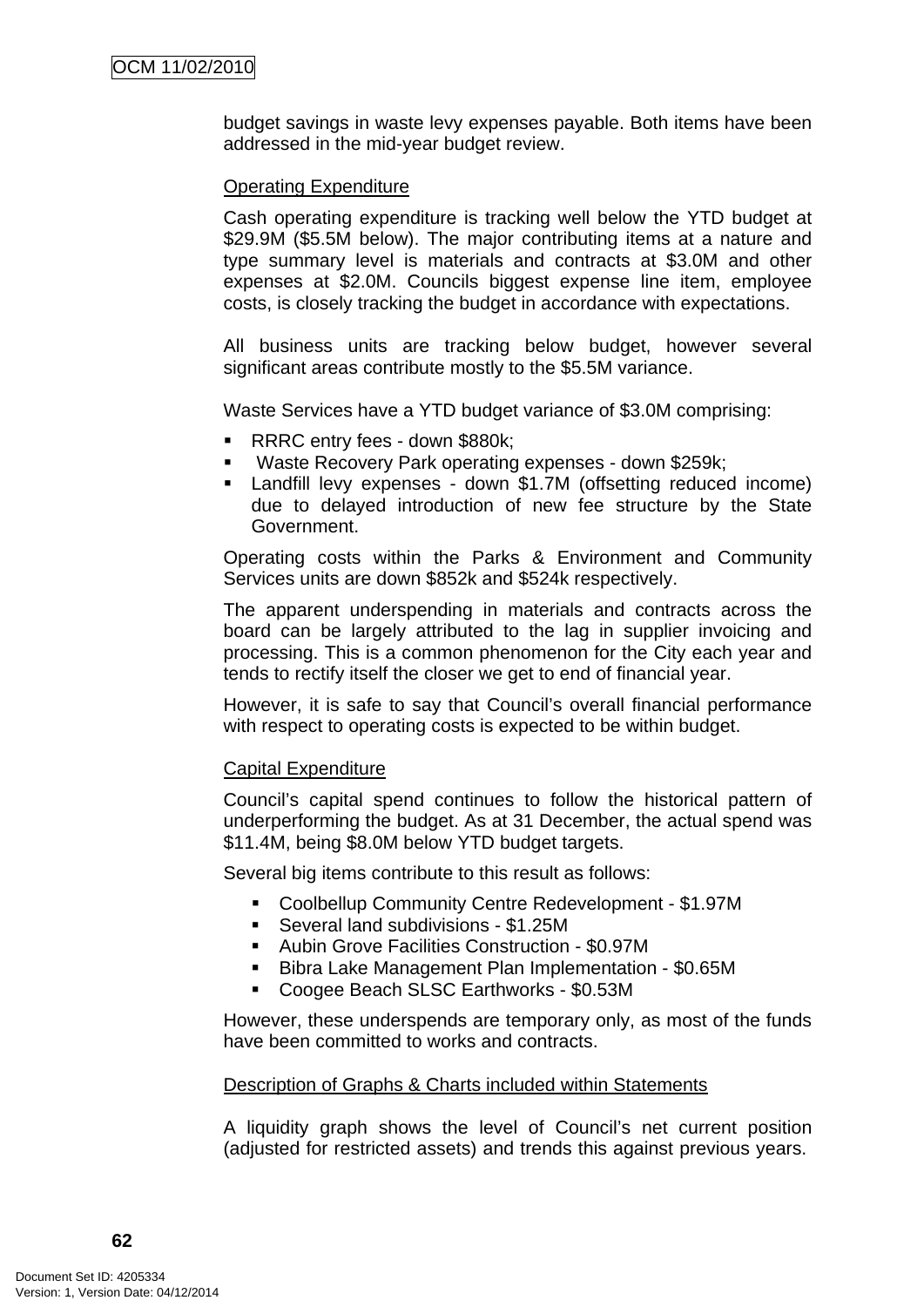budget savings in waste levy expenses payable. Both items have been addressed in the mid-year budget review.

Operating Expenditure

Cash operating expenditure is tracking well below the YTD budget at $29.9M ($5.5M below). The major contributing items at a nature and type summary level is materials and contracts at $3.0M and other expenses at $2.0M. Councils biggest expense line item, employee costs, is closely tracking the budget in accordance with expectations.

All business units are tracking below budget, however several significant areas contribute mostly to the $5.5M variance.

Waste Services have a YTD budget variance of $3.0M comprising:

- RRRC entry fees - down $880k;
- Waste Recovery Park operating expenses - down $259k;
- Landfill levy expenses - down $1.7M (offsetting reduced income) due to delayed introduction of new fee structure by the State Government.

Operating costs within the Parks & Environment and Community Services units are down $852k and $524k respectively.

The apparent underspending in materials and contracts across the board can be largely attributed to the lag in supplier invoicing and processing. This is a common phenomenon for the City each year and tends to rectify itself the closer we get to end of financial year.

However, it is safe to say that Council's overall financial performance with respect to operating costs is expected to be within budget.

Capital Expenditure

Council's capital spend continues to follow the historical pattern of underperforming the budget. As at 31 December, the actual spend was $11.4M, being $8.0M below YTD budget targets.

Several big items contribute to this result as follows:

- Coolbellup Community Centre Redevelopment - $1.97M
- Several land subdivisions - $1.25M
- Aubin Grove Facilities Construction - $0.97M
- Bibra Lake Management Plan Implementation - $0.65M
- Coogee Beach SLSC Earthworks - $0.53M

However, these underspends are temporary only, as most of the funds have been committed to works and contracts.

Description of Graphs & Charts included within Statements

A liquidity graph shows the level of Council's net current position (adjusted for restricted assets) and trends this against previous years.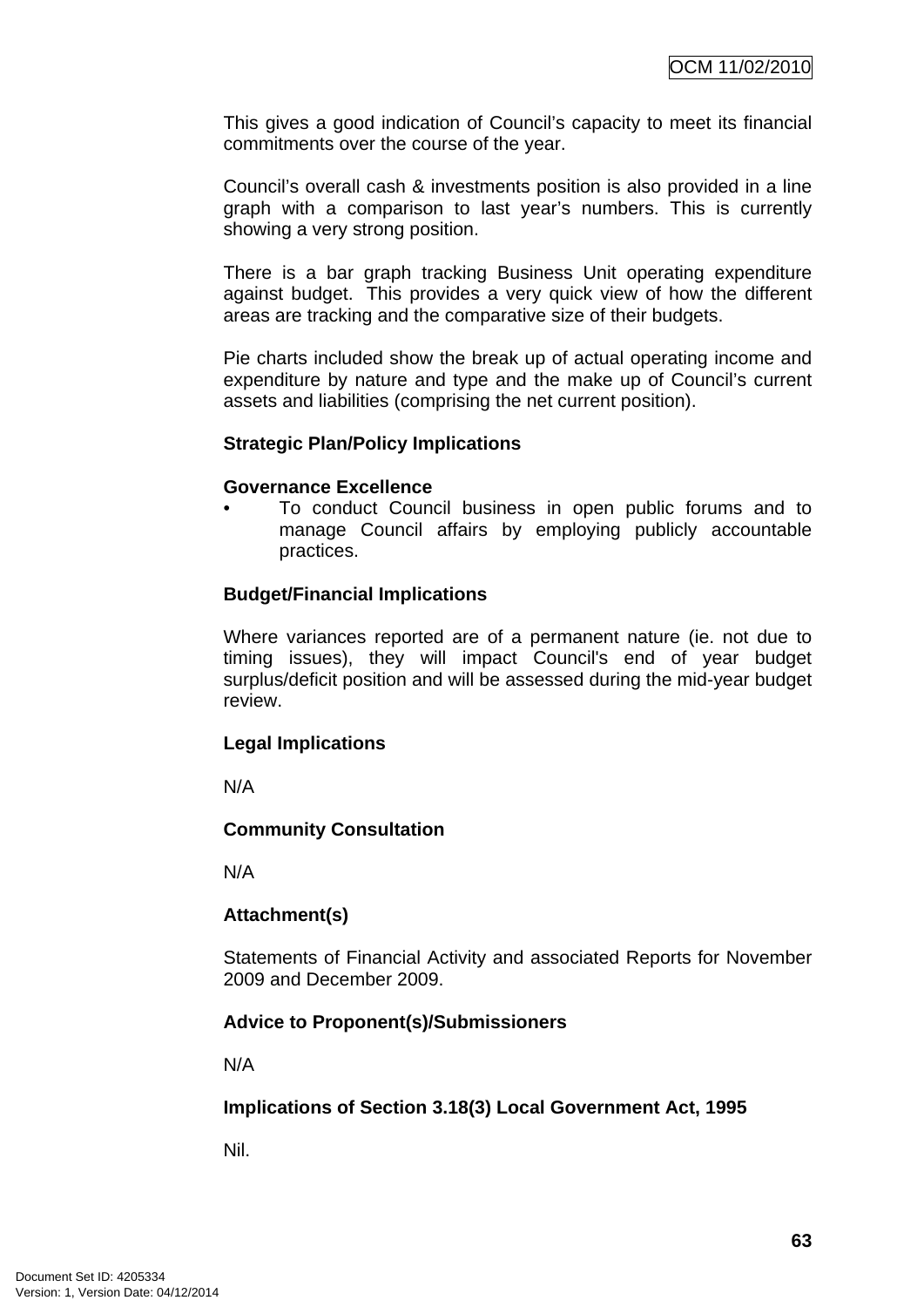This gives a good indication of Council's capacity to meet its financial commitments over the course of the year.

Council's overall cash & investments position is also provided in a line graph with a comparison to last year's numbers. This is currently showing a very strong position.

There is a bar graph tracking Business Unit operating expenditure against budget. This provides a very quick view of how the different areas are tracking and the comparative size of their budgets.

Pie charts included show the break up of actual operating income and expenditure by nature and type and the make up of Council's current assets and liabilities (comprising the net current position).

**Strategic Plan/Policy Implications**

**Governance Excellence**

- To conduct Council business in open public forums and to manage Council affairs by employing publicly accountable practices.

**Budget/Financial Implications**

Where variances reported are of a permanent nature (ie. not due to timing issues), they will impact Council's end of year budget surplus/deficit position and will be assessed during the mid-year budget review.

**Legal Implications**

N/A

**Community Consultation**

N/A

**Attachment(s)**

Statements of Financial Activity and associated Reports for November 2009 and December 2009.

**Advice to Proponent(s)/Submissioners**

N/A

**Implications of Section 3.18(3) Local Government Act, 1995**

Nil.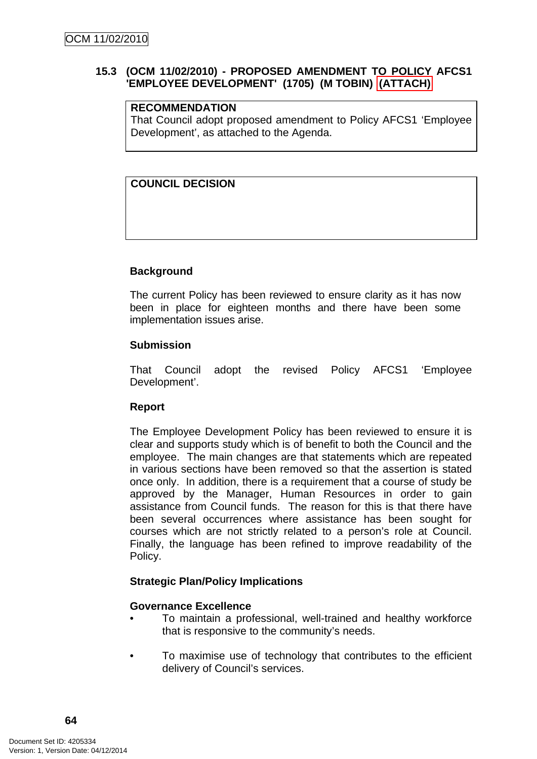## 15.3 (OCM 11/02/2010) - PROPOSED AMENDMENT TO POLICY AFCS1 'EMPLOYEE DEVELOPMENT' (1705) (M TOBIN) (ATTACH)

| **RECOMMENDATION** |
|---|
| That Council adopt proposed amendment to Policy AFCS1 'Employee Development', as attached to the Agenda. |

| **COUNCIL DECISION** |
|---|
| |

**Background**

The current Policy has been reviewed to ensure clarity as it has now been in place for eighteen months and there have been some implementation issues arise.

**Submission**

That Council adopt the revised Policy AFCS1 'Employee Development'.

**Report**

The Employee Development Policy has been reviewed to ensure it is clear and supports study which is of benefit to both the Council and the employee. The main changes are that statements which are repeated in various sections have been removed so that the assertion is stated once only. In addition, there is a requirement that a course of study be approved by the Manager, Human Resources in order to gain assistance from Council funds. The reason for this is that there have been several occurrences where assistance has been sought for courses which are not strictly related to a person's role at Council. Finally, the language has been refined to improve readability of the Policy.

**Strategic Plan/Policy Implications**

**Governance Excellence**

- To maintain a professional, well-trained and healthy workforce that is responsive to the community's needs.
- To maximise use of technology that contributes to the efficient delivery of Council's services.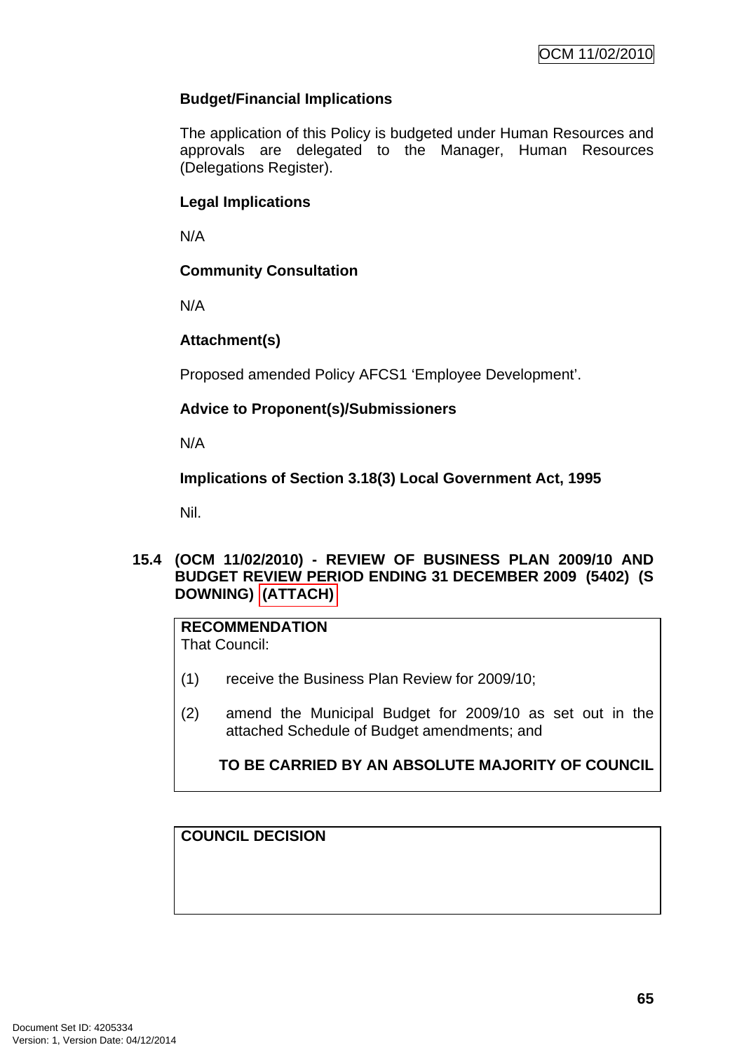**Budget/Financial Implications**

The application of this Policy is budgeted under Human Resources and approvals are delegated to the Manager, Human Resources (Delegations Register).

**Legal Implications**

N/A

**Community Consultation**

N/A

**Attachment(s)**

Proposed amended Policy AFCS1 'Employee Development'.

**Advice to Proponent(s)/Submissioners**

N/A

**Implications of Section 3.18(3) Local Government Act, 1995**

Nil.

## 15.4 (OCM 11/02/2010) - REVIEW OF BUSINESS PLAN 2009/10 AND BUDGET REVIEW PERIOD ENDING 31 DECEMBER 2009 (5402) (S DOWNING) (ATTACH)

**RECOMMENDATION**

That Council:

(1) receive the Business Plan Review for 2009/10;

(2) amend the Municipal Budget for 2009/10 as set out in the attached Schedule of Budget amendments; and

**TO BE CARRIED BY AN ABSOLUTE MAJORITY OF COUNCIL**

**COUNCIL DECISION**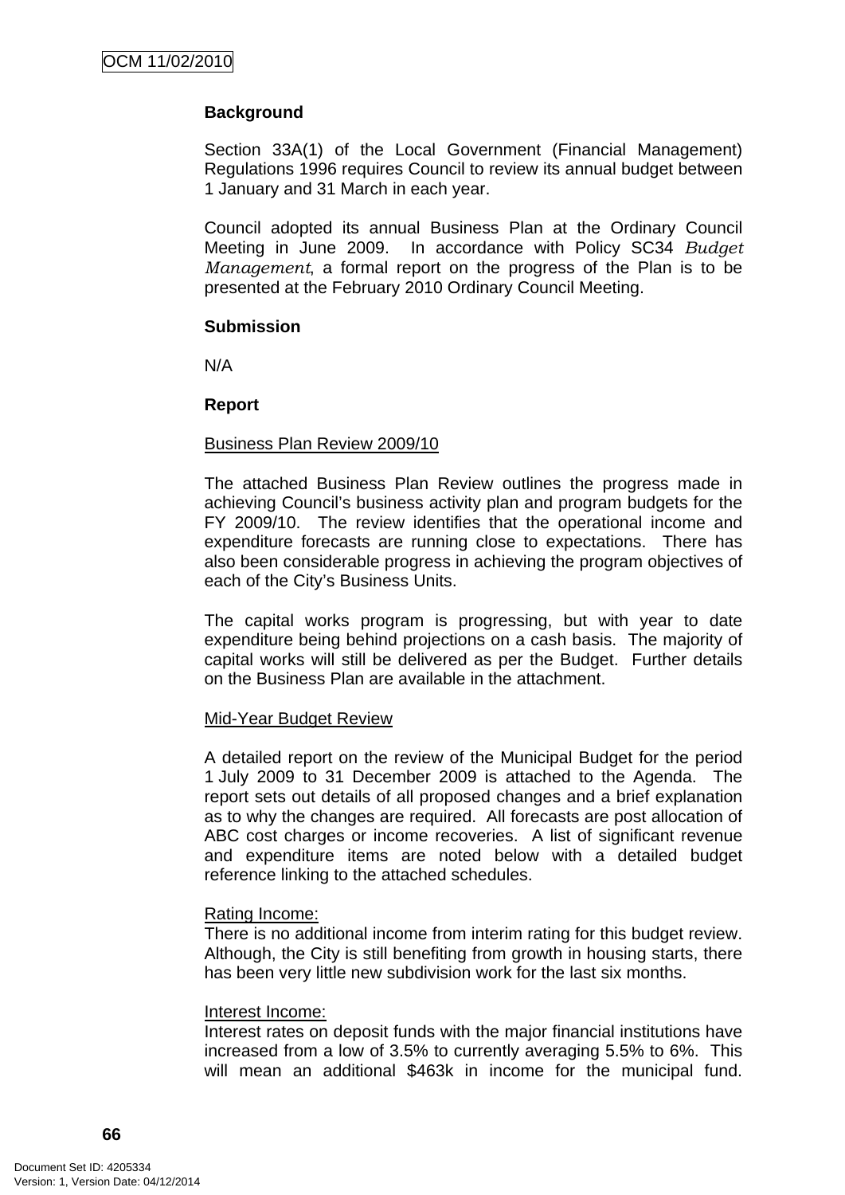**Background**

Section 33A(1) of the Local Government (Financial Management) Regulations 1996 requires Council to review its annual budget between 1 January and 31 March in each year.

Council adopted its annual Business Plan at the Ordinary Council Meeting in June 2009. In accordance with Policy SC34 *Budget Management*, a formal report on the progress of the Plan is to be presented at the February 2010 Ordinary Council Meeting.

**Submission**

N/A

**Report**

Business Plan Review 2009/10

The attached Business Plan Review outlines the progress made in achieving Council's business activity plan and program budgets for the FY 2009/10. The review identifies that the operational income and expenditure forecasts are running close to expectations. There has also been considerable progress in achieving the program objectives of each of the City's Business Units.

The capital works program is progressing, but with year to date expenditure being behind projections on a cash basis. The majority of capital works will still be delivered as per the Budget. Further details on the Business Plan are available in the attachment.

Mid-Year Budget Review

A detailed report on the review of the Municipal Budget for the period 1 July 2009 to 31 December 2009 is attached to the Agenda. The report sets out details of all proposed changes and a brief explanation as to why the changes are required. All forecasts are post allocation of ABC cost charges or income recoveries. A list of significant revenue and expenditure items are noted below with a detailed budget reference linking to the attached schedules.

Rating Income:
There is no additional income from interim rating for this budget review. Although, the City is still benefiting from growth in housing starts, there has been very little new subdivision work for the last six months.

Interest Income:
Interest rates on deposit funds with the major financial institutions have increased from a low of 3.5% to currently averaging 5.5% to 6%. This will mean an additional $463k in income for the municipal fund.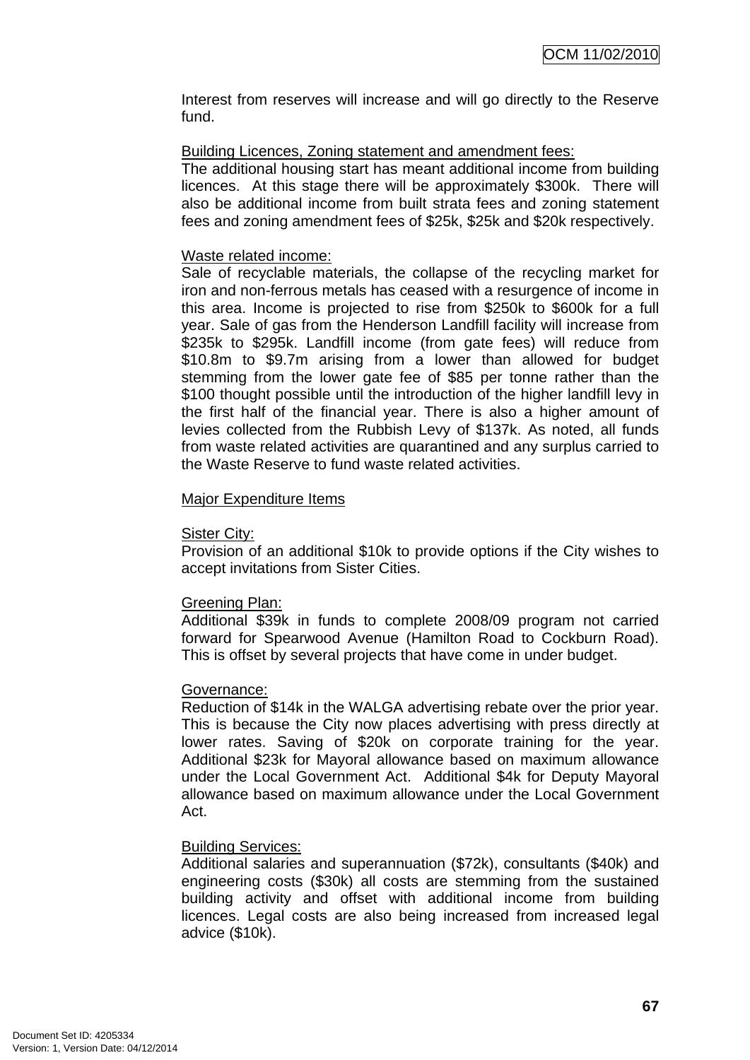Interest from reserves will increase and will go directly to the Reserve fund.

Building Licences, Zoning statement and amendment fees:
The additional housing start has meant additional income from building licences. At this stage there will be approximately $300k. There will also be additional income from built strata fees and zoning statement fees and zoning amendment fees of $25k, $25k and $20k respectively.

Waste related income:
Sale of recyclable materials, the collapse of the recycling market for iron and non-ferrous metals has ceased with a resurgence of income in this area. Income is projected to rise from $250k to $600k for a full year. Sale of gas from the Henderson Landfill facility will increase from $235k to $295k. Landfill income (from gate fees) will reduce from $10.8m to $9.7m arising from a lower than allowed for budget stemming from the lower gate fee of $85 per tonne rather than the $100 thought possible until the introduction of the higher landfill levy in the first half of the financial year. There is also a higher amount of levies collected from the Rubbish Levy of $137k. As noted, all funds from waste related activities are quarantined and any surplus carried to the Waste Reserve to fund waste related activities.

Major Expenditure Items

Sister City:
Provision of an additional $10k to provide options if the City wishes to accept invitations from Sister Cities.

Greening Plan:
Additional $39k in funds to complete 2008/09 program not carried forward for Spearwood Avenue (Hamilton Road to Cockburn Road). This is offset by several projects that have come in under budget.

Governance:
Reduction of $14k in the WALGA advertising rebate over the prior year. This is because the City now places advertising with press directly at lower rates. Saving of $20k on corporate training for the year. Additional $23k for Mayoral allowance based on maximum allowance under the Local Government Act. Additional $4k for Deputy Mayoral allowance based on maximum allowance under the Local Government Act.

Building Services:
Additional salaries and superannuation ($72k), consultants ($40k) and engineering costs ($30k) all costs are stemming from the sustained building activity and offset with additional income from building licences. Legal costs are also being increased from increased legal advice ($10k).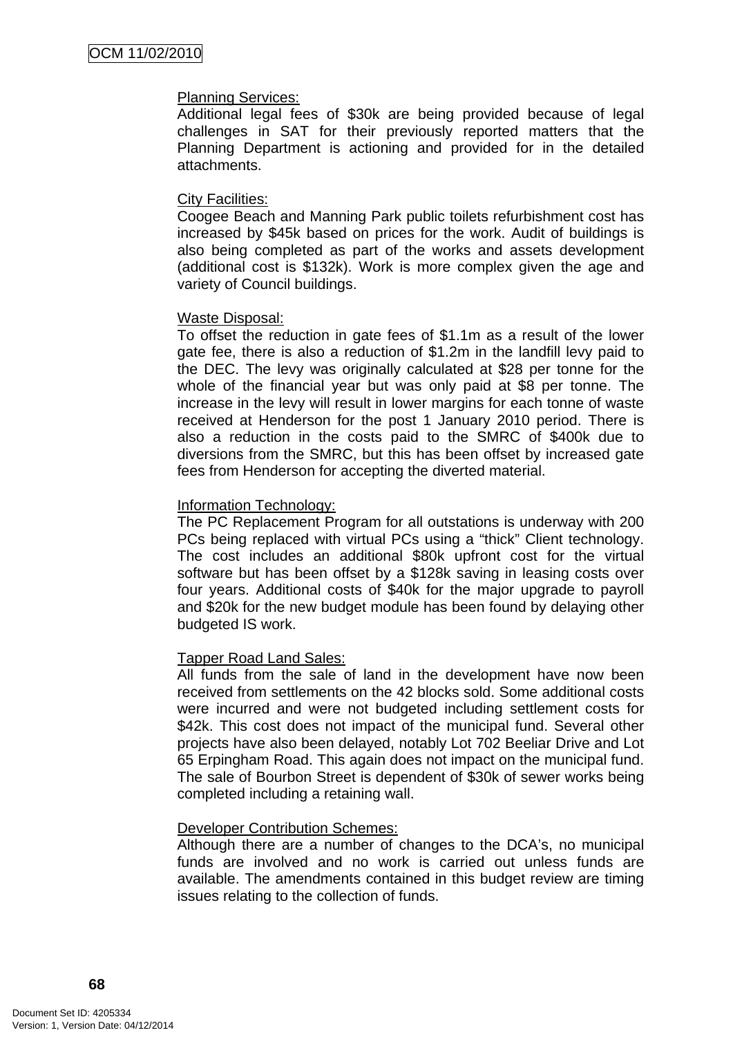Planning Services:
Additional legal fees of $30k are being provided because of legal challenges in SAT for their previously reported matters that the Planning Department is actioning and provided for in the detailed attachments.

City Facilities:
Coogee Beach and Manning Park public toilets refurbishment cost has increased by $45k based on prices for the work. Audit of buildings is also being completed as part of the works and assets development (additional cost is $132k). Work is more complex given the age and variety of Council buildings.

Waste Disposal:
To offset the reduction in gate fees of $1.1m as a result of the lower gate fee, there is also a reduction of $1.2m in the landfill levy paid to the DEC. The levy was originally calculated at $28 per tonne for the whole of the financial year but was only paid at $8 per tonne. The increase in the levy will result in lower margins for each tonne of waste received at Henderson for the post 1 January 2010 period. There is also a reduction in the costs paid to the SMRC of $400k due to diversions from the SMRC, but this has been offset by increased gate fees from Henderson for accepting the diverted material.

Information Technology:
The PC Replacement Program for all outstations is underway with 200 PCs being replaced with virtual PCs using a "thick" Client technology. The cost includes an additional $80k upfront cost for the virtual software but has been offset by a $128k saving in leasing costs over four years. Additional costs of $40k for the major upgrade to payroll and $20k for the new budget module has been found by delaying other budgeted IS work.

Tapper Road Land Sales:
All funds from the sale of land in the development have now been received from settlements on the 42 blocks sold. Some additional costs were incurred and were not budgeted including settlement costs for $42k. This cost does not impact of the municipal fund. Several other projects have also been delayed, notably Lot 702 Beeliar Drive and Lot 65 Erpingham Road. This again does not impact on the municipal fund. The sale of Bourbon Street is dependent of $30k of sewer works being completed including a retaining wall.

Developer Contribution Schemes:
Although there are a number of changes to the DCA's, no municipal funds are involved and no work is carried out unless funds are available. The amendments contained in this budget review are timing issues relating to the collection of funds.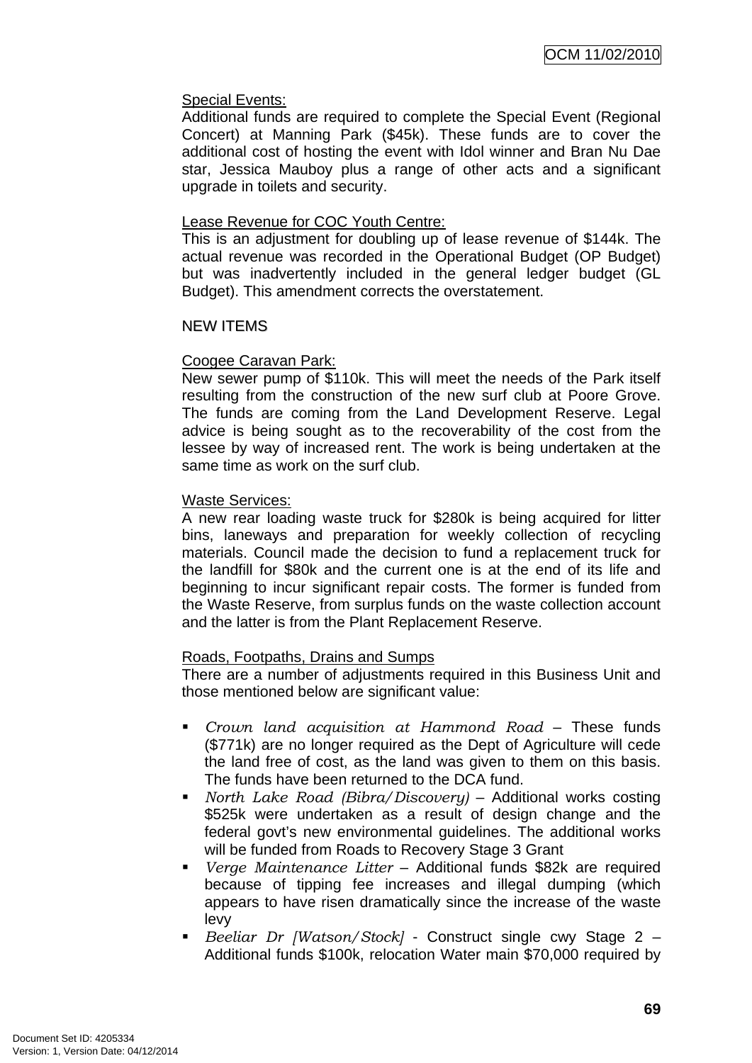Special Events:
Additional funds are required to complete the Special Event (Regional Concert) at Manning Park ($45k). These funds are to cover the additional cost of hosting the event with Idol winner and Bran Nu Dae star, Jessica Mauboy plus a range of other acts and a significant upgrade in toilets and security.

Lease Revenue for COC Youth Centre:
This is an adjustment for doubling up of lease revenue of $144k. The actual revenue was recorded in the Operational Budget (OP Budget) but was inadvertently included in the general ledger budget (GL Budget). This amendment corrects the overstatement.

NEW ITEMS

Coogee Caravan Park:
New sewer pump of $110k. This will meet the needs of the Park itself resulting from the construction of the new surf club at Poore Grove. The funds are coming from the Land Development Reserve. Legal advice is being sought as to the recoverability of the cost from the lessee by way of increased rent. The work is being undertaken at the same time as work on the surf club.

Waste Services:
A new rear loading waste truck for $280k is being acquired for litter bins, laneways and preparation for weekly collection of recycling materials. Council made the decision to fund a replacement truck for the landfill for $80k and the current one is at the end of its life and beginning to incur significant repair costs. The former is funded from the Waste Reserve, from surplus funds on the waste collection account and the latter is from the Plant Replacement Reserve.

Roads, Footpaths, Drains and Sumps
There are a number of adjustments required in this Business Unit and those mentioned below are significant value:

- *Crown land acquisition at Hammond Road* – These funds ($771k) are no longer required as the Dept of Agriculture will cede the land free of cost, as the land was given to them on this basis. The funds have been returned to the DCA fund.
- *North Lake Road (Bibra/Discovery)* – Additional works costing $525k were undertaken as a result of design change and the federal govt's new environmental guidelines. The additional works will be funded from Roads to Recovery Stage 3 Grant
- *Verge Maintenance Litter* – Additional funds $82k are required because of tipping fee increases and illegal dumping (which appears to have risen dramatically since the increase of the waste levy
- *Beeliar Dr [Watson/Stock]* - Construct single cwy Stage 2 – Additional funds $100k, relocation Water main $70,000 required by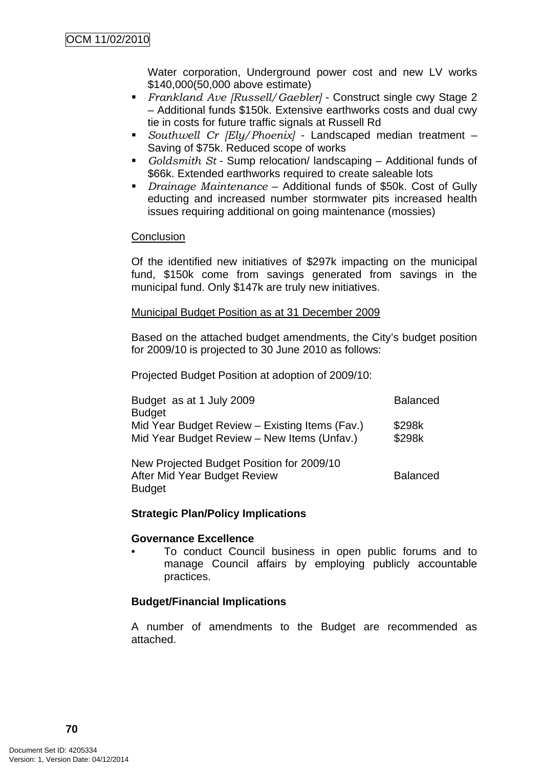Water corporation, Underground power cost and new LV works $140,000(50,000 above estimate)

- *Frankland Ave [Russell/Gaebler]* - Construct single cwy Stage 2 – Additional funds $150k. Extensive earthworks costs and dual cwy tie in costs for future traffic signals at Russell Rd
- *Southwell Cr [Ely/Phoenix]* - Landscaped median treatment – Saving of $75k. Reduced scope of works
- *Goldsmith St* - Sump relocation/ landscaping – Additional funds of $66k. Extended earthworks required to create saleable lots
- *Drainage Maintenance* – Additional funds of $50k. Cost of Gully educting and increased number stormwater pits increased health issues requiring additional on going maintenance (mossies)

Conclusion

Of the identified new initiatives of $297k impacting on the municipal fund, $150k come from savings generated from savings in the municipal fund. Only $147k are truly new initiatives.

Municipal Budget Position as at 31 December 2009

Based on the attached budget amendments, the City's budget position for 2009/10 is projected to 30 June 2010 as follows:

Projected Budget Position at adoption of 2009/10:

| | |
|---|---|
| Budget as at 1 July 2009 | Balanced Budget |
| Mid Year Budget Review – Existing Items (Fav.) | $298k |
| Mid Year Budget Review – New Items (Unfav.) | $298k |
| New Projected Budget Position for 2009/10 After Mid Year Budget Review | Balanced Budget |

**Strategic Plan/Policy Implications**

**Governance Excellence**

- To conduct Council business in open public forums and to manage Council affairs by employing publicly accountable practices.

**Budget/Financial Implications**

A number of amendments to the Budget are recommended as attached.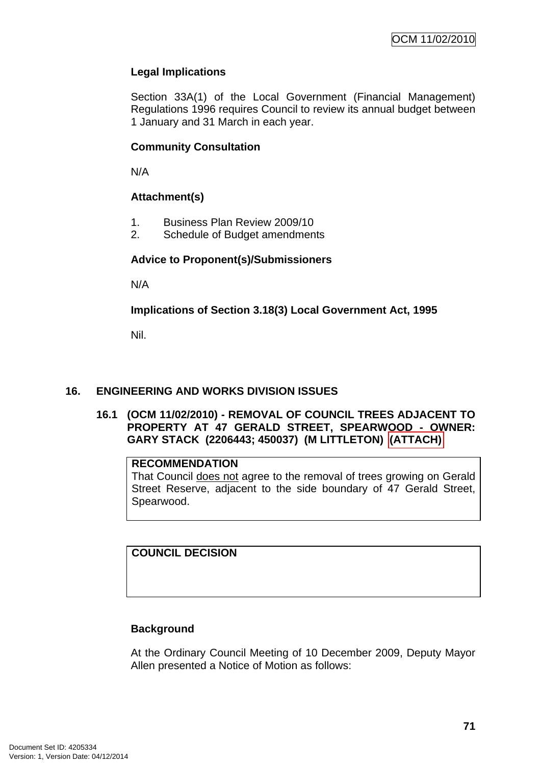**Legal Implications**

Section 33A(1) of the Local Government (Financial Management) Regulations 1996 requires Council to review its annual budget between 1 January and 31 March in each year.

**Community Consultation**

N/A

**Attachment(s)**

1. Business Plan Review 2009/10
2. Schedule of Budget amendments

**Advice to Proponent(s)/Submissioners**

N/A

**Implications of Section 3.18(3) Local Government Act, 1995**

Nil.

## 16. ENGINEERING AND WORKS DIVISION ISSUES

### 16.1 (OCM 11/02/2010) - REMOVAL OF COUNCIL TREES ADJACENT TO PROPERTY AT 47 GERALD STREET, SPEARWOOD - OWNER: GARY STACK (2206443; 450037) (M LITTLETON) (ATTACH)

| **RECOMMENDATION** |
| --- |
| That Council does not agree to the removal of trees growing on Gerald Street Reserve, adjacent to the side boundary of 47 Gerald Street, Spearwood. |

| **COUNCIL DECISION** |
| --- |
| |

**Background**

At the Ordinary Council Meeting of 10 December 2009, Deputy Mayor Allen presented a Notice of Motion as follows: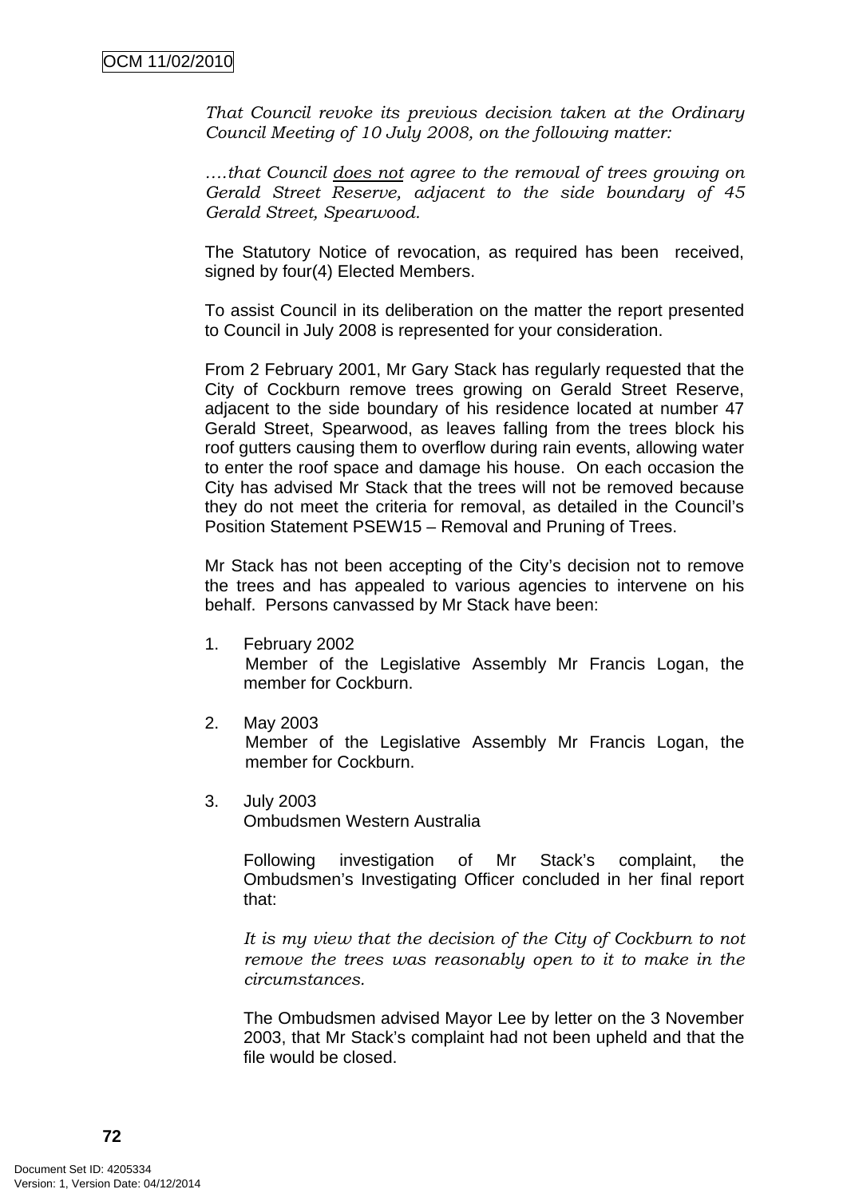*That Council revoke its previous decision taken at the Ordinary Council Meeting of 10 July 2008, on the following matter:*

*....that Council* ***does not*** *agree to the removal of trees growing on Gerald Street Reserve, adjacent to the side boundary of 45 Gerald Street, Spearwood.*

The Statutory Notice of revocation, as required has been received, signed by four(4) Elected Members.

To assist Council in its deliberation on the matter the report presented to Council in July 2008 is represented for your consideration.

From 2 February 2001, Mr Gary Stack has regularly requested that the City of Cockburn remove trees growing on Gerald Street Reserve, adjacent to the side boundary of his residence located at number 47 Gerald Street, Spearwood, as leaves falling from the trees block his roof gutters causing them to overflow during rain events, allowing water to enter the roof space and damage his house. On each occasion the City has advised Mr Stack that the trees will not be removed because they do not meet the criteria for removal, as detailed in the Council's Position Statement PSEW15 – Removal and Pruning of Trees.

Mr Stack has not been accepting of the City's decision not to remove the trees and has appealed to various agencies to intervene on his behalf. Persons canvassed by Mr Stack have been:

1. February 2002
   Member of the Legislative Assembly Mr Francis Logan, the member for Cockburn.

2. May 2003
   Member of the Legislative Assembly Mr Francis Logan, the member for Cockburn.

3. July 2003
   Ombudsmen Western Australia

   Following investigation of Mr Stack's complaint, the Ombudsmen's Investigating Officer concluded in her final report that:

   *It is my view that the decision of the City of Cockburn to not remove the trees was reasonably open to it to make in the circumstances.*

   The Ombudsmen advised Mayor Lee by letter on the 3 November 2003, that Mr Stack's complaint had not been upheld and that the file would be closed.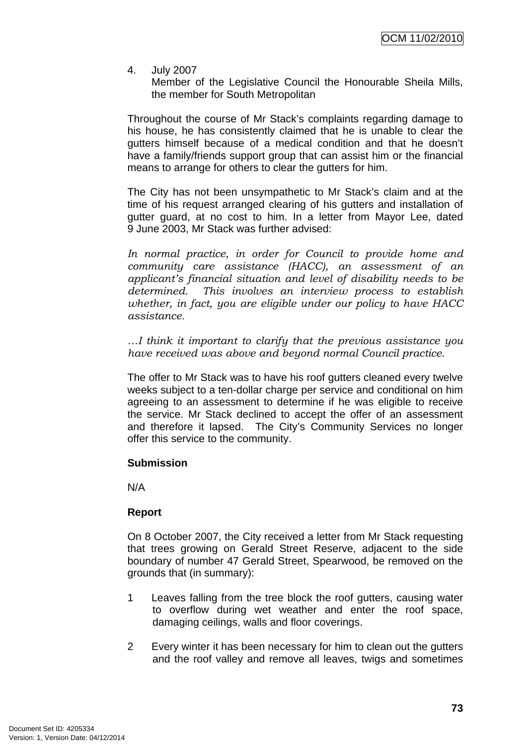4. July 2007
   Member of the Legislative Council the Honourable Sheila Mills, the member for South Metropolitan

Throughout the course of Mr Stack's complaints regarding damage to his house, he has consistently claimed that he is unable to clear the gutters himself because of a medical condition and that he doesn't have a family/friends support group that can assist him or the financial means to arrange for others to clear the gutters for him.

The City has not been unsympathetic to Mr Stack's claim and at the time of his request arranged clearing of his gutters and installation of gutter guard, at no cost to him. In a letter from Mayor Lee, dated 9 June 2003, Mr Stack was further advised:

*In normal practice, in order for Council to provide home and community care assistance (HACC), an assessment of an applicant's financial situation and level of disability needs to be determined. This involves an interview process to establish whether, in fact, you are eligible under our policy to have HACC assistance.*

*…I think it important to clarify that the previous assistance you have received was above and beyond normal Council practice.*

The offer to Mr Stack was to have his roof gutters cleaned every twelve weeks subject to a ten-dollar charge per service and conditional on him agreeing to an assessment to determine if he was eligible to receive the service. Mr Stack declined to accept the offer of an assessment and therefore it lapsed. The City's Community Services no longer offer this service to the community.

**Submission**

N/A

**Report**

On 8 October 2007, the City received a letter from Mr Stack requesting that trees growing on Gerald Street Reserve, adjacent to the side boundary of number 47 Gerald Street, Spearwood, be removed on the grounds that (in summary):

1 Leaves falling from the tree block the roof gutters, causing water to overflow during wet weather and enter the roof space, damaging ceilings, walls and floor coverings.

2 Every winter it has been necessary for him to clean out the gutters and the roof valley and remove all leaves, twigs and sometimes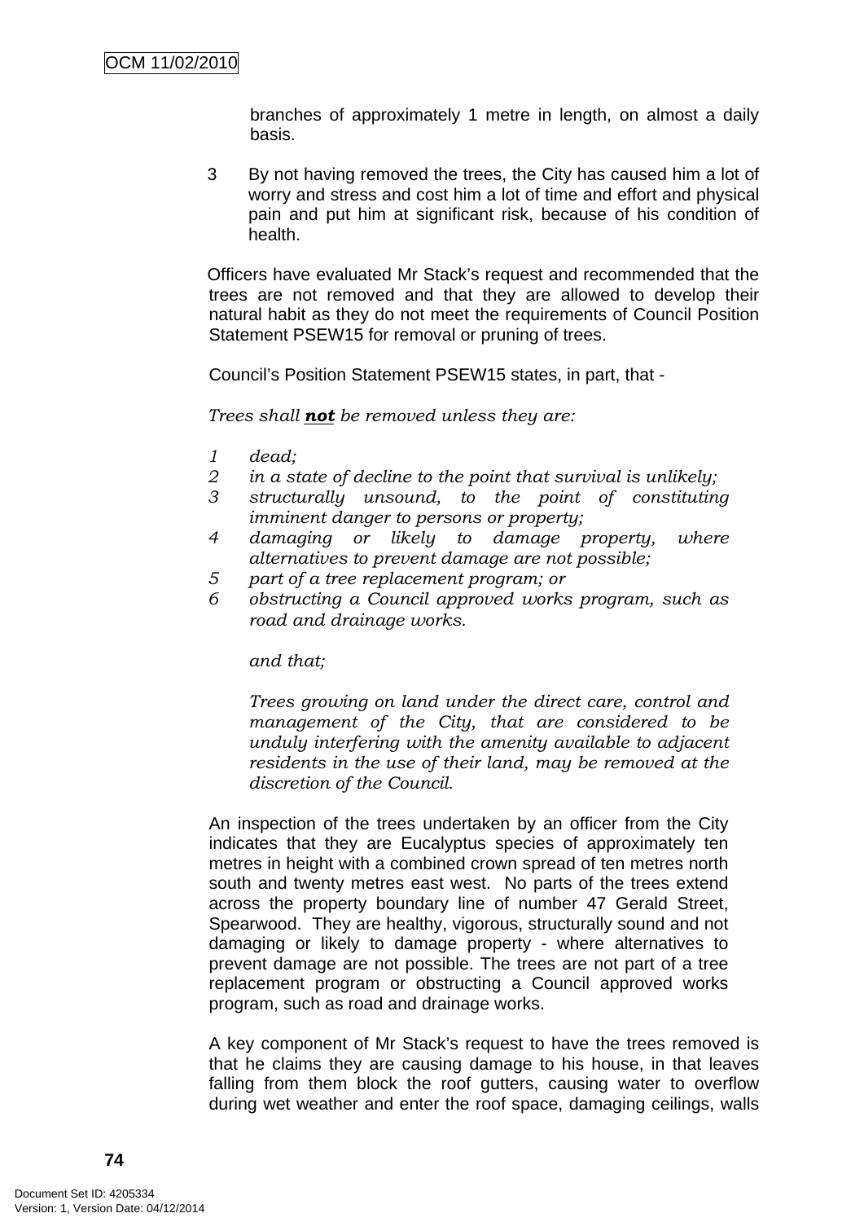branches of approximately 1 metre in length, on almost a daily basis.

3 By not having removed the trees, the City has caused him a lot of worry and stress and cost him a lot of time and effort and physical pain and put him at significant risk, because of his condition of health.

Officers have evaluated Mr Stack's request and recommended that the trees are not removed and that they are allowed to develop their natural habit as they do not meet the requirements of Council Position Statement PSEW15 for removal or pruning of trees.

Council's Position Statement PSEW15 states, in part, that -

*Trees shall **not** be removed unless they are:*

*1 dead;*
*2 in a state of decline to the point that survival is unlikely;*
*3 structurally unsound, to the point of constituting imminent danger to persons or property;*
*4 damaging or likely to damage property, where alternatives to prevent damage are not possible;*
*5 part of a tree replacement program; or*
*6 obstructing a Council approved works program, such as road and drainage works.*

*and that;*

*Trees growing on land under the direct care, control and management of the City, that are considered to be unduly interfering with the amenity available to adjacent residents in the use of their land, may be removed at the discretion of the Council.*

An inspection of the trees undertaken by an officer from the City indicates that they are Eucalyptus species of approximately ten metres in height with a combined crown spread of ten metres north south and twenty metres east west. No parts of the trees extend across the property boundary line of number 47 Gerald Street, Spearwood. They are healthy, vigorous, structurally sound and not damaging or likely to damage property - where alternatives to prevent damage are not possible. The trees are not part of a tree replacement program or obstructing a Council approved works program, such as road and drainage works.

A key component of Mr Stack's request to have the trees removed is that he claims they are causing damage to his house, in that leaves falling from them block the roof gutters, causing water to overflow during wet weather and enter the roof space, damaging ceilings, walls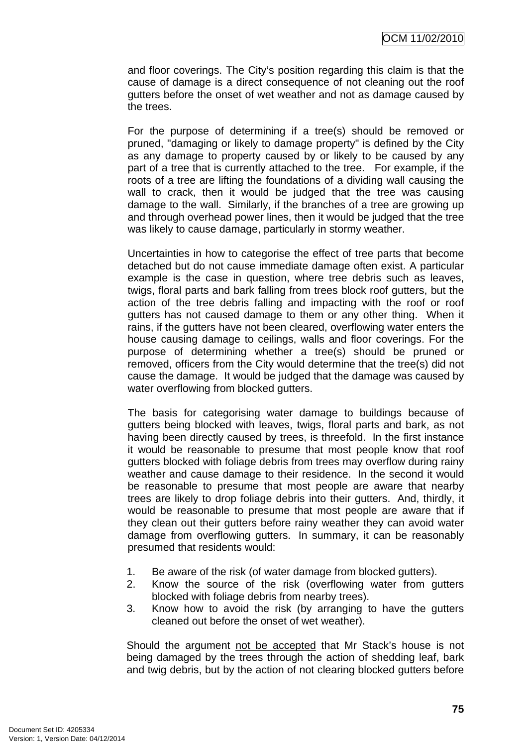and floor coverings. The City's position regarding this claim is that the cause of damage is a direct consequence of not cleaning out the roof gutters before the onset of wet weather and not as damage caused by the trees.

For the purpose of determining if a tree(s) should be removed or pruned, "damaging or likely to damage property" is defined by the City as any damage to property caused by or likely to be caused by any part of a tree that is currently attached to the tree. For example, if the roots of a tree are lifting the foundations of a dividing wall causing the wall to crack, then it would be judged that the tree was causing damage to the wall. Similarly, if the branches of a tree are growing up and through overhead power lines, then it would be judged that the tree was likely to cause damage, particularly in stormy weather.

Uncertainties in how to categorise the effect of tree parts that become detached but do not cause immediate damage often exist. A particular example is the case in question, where tree debris such as leaves, twigs, floral parts and bark falling from trees block roof gutters, but the action of the tree debris falling and impacting with the roof or roof gutters has not caused damage to them or any other thing. When it rains, if the gutters have not been cleared, overflowing water enters the house causing damage to ceilings, walls and floor coverings. For the purpose of determining whether a tree(s) should be pruned or removed, officers from the City would determine that the tree(s) did not cause the damage. It would be judged that the damage was caused by water overflowing from blocked gutters.

The basis for categorising water damage to buildings because of gutters being blocked with leaves, twigs, floral parts and bark, as not having been directly caused by trees, is threefold. In the first instance it would be reasonable to presume that most people know that roof gutters blocked with foliage debris from trees may overflow during rainy weather and cause damage to their residence. In the second it would be reasonable to presume that most people are aware that nearby trees are likely to drop foliage debris into their gutters. And, thirdly, it would be reasonable to presume that most people are aware that if they clean out their gutters before rainy weather they can avoid water damage from overflowing gutters. In summary, it can be reasonably presumed that residents would:

1. Be aware of the risk (of water damage from blocked gutters).
2. Know the source of the risk (overflowing water from gutters blocked with foliage debris from nearby trees).
3. Know how to avoid the risk (by arranging to have the gutters cleaned out before the onset of wet weather).

Should the argument <u>not be accepted</u> that Mr Stack's house is not being damaged by the trees through the action of shedding leaf, bark and twig debris, but by the action of not clearing blocked gutters before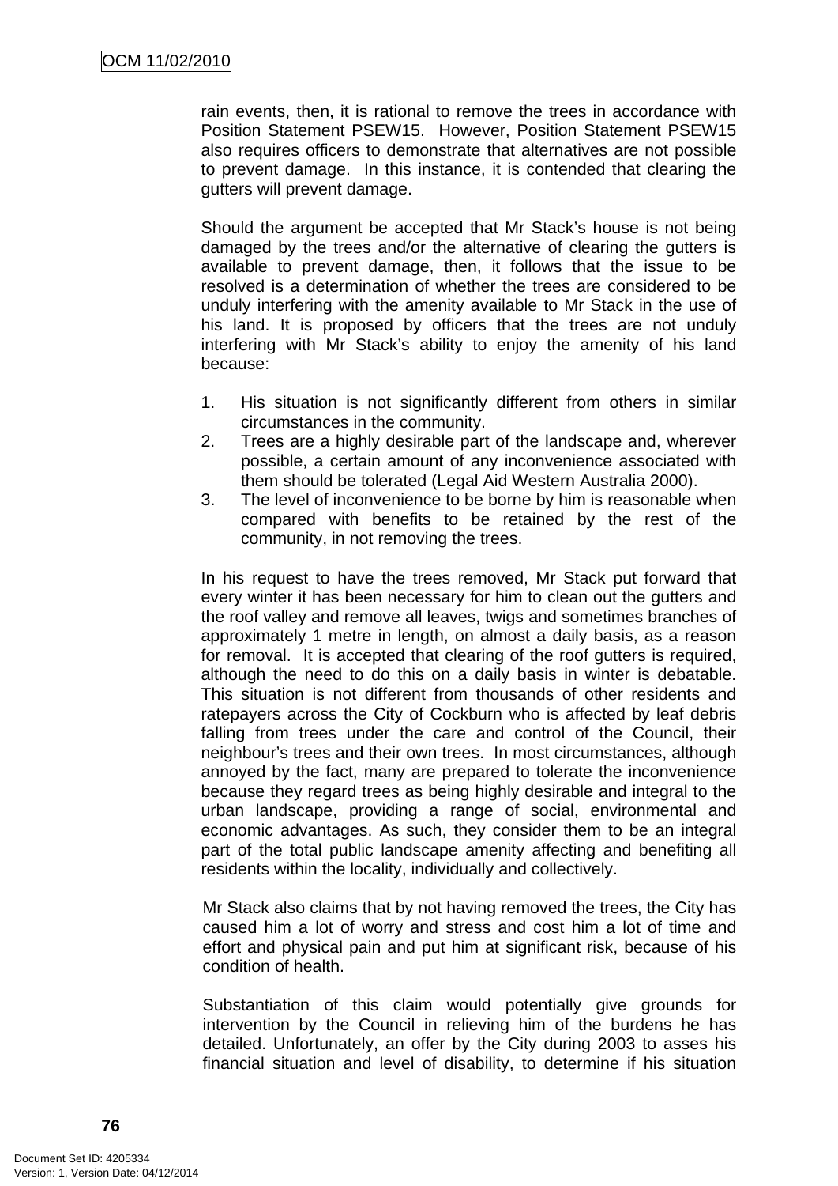rain events, then, it is rational to remove the trees in accordance with Position Statement PSEW15. However, Position Statement PSEW15 also requires officers to demonstrate that alternatives are not possible to prevent damage. In this instance, it is contended that clearing the gutters will prevent damage.

Should the argument be accepted that Mr Stack's house is not being damaged by the trees and/or the alternative of clearing the gutters is available to prevent damage, then, it follows that the issue to be resolved is a determination of whether the trees are considered to be unduly interfering with the amenity available to Mr Stack in the use of his land. It is proposed by officers that the trees are not unduly interfering with Mr Stack's ability to enjoy the amenity of his land because:

1. His situation is not significantly different from others in similar circumstances in the community.
2. Trees are a highly desirable part of the landscape and, wherever possible, a certain amount of any inconvenience associated with them should be tolerated (Legal Aid Western Australia 2000).
3. The level of inconvenience to be borne by him is reasonable when compared with benefits to be retained by the rest of the community, in not removing the trees.

In his request to have the trees removed, Mr Stack put forward that every winter it has been necessary for him to clean out the gutters and the roof valley and remove all leaves, twigs and sometimes branches of approximately 1 metre in length, on almost a daily basis, as a reason for removal. It is accepted that clearing of the roof gutters is required, although the need to do this on a daily basis in winter is debatable. This situation is not different from thousands of other residents and ratepayers across the City of Cockburn who is affected by leaf debris falling from trees under the care and control of the Council, their neighbour's trees and their own trees. In most circumstances, although annoyed by the fact, many are prepared to tolerate the inconvenience because they regard trees as being highly desirable and integral to the urban landscape, providing a range of social, environmental and economic advantages. As such, they consider them to be an integral part of the total public landscape amenity affecting and benefiting all residents within the locality, individually and collectively.

Mr Stack also claims that by not having removed the trees, the City has caused him a lot of worry and stress and cost him a lot of time and effort and physical pain and put him at significant risk, because of his condition of health.

Substantiation of this claim would potentially give grounds for intervention by the Council in relieving him of the burdens he has detailed. Unfortunately, an offer by the City during 2003 to asses his financial situation and level of disability, to determine if his situation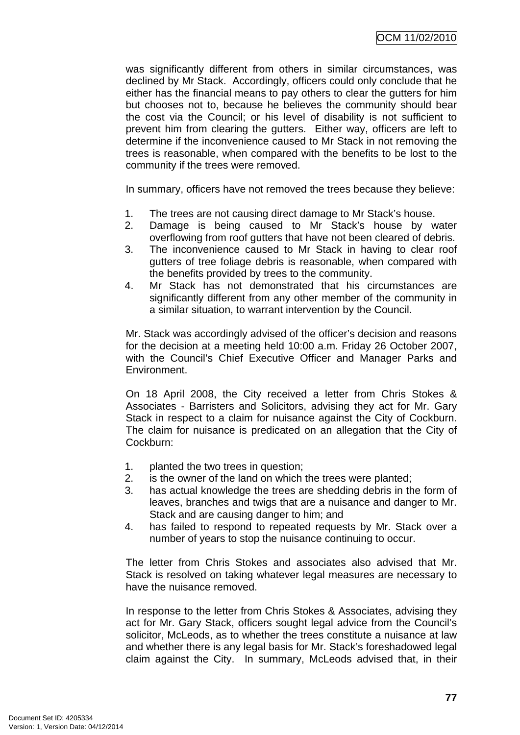was significantly different from others in similar circumstances, was declined by Mr Stack. Accordingly, officers could only conclude that he either has the financial means to pay others to clear the gutters for him but chooses not to, because he believes the community should bear the cost via the Council; or his level of disability is not sufficient to prevent him from clearing the gutters. Either way, officers are left to determine if the inconvenience caused to Mr Stack in not removing the trees is reasonable, when compared with the benefits to be lost to the community if the trees were removed.

In summary, officers have not removed the trees because they believe:

1. The trees are not causing direct damage to Mr Stack's house.
2. Damage is being caused to Mr Stack's house by water overflowing from roof gutters that have not been cleared of debris.
3. The inconvenience caused to Mr Stack in having to clear roof gutters of tree foliage debris is reasonable, when compared with the benefits provided by trees to the community.
4. Mr Stack has not demonstrated that his circumstances are significantly different from any other member of the community in a similar situation, to warrant intervention by the Council.

Mr. Stack was accordingly advised of the officer's decision and reasons for the decision at a meeting held 10:00 a.m. Friday 26 October 2007, with the Council's Chief Executive Officer and Manager Parks and Environment.

On 18 April 2008, the City received a letter from Chris Stokes & Associates - Barristers and Solicitors, advising they act for Mr. Gary Stack in respect to a claim for nuisance against the City of Cockburn. The claim for nuisance is predicated on an allegation that the City of Cockburn:

1. planted the two trees in question;
2. is the owner of the land on which the trees were planted;
3. has actual knowledge the trees are shedding debris in the form of leaves, branches and twigs that are a nuisance and danger to Mr. Stack and are causing danger to him; and
4. has failed to respond to repeated requests by Mr. Stack over a number of years to stop the nuisance continuing to occur.

The letter from Chris Stokes and associates also advised that Mr. Stack is resolved on taking whatever legal measures are necessary to have the nuisance removed.

In response to the letter from Chris Stokes & Associates, advising they act for Mr. Gary Stack, officers sought legal advice from the Council's solicitor, McLeods, as to whether the trees constitute a nuisance at law and whether there is any legal basis for Mr. Stack's foreshadowed legal claim against the City. In summary, McLeods advised that, in their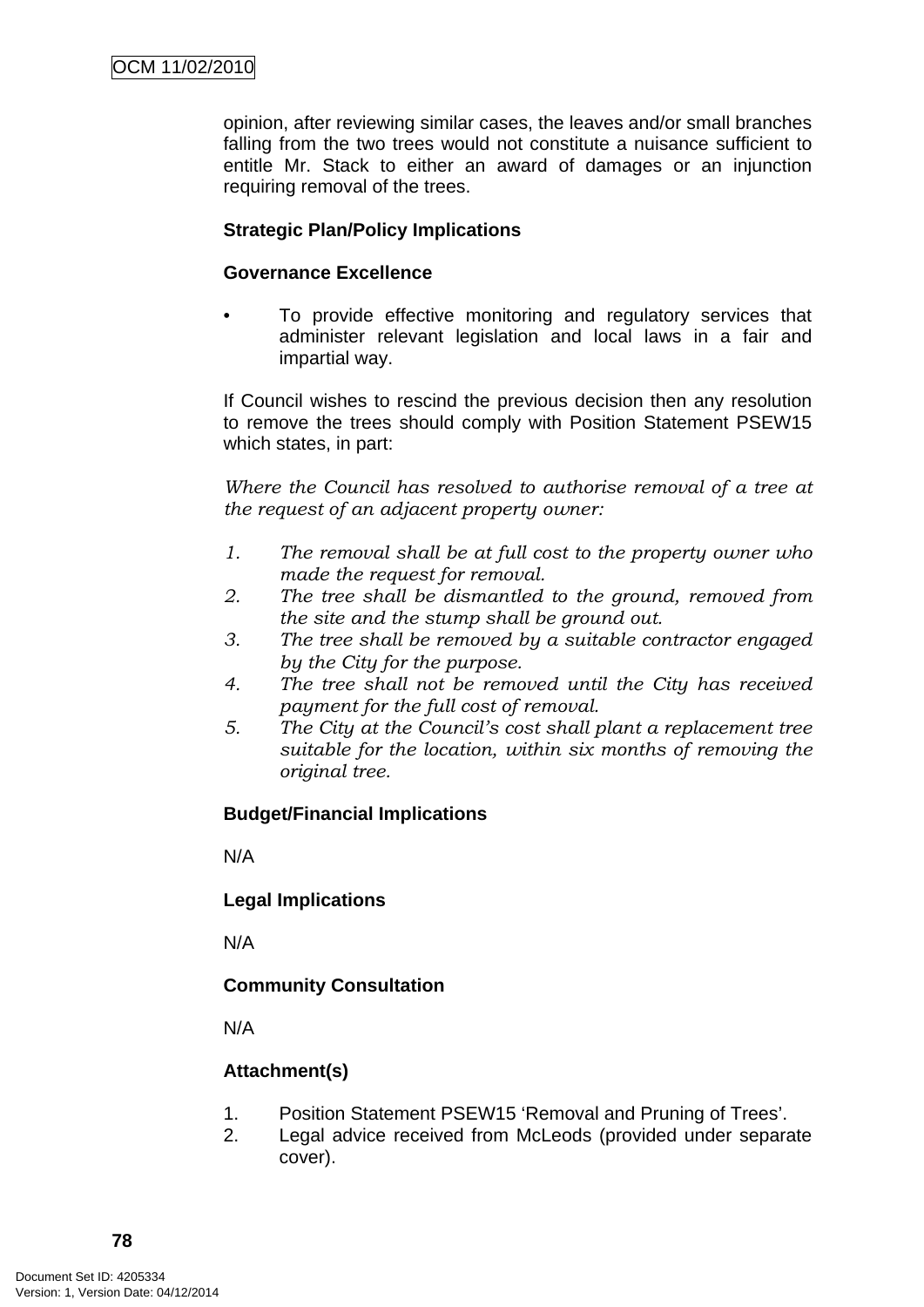opinion, after reviewing similar cases, the leaves and/or small branches falling from the two trees would not constitute a nuisance sufficient to entitle Mr. Stack to either an award of damages or an injunction requiring removal of the trees.

**Strategic Plan/Policy Implications**

**Governance Excellence**

- To provide effective monitoring and regulatory services that administer relevant legislation and local laws in a fair and impartial way.

If Council wishes to rescind the previous decision then any resolution to remove the trees should comply with Position Statement PSEW15 which states, in part:

*Where the Council has resolved to authorise removal of a tree at the request of an adjacent property owner:*

1. *The removal shall be at full cost to the property owner who made the request for removal.*
2. *The tree shall be dismantled to the ground, removed from the site and the stump shall be ground out.*
3. *The tree shall be removed by a suitable contractor engaged by the City for the purpose.*
4. *The tree shall not be removed until the City has received payment for the full cost of removal.*
5. *The City at the Council's cost shall plant a replacement tree suitable for the location, within six months of removing the original tree.*

**Budget/Financial Implications**

N/A

**Legal Implications**

N/A

**Community Consultation**

N/A

**Attachment(s)**

1. Position Statement PSEW15 'Removal and Pruning of Trees'.
2. Legal advice received from McLeods (provided under separate cover).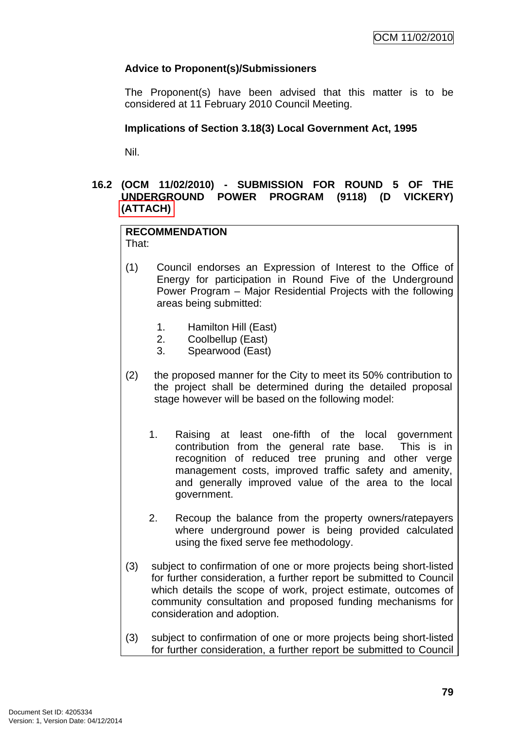**Advice to Proponent(s)/Submissioners**

The Proponent(s) have been advised that this matter is to be considered at 11 February 2010 Council Meeting.

**Implications of Section 3.18(3) Local Government Act, 1995**

Nil.

## 16.2 (OCM 11/02/2010) - SUBMISSION FOR ROUND 5 OF THE UNDERGROUND POWER PROGRAM (9118) (D VICKERY) (ATTACH)

**RECOMMENDATION**
That:

(1) Council endorses an Expression of Interest to the Office of Energy for participation in Round Five of the Underground Power Program – Major Residential Projects with the following areas being submitted:

   1. Hamilton Hill (East)
   2. Coolbellup (East)
   3. Spearwood (East)

(2) the proposed manner for the City to meet its 50% contribution to the project shall be determined during the detailed proposal stage however will be based on the following model:

   1. Raising at least one-fifth of the local government contribution from the general rate base. This is in recognition of reduced tree pruning and other verge management costs, improved traffic safety and amenity, and generally improved value of the area to the local government.

   2. Recoup the balance from the property owners/ratepayers where underground power is being provided calculated using the fixed serve fee methodology.

(3) subject to confirmation of one or more projects being short-listed for further consideration, a further report be submitted to Council which details the scope of work, project estimate, outcomes of community consultation and proposed funding mechanisms for consideration and adoption.

(3) subject to confirmation of one or more projects being short-listed for further consideration, a further report be submitted to Council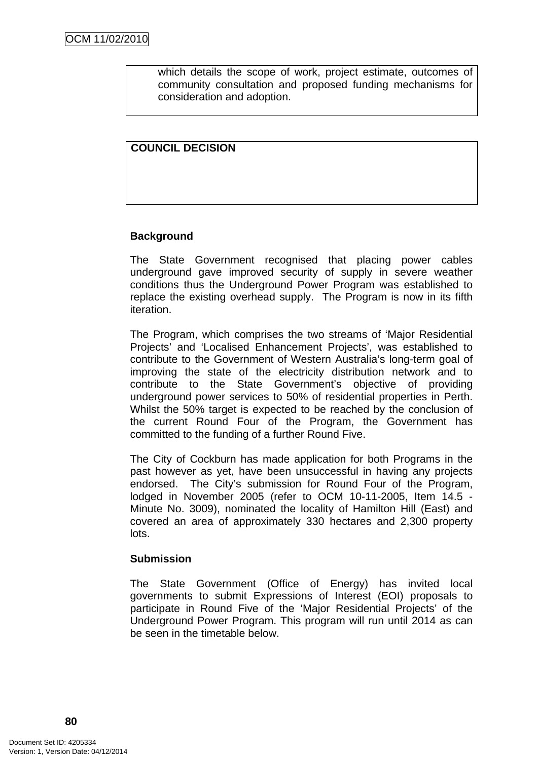which details the scope of work, project estimate, outcomes of community consultation and proposed funding mechanisms for consideration and adoption.

**COUNCIL DECISION**

**Background**

The State Government recognised that placing power cables underground gave improved security of supply in severe weather conditions thus the Underground Power Program was established to replace the existing overhead supply. The Program is now in its fifth iteration.

The Program, which comprises the two streams of 'Major Residential Projects' and 'Localised Enhancement Projects', was established to contribute to the Government of Western Australia's long-term goal of improving the state of the electricity distribution network and to contribute to the State Government's objective of providing underground power services to 50% of residential properties in Perth. Whilst the 50% target is expected to be reached by the conclusion of the current Round Four of the Program, the Government has committed to the funding of a further Round Five.

The City of Cockburn has made application for both Programs in the past however as yet, have been unsuccessful in having any projects endorsed. The City's submission for Round Four of the Program, lodged in November 2005 (refer to OCM 10-11-2005, Item 14.5 - Minute No. 3009), nominated the locality of Hamilton Hill (East) and covered an area of approximately 330 hectares and 2,300 property lots.

**Submission**

The State Government (Office of Energy) has invited local governments to submit Expressions of Interest (EOI) proposals to participate in Round Five of the 'Major Residential Projects' of the Underground Power Program. This program will run until 2014 as can be seen in the timetable below.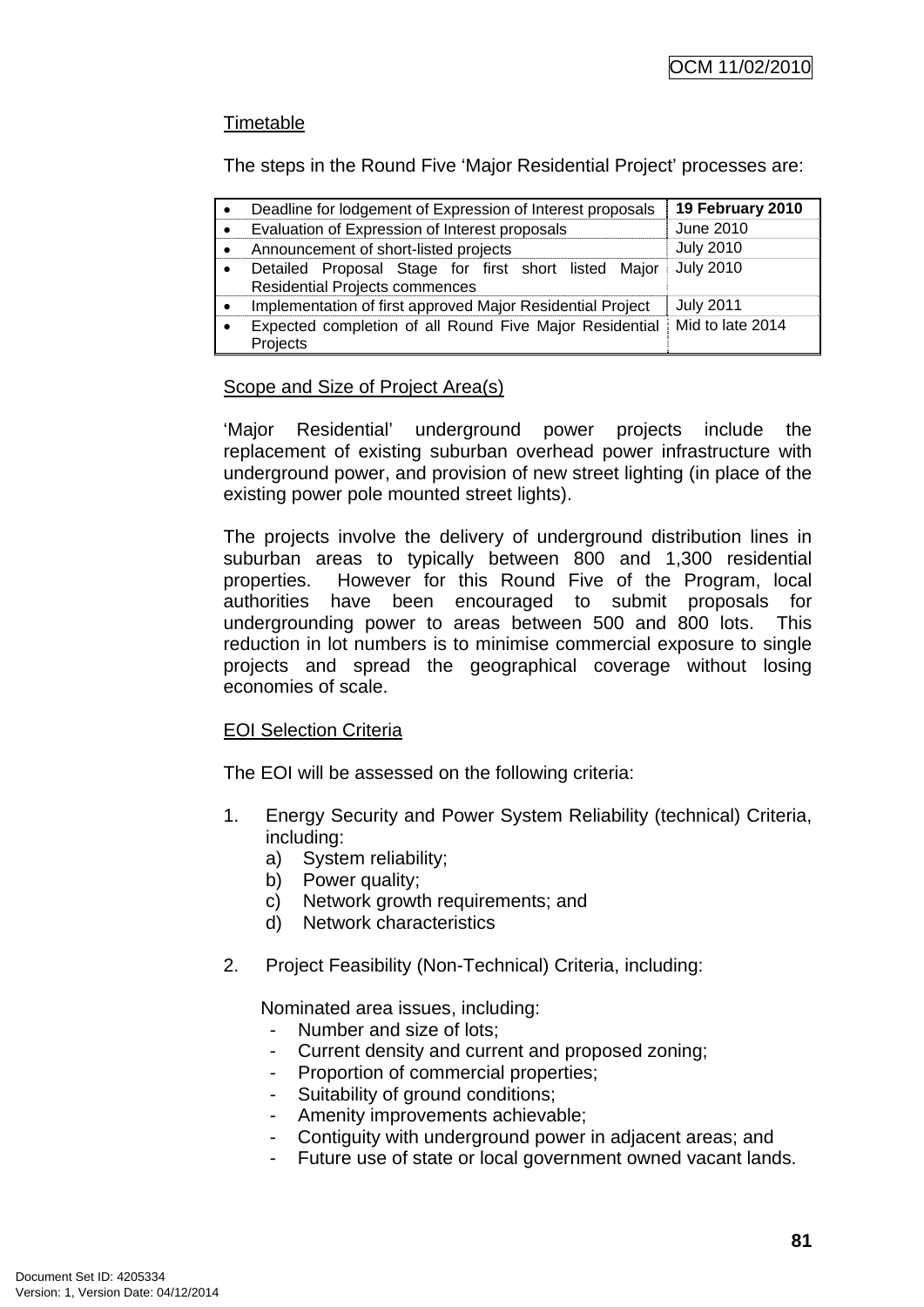Timetable

The steps in the Round Five 'Major Residential Project' processes are:

| Step | Date |
|---|---|
| • Deadline for lodgement of Expression of Interest proposals | **19 February 2010** |
| • Evaluation of Expression of Interest proposals | June 2010 |
| • Announcement of short-listed projects | July 2010 |
| • Detailed Proposal Stage for first short listed Major Residential Projects commences | July 2010 |
| • Implementation of first approved Major Residential Project | July 2011 |
| • Expected completion of all Round Five Major Residential Projects | Mid to late 2014 |

Scope and Size of Project Area(s)

'Major Residential' underground power projects include the replacement of existing suburban overhead power infrastructure with underground power, and provision of new street lighting (in place of the existing power pole mounted street lights).

The projects involve the delivery of underground distribution lines in suburban areas to typically between 800 and 1,300 residential properties. However for this Round Five of the Program, local authorities have been encouraged to submit proposals for undergrounding power to areas between 500 and 800 lots. This reduction in lot numbers is to minimise commercial exposure to single projects and spread the geographical coverage without losing economies of scale.

EOI Selection Criteria

The EOI will be assessed on the following criteria:

1. Energy Security and Power System Reliability (technical) Criteria, including:
   a) System reliability;
   b) Power quality;
   c) Network growth requirements; and
   d) Network characteristics

2. Project Feasibility (Non-Technical) Criteria, including:

   Nominated area issues, including:
   - Number and size of lots;
   - Current density and current and proposed zoning;
   - Proportion of commercial properties;
   - Suitability of ground conditions;
   - Amenity improvements achievable;
   - Contiguity with underground power in adjacent areas; and
   - Future use of state or local government owned vacant lands.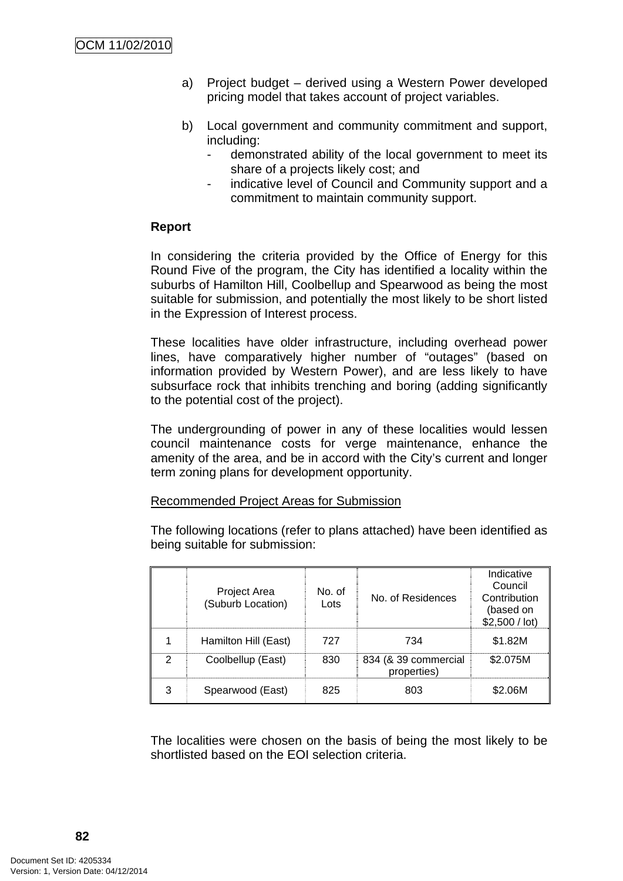a) Project budget – derived using a Western Power developed pricing model that takes account of project variables.

b) Local government and community commitment and support, including:
   - demonstrated ability of the local government to meet its share of a projects likely cost; and
   - indicative level of Council and Community support and a commitment to maintain community support.

**Report**

In considering the criteria provided by the Office of Energy for this Round Five of the program, the City has identified a locality within the suburbs of Hamilton Hill, Coolbellup and Spearwood as being the most suitable for submission, and potentially the most likely to be short listed in the Expression of Interest process.

These localities have older infrastructure, including overhead power lines, have comparatively higher number of "outages" (based on information provided by Western Power), and are less likely to have subsurface rock that inhibits trenching and boring (adding significantly to the potential cost of the project).

The undergrounding of power in any of these localities would lessen council maintenance costs for verge maintenance, enhance the amenity of the area, and be in accord with the City's current and longer term zoning plans for development opportunity.

<u>Recommended Project Areas for Submission</u>

The following locations (refer to plans attached) have been identified as being suitable for submission:

| | Project Area (Suburb Location) | No. of Lots | No. of Residences | Indicative Council Contribution (based on $2,500 / lot) |
|---|---|---|---|---|
| 1 | Hamilton Hill (East) | 727 | 734 | $1.82M |
| 2 | Coolbellup (East) | 830 | 834 (& 39 commercial properties) | $2.075M |
| 3 | Spearwood (East) | 825 | 803 | $2.06M |

The localities were chosen on the basis of being the most likely to be shortlisted based on the EOI selection criteria.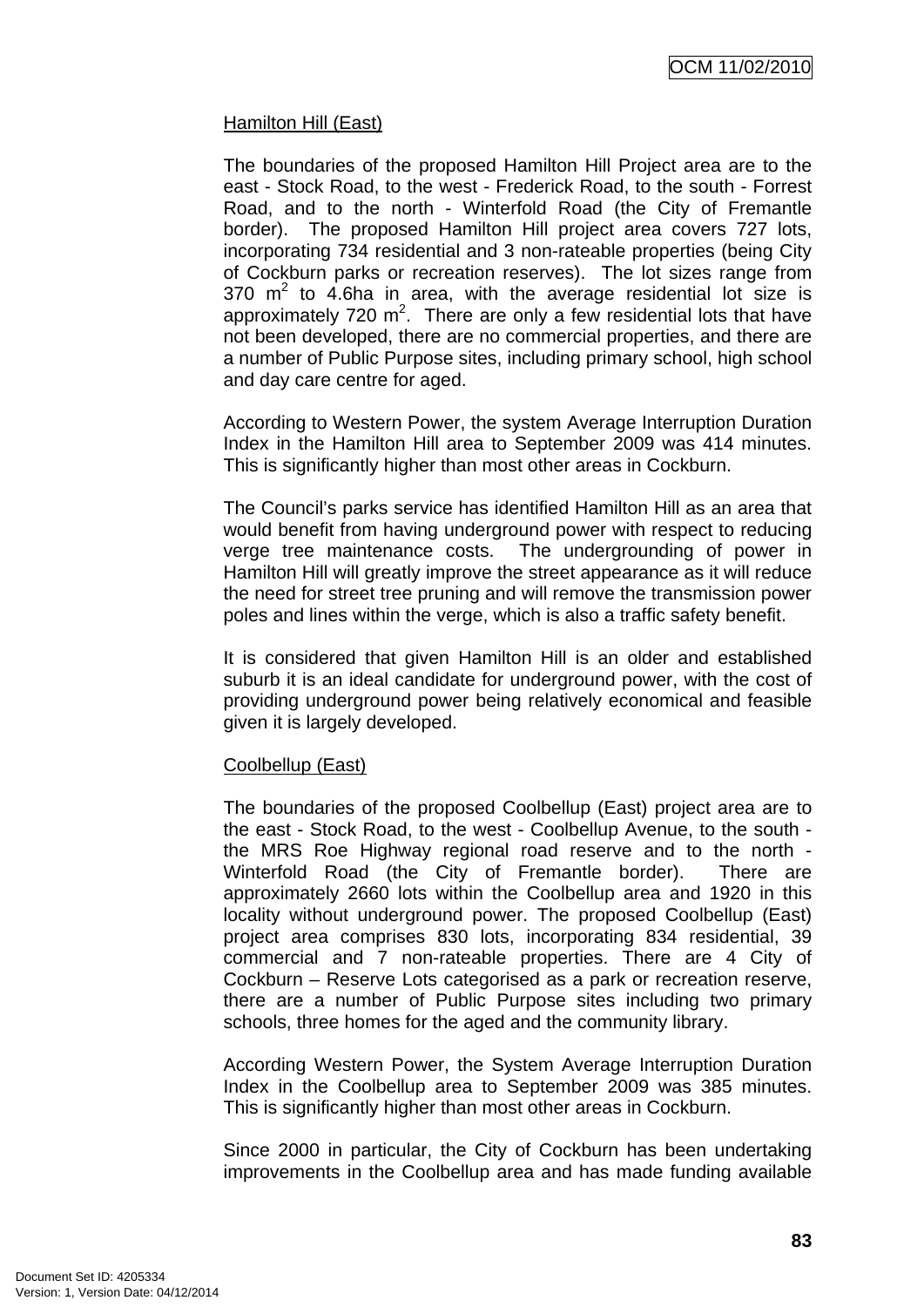Hamilton Hill (East)

The boundaries of the proposed Hamilton Hill Project area are to the east - Stock Road, to the west - Frederick Road, to the south - Forrest Road, and to the north - Winterfold Road (the City of Fremantle border). The proposed Hamilton Hill project area covers 727 lots, incorporating 734 residential and 3 non-rateable properties (being City of Cockburn parks or recreation reserves). The lot sizes range from 370 $m^2$ to 4.6ha in area, with the average residential lot size is approximately 720 $m^2$. There are only a few residential lots that have not been developed, there are no commercial properties, and there are a number of Public Purpose sites, including primary school, high school and day care centre for aged.

According to Western Power, the system Average Interruption Duration Index in the Hamilton Hill area to September 2009 was 414 minutes. This is significantly higher than most other areas in Cockburn.

The Council's parks service has identified Hamilton Hill as an area that would benefit from having underground power with respect to reducing verge tree maintenance costs. The undergrounding of power in Hamilton Hill will greatly improve the street appearance as it will reduce the need for street tree pruning and will remove the transmission power poles and lines within the verge, which is also a traffic safety benefit.

It is considered that given Hamilton Hill is an older and established suburb it is an ideal candidate for underground power, with the cost of providing underground power being relatively economical and feasible given it is largely developed.

Coolbellup (East)

The boundaries of the proposed Coolbellup (East) project area are to the east - Stock Road, to the west - Coolbellup Avenue, to the south - the MRS Roe Highway regional road reserve and to the north - Winterfold Road (the City of Fremantle border). There are approximately 2660 lots within the Coolbellup area and 1920 in this locality without underground power. The proposed Coolbellup (East) project area comprises 830 lots, incorporating 834 residential, 39 commercial and 7 non-rateable properties. There are 4 City of Cockburn – Reserve Lots categorised as a park or recreation reserve, there are a number of Public Purpose sites including two primary schools, three homes for the aged and the community library.

According Western Power, the System Average Interruption Duration Index in the Coolbellup area to September 2009 was 385 minutes. This is significantly higher than most other areas in Cockburn.

Since 2000 in particular, the City of Cockburn has been undertaking improvements in the Coolbellup area and has made funding available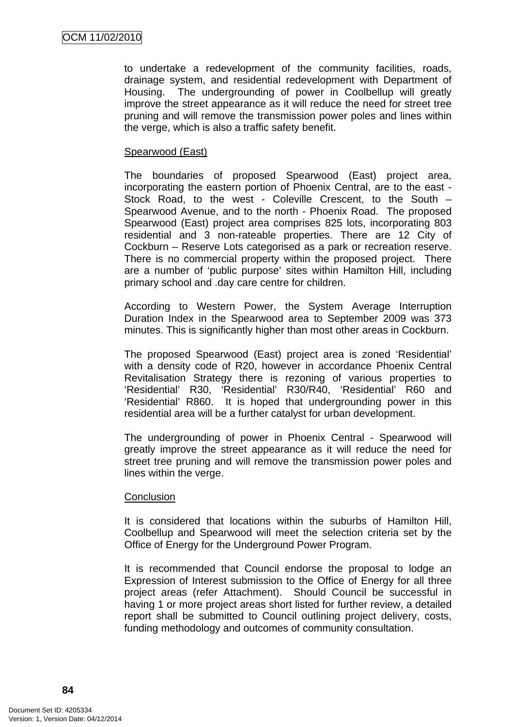to undertake a redevelopment of the community facilities, roads, drainage system, and residential redevelopment with Department of Housing. The undergrounding of power in Coolbellup will greatly improve the street appearance as it will reduce the need for street tree pruning and will remove the transmission power poles and lines within the verge, which is also a traffic safety benefit.

<u>Spearwood (East)</u>

The boundaries of proposed Spearwood (East) project area, incorporating the eastern portion of Phoenix Central, are to the east - Stock Road, to the west - Coleville Crescent, to the South – Spearwood Avenue, and to the north - Phoenix Road. The proposed Spearwood (East) project area comprises 825 lots, incorporating 803 residential and 3 non-rateable properties. There are 12 City of Cockburn – Reserve Lots categorised as a park or recreation reserve. There is no commercial property within the proposed project. There are a number of 'public purpose' sites within Hamilton Hill, including primary school and .day care centre for children.

According to Western Power, the System Average Interruption Duration Index in the Spearwood area to September 2009 was 373 minutes. This is significantly higher than most other areas in Cockburn.

The proposed Spearwood (East) project area is zoned 'Residential' with a density code of R20, however in accordance Phoenix Central Revitalisation Strategy there is rezoning of various properties to 'Residential' R30, 'Residential' R30/R40, 'Residential' R60 and 'Residential' R860. It is hoped that undergrounding power in this residential area will be a further catalyst for urban development.

The undergrounding of power in Phoenix Central - Spearwood will greatly improve the street appearance as it will reduce the need for street tree pruning and will remove the transmission power poles and lines within the verge.

<u>Conclusion</u>

It is considered that locations within the suburbs of Hamilton Hill, Coolbellup and Spearwood will meet the selection criteria set by the Office of Energy for the Underground Power Program.

It is recommended that Council endorse the proposal to lodge an Expression of Interest submission to the Office of Energy for all three project areas (refer Attachment). Should Council be successful in having 1 or more project areas short listed for further review, a detailed report shall be submitted to Council outlining project delivery, costs, funding methodology and outcomes of community consultation.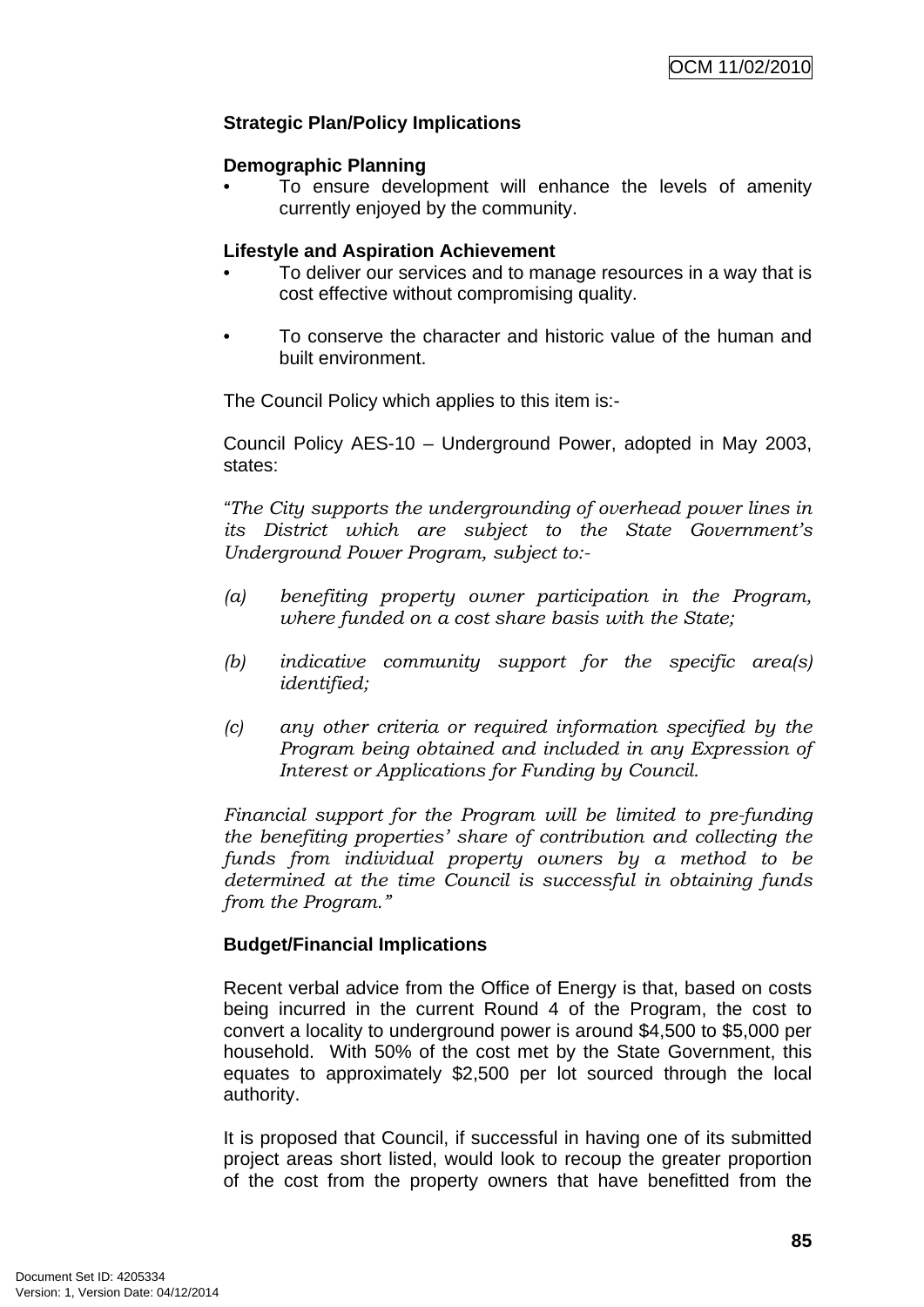**Strategic Plan/Policy Implications**

**Demographic Planning**

- To ensure development will enhance the levels of amenity currently enjoyed by the community.

**Lifestyle and Aspiration Achievement**

- To deliver our services and to manage resources in a way that is cost effective without compromising quality.

- To conserve the character and historic value of the human and built environment.

The Council Policy which applies to this item is:-

Council Policy AES-10 – Underground Power, adopted in May 2003, states:

*"The City supports the undergrounding of overhead power lines in its District which are subject to the State Government's Underground Power Program, subject to:-*

*(a) benefiting property owner participation in the Program, where funded on a cost share basis with the State;*

*(b) indicative community support for the specific area(s) identified;*

*(c) any other criteria or required information specified by the Program being obtained and included in any Expression of Interest or Applications for Funding by Council.*

*Financial support for the Program will be limited to pre-funding the benefiting properties' share of contribution and collecting the funds from individual property owners by a method to be determined at the time Council is successful in obtaining funds from the Program."*

**Budget/Financial Implications**

Recent verbal advice from the Office of Energy is that, based on costs being incurred in the current Round 4 of the Program, the cost to convert a locality to underground power is around $4,500 to $5,000 per household. With 50% of the cost met by the State Government, this equates to approximately $2,500 per lot sourced through the local authority.

It is proposed that Council, if successful in having one of its submitted project areas short listed, would look to recoup the greater proportion of the cost from the property owners that have benefitted from the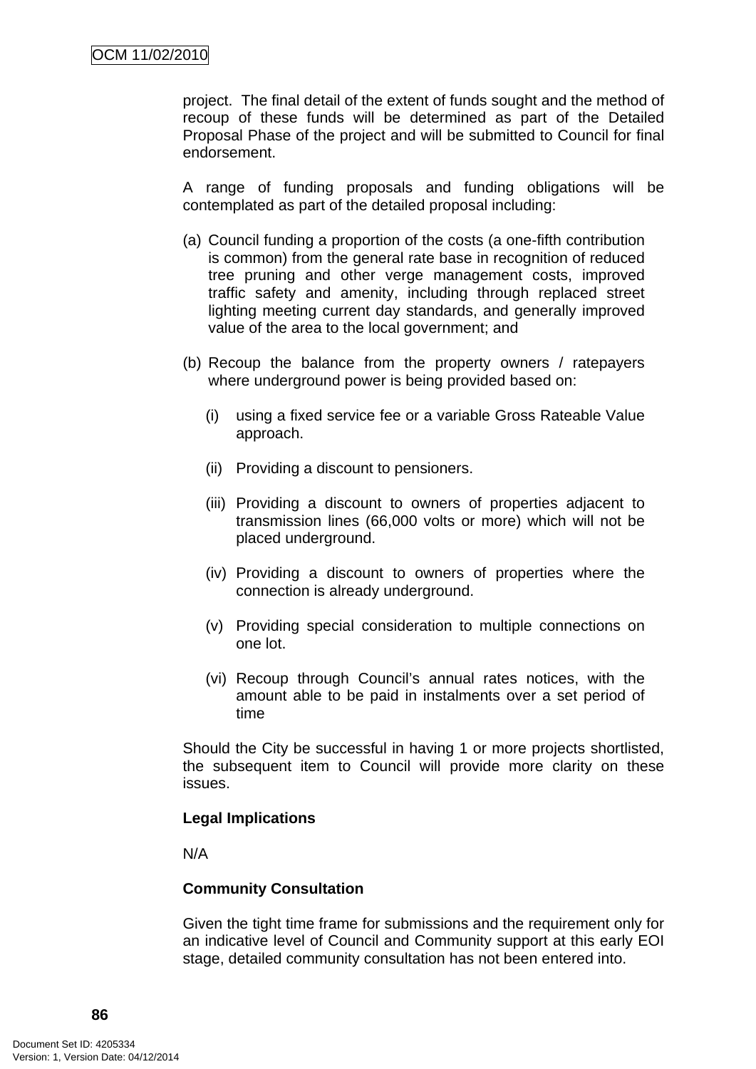project. The final detail of the extent of funds sought and the method of recoup of these funds will be determined as part of the Detailed Proposal Phase of the project and will be submitted to Council for final endorsement.

A range of funding proposals and funding obligations will be contemplated as part of the detailed proposal including:

(a) Council funding a proportion of the costs (a one-fifth contribution is common) from the general rate base in recognition of reduced tree pruning and other verge management costs, improved traffic safety and amenity, including through replaced street lighting meeting current day standards, and generally improved value of the area to the local government; and

(b) Recoup the balance from the property owners / ratepayers where underground power is being provided based on:

  (i) using a fixed service fee or a variable Gross Rateable Value approach.

  (ii) Providing a discount to pensioners.

  (iii) Providing a discount to owners of properties adjacent to transmission lines (66,000 volts or more) which will not be placed underground.

  (iv) Providing a discount to owners of properties where the connection is already underground.

  (v) Providing special consideration to multiple connections on one lot.

  (vi) Recoup through Council's annual rates notices, with the amount able to be paid in instalments over a set period of time

Should the City be successful in having 1 or more projects shortlisted, the subsequent item to Council will provide more clarity on these issues.

**Legal Implications**

N/A

**Community Consultation**

Given the tight time frame for submissions and the requirement only for an indicative level of Council and Community support at this early EOI stage, detailed community consultation has not been entered into.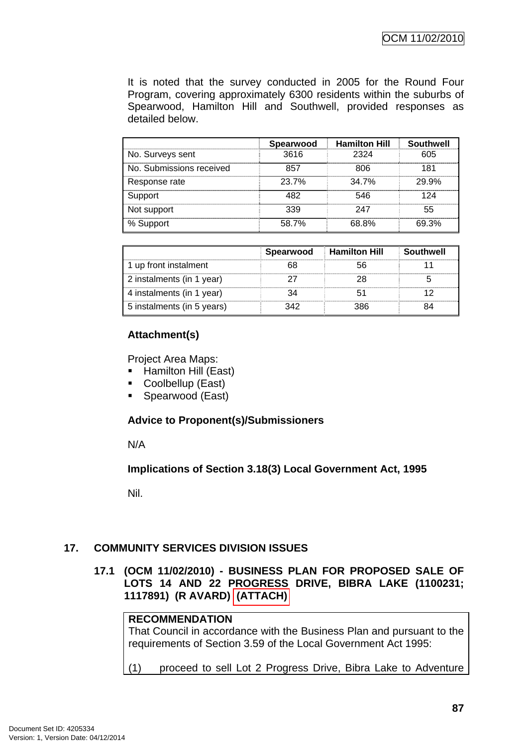It is noted that the survey conducted in 2005 for the Round Four Program, covering approximately 6300 residents within the suburbs of Spearwood, Hamilton Hill and Southwell, provided responses as detailed below.

| | Spearwood | Hamilton Hill | Southwell |
|---|---|---|---|
| No. Surveys sent | 3616 | 2324 | 605 |
| No. Submissions received | 857 | 806 | 181 |
| Response rate | 23.7% | 34.7% | 29.9% |
| Support | 482 | 546 | 124 |
| Not support | 339 | 247 | 55 |
| % Support | 58.7% | 68.8% | 69.3% |

| | Spearwood | Hamilton Hill | Southwell |
|---|---|---|---|
| 1 up front instalment | 68 | 56 | 11 |
| 2 instalments (in 1 year) | 27 | 28 | 5 |
| 4 instalments (in 1 year) | 34 | 51 | 12 |
| 5 instalments (in 5 years) | 342 | 386 | 84 |

**Attachment(s)**

Project Area Maps:

- Hamilton Hill (East)
- Coolbellup (East)
- Spearwood (East)

**Advice to Proponent(s)/Submissioners**

N/A

**Implications of Section 3.18(3) Local Government Act, 1995**

Nil.

## 17. COMMUNITY SERVICES DIVISION ISSUES

### 17.1 (OCM 11/02/2010) - BUSINESS PLAN FOR PROPOSED SALE OF LOTS 14 AND 22 PROGRESS DRIVE, BIBRA LAKE (1100231; 1117891) (R AVARD) (ATTACH)

**RECOMMENDATION**
That Council in accordance with the Business Plan and pursuant to the requirements of Section 3.59 of the Local Government Act 1995:

(1) proceed to sell Lot 2 Progress Drive, Bibra Lake to Adventure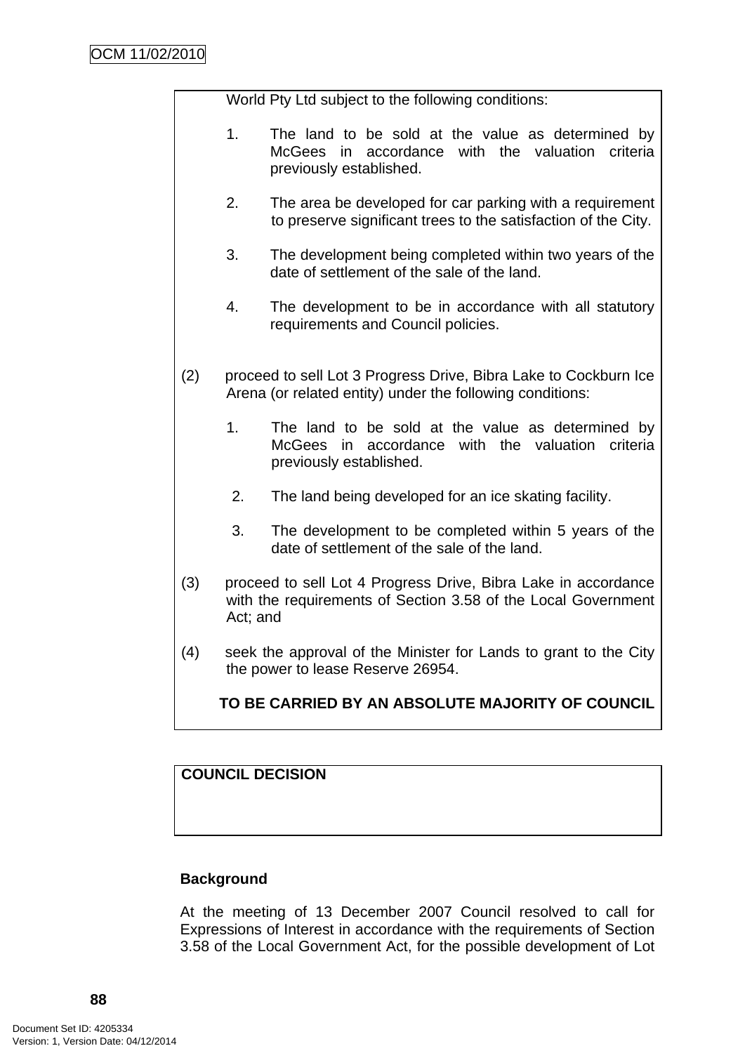World Pty Ltd subject to the following conditions:

1. The land to be sold at the value as determined by McGees in accordance with the valuation criteria previously established.

2. The area be developed for car parking with a requirement to preserve significant trees to the satisfaction of the City.

3. The development being completed within two years of the date of settlement of the sale of the land.

4. The development to be in accordance with all statutory requirements and Council policies.

(2) proceed to sell Lot 3 Progress Drive, Bibra Lake to Cockburn Ice Arena (or related entity) under the following conditions:

1. The land to be sold at the value as determined by McGees in accordance with the valuation criteria previously established.

2. The land being developed for an ice skating facility.

3. The development to be completed within 5 years of the date of settlement of the sale of the land.

(3) proceed to sell Lot 4 Progress Drive, Bibra Lake in accordance with the requirements of Section 3.58 of the Local Government Act; and

(4) seek the approval of the Minister for Lands to grant to the City the power to lease Reserve 26954.

**TO BE CARRIED BY AN ABSOLUTE MAJORITY OF COUNCIL**

**COUNCIL DECISION**

**Background**

At the meeting of 13 December 2007 Council resolved to call for Expressions of Interest in accordance with the requirements of Section 3.58 of the Local Government Act, for the possible development of Lot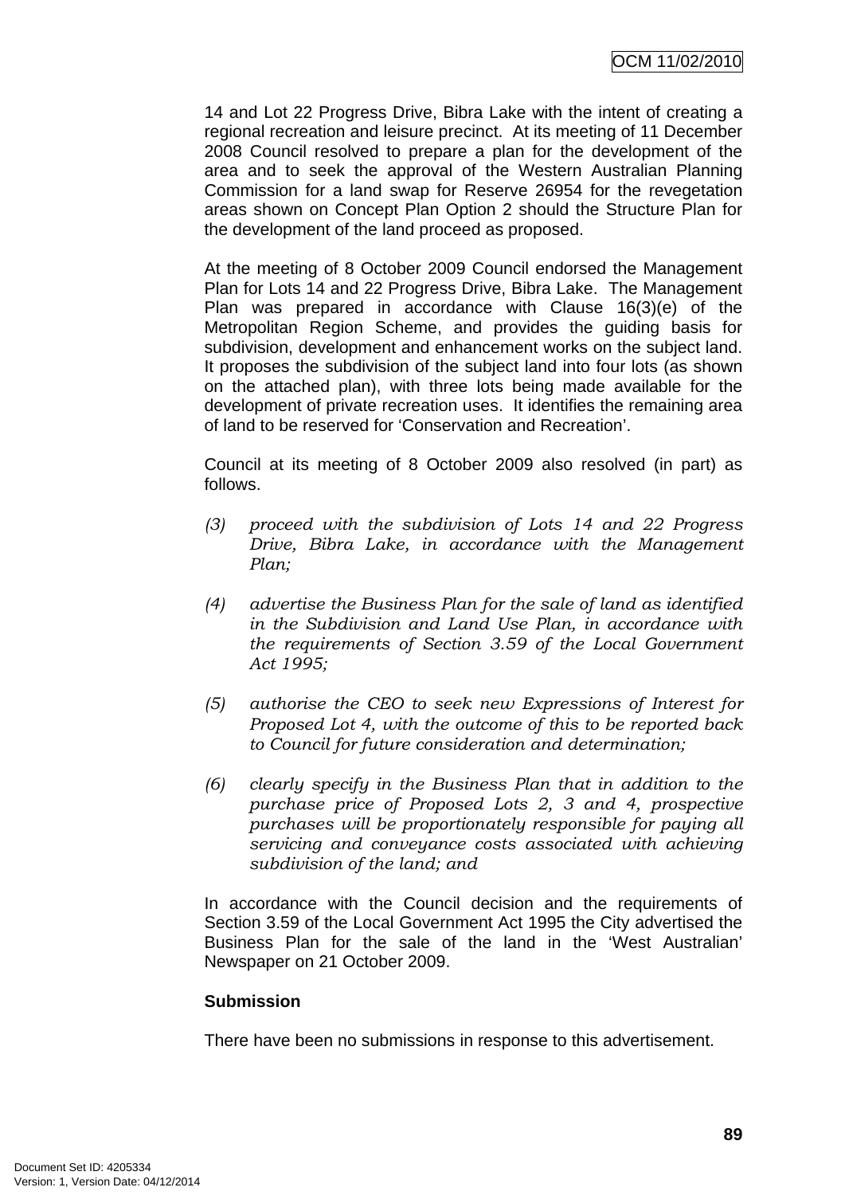14 and Lot 22 Progress Drive, Bibra Lake with the intent of creating a regional recreation and leisure precinct. At its meeting of 11 December 2008 Council resolved to prepare a plan for the development of the area and to seek the approval of the Western Australian Planning Commission for a land swap for Reserve 26954 for the revegetation areas shown on Concept Plan Option 2 should the Structure Plan for the development of the land proceed as proposed.

At the meeting of 8 October 2009 Council endorsed the Management Plan for Lots 14 and 22 Progress Drive, Bibra Lake. The Management Plan was prepared in accordance with Clause 16(3)(e) of the Metropolitan Region Scheme, and provides the guiding basis for subdivision, development and enhancement works on the subject land. It proposes the subdivision of the subject land into four lots (as shown on the attached plan), with three lots being made available for the development of private recreation uses. It identifies the remaining area of land to be reserved for 'Conservation and Recreation'.

Council at its meeting of 8 October 2009 also resolved (in part) as follows.

(3) *proceed with the subdivision of Lots 14 and 22 Progress Drive, Bibra Lake, in accordance with the Management Plan;*

(4) *advertise the Business Plan for the sale of land as identified in the Subdivision and Land Use Plan, in accordance with the requirements of Section 3.59 of the Local Government Act 1995;*

(5) *authorise the CEO to seek new Expressions of Interest for Proposed Lot 4, with the outcome of this to be reported back to Council for future consideration and determination;*

(6) *clearly specify in the Business Plan that in addition to the purchase price of Proposed Lots 2, 3 and 4, prospective purchases will be proportionately responsible for paying all servicing and conveyance costs associated with achieving subdivision of the land; and*

In accordance with the Council decision and the requirements of Section 3.59 of the Local Government Act 1995 the City advertised the Business Plan for the sale of the land in the 'West Australian' Newspaper on 21 October 2009.

**Submission**

There have been no submissions in response to this advertisement.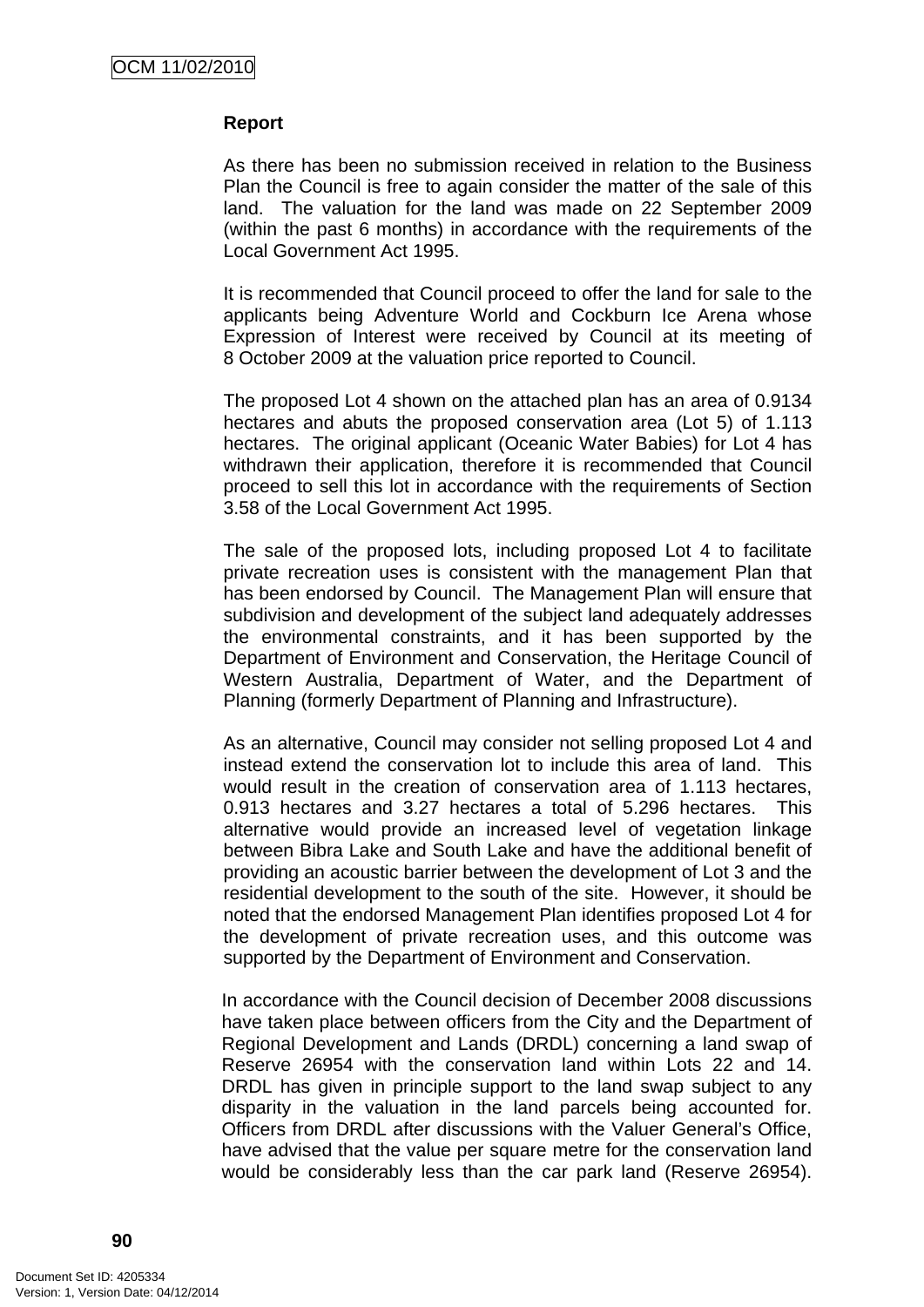**Report**

As there has been no submission received in relation to the Business Plan the Council is free to again consider the matter of the sale of this land. The valuation for the land was made on 22 September 2009 (within the past 6 months) in accordance with the requirements of the Local Government Act 1995.

It is recommended that Council proceed to offer the land for sale to the applicants being Adventure World and Cockburn Ice Arena whose Expression of Interest were received by Council at its meeting of 8 October 2009 at the valuation price reported to Council.

The proposed Lot 4 shown on the attached plan has an area of 0.9134 hectares and abuts the proposed conservation area (Lot 5) of 1.113 hectares. The original applicant (Oceanic Water Babies) for Lot 4 has withdrawn their application, therefore it is recommended that Council proceed to sell this lot in accordance with the requirements of Section 3.58 of the Local Government Act 1995.

The sale of the proposed lots, including proposed Lot 4 to facilitate private recreation uses is consistent with the management Plan that has been endorsed by Council. The Management Plan will ensure that subdivision and development of the subject land adequately addresses the environmental constraints, and it has been supported by the Department of Environment and Conservation, the Heritage Council of Western Australia, Department of Water, and the Department of Planning (formerly Department of Planning and Infrastructure).

As an alternative, Council may consider not selling proposed Lot 4 and instead extend the conservation lot to include this area of land. This would result in the creation of conservation area of 1.113 hectares, 0.913 hectares and 3.27 hectares a total of 5.296 hectares. This alternative would provide an increased level of vegetation linkage between Bibra Lake and South Lake and have the additional benefit of providing an acoustic barrier between the development of Lot 3 and the residential development to the south of the site. However, it should be noted that the endorsed Management Plan identifies proposed Lot 4 for the development of private recreation uses, and this outcome was supported by the Department of Environment and Conservation.

In accordance with the Council decision of December 2008 discussions have taken place between officers from the City and the Department of Regional Development and Lands (DRDL) concerning a land swap of Reserve 26954 with the conservation land within Lots 22 and 14. DRDL has given in principle support to the land swap subject to any disparity in the valuation in the land parcels being accounted for. Officers from DRDL after discussions with the Valuer General's Office, have advised that the value per square metre for the conservation land would be considerably less than the car park land (Reserve 26954).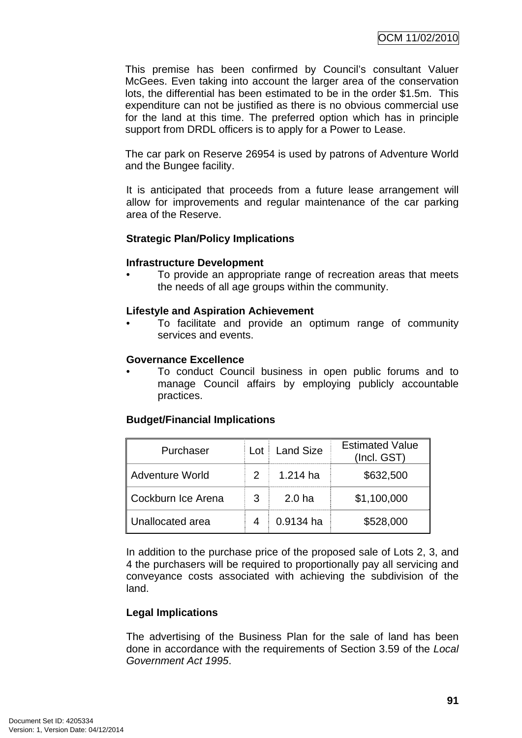This premise has been confirmed by Council's consultant Valuer McGees. Even taking into account the larger area of the conservation lots, the differential has been estimated to be in the order $1.5m. This expenditure can not be justified as there is no obvious commercial use for the land at this time. The preferred option which has in principle support from DRDL officers is to apply for a Power to Lease.

The car park on Reserve 26954 is used by patrons of Adventure World and the Bungee facility.

It is anticipated that proceeds from a future lease arrangement will allow for improvements and regular maintenance of the car parking area of the Reserve.

**Strategic Plan/Policy Implications**

**Infrastructure Development**

- To provide an appropriate range of recreation areas that meets the needs of all age groups within the community.

**Lifestyle and Aspiration Achievement**

- To facilitate and provide an optimum range of community services and events.

**Governance Excellence**

- To conduct Council business in open public forums and to manage Council affairs by employing publicly accountable practices.

**Budget/Financial Implications**

| Purchaser | Lot | Land Size | Estimated Value (Incl. GST) |
|---|---|---|---|
| Adventure World | 2 | 1.214 ha | $632,500 |
| Cockburn Ice Arena | 3 | 2.0 ha | $1,100,000 |
| Unallocated area | 4 | 0.9134 ha | $528,000 |

In addition to the purchase price of the proposed sale of Lots 2, 3, and 4 the purchasers will be required to proportionally pay all servicing and conveyance costs associated with achieving the subdivision of the land.

**Legal Implications**

The advertising of the Business Plan for the sale of land has been done in accordance with the requirements of Section 3.59 of the *Local Government Act 1995*.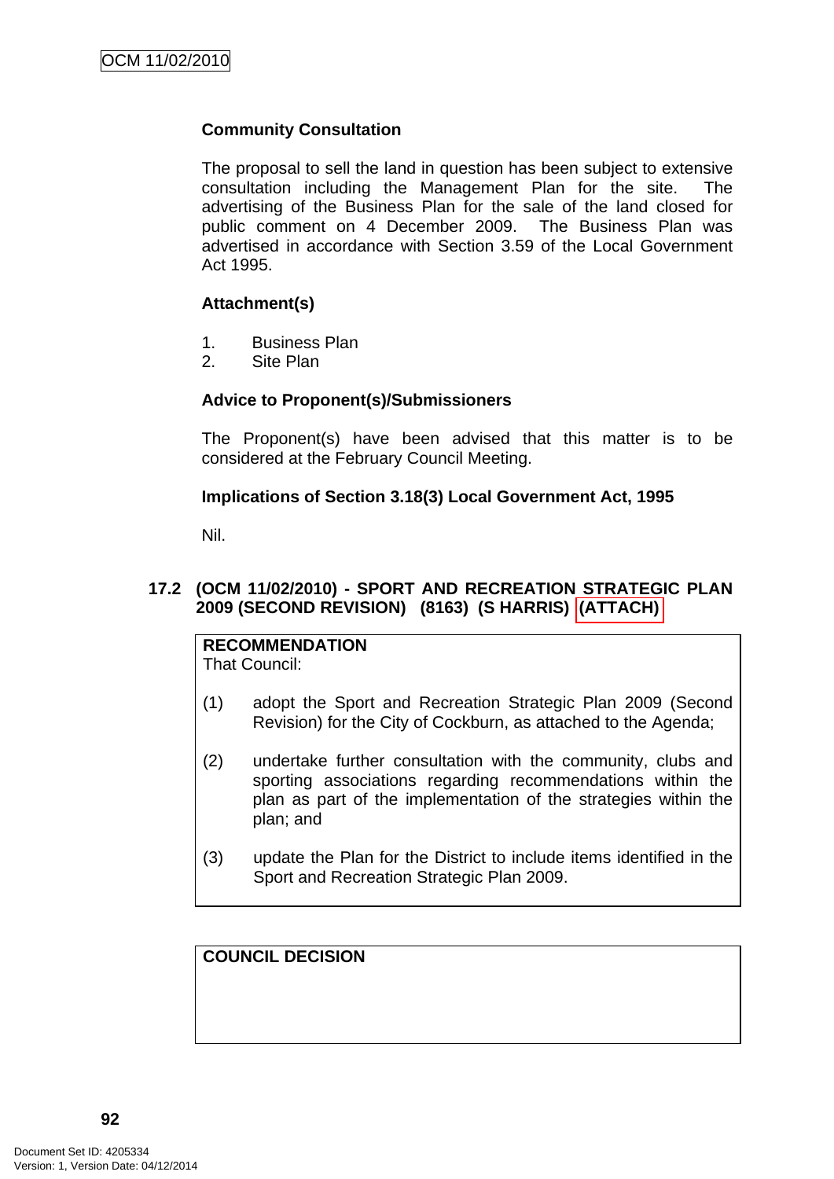**Community Consultation**

The proposal to sell the land in question has been subject to extensive consultation including the Management Plan for the site. The advertising of the Business Plan for the sale of the land closed for public comment on 4 December 2009. The Business Plan was advertised in accordance with Section 3.59 of the Local Government Act 1995.

**Attachment(s)**

1. Business Plan
2. Site Plan

**Advice to Proponent(s)/Submissioners**

The Proponent(s) have been advised that this matter is to be considered at the February Council Meeting.

**Implications of Section 3.18(3) Local Government Act, 1995**

Nil.

### 17.2 (OCM 11/02/2010) - SPORT AND RECREATION STRATEGIC PLAN 2009 (SECOND REVISION) (8163) (S HARRIS) (ATTACH)

**RECOMMENDATION**
That Council:

(1) adopt the Sport and Recreation Strategic Plan 2009 (Second Revision) for the City of Cockburn, as attached to the Agenda;

(2) undertake further consultation with the community, clubs and sporting associations regarding recommendations within the plan as part of the implementation of the strategies within the plan; and

(3) update the Plan for the District to include items identified in the Sport and Recreation Strategic Plan 2009.

**COUNCIL DECISION**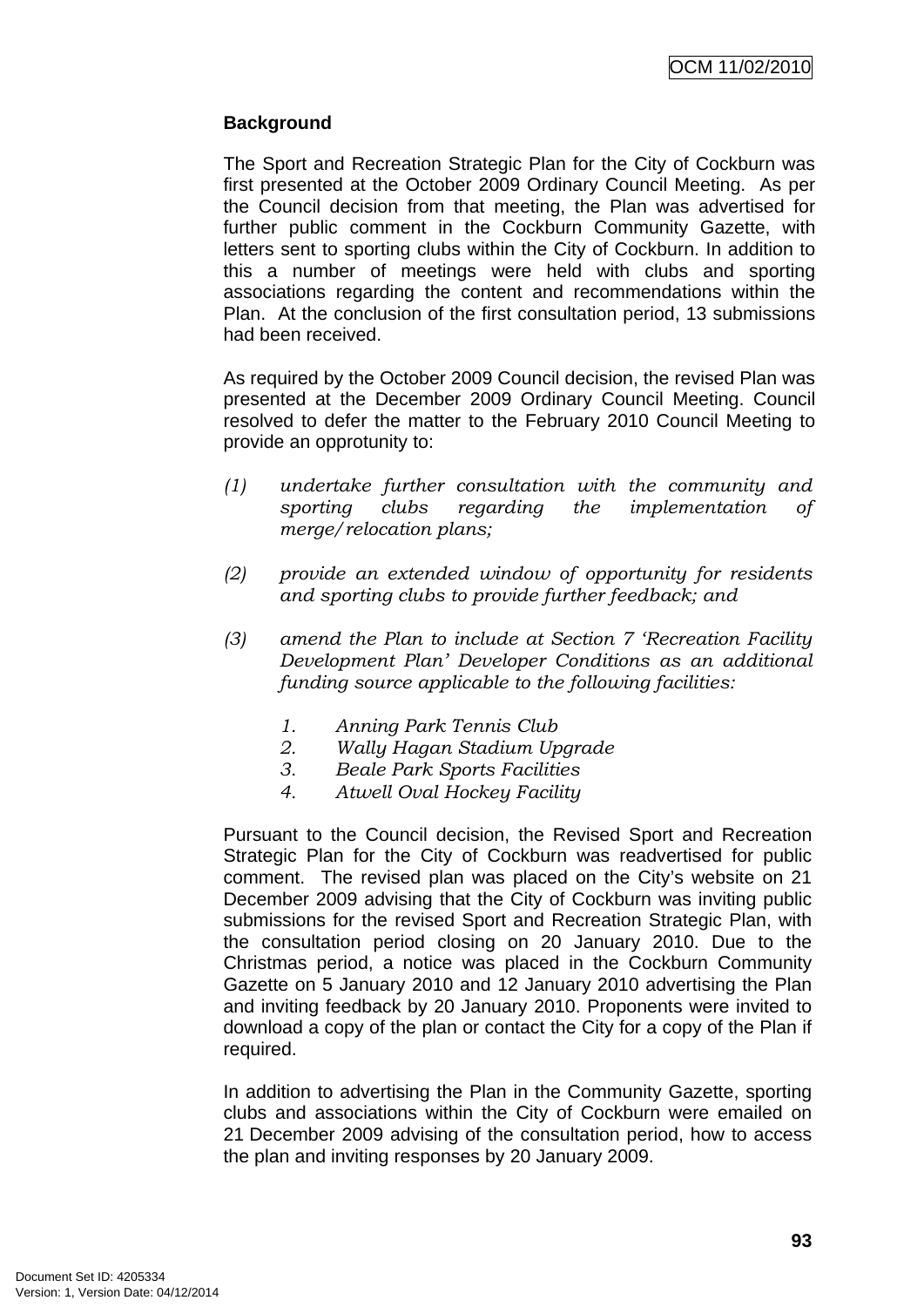**Background**

The Sport and Recreation Strategic Plan for the City of Cockburn was first presented at the October 2009 Ordinary Council Meeting. As per the Council decision from that meeting, the Plan was advertised for further public comment in the Cockburn Community Gazette, with letters sent to sporting clubs within the City of Cockburn. In addition to this a number of meetings were held with clubs and sporting associations regarding the content and recommendations within the Plan. At the conclusion of the first consultation period, 13 submissions had been received.

As required by the October 2009 Council decision, the revised Plan was presented at the December 2009 Ordinary Council Meeting. Council resolved to defer the matter to the February 2010 Council Meeting to provide an opprotunity to:

*(1) undertake further consultation with the community and sporting clubs regarding the implementation of merge/relocation plans;*

*(2) provide an extended window of opportunity for residents and sporting clubs to provide further feedback; and*

*(3) amend the Plan to include at Section 7 'Recreation Facility Development Plan' Developer Conditions as an additional funding source applicable to the following facilities:*

*1. Anning Park Tennis Club*
*2. Wally Hagan Stadium Upgrade*
*3. Beale Park Sports Facilities*
*4. Atwell Oval Hockey Facility*

Pursuant to the Council decision, the Revised Sport and Recreation Strategic Plan for the City of Cockburn was readvertised for public comment. The revised plan was placed on the City's website on 21 December 2009 advising that the City of Cockburn was inviting public submissions for the revised Sport and Recreation Strategic Plan, with the consultation period closing on 20 January 2010. Due to the Christmas period, a notice was placed in the Cockburn Community Gazette on 5 January 2010 and 12 January 2010 advertising the Plan and inviting feedback by 20 January 2010. Proponents were invited to download a copy of the plan or contact the City for a copy of the Plan if required.

In addition to advertising the Plan in the Community Gazette, sporting clubs and associations within the City of Cockburn were emailed on 21 December 2009 advising of the consultation period, how to access the plan and inviting responses by 20 January 2009.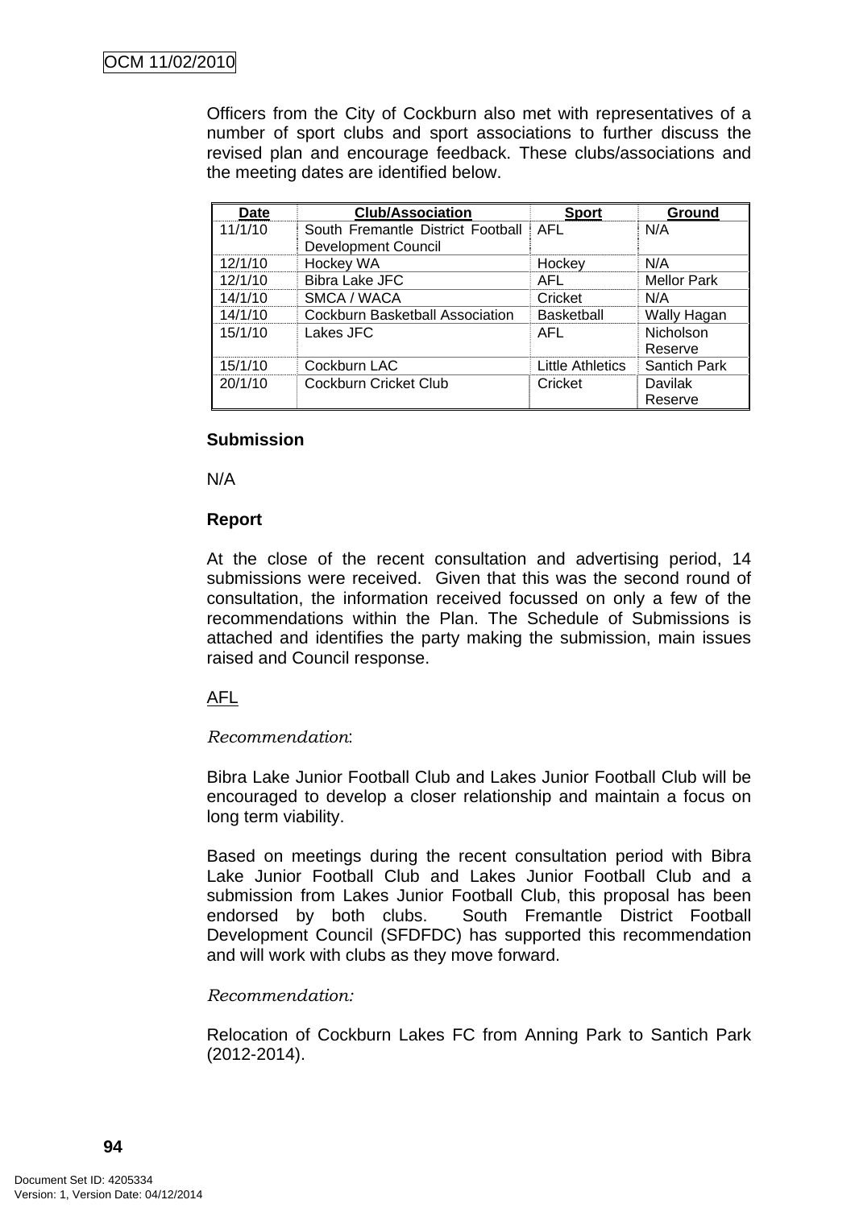Officers from the City of Cockburn also met with representatives of a number of sport clubs and sport associations to further discuss the revised plan and encourage feedback. These clubs/associations and the meeting dates are identified below.

| Date | Club/Association | Sport | Ground |
|---|---|---|---|
| 11/1/10 | South Fremantle District Football Development Council | AFL | N/A |
| 12/1/10 | Hockey WA | Hockey | N/A |
| 12/1/10 | Bibra Lake JFC | AFL | Mellor Park |
| 14/1/10 | SMCA / WACA | Cricket | N/A |
| 14/1/10 | Cockburn Basketball Association | Basketball | Wally Hagan |
| 15/1/10 | Lakes JFC | AFL | Nicholson Reserve |
| 15/1/10 | Cockburn LAC | Little Athletics | Santich Park |
| 20/1/10 | Cockburn Cricket Club | Cricket | Davilak Reserve |

**Submission**

N/A

**Report**

At the close of the recent consultation and advertising period, 14 submissions were received. Given that this was the second round of consultation, the information received focussed on only a few of the recommendations within the Plan. The Schedule of Submissions is attached and identifies the party making the submission, main issues raised and Council response.

AFL

*Recommendation*:

Bibra Lake Junior Football Club and Lakes Junior Football Club will be encouraged to develop a closer relationship and maintain a focus on long term viability.

Based on meetings during the recent consultation period with Bibra Lake Junior Football Club and Lakes Junior Football Club and a submission from Lakes Junior Football Club, this proposal has been endorsed by both clubs. South Fremantle District Football Development Council (SFDFDC) has supported this recommendation and will work with clubs as they move forward.

*Recommendation:*

Relocation of Cockburn Lakes FC from Anning Park to Santich Park (2012-2014).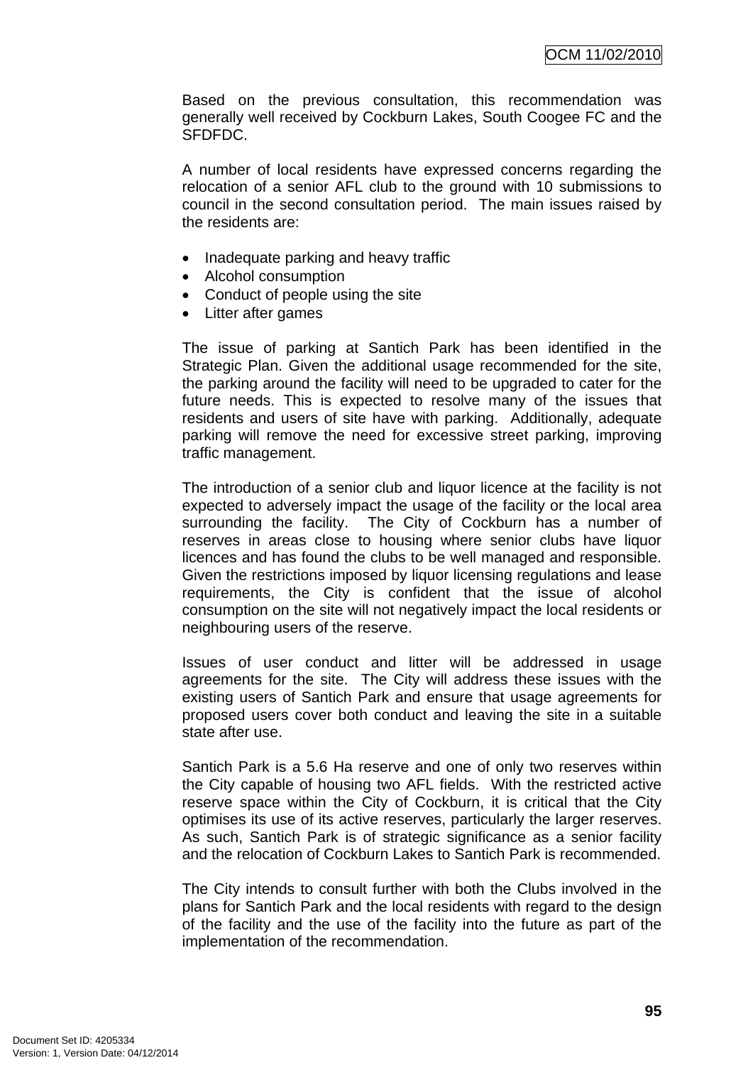Based on the previous consultation, this recommendation was generally well received by Cockburn Lakes, South Coogee FC and the SFDFDC.

A number of local residents have expressed concerns regarding the relocation of a senior AFL club to the ground with 10 submissions to council in the second consultation period. The main issues raised by the residents are:

- Inadequate parking and heavy traffic
- Alcohol consumption
- Conduct of people using the site
- Litter after games

The issue of parking at Santich Park has been identified in the Strategic Plan. Given the additional usage recommended for the site, the parking around the facility will need to be upgraded to cater for the future needs. This is expected to resolve many of the issues that residents and users of site have with parking. Additionally, adequate parking will remove the need for excessive street parking, improving traffic management.

The introduction of a senior club and liquor licence at the facility is not expected to adversely impact the usage of the facility or the local area surrounding the facility. The City of Cockburn has a number of reserves in areas close to housing where senior clubs have liquor licences and has found the clubs to be well managed and responsible. Given the restrictions imposed by liquor licensing regulations and lease requirements, the City is confident that the issue of alcohol consumption on the site will not negatively impact the local residents or neighbouring users of the reserve.

Issues of user conduct and litter will be addressed in usage agreements for the site. The City will address these issues with the existing users of Santich Park and ensure that usage agreements for proposed users cover both conduct and leaving the site in a suitable state after use.

Santich Park is a 5.6 Ha reserve and one of only two reserves within the City capable of housing two AFL fields. With the restricted active reserve space within the City of Cockburn, it is critical that the City optimises its use of its active reserves, particularly the larger reserves. As such, Santich Park is of strategic significance as a senior facility and the relocation of Cockburn Lakes to Santich Park is recommended.

The City intends to consult further with both the Clubs involved in the plans for Santich Park and the local residents with regard to the design of the facility and the use of the facility into the future as part of the implementation of the recommendation.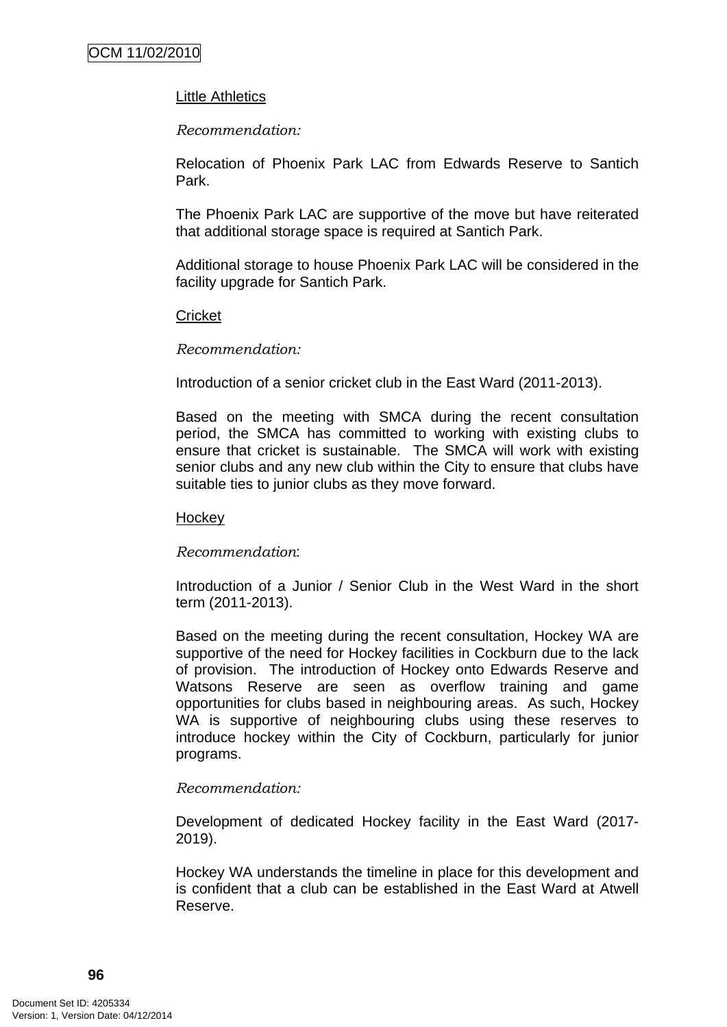Little Athletics

*Recommendation:*

Relocation of Phoenix Park LAC from Edwards Reserve to Santich Park.

The Phoenix Park LAC are supportive of the move but have reiterated that additional storage space is required at Santich Park.

Additional storage to house Phoenix Park LAC will be considered in the facility upgrade for Santich Park.

Cricket

*Recommendation:*

Introduction of a senior cricket club in the East Ward (2011-2013).

Based on the meeting with SMCA during the recent consultation period, the SMCA has committed to working with existing clubs to ensure that cricket is sustainable. The SMCA will work with existing senior clubs and any new club within the City to ensure that clubs have suitable ties to junior clubs as they move forward.

Hockey

*Recommendation*:

Introduction of a Junior / Senior Club in the West Ward in the short term (2011-2013).

Based on the meeting during the recent consultation, Hockey WA are supportive of the need for Hockey facilities in Cockburn due to the lack of provision. The introduction of Hockey onto Edwards Reserve and Watsons Reserve are seen as overflow training and game opportunities for clubs based in neighbouring areas. As such, Hockey WA is supportive of neighbouring clubs using these reserves to introduce hockey within the City of Cockburn, particularly for junior programs.

*Recommendation:*

Development of dedicated Hockey facility in the East Ward (2017-2019).

Hockey WA understands the timeline in place for this development and is confident that a club can be established in the East Ward at Atwell Reserve.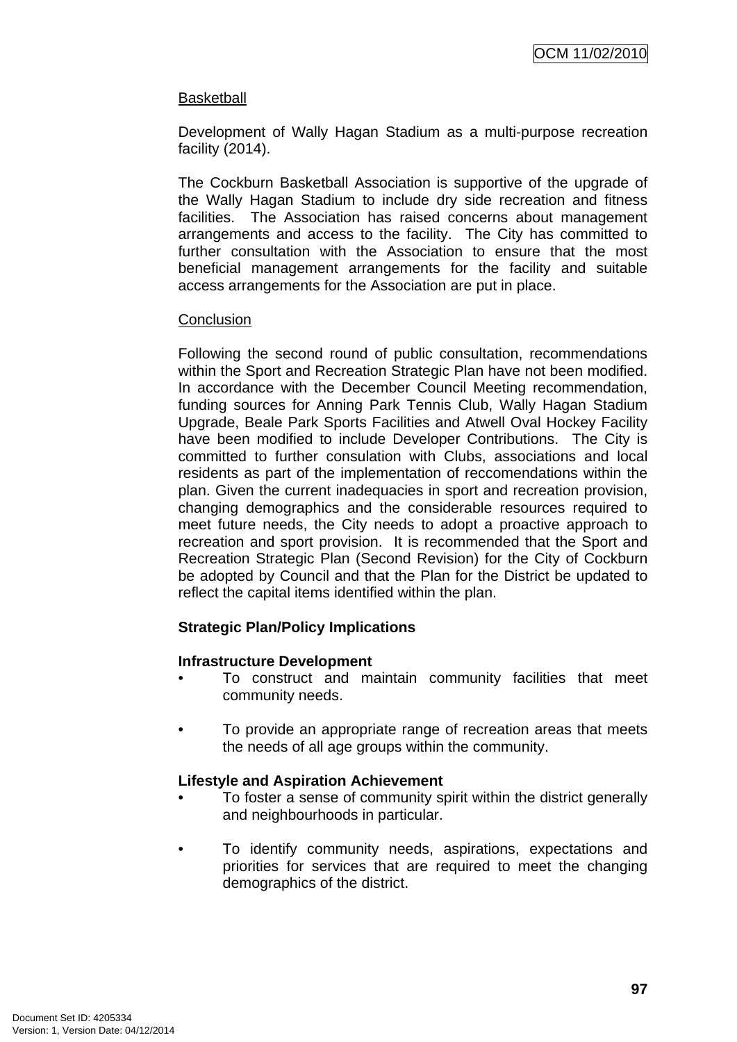Basketball

Development of Wally Hagan Stadium as a multi-purpose recreation facility (2014).

The Cockburn Basketball Association is supportive of the upgrade of the Wally Hagan Stadium to include dry side recreation and fitness facilities. The Association has raised concerns about management arrangements and access to the facility. The City has committed to further consultation with the Association to ensure that the most beneficial management arrangements for the facility and suitable access arrangements for the Association are put in place.

Conclusion

Following the second round of public consultation, recommendations within the Sport and Recreation Strategic Plan have not been modified. In accordance with the December Council Meeting recommendation, funding sources for Anning Park Tennis Club, Wally Hagan Stadium Upgrade, Beale Park Sports Facilities and Atwell Oval Hockey Facility have been modified to include Developer Contributions. The City is committed to further consulation with Clubs, associations and local residents as part of the implementation of reccomendations within the plan. Given the current inadequacies in sport and recreation provision, changing demographics and the considerable resources required to meet future needs, the City needs to adopt a proactive approach to recreation and sport provision. It is recommended that the Sport and Recreation Strategic Plan (Second Revision) for the City of Cockburn be adopted by Council and that the Plan for the District be updated to reflect the capital items identified within the plan.

**Strategic Plan/Policy Implications**

**Infrastructure Development**

- To construct and maintain community facilities that meet community needs.
- To provide an appropriate range of recreation areas that meets the needs of all age groups within the community.

**Lifestyle and Aspiration Achievement**

- To foster a sense of community spirit within the district generally and neighbourhoods in particular.
- To identify community needs, aspirations, expectations and priorities for services that are required to meet the changing demographics of the district.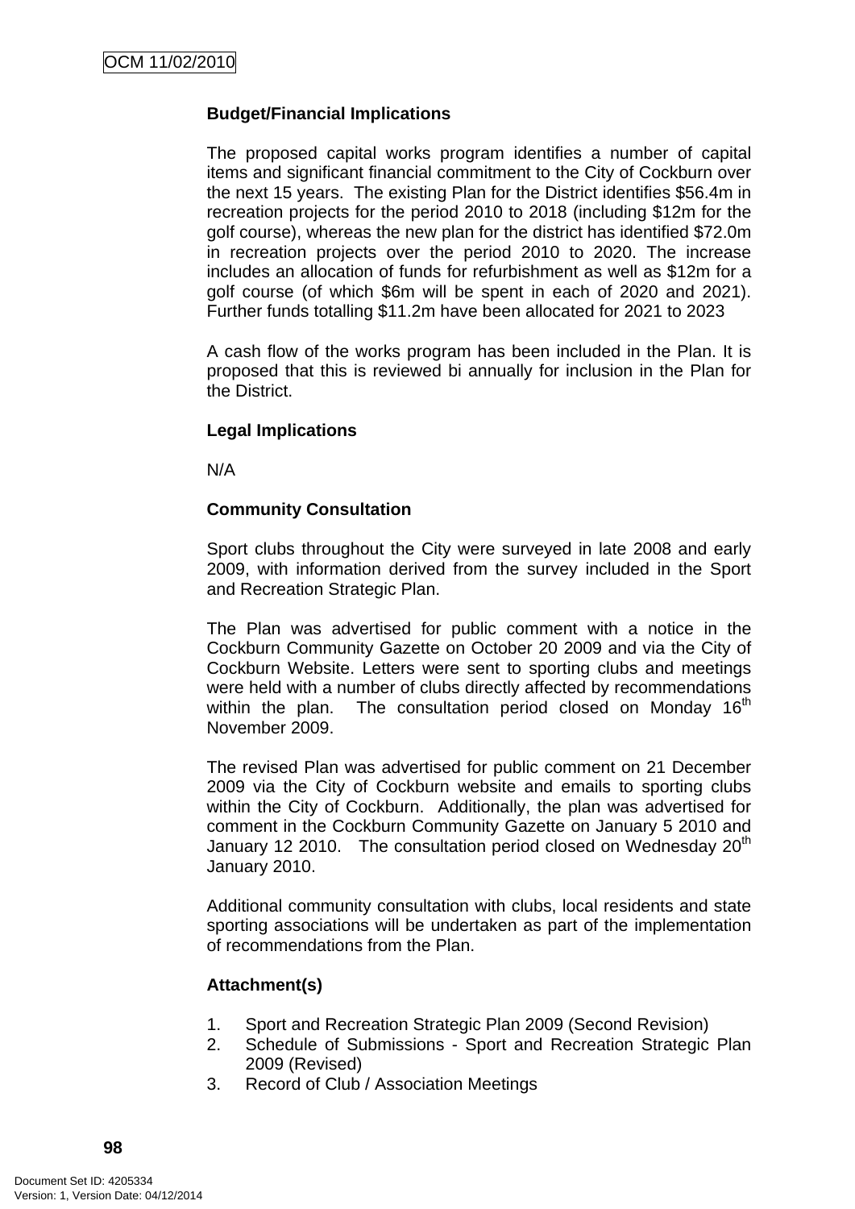**Budget/Financial Implications**

The proposed capital works program identifies a number of capital items and significant financial commitment to the City of Cockburn over the next 15 years. The existing Plan for the District identifies $56.4m in recreation projects for the period 2010 to 2018 (including $12m for the golf course), whereas the new plan for the district has identified $72.0m in recreation projects over the period 2010 to 2020. The increase includes an allocation of funds for refurbishment as well as $12m for a golf course (of which $6m will be spent in each of 2020 and 2021). Further funds totalling $11.2m have been allocated for 2021 to 2023

A cash flow of the works program has been included in the Plan. It is proposed that this is reviewed bi annually for inclusion in the Plan for the District.

**Legal Implications**

N/A

**Community Consultation**

Sport clubs throughout the City were surveyed in late 2008 and early 2009, with information derived from the survey included in the Sport and Recreation Strategic Plan.

The Plan was advertised for public comment with a notice in the Cockburn Community Gazette on October 20 2009 and via the City of Cockburn Website. Letters were sent to sporting clubs and meetings were held with a number of clubs directly affected by recommendations within the plan. The consultation period closed on Monday 16th November 2009.

The revised Plan was advertised for public comment on 21 December 2009 via the City of Cockburn website and emails to sporting clubs within the City of Cockburn. Additionally, the plan was advertised for comment in the Cockburn Community Gazette on January 5 2010 and January 12 2010. The consultation period closed on Wednesday 20th January 2010.

Additional community consultation with clubs, local residents and state sporting associations will be undertaken as part of the implementation of recommendations from the Plan.

**Attachment(s)**

1. Sport and Recreation Strategic Plan 2009 (Second Revision)
2. Schedule of Submissions - Sport and Recreation Strategic Plan 2009 (Revised)
3. Record of Club / Association Meetings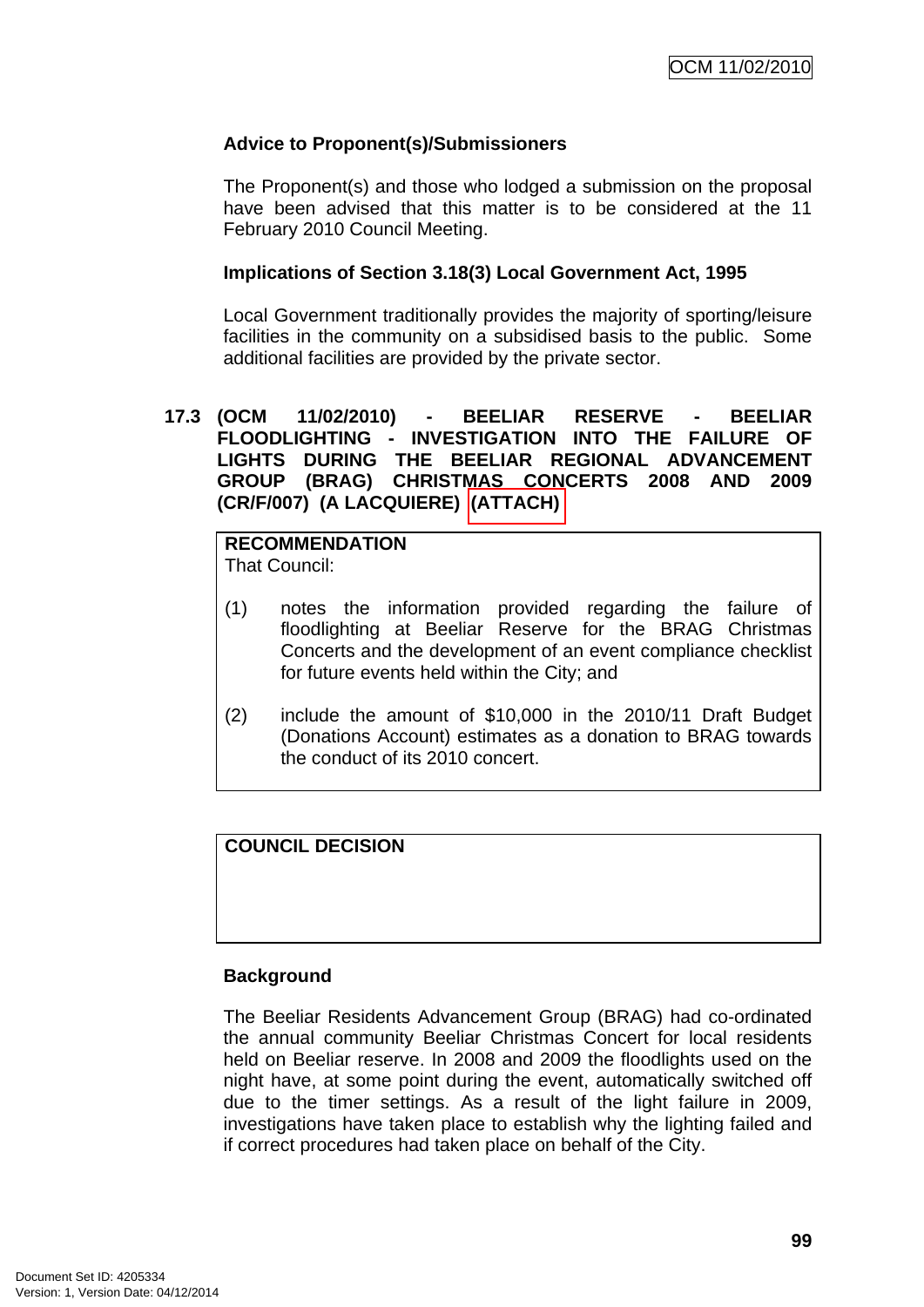**Advice to Proponent(s)/Submissioners**

The Proponent(s) and those who lodged a submission on the proposal have been advised that this matter is to be considered at the 11 February 2010 Council Meeting.

**Implications of Section 3.18(3) Local Government Act, 1995**

Local Government traditionally provides the majority of sporting/leisure facilities in the community on a subsidised basis to the public. Some additional facilities are provided by the private sector.

## 17.3 (OCM 11/02/2010) - BEELIAR RESERVE - BEELIAR FLOODLIGHTING - INVESTIGATION INTO THE FAILURE OF LIGHTS DURING THE BEELIAR REGIONAL ADVANCEMENT GROUP (BRAG) CHRISTMAS CONCERTS 2008 AND 2009 (CR/F/007) (A LACQUIERE) (ATTACH)

**RECOMMENDATION**
That Council:

(1) notes the information provided regarding the failure of floodlighting at Beeliar Reserve for the BRAG Christmas Concerts and the development of an event compliance checklist for future events held within the City; and

(2) include the amount of $10,000 in the 2010/11 Draft Budget (Donations Account) estimates as a donation to BRAG towards the conduct of its 2010 concert.

**COUNCIL DECISION**

**Background**

The Beeliar Residents Advancement Group (BRAG) had co-ordinated the annual community Beeliar Christmas Concert for local residents held on Beeliar reserve. In 2008 and 2009 the floodlights used on the night have, at some point during the event, automatically switched off due to the timer settings. As a result of the light failure in 2009, investigations have taken place to establish why the lighting failed and if correct procedures had taken place on behalf of the City.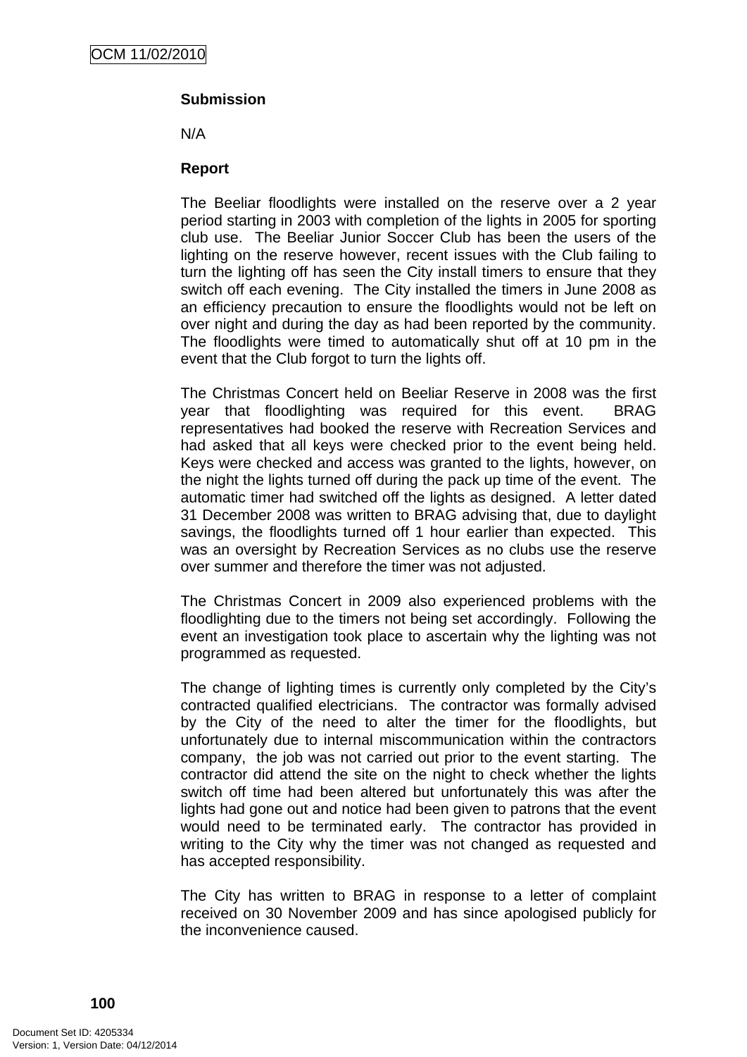**Submission**

N/A

**Report**

The Beeliar floodlights were installed on the reserve over a 2 year period starting in 2003 with completion of the lights in 2005 for sporting club use. The Beeliar Junior Soccer Club has been the users of the lighting on the reserve however, recent issues with the Club failing to turn the lighting off has seen the City install timers to ensure that they switch off each evening. The City installed the timers in June 2008 as an efficiency precaution to ensure the floodlights would not be left on over night and during the day as had been reported by the community. The floodlights were timed to automatically shut off at 10 pm in the event that the Club forgot to turn the lights off.

The Christmas Concert held on Beeliar Reserve in 2008 was the first year that floodlighting was required for this event. BRAG representatives had booked the reserve with Recreation Services and had asked that all keys were checked prior to the event being held. Keys were checked and access was granted to the lights, however, on the night the lights turned off during the pack up time of the event. The automatic timer had switched off the lights as designed. A letter dated 31 December 2008 was written to BRAG advising that, due to daylight savings, the floodlights turned off 1 hour earlier than expected. This was an oversight by Recreation Services as no clubs use the reserve over summer and therefore the timer was not adjusted.

The Christmas Concert in 2009 also experienced problems with the floodlighting due to the timers not being set accordingly. Following the event an investigation took place to ascertain why the lighting was not programmed as requested.

The change of lighting times is currently only completed by the City's contracted qualified electricians. The contractor was formally advised by the City of the need to alter the timer for the floodlights, but unfortunately due to internal miscommunication within the contractors company, the job was not carried out prior to the event starting. The contractor did attend the site on the night to check whether the lights switch off time had been altered but unfortunately this was after the lights had gone out and notice had been given to patrons that the event would need to be terminated early. The contractor has provided in writing to the City why the timer was not changed as requested and has accepted responsibility.

The City has written to BRAG in response to a letter of complaint received on 30 November 2009 and has since apologised publicly for the inconvenience caused.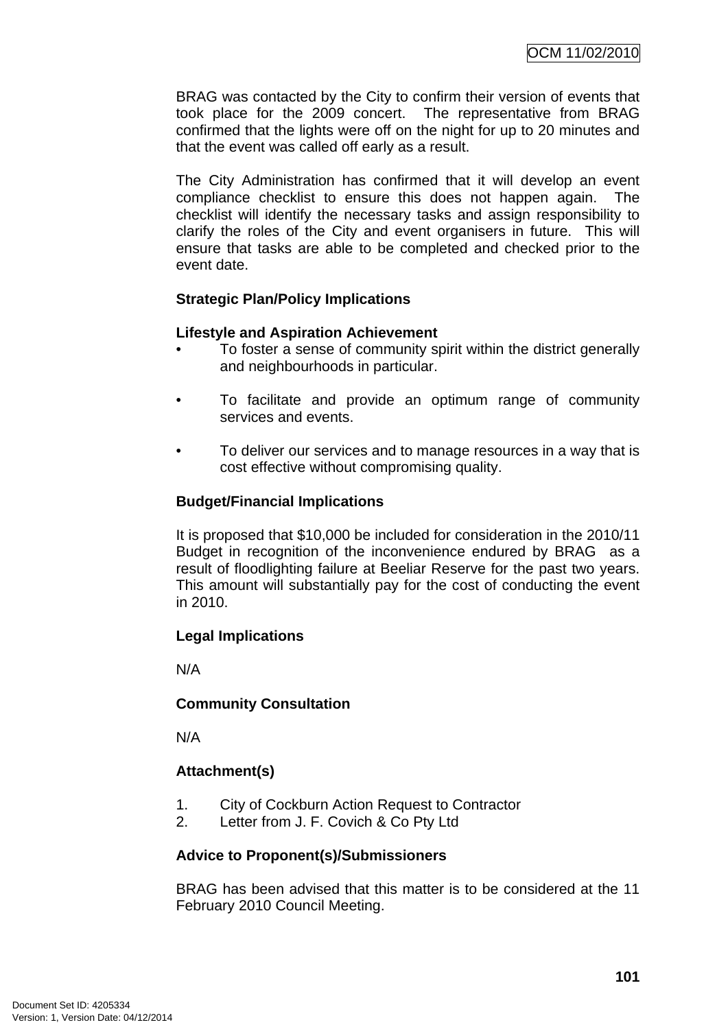BRAG was contacted by the City to confirm their version of events that took place for the 2009 concert. The representative from BRAG confirmed that the lights were off on the night for up to 20 minutes and that the event was called off early as a result.

The City Administration has confirmed that it will develop an event compliance checklist to ensure this does not happen again. The checklist will identify the necessary tasks and assign responsibility to clarify the roles of the City and event organisers in future. This will ensure that tasks are able to be completed and checked prior to the event date.

**Strategic Plan/Policy Implications**

**Lifestyle and Aspiration Achievement**

- To foster a sense of community spirit within the district generally and neighbourhoods in particular.
- To facilitate and provide an optimum range of community services and events.
- To deliver our services and to manage resources in a way that is cost effective without compromising quality.

**Budget/Financial Implications**

It is proposed that $10,000 be included for consideration in the 2010/11 Budget in recognition of the inconvenience endured by BRAG as a result of floodlighting failure at Beeliar Reserve for the past two years. This amount will substantially pay for the cost of conducting the event in 2010.

**Legal Implications**

N/A

**Community Consultation**

N/A

**Attachment(s)**

1. City of Cockburn Action Request to Contractor
2. Letter from J. F. Covich & Co Pty Ltd

**Advice to Proponent(s)/Submissioners**

BRAG has been advised that this matter is to be considered at the 11 February 2010 Council Meeting.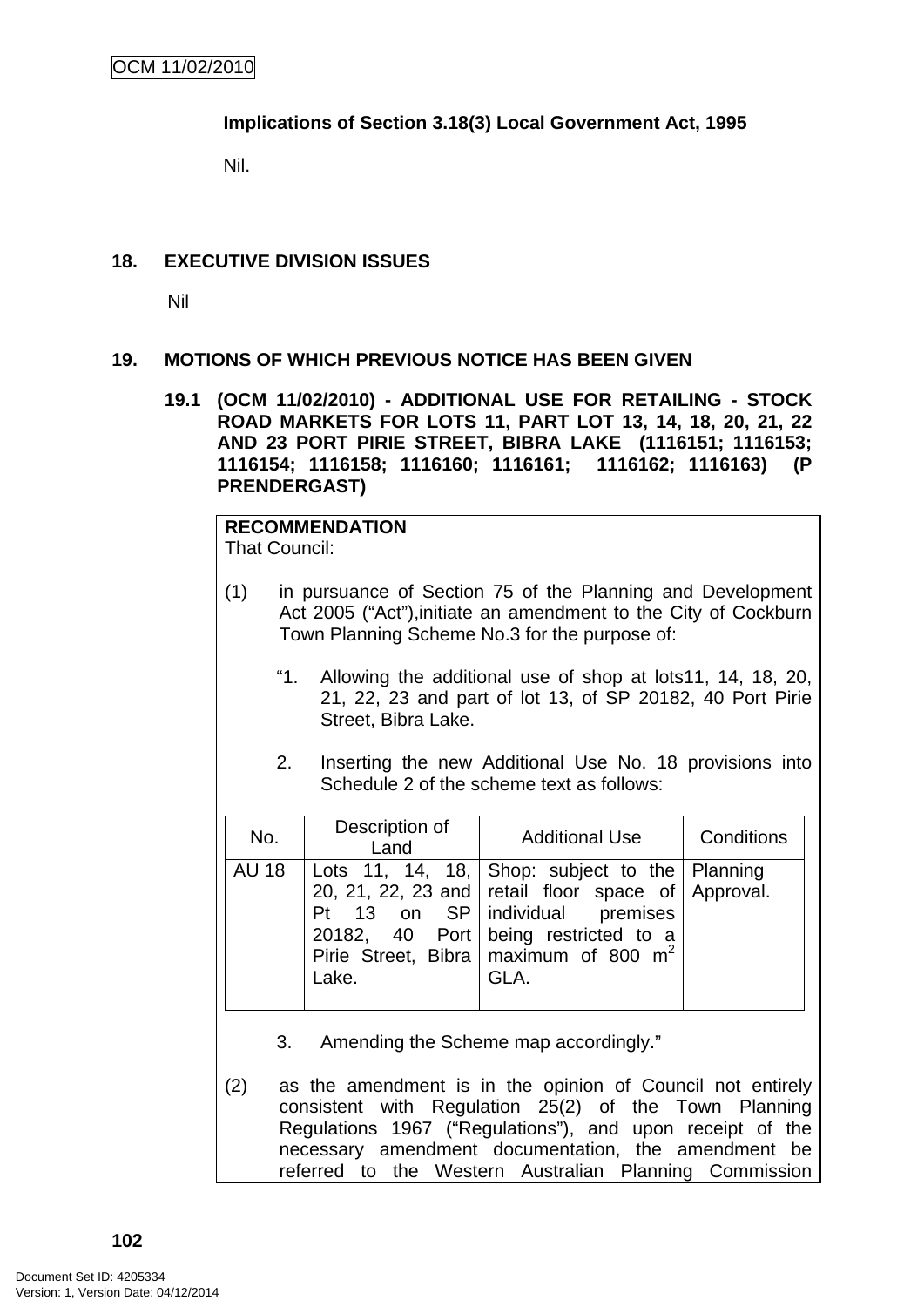**Implications of Section 3.18(3) Local Government Act, 1995**

Nil.

## 18. EXECUTIVE DIVISION ISSUES

Nil

## 19. MOTIONS OF WHICH PREVIOUS NOTICE HAS BEEN GIVEN

### 19.1 (OCM 11/02/2010) - ADDITIONAL USE FOR RETAILING - STOCK ROAD MARKETS FOR LOTS 11, PART LOT 13, 14, 18, 20, 21, 22 AND 23 PORT PIRIE STREET, BIBRA LAKE (1116151; 1116153; 1116154; 1116158; 1116160; 1116161; 1116162; 1116163) (P PRENDERGAST)

**RECOMMENDATION**

That Council:

(1) in pursuance of Section 75 of the Planning and Development Act 2005 ("Act"),initiate an amendment to the City of Cockburn Town Planning Scheme No.3 for the purpose of:

"1. Allowing the additional use of shop at lots11, 14, 18, 20, 21, 22, 23 and part of lot 13, of SP 20182, 40 Port Pirie Street, Bibra Lake.

2. Inserting the new Additional Use No. 18 provisions into Schedule 2 of the scheme text as follows:

| No. | Description of Land | Additional Use | Conditions |
|---|---|---|---|
| AU 18 | Lots 11, 14, 18, 20, 21, 22, 23 and Pt 13 on SP 20182, 40 Port Pirie Street, Bibra Lake. | Shop: subject to the retail floor space of individual premises being restricted to a maximum of 800 $m^2$ GLA. | Planning Approval. |

3. Amending the Scheme map accordingly."

(2) as the amendment is in the opinion of Council not entirely consistent with Regulation 25(2) of the Town Planning Regulations 1967 ("Regulations"), and upon receipt of the necessary amendment documentation, the amendment be referred to the Western Australian Planning Commission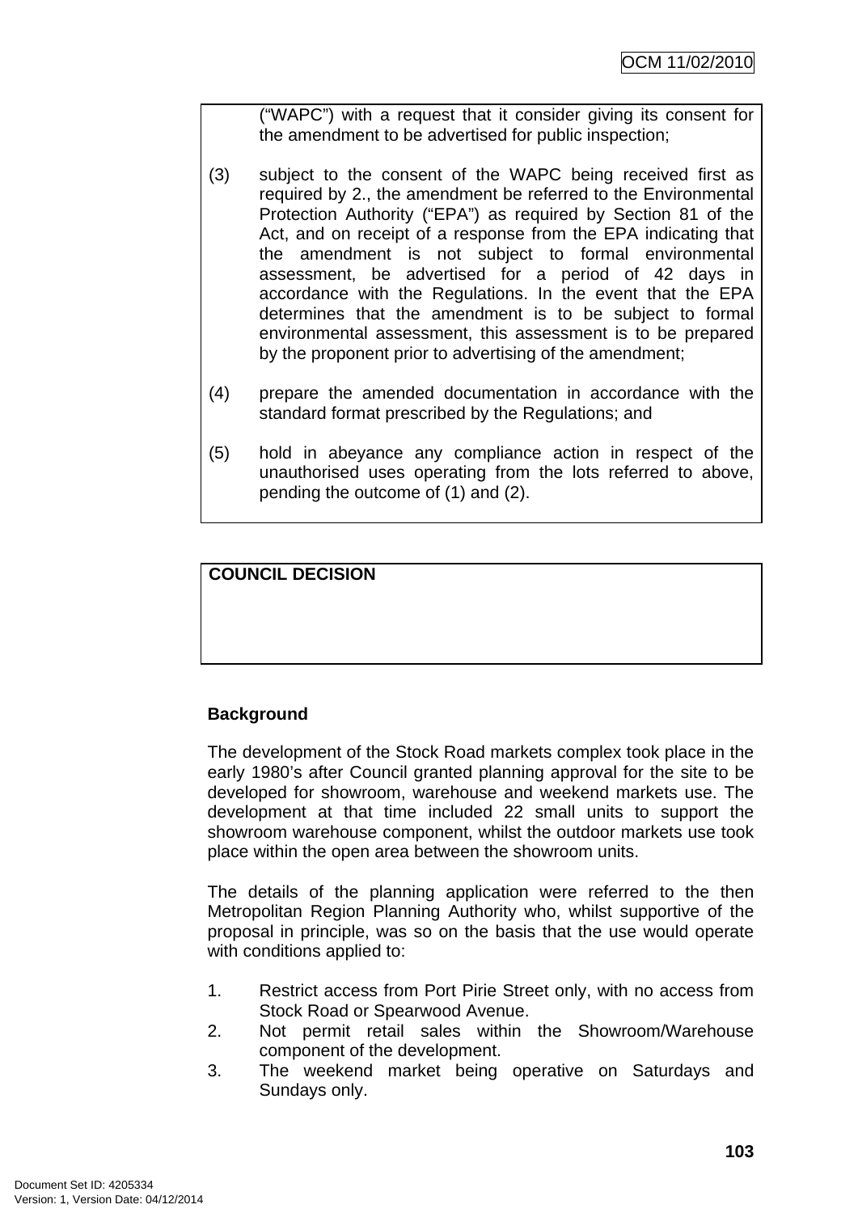("WAPC") with a request that it consider giving its consent for the amendment to be advertised for public inspection;

(3) subject to the consent of the WAPC being received first as required by 2., the amendment be referred to the Environmental Protection Authority ("EPA") as required by Section 81 of the Act, and on receipt of a response from the EPA indicating that the amendment is not subject to formal environmental assessment, be advertised for a period of 42 days in accordance with the Regulations. In the event that the EPA determines that the amendment is to be subject to formal environmental assessment, this assessment is to be prepared by the proponent prior to advertising of the amendment;

(4) prepare the amended documentation in accordance with the standard format prescribed by the Regulations; and

(5) hold in abeyance any compliance action in respect of the unauthorised uses operating from the lots referred to above, pending the outcome of (1) and (2).

**COUNCIL DECISION**

**Background**

The development of the Stock Road markets complex took place in the early 1980's after Council granted planning approval for the site to be developed for showroom, warehouse and weekend markets use. The development at that time included 22 small units to support the showroom warehouse component, whilst the outdoor markets use took place within the open area between the showroom units.

The details of the planning application were referred to the then Metropolitan Region Planning Authority who, whilst supportive of the proposal in principle, was so on the basis that the use would operate with conditions applied to:

1. Restrict access from Port Pirie Street only, with no access from Stock Road or Spearwood Avenue.
2. Not permit retail sales within the Showroom/Warehouse component of the development.
3. The weekend market being operative on Saturdays and Sundays only.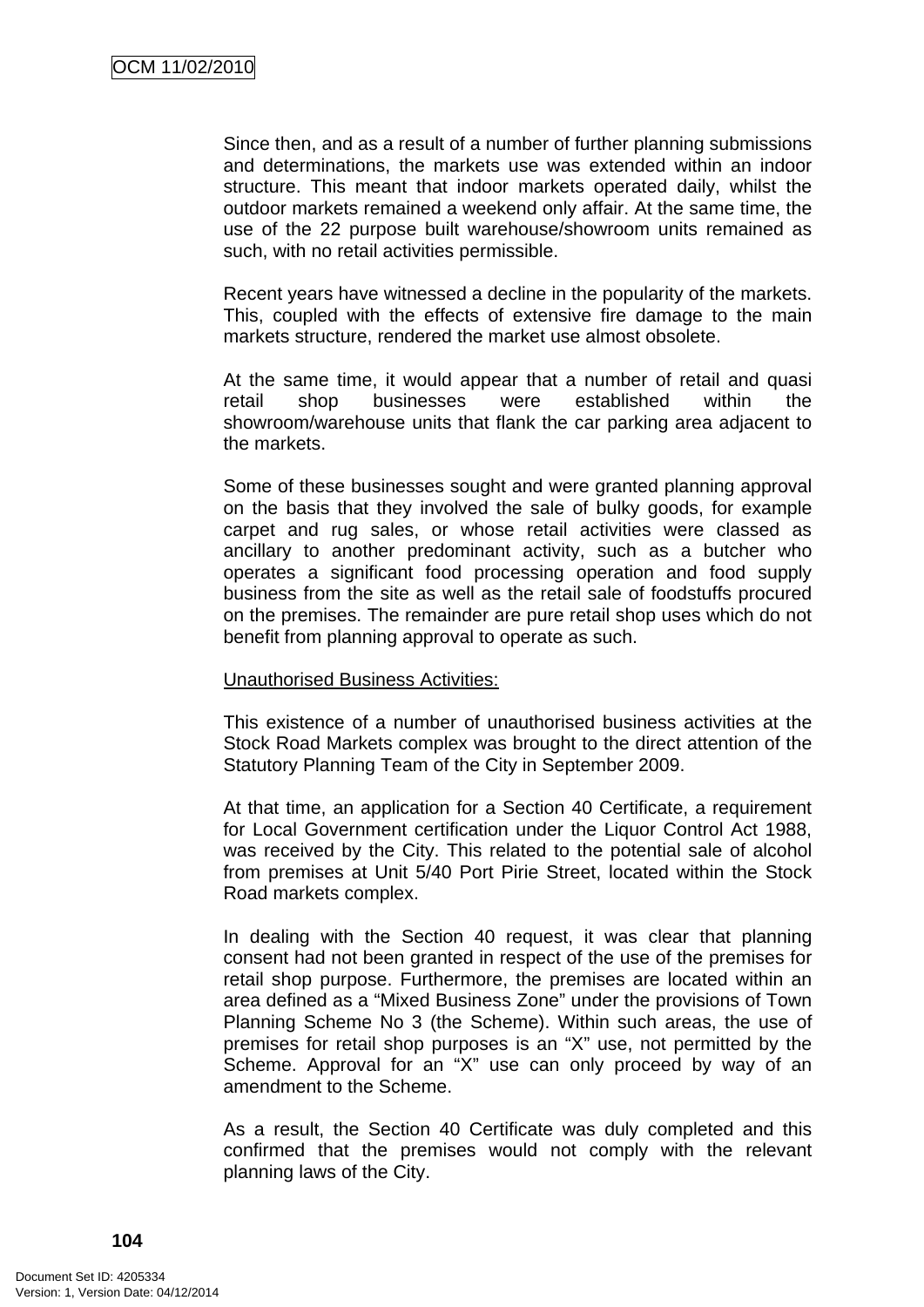Since then, and as a result of a number of further planning submissions and determinations, the markets use was extended within an indoor structure. This meant that indoor markets operated daily, whilst the outdoor markets remained a weekend only affair. At the same time, the use of the 22 purpose built warehouse/showroom units remained as such, with no retail activities permissible.

Recent years have witnessed a decline in the popularity of the markets. This, coupled with the effects of extensive fire damage to the main markets structure, rendered the market use almost obsolete.

At the same time, it would appear that a number of retail and quasi retail shop businesses were established within the showroom/warehouse units that flank the car parking area adjacent to the markets.

Some of these businesses sought and were granted planning approval on the basis that they involved the sale of bulky goods, for example carpet and rug sales, or whose retail activities were classed as ancillary to another predominant activity, such as a butcher who operates a significant food processing operation and food supply business from the site as well as the retail sale of foodstuffs procured on the premises. The remainder are pure retail shop uses which do not benefit from planning approval to operate as such.

<u>Unauthorised Business Activities:</u>

This existence of a number of unauthorised business activities at the Stock Road Markets complex was brought to the direct attention of the Statutory Planning Team of the City in September 2009.

At that time, an application for a Section 40 Certificate, a requirement for Local Government certification under the Liquor Control Act 1988, was received by the City. This related to the potential sale of alcohol from premises at Unit 5/40 Port Pirie Street, located within the Stock Road markets complex.

In dealing with the Section 40 request, it was clear that planning consent had not been granted in respect of the use of the premises for retail shop purpose. Furthermore, the premises are located within an area defined as a "Mixed Business Zone" under the provisions of Town Planning Scheme No 3 (the Scheme). Within such areas, the use of premises for retail shop purposes is an "X" use, not permitted by the Scheme. Approval for an "X" use can only proceed by way of an amendment to the Scheme.

As a result, the Section 40 Certificate was duly completed and this confirmed that the premises would not comply with the relevant planning laws of the City.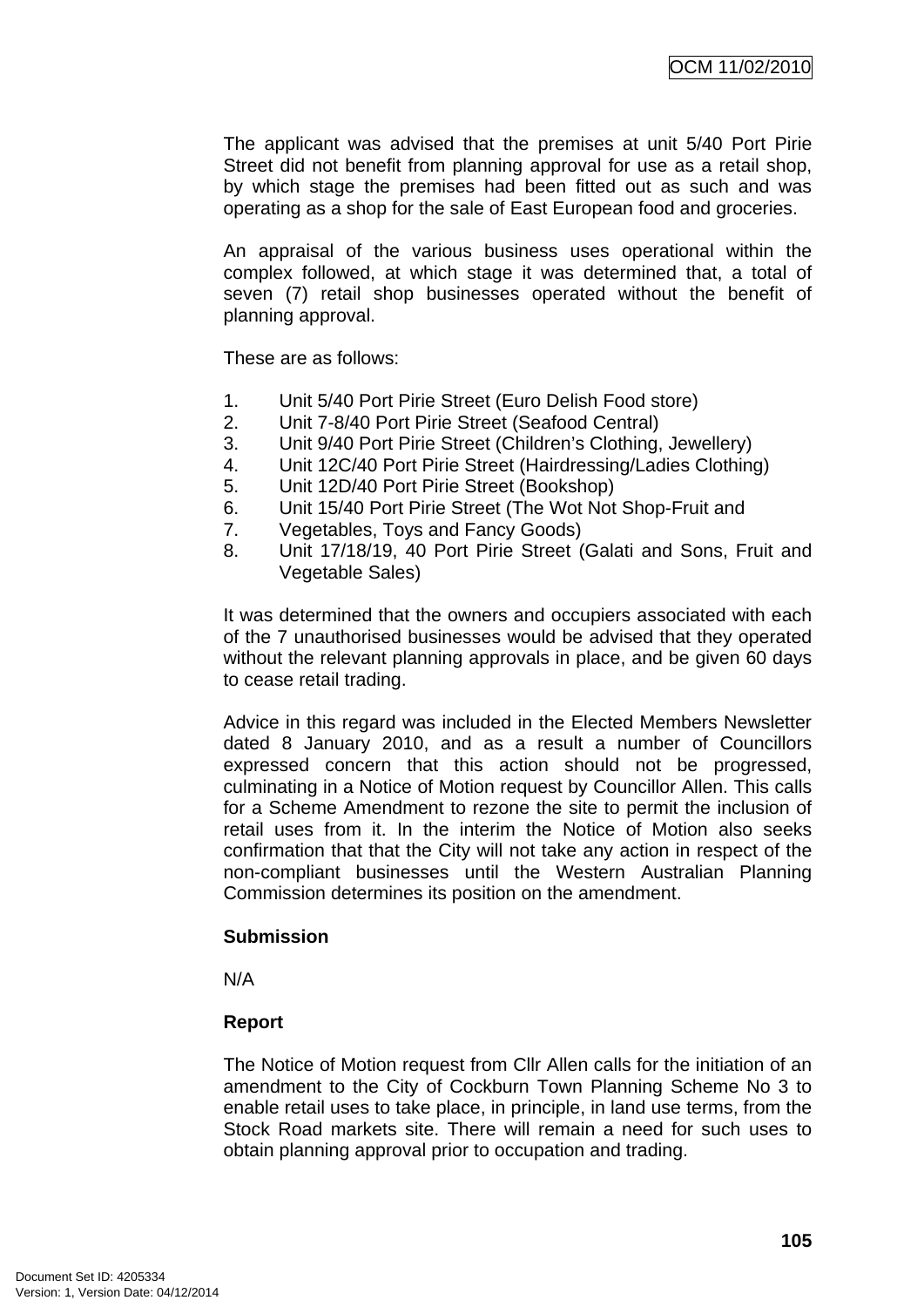The applicant was advised that the premises at unit 5/40 Port Pirie Street did not benefit from planning approval for use as a retail shop, by which stage the premises had been fitted out as such and was operating as a shop for the sale of East European food and groceries.

An appraisal of the various business uses operational within the complex followed, at which stage it was determined that, a total of seven (7) retail shop businesses operated without the benefit of planning approval.

These are as follows:

1. Unit 5/40 Port Pirie Street (Euro Delish Food store)
2. Unit 7-8/40 Port Pirie Street (Seafood Central)
3. Unit 9/40 Port Pirie Street (Children's Clothing, Jewellery)
4. Unit 12C/40 Port Pirie Street (Hairdressing/Ladies Clothing)
5. Unit 12D/40 Port Pirie Street (Bookshop)
6. Unit 15/40 Port Pirie Street (The Wot Not Shop-Fruit and
7. Vegetables, Toys and Fancy Goods)
8. Unit 17/18/19, 40 Port Pirie Street (Galati and Sons, Fruit and Vegetable Sales)

It was determined that the owners and occupiers associated with each of the 7 unauthorised businesses would be advised that they operated without the relevant planning approvals in place, and be given 60 days to cease retail trading.

Advice in this regard was included in the Elected Members Newsletter dated 8 January 2010, and as a result a number of Councillors expressed concern that this action should not be progressed, culminating in a Notice of Motion request by Councillor Allen. This calls for a Scheme Amendment to rezone the site to permit the inclusion of retail uses from it. In the interim the Notice of Motion also seeks confirmation that that the City will not take any action in respect of the non-compliant businesses until the Western Australian Planning Commission determines its position on the amendment.

**Submission**

N/A

**Report**

The Notice of Motion request from Cllr Allen calls for the initiation of an amendment to the City of Cockburn Town Planning Scheme No 3 to enable retail uses to take place, in principle, in land use terms, from the Stock Road markets site. There will remain a need for such uses to obtain planning approval prior to occupation and trading.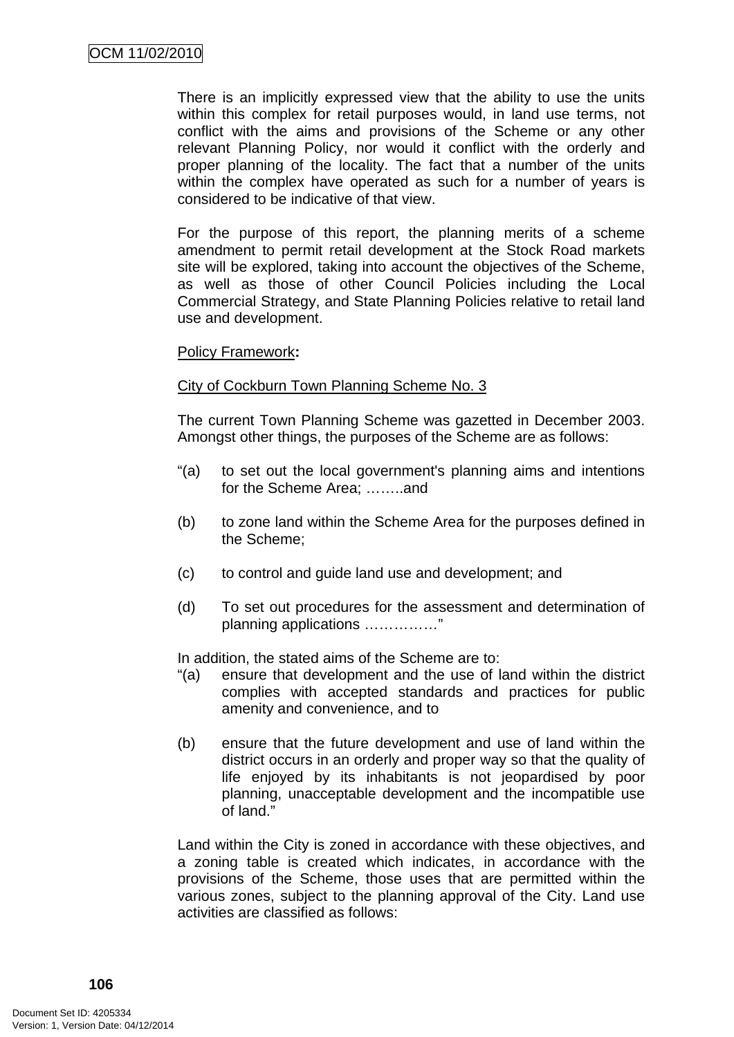There is an implicitly expressed view that the ability to use the units within this complex for retail purposes would, in land use terms, not conflict with the aims and provisions of the Scheme or any other relevant Planning Policy, nor would it conflict with the orderly and proper planning of the locality. The fact that a number of the units within the complex have operated as such for a number of years is considered to be indicative of that view.

For the purpose of this report, the planning merits of a scheme amendment to permit retail development at the Stock Road markets site will be explored, taking into account the objectives of the Scheme, as well as those of other Council Policies including the Local Commercial Strategy, and State Planning Policies relative to retail land use and development.

Policy Framework**:**

City of Cockburn Town Planning Scheme No. 3

The current Town Planning Scheme was gazetted in December 2003. Amongst other things, the purposes of the Scheme are as follows:

"(a) to set out the local government's planning aims and intentions for the Scheme Area; ……..and

(b) to zone land within the Scheme Area for the purposes defined in the Scheme;

(c) to control and guide land use and development; and

(d) To set out procedures for the assessment and determination of planning applications ……………"

In addition, the stated aims of the Scheme are to:

"(a) ensure that development and the use of land within the district complies with accepted standards and practices for public amenity and convenience, and to

(b) ensure that the future development and use of land within the district occurs in an orderly and proper way so that the quality of life enjoyed by its inhabitants is not jeopardised by poor planning, unacceptable development and the incompatible use of land."

Land within the City is zoned in accordance with these objectives, and a zoning table is created which indicates, in accordance with the provisions of the Scheme, those uses that are permitted within the various zones, subject to the planning approval of the City. Land use activities are classified as follows: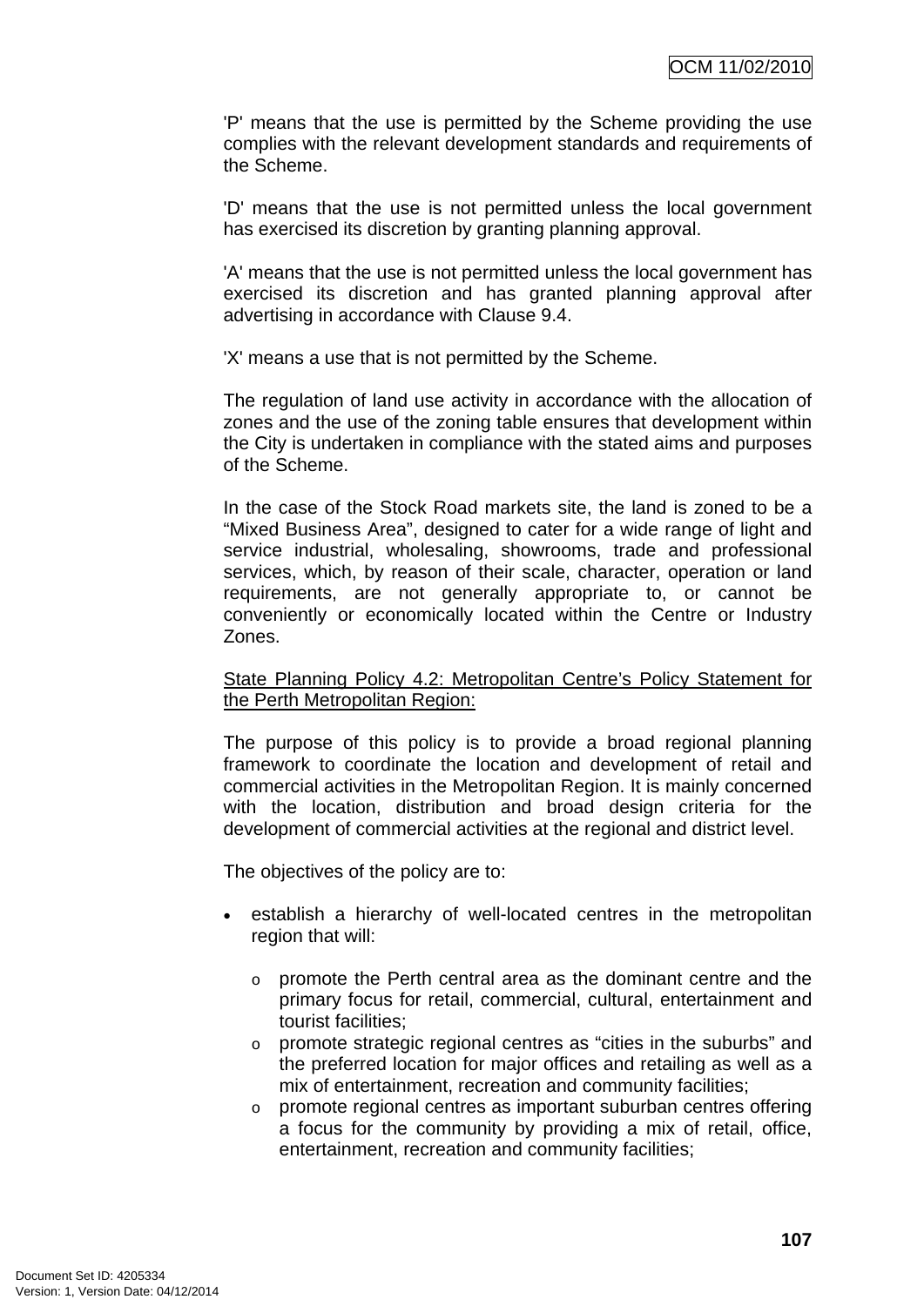'P' means that the use is permitted by the Scheme providing the use complies with the relevant development standards and requirements of the Scheme.

'D' means that the use is not permitted unless the local government has exercised its discretion by granting planning approval.

'A' means that the use is not permitted unless the local government has exercised its discretion and has granted planning approval after advertising in accordance with Clause 9.4.

'X' means a use that is not permitted by the Scheme.

The regulation of land use activity in accordance with the allocation of zones and the use of the zoning table ensures that development within the City is undertaken in compliance with the stated aims and purposes of the Scheme.

In the case of the Stock Road markets site, the land is zoned to be a "Mixed Business Area", designed to cater for a wide range of light and service industrial, wholesaling, showrooms, trade and professional services, which, by reason of their scale, character, operation or land requirements, are not generally appropriate to, or cannot be conveniently or economically located within the Centre or Industry Zones.

<u>State Planning Policy 4.2: Metropolitan Centre's Policy Statement for the Perth Metropolitan Region:</u>

The purpose of this policy is to provide a broad regional planning framework to coordinate the location and development of retail and commercial activities in the Metropolitan Region. It is mainly concerned with the location, distribution and broad design criteria for the development of commercial activities at the regional and district level.

The objectives of the policy are to:

- establish a hierarchy of well-located centres in the metropolitan region that will:
  - promote the Perth central area as the dominant centre and the primary focus for retail, commercial, cultural, entertainment and tourist facilities;
  - promote strategic regional centres as "cities in the suburbs" and the preferred location for major offices and retailing as well as a mix of entertainment, recreation and community facilities;
  - promote regional centres as important suburban centres offering a focus for the community by providing a mix of retail, office, entertainment, recreation and community facilities;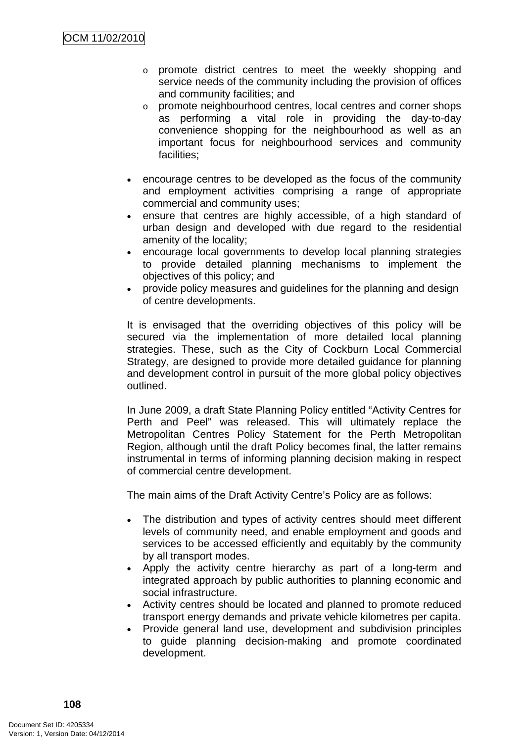- promote district centres to meet the weekly shopping and service needs of the community including the provision of offices and community facilities; and
  - promote neighbourhood centres, local centres and corner shops as performing a vital role in providing the day-to-day convenience shopping for the neighbourhood as well as an important focus for neighbourhood services and community facilities;

- encourage centres to be developed as the focus of the community and employment activities comprising a range of appropriate commercial and community uses;
- ensure that centres are highly accessible, of a high standard of urban design and developed with due regard to the residential amenity of the locality;
- encourage local governments to develop local planning strategies to provide detailed planning mechanisms to implement the objectives of this policy; and
- provide policy measures and guidelines for the planning and design of centre developments.

It is envisaged that the overriding objectives of this policy will be secured via the implementation of more detailed local planning strategies. These, such as the City of Cockburn Local Commercial Strategy, are designed to provide more detailed guidance for planning and development control in pursuit of the more global policy objectives outlined.

In June 2009, a draft State Planning Policy entitled "Activity Centres for Perth and Peel" was released. This will ultimately replace the Metropolitan Centres Policy Statement for the Perth Metropolitan Region, although until the draft Policy becomes final, the latter remains instrumental in terms of informing planning decision making in respect of commercial centre development.

The main aims of the Draft Activity Centre's Policy are as follows:

- The distribution and types of activity centres should meet different levels of community need, and enable employment and goods and services to be accessed efficiently and equitably by the community by all transport modes.
- Apply the activity centre hierarchy as part of a long-term and integrated approach by public authorities to planning economic and social infrastructure.
- Activity centres should be located and planned to promote reduced transport energy demands and private vehicle kilometres per capita.
- Provide general land use, development and subdivision principles to guide planning decision-making and promote coordinated development.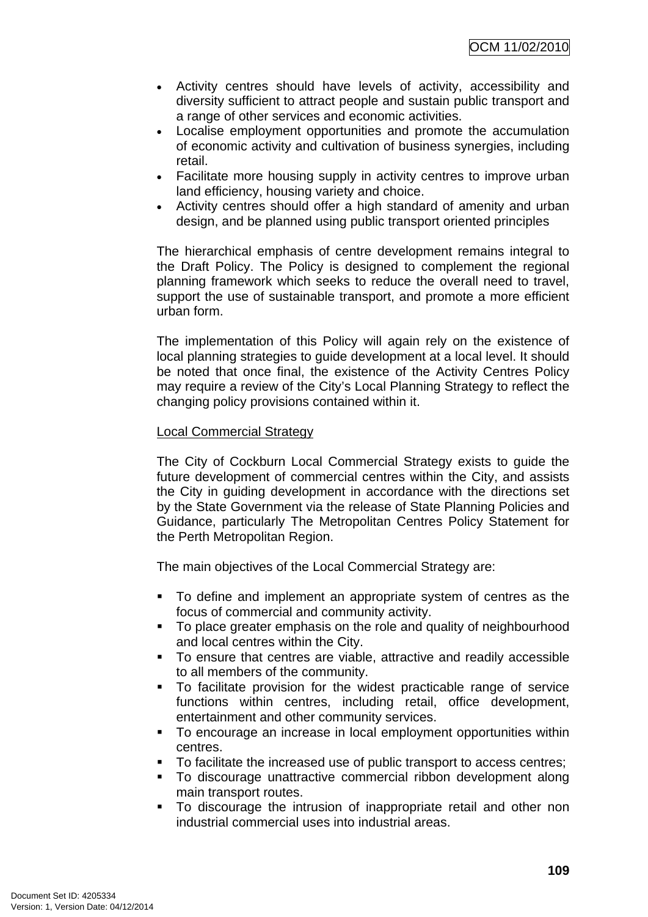- Activity centres should have levels of activity, accessibility and diversity sufficient to attract people and sustain public transport and a range of other services and economic activities.
- Localise employment opportunities and promote the accumulation of economic activity and cultivation of business synergies, including retail.
- Facilitate more housing supply in activity centres to improve urban land efficiency, housing variety and choice.
- Activity centres should offer a high standard of amenity and urban design, and be planned using public transport oriented principles

The hierarchical emphasis of centre development remains integral to the Draft Policy. The Policy is designed to complement the regional planning framework which seeks to reduce the overall need to travel, support the use of sustainable transport, and promote a more efficient urban form.

The implementation of this Policy will again rely on the existence of local planning strategies to guide development at a local level. It should be noted that once final, the existence of the Activity Centres Policy may require a review of the City's Local Planning Strategy to reflect the changing policy provisions contained within it.

<u>Local Commercial Strategy</u>

The City of Cockburn Local Commercial Strategy exists to guide the future development of commercial centres within the City, and assists the City in guiding development in accordance with the directions set by the State Government via the release of State Planning Policies and Guidance, particularly The Metropolitan Centres Policy Statement for the Perth Metropolitan Region.

The main objectives of the Local Commercial Strategy are:

- To define and implement an appropriate system of centres as the focus of commercial and community activity.
- To place greater emphasis on the role and quality of neighbourhood and local centres within the City.
- To ensure that centres are viable, attractive and readily accessible to all members of the community.
- To facilitate provision for the widest practicable range of service functions within centres, including retail, office development, entertainment and other community services.
- To encourage an increase in local employment opportunities within centres.
- To facilitate the increased use of public transport to access centres;
- To discourage unattractive commercial ribbon development along main transport routes.
- To discourage the intrusion of inappropriate retail and other non industrial commercial uses into industrial areas.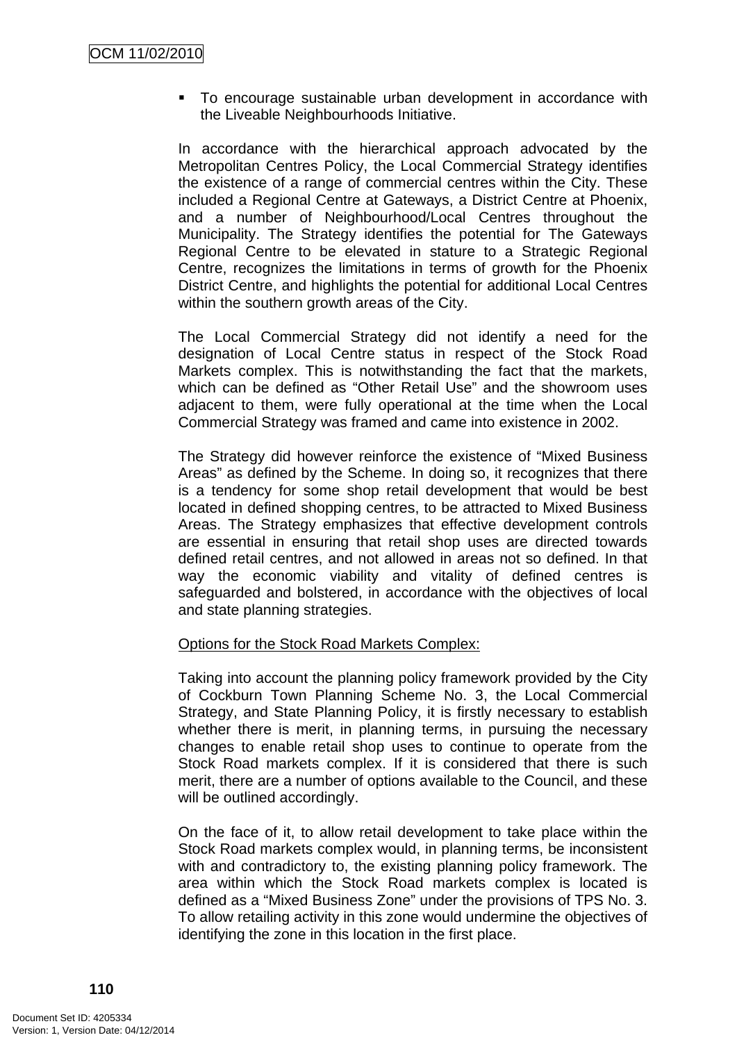- To encourage sustainable urban development in accordance with the Liveable Neighbourhoods Initiative.

In accordance with the hierarchical approach advocated by the Metropolitan Centres Policy, the Local Commercial Strategy identifies the existence of a range of commercial centres within the City. These included a Regional Centre at Gateways, a District Centre at Phoenix, and a number of Neighbourhood/Local Centres throughout the Municipality. The Strategy identifies the potential for The Gateways Regional Centre to be elevated in stature to a Strategic Regional Centre, recognizes the limitations in terms of growth for the Phoenix District Centre, and highlights the potential for additional Local Centres within the southern growth areas of the City.

The Local Commercial Strategy did not identify a need for the designation of Local Centre status in respect of the Stock Road Markets complex. This is notwithstanding the fact that the markets, which can be defined as "Other Retail Use" and the showroom uses adjacent to them, were fully operational at the time when the Local Commercial Strategy was framed and came into existence in 2002.

The Strategy did however reinforce the existence of "Mixed Business Areas" as defined by the Scheme. In doing so, it recognizes that there is a tendency for some shop retail development that would be best located in defined shopping centres, to be attracted to Mixed Business Areas. The Strategy emphasizes that effective development controls are essential in ensuring that retail shop uses are directed towards defined retail centres, and not allowed in areas not so defined. In that way the economic viability and vitality of defined centres is safeguarded and bolstered, in accordance with the objectives of local and state planning strategies.

Options for the Stock Road Markets Complex:

Taking into account the planning policy framework provided by the City of Cockburn Town Planning Scheme No. 3, the Local Commercial Strategy, and State Planning Policy, it is firstly necessary to establish whether there is merit, in planning terms, in pursuing the necessary changes to enable retail shop uses to continue to operate from the Stock Road markets complex. If it is considered that there is such merit, there are a number of options available to the Council, and these will be outlined accordingly.

On the face of it, to allow retail development to take place within the Stock Road markets complex would, in planning terms, be inconsistent with and contradictory to, the existing planning policy framework. The area within which the Stock Road markets complex is located is defined as a "Mixed Business Zone" under the provisions of TPS No. 3. To allow retailing activity in this zone would undermine the objectives of identifying the zone in this location in the first place.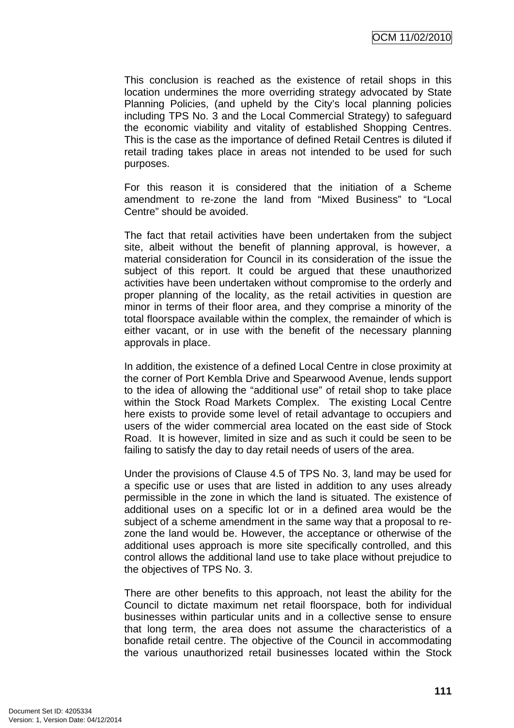This conclusion is reached as the existence of retail shops in this location undermines the more overriding strategy advocated by State Planning Policies, (and upheld by the City's local planning policies including TPS No. 3 and the Local Commercial Strategy) to safeguard the economic viability and vitality of established Shopping Centres. This is the case as the importance of defined Retail Centres is diluted if retail trading takes place in areas not intended to be used for such purposes.

For this reason it is considered that the initiation of a Scheme amendment to re-zone the land from "Mixed Business" to "Local Centre" should be avoided.

The fact that retail activities have been undertaken from the subject site, albeit without the benefit of planning approval, is however, a material consideration for Council in its consideration of the issue the subject of this report. It could be argued that these unauthorized activities have been undertaken without compromise to the orderly and proper planning of the locality, as the retail activities in question are minor in terms of their floor area, and they comprise a minority of the total floorspace available within the complex, the remainder of which is either vacant, or in use with the benefit of the necessary planning approvals in place.

In addition, the existence of a defined Local Centre in close proximity at the corner of Port Kembla Drive and Spearwood Avenue, lends support to the idea of allowing the "additional use" of retail shop to take place within the Stock Road Markets Complex. The existing Local Centre here exists to provide some level of retail advantage to occupiers and users of the wider commercial area located on the east side of Stock Road. It is however, limited in size and as such it could be seen to be failing to satisfy the day to day retail needs of users of the area.

Under the provisions of Clause 4.5 of TPS No. 3, land may be used for a specific use or uses that are listed in addition to any uses already permissible in the zone in which the land is situated. The existence of additional uses on a specific lot or in a defined area would be the subject of a scheme amendment in the same way that a proposal to re-zone the land would be. However, the acceptance or otherwise of the additional uses approach is more site specifically controlled, and this control allows the additional land use to take place without prejudice to the objectives of TPS No. 3.

There are other benefits to this approach, not least the ability for the Council to dictate maximum net retail floorspace, both for individual businesses within particular units and in a collective sense to ensure that long term, the area does not assume the characteristics of a bonafide retail centre. The objective of the Council in accommodating the various unauthorized retail businesses located within the Stock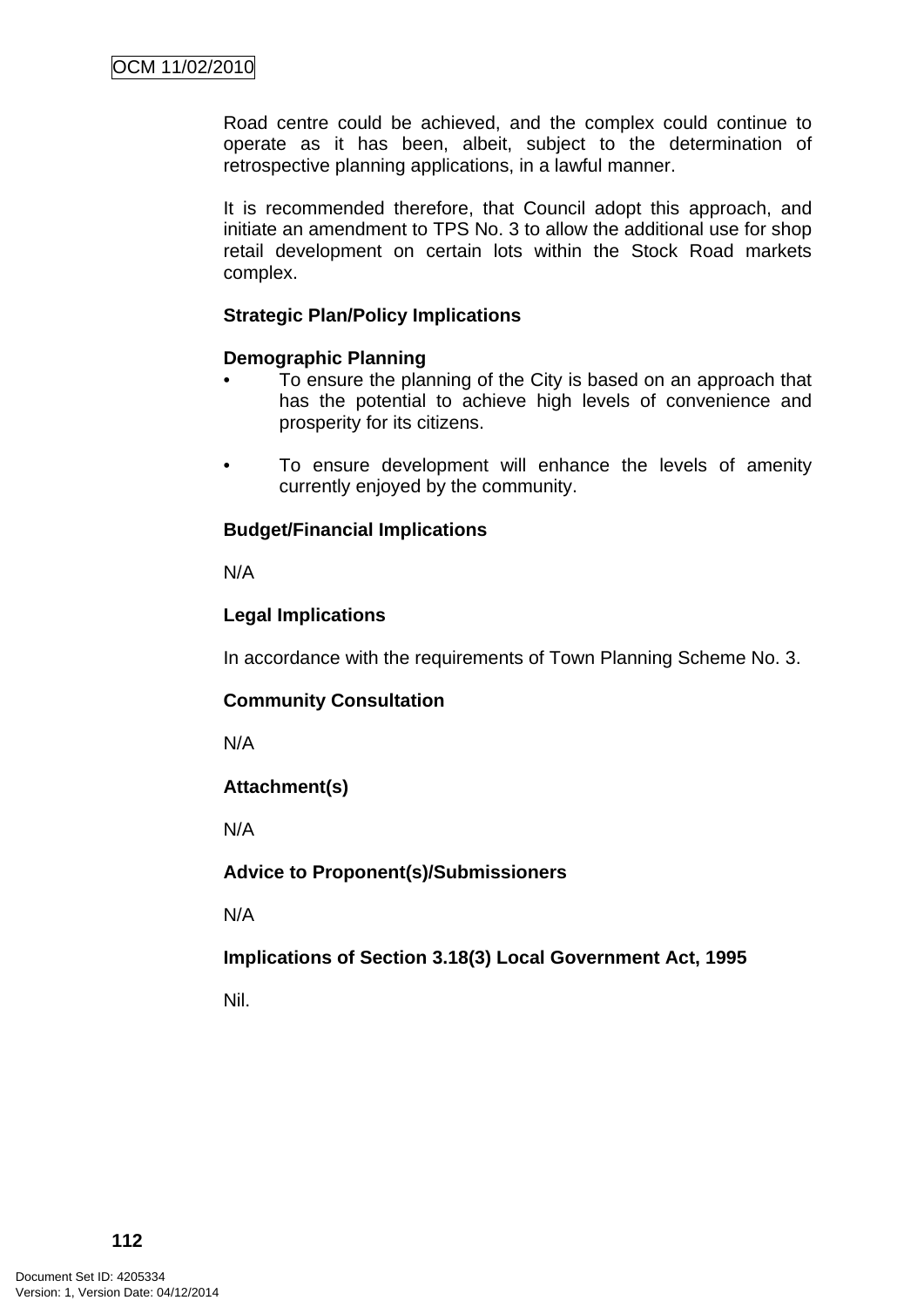Road centre could be achieved, and the complex could continue to operate as it has been, albeit, subject to the determination of retrospective planning applications, in a lawful manner.

It is recommended therefore, that Council adopt this approach, and initiate an amendment to TPS No. 3 to allow the additional use for shop retail development on certain lots within the Stock Road markets complex.

**Strategic Plan/Policy Implications**

**Demographic Planning**

- To ensure the planning of the City is based on an approach that has the potential to achieve high levels of convenience and prosperity for its citizens.

- To ensure development will enhance the levels of amenity currently enjoyed by the community.

**Budget/Financial Implications**

N/A

**Legal Implications**

In accordance with the requirements of Town Planning Scheme No. 3.

**Community Consultation**

N/A

**Attachment(s)**

N/A

**Advice to Proponent(s)/Submissioners**

N/A

**Implications of Section 3.18(3) Local Government Act, 1995**

Nil.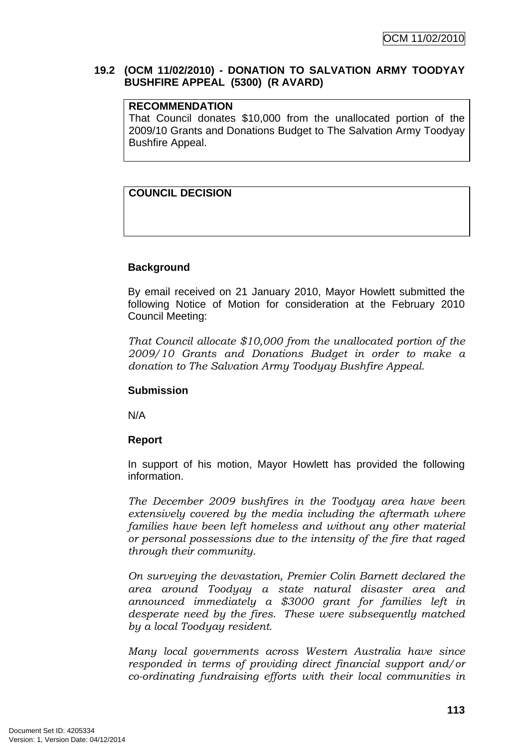### 19.2 (OCM 11/02/2010) - DONATION TO SALVATION ARMY TOODYAY BUSHFIRE APPEAL (5300) (R AVARD)

**RECOMMENDATION**

That Council donates $10,000 from the unallocated portion of the 2009/10 Grants and Donations Budget to The Salvation Army Toodyay Bushfire Appeal.

**COUNCIL DECISION**

**Background**

By email received on 21 January 2010, Mayor Howlett submitted the following Notice of Motion for consideration at the February 2010 Council Meeting:

*That Council allocate $10,000 from the unallocated portion of the 2009/10 Grants and Donations Budget in order to make a donation to The Salvation Army Toodyay Bushfire Appeal.*

**Submission**

N/A

**Report**

In support of his motion, Mayor Howlett has provided the following information.

*The December 2009 bushfires in the Toodyay area have been extensively covered by the media including the aftermath where families have been left homeless and without any other material or personal possessions due to the intensity of the fire that raged through their community.*

*On surveying the devastation, Premier Colin Barnett declared the area around Toodyay a state natural disaster area and announced immediately a $3000 grant for families left in desperate need by the fires. These were subsequently matched by a local Toodyay resident.*

*Many local governments across Western Australia have since responded in terms of providing direct financial support and/or co-ordinating fundraising efforts with their local communities in*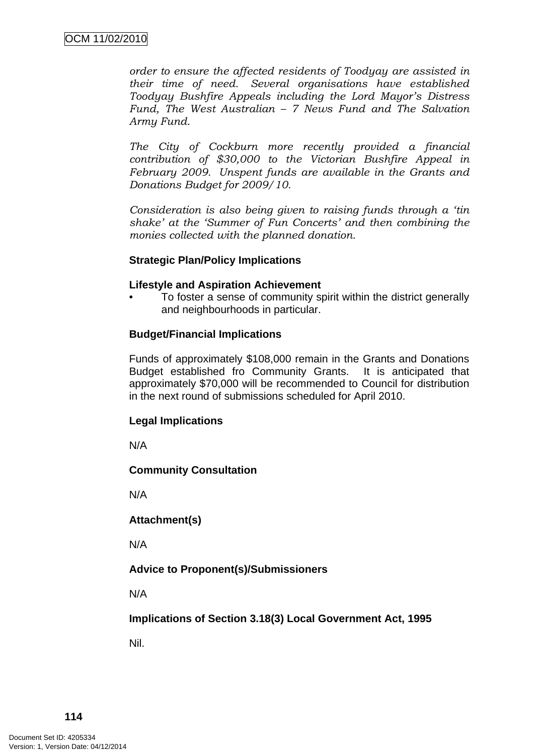*order to ensure the affected residents of Toodyay are assisted in their time of need. Several organisations have established Toodyay Bushfire Appeals including the Lord Mayor's Distress Fund, The West Australian – 7 News Fund and The Salvation Army Fund.*

*The City of Cockburn more recently provided a financial contribution of $30,000 to the Victorian Bushfire Appeal in February 2009. Unspent funds are available in the Grants and Donations Budget for 2009/10.*

*Consideration is also being given to raising funds through a 'tin shake' at the 'Summer of Fun Concerts' and then combining the monies collected with the planned donation.*

**Strategic Plan/Policy Implications**

**Lifestyle and Aspiration Achievement**

- To foster a sense of community spirit within the district generally and neighbourhoods in particular.

**Budget/Financial Implications**

Funds of approximately $108,000 remain in the Grants and Donations Budget established fro Community Grants. It is anticipated that approximately $70,000 will be recommended to Council for distribution in the next round of submissions scheduled for April 2010.

**Legal Implications**

N/A

**Community Consultation**

N/A

**Attachment(s)**

N/A

**Advice to Proponent(s)/Submissioners**

N/A

**Implications of Section 3.18(3) Local Government Act, 1995**

Nil.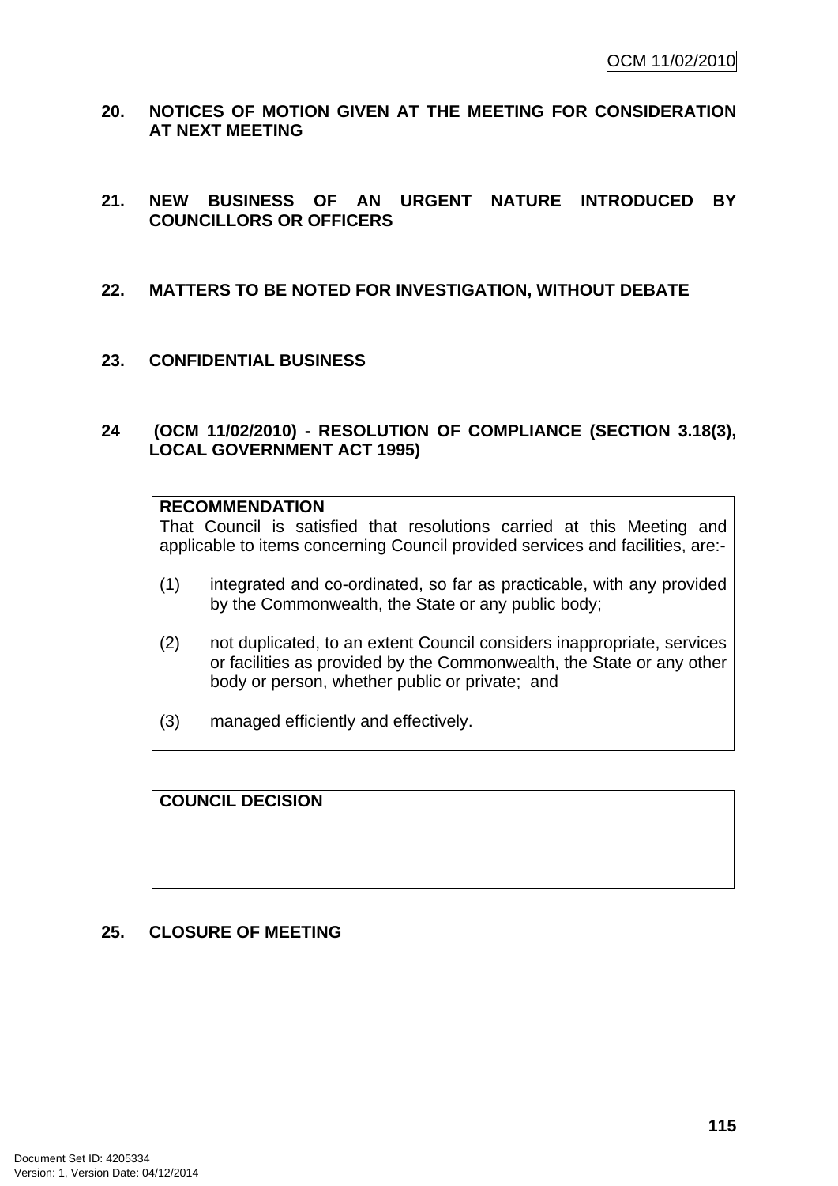## 20. NOTICES OF MOTION GIVEN AT THE MEETING FOR CONSIDERATION AT NEXT MEETING

## 21. NEW BUSINESS OF AN URGENT NATURE INTRODUCED BY COUNCILLORS OR OFFICERS

## 22. MATTERS TO BE NOTED FOR INVESTIGATION, WITHOUT DEBATE

## 23. CONFIDENTIAL BUSINESS

## 24 (OCM 11/02/2010) - RESOLUTION OF COMPLIANCE (SECTION 3.18(3), LOCAL GOVERNMENT ACT 1995)

**RECOMMENDATION**

That Council is satisfied that resolutions carried at this Meeting and applicable to items concerning Council provided services and facilities, are:-

(1) integrated and co-ordinated, so far as practicable, with any provided by the Commonwealth, the State or any public body;

(2) not duplicated, to an extent Council considers inappropriate, services or facilities as provided by the Commonwealth, the State or any other body or person, whether public or private; and

(3) managed efficiently and effectively.

**COUNCIL DECISION**

## 25. CLOSURE OF MEETING

Document Set ID: 4205334
Version: 1, Version Date: 04/12/2014